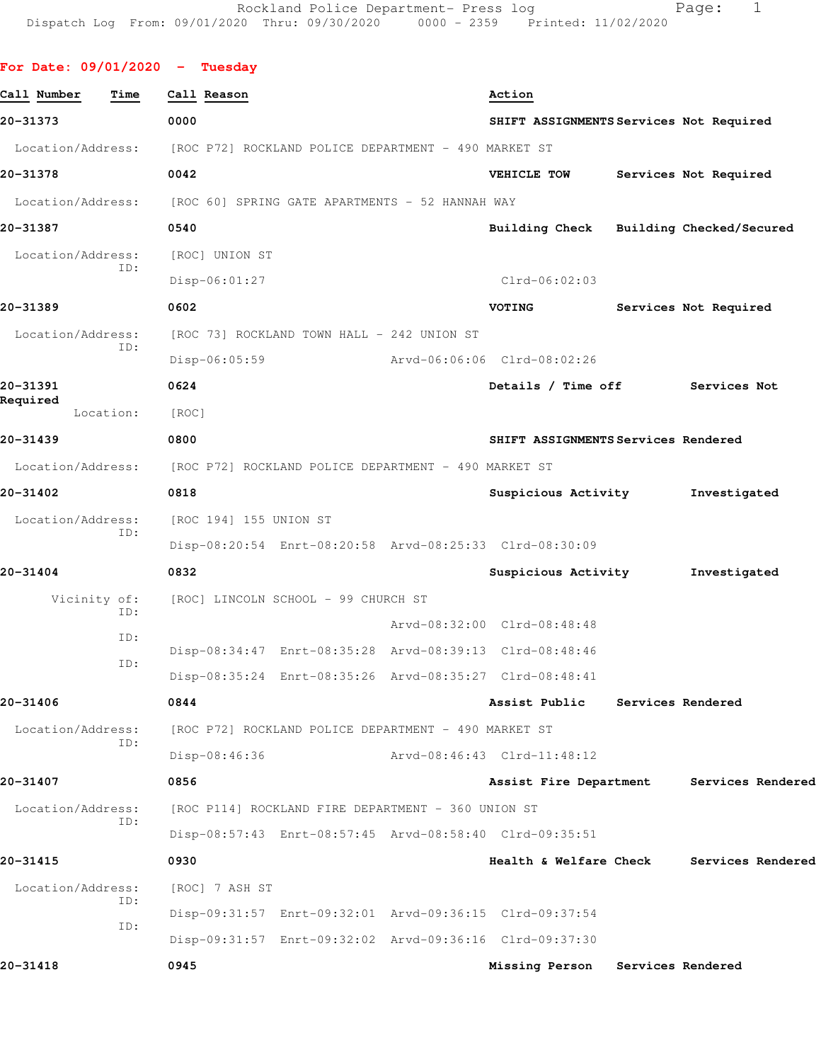Rockland Police Department- Press log
Dispatch Log From: 09/01/2020 Thru: 09/30/2020 0000 - 2359 Printed: 11/02/2020

## For Date: 09/01/2020 - Tuesday

| Call Number | Time | Call Reason | Action |
|---|---|---|---|
| 20-31373 | 0000 | SHIFT ASSIGNMENTS | Services Not Required |

Location/Address: [ROC P72] ROCKLAND POLICE DEPARTMENT - 490 MARKET ST

| | | | |
|---|---|---|---|
| 20-31378 | 0042 | VEHICLE TOW | Services Not Required |

Location/Address: [ROC 60] SPRING GATE APARTMENTS - 52 HANNAH WAY

| | | | |
|---|---|---|---|
| 20-31387 | 0540 | Building Check | Building Checked/Secured |

Location/Address: [ROC] UNION ST
ID:
Disp-06:01:27 Clrd-06:02:03

| | | | |
|---|---|---|---|
| 20-31389 | 0602 | VOTING | Services Not Required |

Location/Address: [ROC 73] ROCKLAND TOWN HALL - 242 UNION ST
ID:
Disp-06:05:59 Arvd-06:06:06 Clrd-08:02:26

| | | | |
|---|---|---|---|
| 20-31391 | 0624 | Details / Time off | Services Not Required |

Location: [ROC]

| | | | |
|---|---|---|---|
| 20-31439 | 0800 | SHIFT ASSIGNMENTS | Services Rendered |

Location/Address: [ROC P72] ROCKLAND POLICE DEPARTMENT - 490 MARKET ST

| | | | |
|---|---|---|---|
| 20-31402 | 0818 | Suspicious Activity | Investigated |

Location/Address: [ROC 194] 155 UNION ST
ID:
Disp-08:20:54 Enrt-08:20:58 Arvd-08:25:33 Clrd-08:30:09

| | | | |
|---|---|---|---|
| 20-31404 | 0832 | Suspicious Activity | Investigated |

Vicinity of: [ROC] LINCOLN SCHOOL - 99 CHURCH ST
ID:
Arvd-08:32:00 Clrd-08:48:48
ID:
Disp-08:34:47 Enrt-08:35:28 Arvd-08:39:13 Clrd-08:48:46
ID:
Disp-08:35:24 Enrt-08:35:26 Arvd-08:35:27 Clrd-08:48:41

| | | | |
|---|---|---|---|
| 20-31406 | 0844 | Assist Public | Services Rendered |

Location/Address: [ROC P72] ROCKLAND POLICE DEPARTMENT - 490 MARKET ST
ID:
Disp-08:46:36 Arvd-08:46:43 Clrd-11:48:12

| | | | |
|---|---|---|---|
| 20-31407 | 0856 | Assist Fire Department | Services Rendered |

Location/Address: [ROC P114] ROCKLAND FIRE DEPARTMENT - 360 UNION ST
ID:
Disp-08:57:43 Enrt-08:57:45 Arvd-08:58:40 Clrd-09:35:51

| | | | |
|---|---|---|---|
| 20-31415 | 0930 | Health & Welfare Check | Services Rendered |

Location/Address: [ROC] 7 ASH ST
ID:
Disp-09:31:57 Enrt-09:32:01 Arvd-09:36:15 Clrd-09:37:54
ID:
Disp-09:31:57 Enrt-09:32:02 Arvd-09:36:16 Clrd-09:37:30

| | | | |
|---|---|---|---|
| 20-31418 | 0945 | Missing Person | Services Rendered |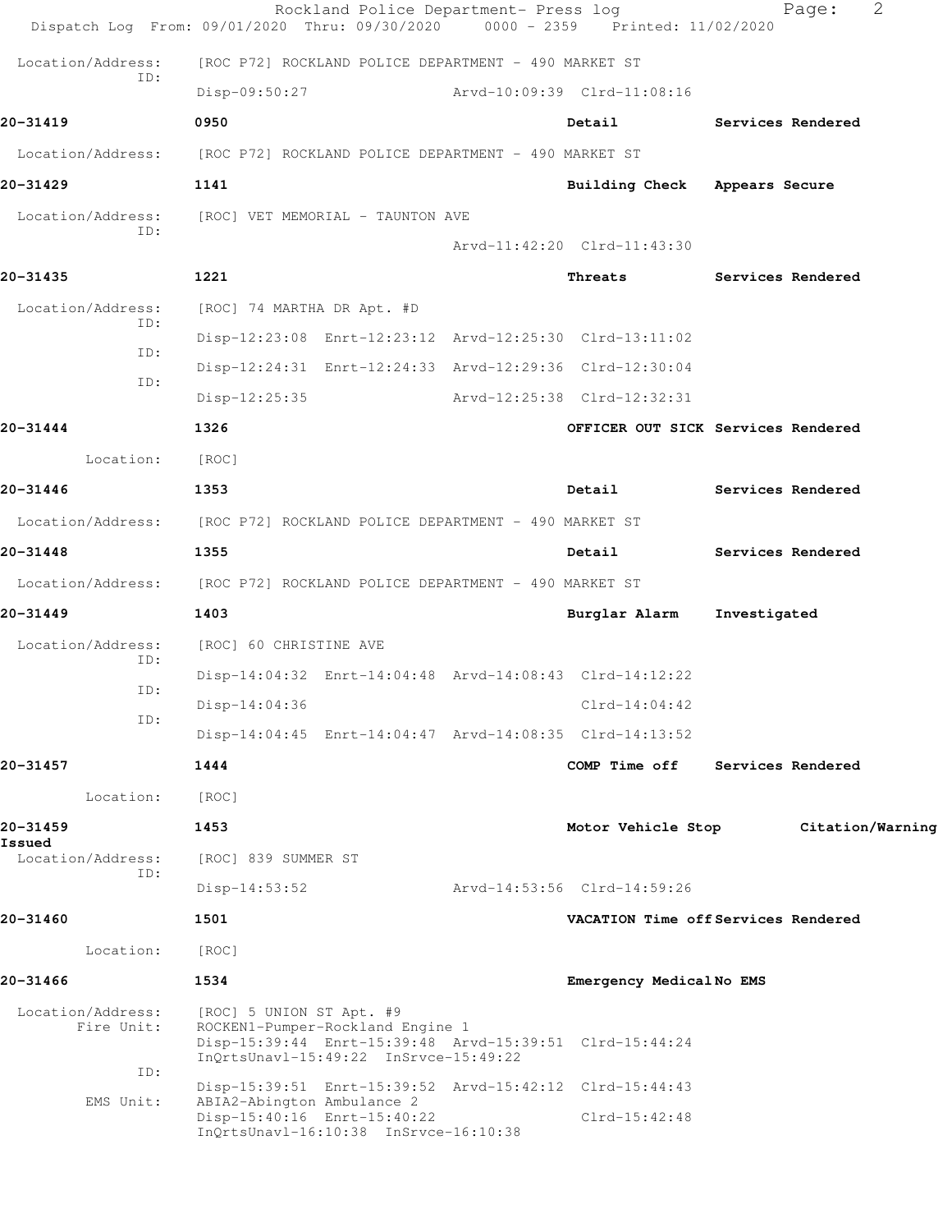Location/Address: [ROC P72] ROCKLAND POLICE DEPARTMENT - 490 MARKET ST
ID:
Disp-09:50:27 Arvd-10:09:39 Clrd-11:08:16

**20-31419** 0950 Detail Services Rendered

Location/Address: [ROC P72] ROCKLAND POLICE DEPARTMENT - 490 MARKET ST

**20-31429** 1141 Building Check Appears Secure

Location/Address: [ROC] VET MEMORIAL - TAUNTON AVE
ID:
Arvd-11:42:20 Clrd-11:43:30

**20-31435** 1221 Threats Services Rendered

Location/Address: [ROC] 74 MARTHA DR Apt. #D
ID:
Disp-12:23:08 Enrt-12:23:12 Arvd-12:25:30 Clrd-13:11:02
ID:
Disp-12:24:31 Enrt-12:24:33 Arvd-12:29:36 Clrd-12:30:04
ID:
Disp-12:25:35 Arvd-12:25:38 Clrd-12:32:31

**20-31444** 1326 OFFICER OUT SICK Services Rendered

Location: [ROC]

**20-31446** 1353 Detail Services Rendered

Location/Address: [ROC P72] ROCKLAND POLICE DEPARTMENT - 490 MARKET ST

**20-31448** 1355 Detail Services Rendered

Location/Address: [ROC P72] ROCKLAND POLICE DEPARTMENT - 490 MARKET ST

**20-31449** 1403 Burglar Alarm Investigated

Location/Address: [ROC] 60 CHRISTINE AVE
ID:
Disp-14:04:32 Enrt-14:04:48 Arvd-14:08:43 Clrd-14:12:22
ID:
Disp-14:04:36 Clrd-14:04:42
ID:
Disp-14:04:45 Enrt-14:04:47 Arvd-14:08:35 Clrd-14:13:52

**20-31457** 1444 COMP Time off Services Rendered

Location: [ROC]

**20-31459** 1453 Motor Vehicle Stop Citation/Warning Issued

Location/Address: [ROC] 839 SUMMER ST
ID:
Disp-14:53:52 Arvd-14:53:56 Clrd-14:59:26

**20-31460** 1501 VACATION Time off Services Rendered

Location: [ROC]

**20-31466** 1534 Emergency Medical No EMS

Location/Address: [ROC] 5 UNION ST Apt. #9
Fire Unit: ROCKEN1-Pumper-Rockland Engine 1
Disp-15:39:44 Enrt-15:39:48 Arvd-15:39:51 Clrd-15:44:24
InQrtsUnavl-15:49:22 InSrvce-15:49:22
ID:
Disp-15:39:51 Enrt-15:39:52 Arvd-15:42:12 Clrd-15:44:43
EMS Unit: ABIA2-Abington Ambulance 2
Disp-15:40:16 Enrt-15:40:22 Clrd-15:42:48
InQrtsUnavl-16:10:38 InSrvce-16:10:38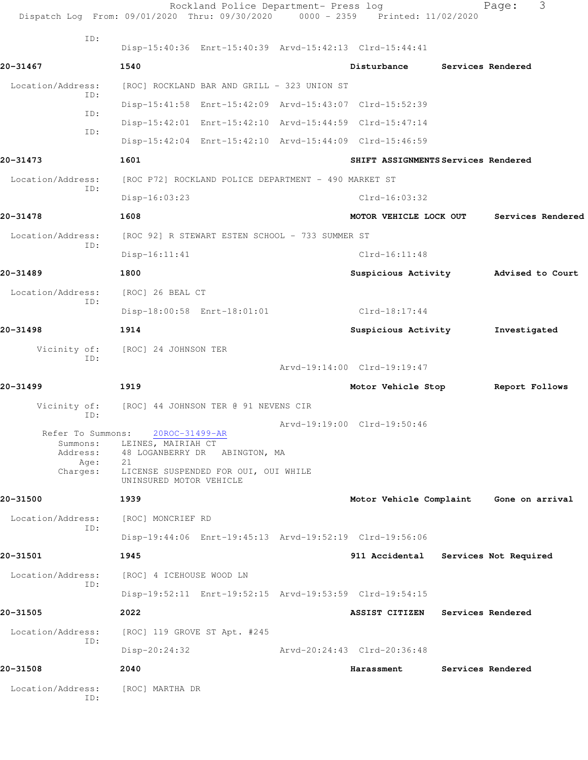ID:
Disp-15:40:36 Enrt-15:40:39 Arvd-15:42:13 Clrd-15:44:41

**20-31467** 1540 Disturbance Services Rendered

Location/Address: [ROC] ROCKLAND BAR AND GRILL - 323 UNION ST

ID:
Disp-15:41:58 Enrt-15:42:09 Arvd-15:43:07 Clrd-15:52:39

ID:
Disp-15:42:01 Enrt-15:42:10 Arvd-15:44:59 Clrd-15:47:14

ID:
Disp-15:42:04 Enrt-15:42:10 Arvd-15:44:09 Clrd-15:46:59

**20-31473** 1601 SHIFT ASSIGNMENTS Services Rendered

Location/Address: [ROC P72] ROCKLAND POLICE DEPARTMENT - 490 MARKET ST

ID:
Disp-16:03:23 Clrd-16:03:32

**20-31478** 1608 MOTOR VEHICLE LOCK OUT Services Rendered

Location/Address: [ROC 92] R STEWART ESTEN SCHOOL - 733 SUMMER ST

ID:
Disp-16:11:41 Clrd-16:11:48

**20-31489** 1800 Suspicious Activity Advised to Court

Location/Address: [ROC] 26 BEAL CT

ID:
Disp-18:00:58 Enrt-18:01:01 Clrd-18:17:44

**20-31498** 1914 Suspicious Activity Investigated

Vicinity of: [ROC] 24 JOHNSON TER

ID:
Arvd-19:14:00 Clrd-19:19:47

**20-31499** 1919 Motor Vehicle Stop Report Follows

Vicinity of: [ROC] 44 JOHNSON TER @ 91 NEVENS CIR

ID:
Arvd-19:19:00 Clrd-19:50:46

Refer To Summons: 20ROC-31499-AR

Summons: LEINES, MAIRIAH CT

Address: 48 LOGANBERRY DR ABINGTON, MA

Age: 21

Charges: LICENSE SUSPENDED FOR OUI, OUI WHILE UNINSURED MOTOR VEHICLE

**20-31500** 1939 Motor Vehicle Complaint Gone on arrival

Location/Address: [ROC] MONCRIEF RD

ID:
Disp-19:44:06 Enrt-19:45:13 Arvd-19:52:19 Clrd-19:56:06

**20-31501** 1945 911 Accidental Services Not Required

Location/Address: [ROC] 4 ICEHOUSE WOOD LN

ID:
Disp-19:52:11 Enrt-19:52:15 Arvd-19:53:59 Clrd-19:54:15

**20-31505** 2022 ASSIST CITIZEN Services Rendered

Location/Address: [ROC] 119 GROVE ST Apt. #245

ID:
Disp-20:24:32 Arvd-20:24:43 Clrd-20:36:48

**20-31508** 2040 Harassment Services Rendered

Location/Address: [ROC] MARTHA DR

ID: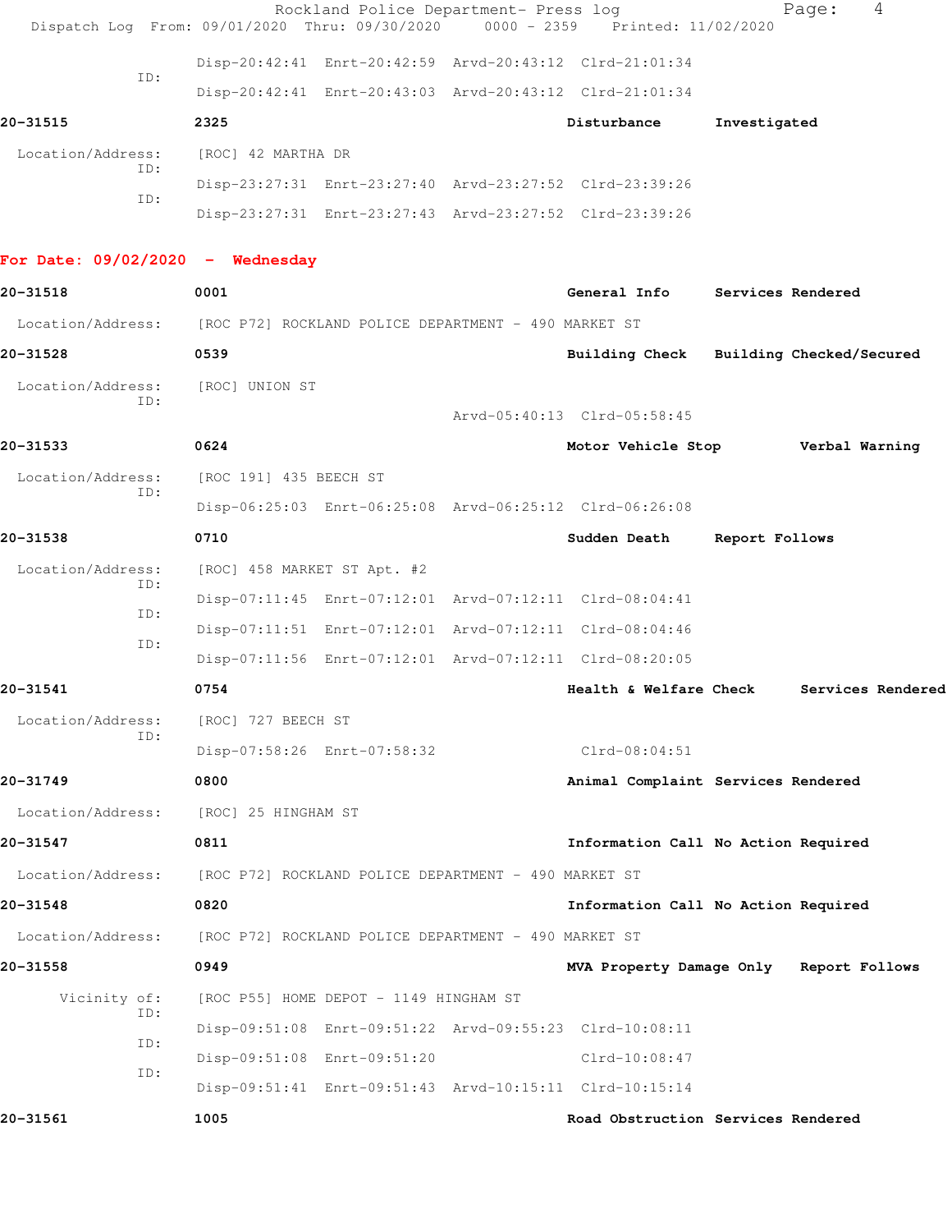Disp-20:42:41 Enrt-20:42:59 Arvd-20:43:12 Clrd-21:01:34

ID:

Disp-20:42:41 Enrt-20:43:03 Arvd-20:43:12 Clrd-21:01:34

**20-31515** **2325** **Disturbance** **Investigated**

Location/Address: [ROC] 42 MARTHA DR

ID:

Disp-23:27:31 Enrt-23:27:40 Arvd-23:27:52 Clrd-23:39:26

ID:

Disp-23:27:31 Enrt-23:27:43 Arvd-23:27:52 Clrd-23:39:26

## For Date: 09/02/2020 - Wednesday

**20-31518** **0001** **General Info** **Services Rendered**

Location/Address: [ROC P72] ROCKLAND POLICE DEPARTMENT - 490 MARKET ST

**20-31528** **0539** **Building Check** **Building Checked/Secured**

Location/Address: [ROC] UNION ST

ID:

Arvd-05:40:13 Clrd-05:58:45

**20-31533** **0624** **Motor Vehicle Stop** **Verbal Warning**

Location/Address: [ROC 191] 435 BEECH ST

ID:

Disp-06:25:03 Enrt-06:25:08 Arvd-06:25:12 Clrd-06:26:08

**20-31538** **0710** **Sudden Death** **Report Follows**

Location/Address: [ROC] 458 MARKET ST Apt. #2

ID:

Disp-07:11:45 Enrt-07:12:01 Arvd-07:12:11 Clrd-08:04:41

ID:

Disp-07:11:51 Enrt-07:12:01 Arvd-07:12:11 Clrd-08:04:46

ID:

Disp-07:11:56 Enrt-07:12:01 Arvd-07:12:11 Clrd-08:20:05

**20-31541** **0754** **Health & Welfare Check** **Services Rendered**

Location/Address: [ROC] 727 BEECH ST

ID:

Disp-07:58:26 Enrt-07:58:32 Clrd-08:04:51

**20-31749** **0800** **Animal Complaint** **Services Rendered**

Location/Address: [ROC] 25 HINGHAM ST

**20-31547** **0811** **Information Call** **No Action Required**

Location/Address: [ROC P72] ROCKLAND POLICE DEPARTMENT - 490 MARKET ST

**20-31548** **0820** **Information Call** **No Action Required**

Location/Address: [ROC P72] ROCKLAND POLICE DEPARTMENT - 490 MARKET ST

**20-31558** **0949** **MVA Property Damage Only** **Report Follows**

Vicinity of: [ROC P55] HOME DEPOT - 1149 HINGHAM ST

ID:

Disp-09:51:08 Enrt-09:51:22 Arvd-09:55:23 Clrd-10:08:11

ID:

Disp-09:51:08 Enrt-09:51:20 Clrd-10:08:47

ID:

Disp-09:51:41 Enrt-09:51:43 Arvd-10:15:11 Clrd-10:15:14

**20-31561** **1005** **Road Obstruction** **Services Rendered**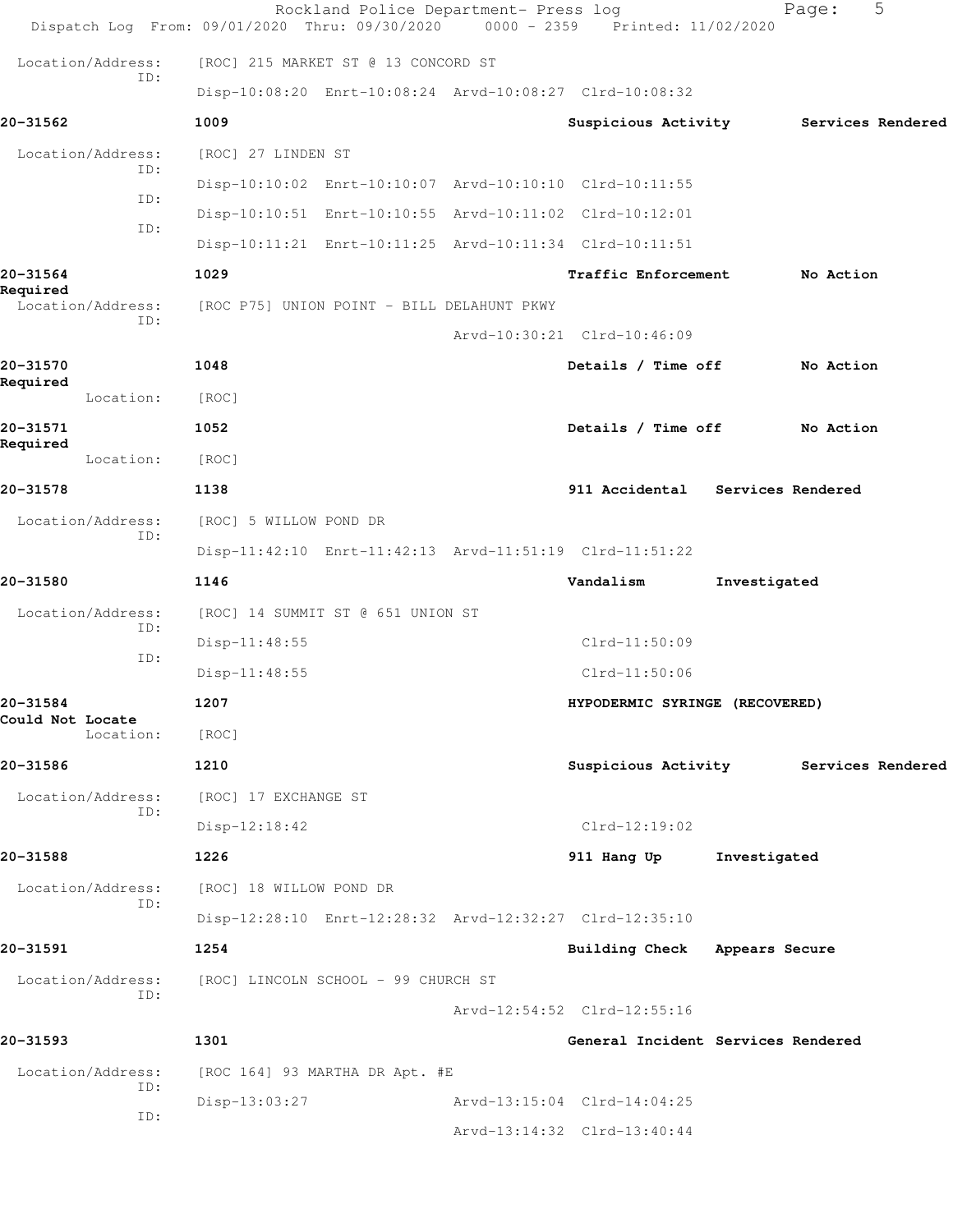Location/Address: [ROC] 215 MARKET ST @ 13 CONCORD ST
ID:
Disp-10:08:20 Enrt-10:08:24 Arvd-10:08:27 Clrd-10:08:32

**20-31562** 1009 Suspicious Activity Services Rendered

Location/Address: [ROC] 27 LINDEN ST
ID:
Disp-10:10:02 Enrt-10:10:07 Arvd-10:10:10 Clrd-10:11:55
ID:
Disp-10:10:51 Enrt-10:10:55 Arvd-10:11:02 Clrd-10:12:01
ID:
Disp-10:11:21 Enrt-10:11:25 Arvd-10:11:34 Clrd-10:11:51

**20-31564** 1029 Traffic Enforcement No Action Required

Location/Address: [ROC P75] UNION POINT - BILL DELAHUNT PKWY
ID:
Arvd-10:30:21 Clrd-10:46:09

**20-31570** 1048 Details / Time off No Action Required

Location: [ROC]

**20-31571** 1052 Details / Time off No Action Required

Location: [ROC]

**20-31578** 1138 911 Accidental Services Rendered

Location/Address: [ROC] 5 WILLOW POND DR
ID:
Disp-11:42:10 Enrt-11:42:13 Arvd-11:51:19 Clrd-11:51:22

**20-31580** 1146 Vandalism Investigated

Location/Address: [ROC] 14 SUMMIT ST @ 651 UNION ST
ID:
Disp-11:48:55 Clrd-11:50:09
ID:
Disp-11:48:55 Clrd-11:50:06

**20-31584** 1207 HYPODERMIC SYRINGE (RECOVERED) Could Not Locate

Location: [ROC]

**20-31586** 1210 Suspicious Activity Services Rendered

Location/Address: [ROC] 17 EXCHANGE ST
ID:
Disp-12:18:42 Clrd-12:19:02

**20-31588** 1226 911 Hang Up Investigated

Location/Address: [ROC] 18 WILLOW POND DR
ID:
Disp-12:28:10 Enrt-12:28:32 Arvd-12:32:27 Clrd-12:35:10

**20-31591** 1254 Building Check Appears Secure

Location/Address: [ROC] LINCOLN SCHOOL - 99 CHURCH ST
ID:
Arvd-12:54:52 Clrd-12:55:16

**20-31593** 1301 General Incident Services Rendered

Location/Address: [ROC 164] 93 MARTHA DR Apt. #E
ID:
Disp-13:03:27 Arvd-13:15:04 Clrd-14:04:25
ID:
Arvd-13:14:32 Clrd-13:40:44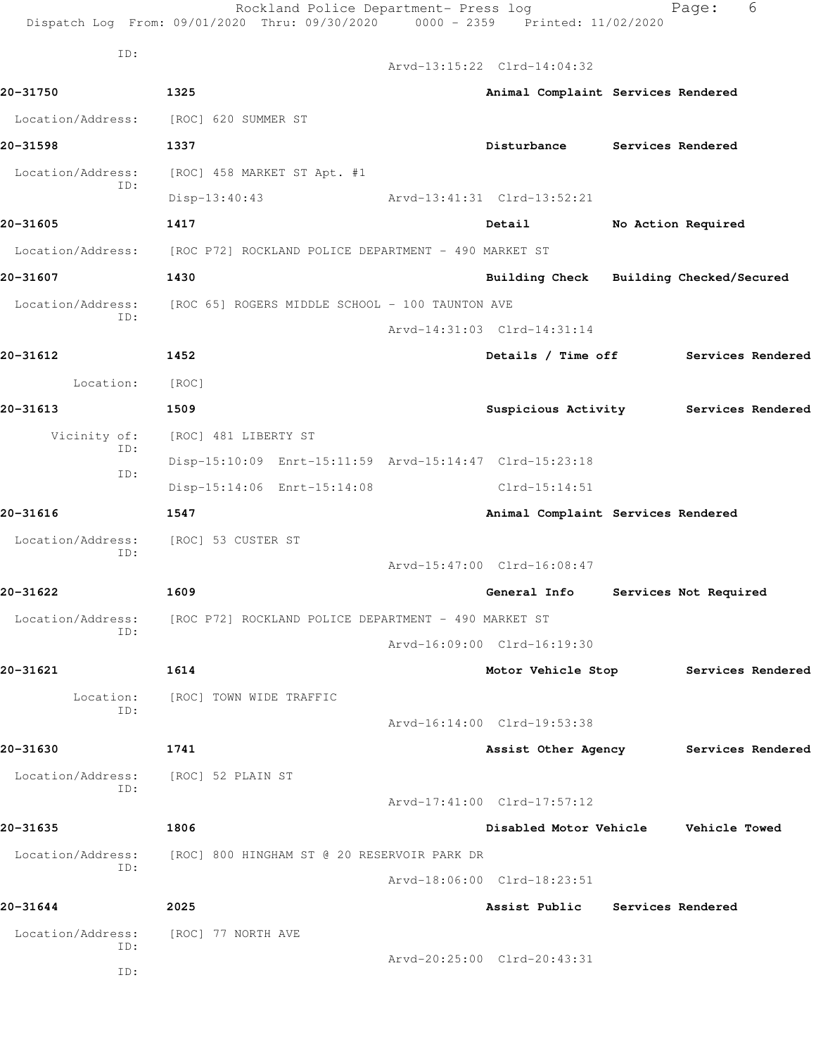ID:

Arvd-13:15:22 Clrd-14:04:32

**20-31750** 1325 Animal Complaint Services Rendered

Location/Address: [ROC] 620 SUMMER ST

**20-31598** 1337 Disturbance Services Rendered

Location/Address: [ROC] 458 MARKET ST Apt. #1
ID:
Disp-13:40:43 Arvd-13:41:31 Clrd-13:52:21

**20-31605** 1417 Detail No Action Required

Location/Address: [ROC P72] ROCKLAND POLICE DEPARTMENT - 490 MARKET ST

**20-31607** 1430 Building Check Building Checked/Secured

Location/Address: [ROC 65] ROGERS MIDDLE SCHOOL - 100 TAUNTON AVE
ID:
Arvd-14:31:03 Clrd-14:31:14

**20-31612** 1452 Details / Time off Services Rendered

Location: [ROC]

**20-31613** 1509 Suspicious Activity Services Rendered

Vicinity of: [ROC] 481 LIBERTY ST
ID:
Disp-15:10:09 Enrt-15:11:59 Arvd-15:14:47 Clrd-15:23:18
ID:
Disp-15:14:06 Enrt-15:14:08 Clrd-15:14:51

**20-31616** 1547 Animal Complaint Services Rendered

Location/Address: [ROC] 53 CUSTER ST
ID:
Arvd-15:47:00 Clrd-16:08:47

**20-31622** 1609 General Info Services Not Required

Location/Address: [ROC P72] ROCKLAND POLICE DEPARTMENT - 490 MARKET ST
ID:
Arvd-16:09:00 Clrd-16:19:30

**20-31621** 1614 Motor Vehicle Stop Services Rendered

Location: [ROC] TOWN WIDE TRAFFIC
ID:
Arvd-16:14:00 Clrd-19:53:38

**20-31630** 1741 Assist Other Agency Services Rendered

Location/Address: [ROC] 52 PLAIN ST
ID:
Arvd-17:41:00 Clrd-17:57:12

**20-31635** 1806 Disabled Motor Vehicle Vehicle Towed

Location/Address: [ROC] 800 HINGHAM ST @ 20 RESERVOIR PARK DR
ID:
Arvd-18:06:00 Clrd-18:23:51

**20-31644** 2025 Assist Public Services Rendered

Location/Address: [ROC] 77 NORTH AVE
ID:
Arvd-20:25:00 Clrd-20:43:31
ID: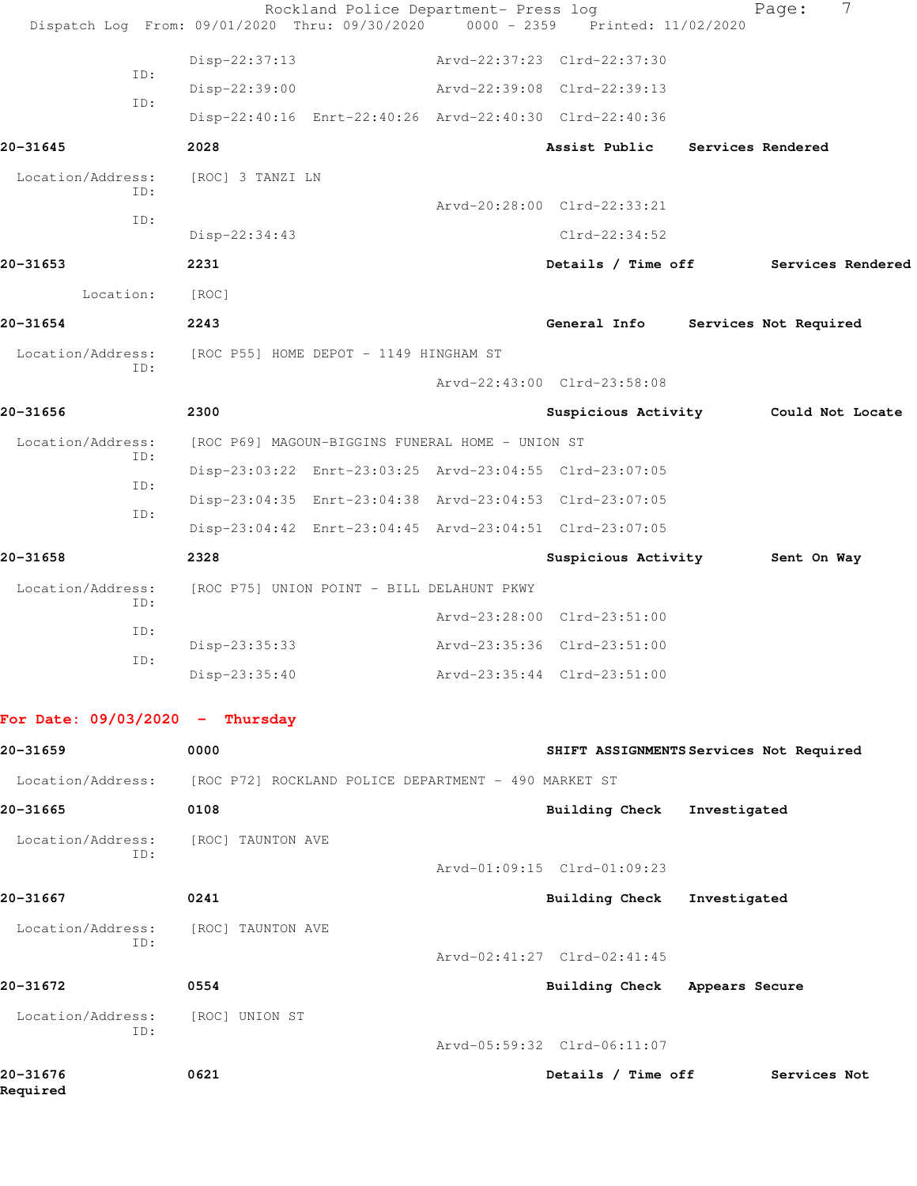ID: Disp-22:37:13 Arvd-22:37:23 Clrd-22:37:30

ID: Disp-22:39:00 Arvd-22:39:08 Clrd-22:39:13

ID: Disp-22:40:16 Enrt-22:40:26 Arvd-22:40:30 Clrd-22:40:36

**20-31645** 2028 **Assist Public** **Services Rendered**

Location/Address: [ROC] 3 TANZI LN

ID: Arvd-20:28:00 Clrd-22:33:21

ID: Disp-22:34:43 Clrd-22:34:52

**20-31653** 2231 **Details / Time off** **Services Rendered**

Location: [ROC]

**20-31654** 2243 **General Info** **Services Not Required**

Location/Address: [ROC P55] HOME DEPOT - 1149 HINGHAM ST

ID: Arvd-22:43:00 Clrd-23:58:08

**20-31656** 2300 **Suspicious Activity** **Could Not Locate**

Location/Address: [ROC P69] MAGOUN-BIGGINS FUNERAL HOME - UNION ST

ID: Disp-23:03:22 Enrt-23:03:25 Arvd-23:04:55 Clrd-23:07:05

ID: Disp-23:04:35 Enrt-23:04:38 Arvd-23:04:53 Clrd-23:07:05

ID: Disp-23:04:42 Enrt-23:04:45 Arvd-23:04:51 Clrd-23:07:05

**20-31658** 2328 **Suspicious Activity** **Sent On Way**

Location/Address: [ROC P75] UNION POINT - BILL DELAHUNT PKWY

ID: Arvd-23:28:00 Clrd-23:51:00

ID: Disp-23:35:33 Arvd-23:35:36 Clrd-23:51:00

ID: Disp-23:35:40 Arvd-23:35:44 Clrd-23:51:00

**For Date: 09/03/2020 - Thursday**

**20-31659** 0000 **SHIFT ASSIGNMENTS** **Services Not Required**

Location/Address: [ROC P72] ROCKLAND POLICE DEPARTMENT - 490 MARKET ST

**20-31665** 0108 **Building Check** **Investigated**

Location/Address: [ROC] TAUNTON AVE

ID: Arvd-01:09:15 Clrd-01:09:23

**20-31667** 0241 **Building Check** **Investigated**

Location/Address: [ROC] TAUNTON AVE

ID: Arvd-02:41:27 Clrd-02:41:45

**20-31672** 0554 **Building Check** **Appears Secure**

Location/Address: [ROC] UNION ST

ID: Arvd-05:59:32 Clrd-06:11:07

**20-31676** 0621 **Details / Time off** **Services Not Required**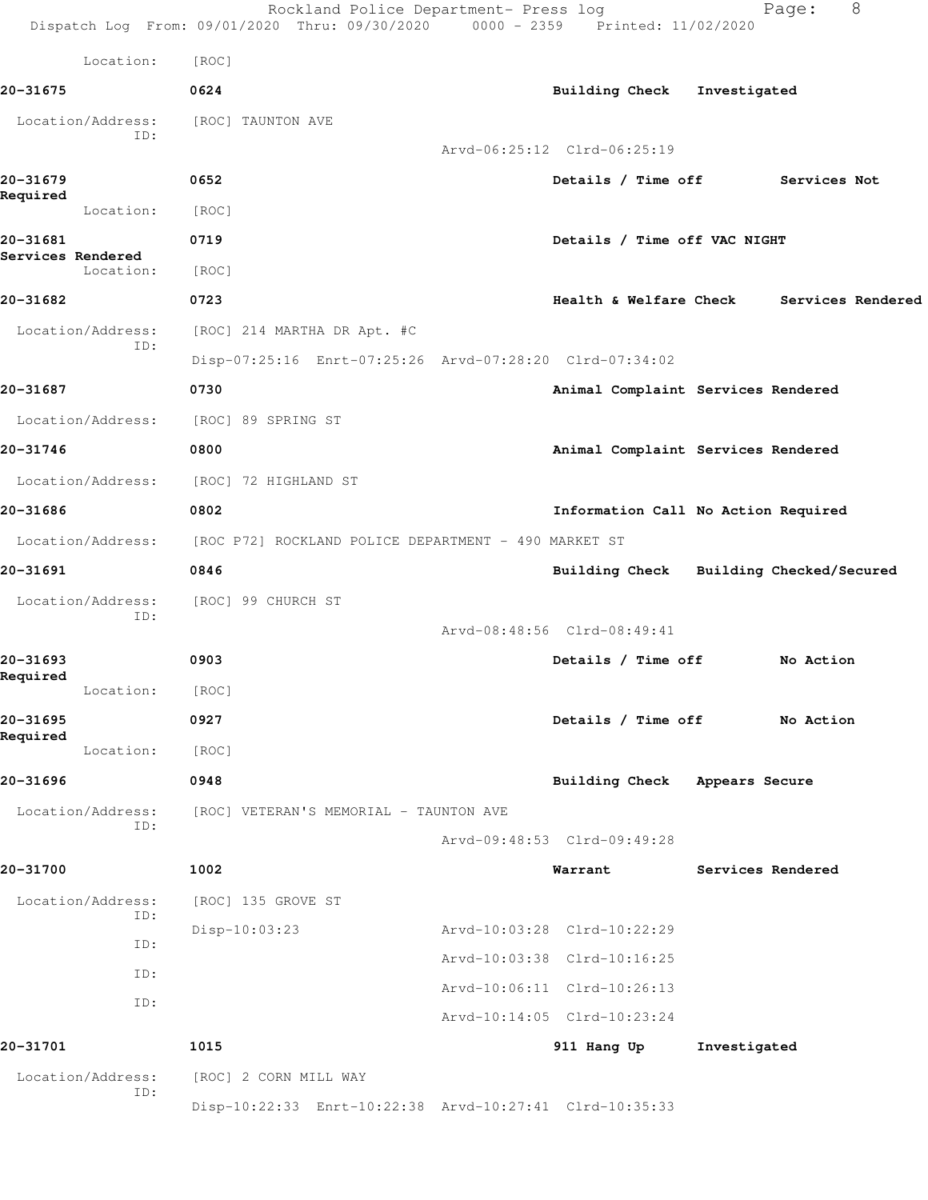Location: [ROC]

**20-31675** **0624** **Building Check** **Investigated**

Location/Address: [ROC] TAUNTON AVE
ID:
Arvd-06:25:12 Clrd-06:25:19

**20-31679** **0652** **Details / Time off** **Services Not Required**

Location: [ROC]

**20-31681** **0719** **Details / Time off VAC NIGHT** **Services Rendered**

Location: [ROC]

**20-31682** **0723** **Health & Welfare Check** **Services Rendered**

Location/Address: [ROC] 214 MARTHA DR Apt. #C
ID:
Disp-07:25:16 Enrt-07:25:26 Arvd-07:28:20 Clrd-07:34:02

**20-31687** **0730** **Animal Complaint** **Services Rendered**

Location/Address: [ROC] 89 SPRING ST

**20-31746** **0800** **Animal Complaint** **Services Rendered**

Location/Address: [ROC] 72 HIGHLAND ST

**20-31686** **0802** **Information Call** **No Action Required**

Location/Address: [ROC P72] ROCKLAND POLICE DEPARTMENT - 490 MARKET ST

**20-31691** **0846** **Building Check** **Building Checked/Secured**

Location/Address: [ROC] 99 CHURCH ST
ID:
Arvd-08:48:56 Clrd-08:49:41

**20-31693** **0903** **Details / Time off** **No Action Required**

Location: [ROC]

**20-31695** **0927** **Details / Time off** **No Action Required**

Location: [ROC]

**20-31696** **0948** **Building Check** **Appears Secure**

Location/Address: [ROC] VETERAN'S MEMORIAL - TAUNTON AVE
ID:
Arvd-09:48:53 Clrd-09:49:28

**20-31700** **1002** **Warrant** **Services Rendered**

Location/Address: [ROC] 135 GROVE ST
ID:
Disp-10:03:23 Arvd-10:03:28 Clrd-10:22:29
ID:
Arvd-10:03:38 Clrd-10:16:25
ID:
Arvd-10:06:11 Clrd-10:26:13
ID:
Arvd-10:14:05 Clrd-10:23:24

**20-31701** **1015** **911 Hang Up** **Investigated**

Location/Address: [ROC] 2 CORN MILL WAY
ID:
Disp-10:22:33 Enrt-10:22:38 Arvd-10:27:41 Clrd-10:35:33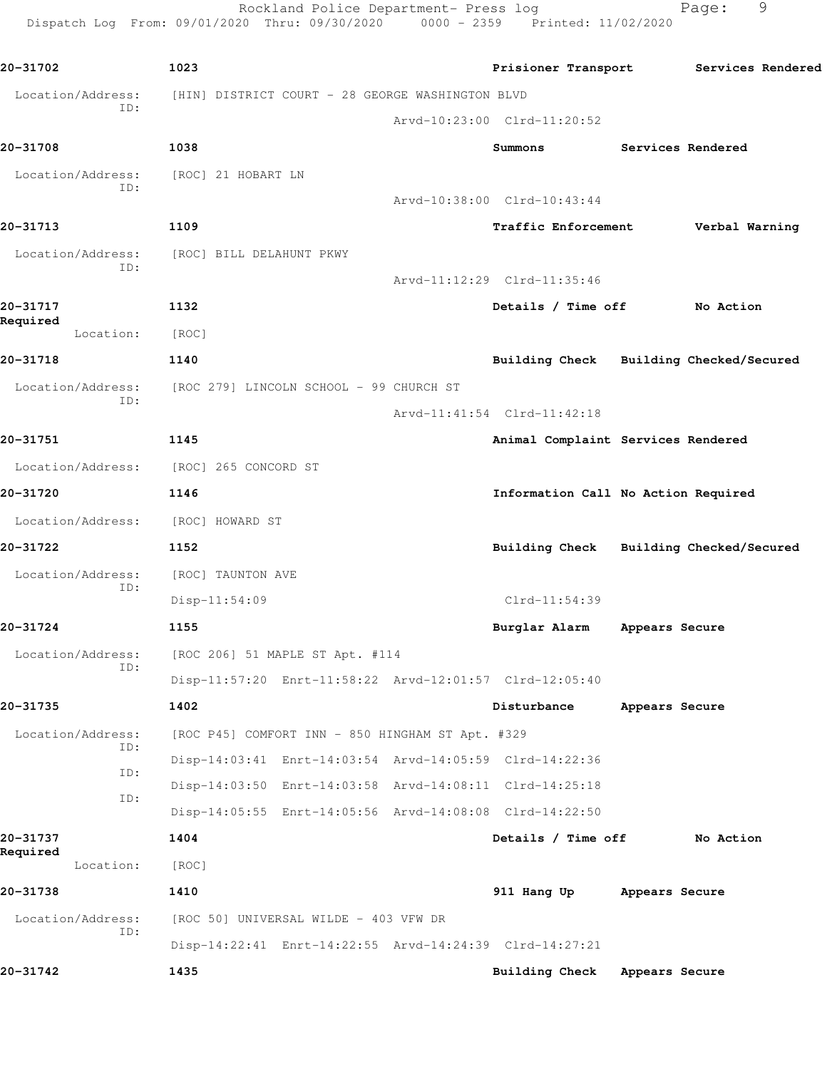20-31702 1023 Prisioner Transport Services Rendered

Location/Address: [HIN] DISTRICT COURT - 28 GEORGE WASHINGTON BLVD
ID:
Arvd-10:23:00 Clrd-11:20:52

20-31708 1038 Summons Services Rendered

Location/Address: [ROC] 21 HOBART LN
ID:
Arvd-10:38:00 Clrd-10:43:44

20-31713 1109 Traffic Enforcement Verbal Warning

Location/Address: [ROC] BILL DELAHUNT PKWY
ID:
Arvd-11:12:29 Clrd-11:35:46

20-31717 1132 Details / Time off No Action Required

Location: [ROC]

20-31718 1140 Building Check Building Checked/Secured

Location/Address: [ROC 279] LINCOLN SCHOOL - 99 CHURCH ST
ID:
Arvd-11:41:54 Clrd-11:42:18

20-31751 1145 Animal Complaint Services Rendered

Location/Address: [ROC] 265 CONCORD ST

20-31720 1146 Information Call No Action Required

Location/Address: [ROC] HOWARD ST

20-31722 1152 Building Check Building Checked/Secured

Location/Address: [ROC] TAUNTON AVE
ID:
Disp-11:54:09 Clrd-11:54:39

20-31724 1155 Burglar Alarm Appears Secure

Location/Address: [ROC 206] 51 MAPLE ST Apt. #114
ID:
Disp-11:57:20 Enrt-11:58:22 Arvd-12:01:57 Clrd-12:05:40

20-31735 1402 Disturbance Appears Secure

Location/Address: [ROC P45] COMFORT INN - 850 HINGHAM ST Apt. #329
ID:
Disp-14:03:41 Enrt-14:03:54 Arvd-14:05:59 Clrd-14:22:36
ID:
Disp-14:03:50 Enrt-14:03:58 Arvd-14:08:11 Clrd-14:25:18
ID:
Disp-14:05:55 Enrt-14:05:56 Arvd-14:08:08 Clrd-14:22:50

20-31737 1404 Details / Time off No Action Required

Location: [ROC]

20-31738 1410 911 Hang Up Appears Secure

Location/Address: [ROC 50] UNIVERSAL WILDE - 403 VFW DR
ID:
Disp-14:22:41 Enrt-14:22:55 Arvd-14:24:39 Clrd-14:27:21

20-31742 1435 Building Check Appears Secure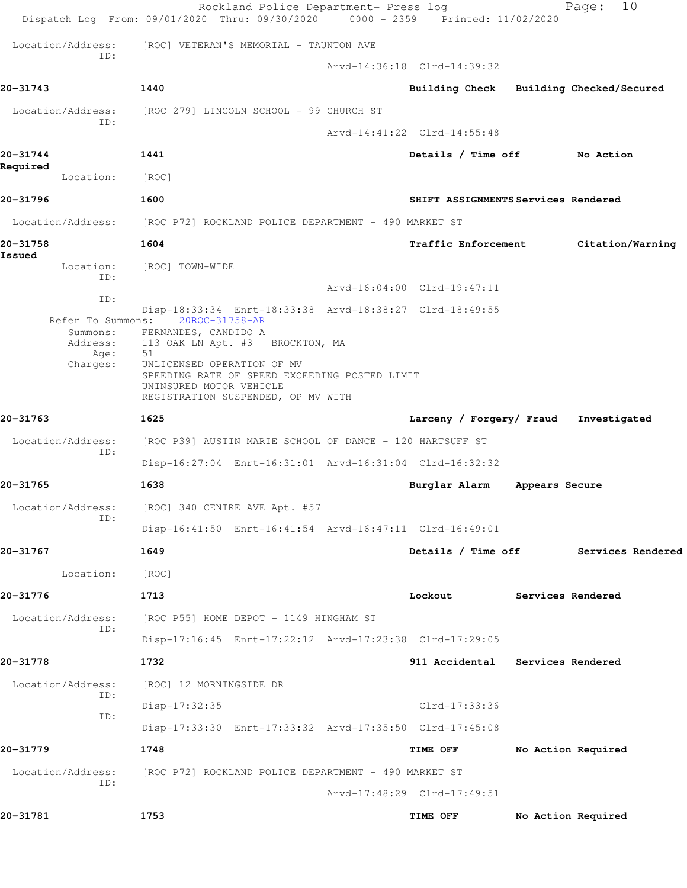Location/Address: [ROC] VETERAN'S MEMORIAL - TAUNTON AVE
ID:
Arvd-14:36:18 Clrd-14:39:32

**20-31743** **1440** **Building Check** **Building Checked/Secured**

Location/Address: [ROC 279] LINCOLN SCHOOL - 99 CHURCH ST
ID:
Arvd-14:41:22 Clrd-14:55:48

**20-31744** **1441** **Details / Time off** **No Action Required**

Location: [ROC]

**20-31796** **1600** **SHIFT ASSIGNMENTS** **Services Rendered**

Location/Address: [ROC P72] ROCKLAND POLICE DEPARTMENT - 490 MARKET ST

**20-31758** **1604** **Traffic Enforcement** **Citation/Warning Issued**

Location: [ROC] TOWN-WIDE
ID:
Arvd-16:04:00 Clrd-19:47:11
ID:
Disp-18:33:34 Enrt-18:33:38 Arvd-18:38:27 Clrd-18:49:55
Refer To Summons: 20ROC-31758-AR
Summons: FERNANDES, CANDIDO A
Address: 113 OAK LN Apt. #3 BROCKTON, MA
Age: 51
Charges: UNLICENSED OPERATION OF MV
SPEEDING RATE OF SPEED EXCEEDING POSTED LIMIT
UNINSURED MOTOR VEHICLE
REGISTRATION SUSPENDED, OP MV WITH

**20-31763** **1625** **Larceny / Forgery/ Fraud** **Investigated**

Location/Address: [ROC P39] AUSTIN MARIE SCHOOL OF DANCE - 120 HARTSUFF ST
ID:
Disp-16:27:04 Enrt-16:31:01 Arvd-16:31:04 Clrd-16:32:32

**20-31765** **1638** **Burglar Alarm** **Appears Secure**

Location/Address: [ROC] 340 CENTRE AVE Apt. #57
ID:
Disp-16:41:50 Enrt-16:41:54 Arvd-16:47:11 Clrd-16:49:01

**20-31767** **1649** **Details / Time off** **Services Rendered**

Location: [ROC]

**20-31776** **1713** **Lockout** **Services Rendered**

Location/Address: [ROC P55] HOME DEPOT - 1149 HINGHAM ST
ID:
Disp-17:16:45 Enrt-17:22:12 Arvd-17:23:38 Clrd-17:29:05

**20-31778** **1732** **911 Accidental** **Services Rendered**

Location/Address: [ROC] 12 MORNINGSIDE DR
ID:
Disp-17:32:35 Clrd-17:33:36
ID:
Disp-17:33:30 Enrt-17:33:32 Arvd-17:35:50 Clrd-17:45:08

**20-31779** **1748** **TIME OFF** **No Action Required**

Location/Address: [ROC P72] ROCKLAND POLICE DEPARTMENT - 490 MARKET ST
ID:
Arvd-17:48:29 Clrd-17:49:51

**20-31781** **1753** **TIME OFF** **No Action Required**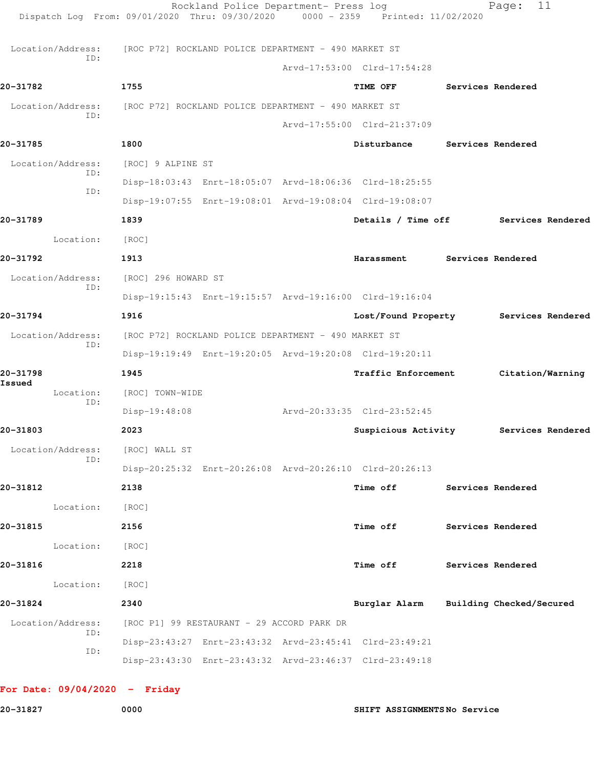Location/Address: [ROC P72] ROCKLAND POLICE DEPARTMENT - 490 MARKET ST
ID:
Arvd-17:53:00 Clrd-17:54:28

**20-31782** **1755** **TIME OFF** **Services Rendered**

Location/Address: [ROC P72] ROCKLAND POLICE DEPARTMENT - 490 MARKET ST
ID:
Arvd-17:55:00 Clrd-21:37:09

**20-31785** **1800** **Disturbance** **Services Rendered**

Location/Address: [ROC] 9 ALPINE ST
ID:
Disp-18:03:43 Enrt-18:05:07 Arvd-18:06:36 Clrd-18:25:55
ID:
Disp-19:07:55 Enrt-19:08:01 Arvd-19:08:04 Clrd-19:08:07

**20-31789** **1839** **Details / Time off** **Services Rendered**

Location: [ROC]

**20-31792** **1913** **Harassment** **Services Rendered**

Location/Address: [ROC] 296 HOWARD ST
ID:
Disp-19:15:43 Enrt-19:15:57 Arvd-19:16:00 Clrd-19:16:04

**20-31794** **1916** **Lost/Found Property** **Services Rendered**

Location/Address: [ROC P72] ROCKLAND POLICE DEPARTMENT - 490 MARKET ST
ID:
Disp-19:19:49 Enrt-19:20:05 Arvd-19:20:08 Clrd-19:20:11

**20-31798** **1945** **Traffic Enforcement** **Citation/Warning Issued**

Location: [ROC] TOWN-WIDE
ID:
Disp-19:48:08 Arvd-20:33:35 Clrd-23:52:45

**20-31803** **2023** **Suspicious Activity** **Services Rendered**

Location/Address: [ROC] WALL ST
ID:
Disp-20:25:32 Enrt-20:26:08 Arvd-20:26:10 Clrd-20:26:13

**20-31812** **2138** **Time off** **Services Rendered**

Location: [ROC]

**20-31815** **2156** **Time off** **Services Rendered**

Location: [ROC]

**20-31816** **2218** **Time off** **Services Rendered**

Location: [ROC]

**20-31824** **2340** **Burglar Alarm** **Building Checked/Secured**

Location/Address: [ROC P1] 99 RESTAURANT - 29 ACCORD PARK DR
ID:
Disp-23:43:27 Enrt-23:43:32 Arvd-23:45:41 Clrd-23:49:21
ID:
Disp-23:43:30 Enrt-23:43:32 Arvd-23:46:37 Clrd-23:49:18

**For Date: 09/04/2020 - Friday**

**20-31827** **0000** **SHIFT ASSIGNMENTS** **No Service**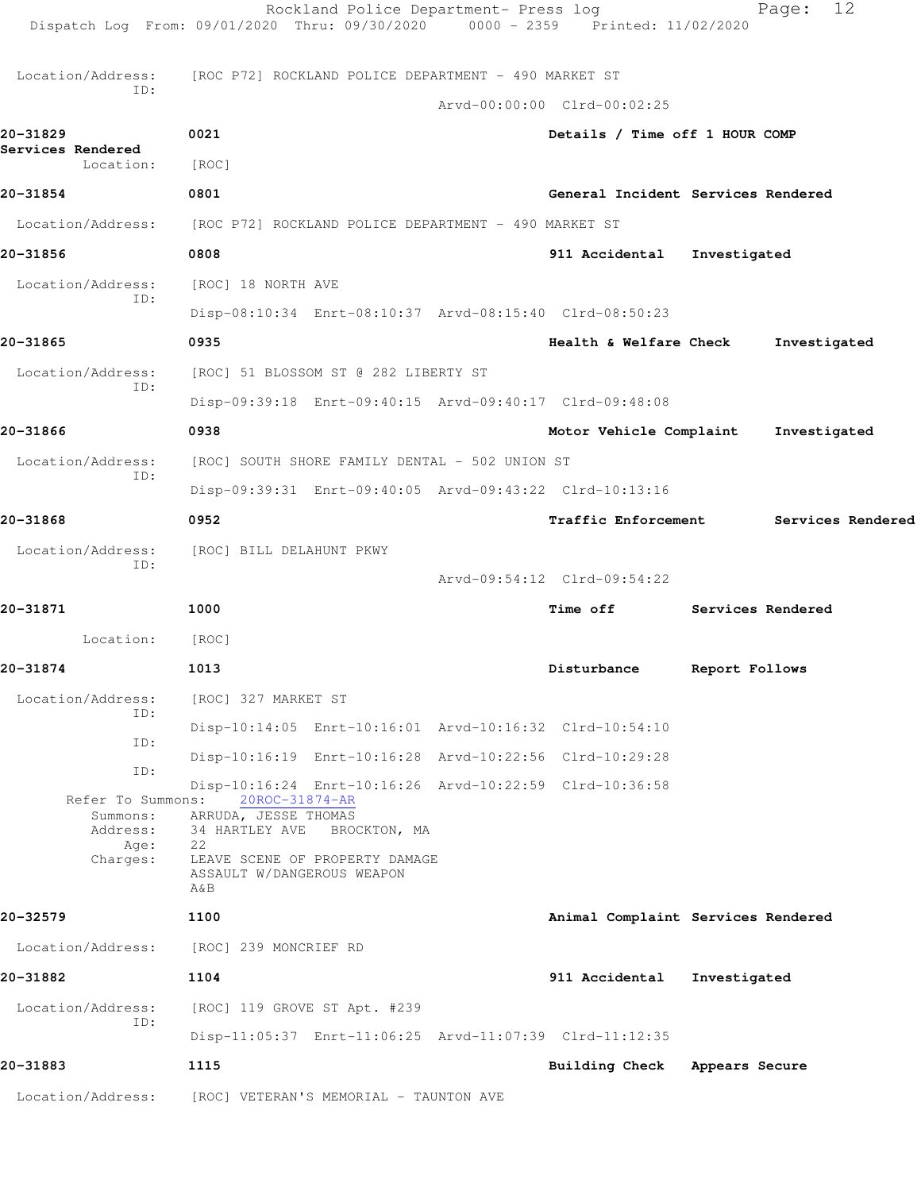Location/Address: [ROC P72] ROCKLAND POLICE DEPARTMENT - 490 MARKET ST
ID:
Arvd-00:00:00 Clrd-00:02:25

**20-31829** **0021** **Details / Time off 1 HOUR COMP**
**Services Rendered**
Location: [ROC]

**20-31854** **0801** **General Incident Services Rendered**

Location/Address: [ROC P72] ROCKLAND POLICE DEPARTMENT - 490 MARKET ST

**20-31856** **0808** **911 Accidental Investigated**

Location/Address: [ROC] 18 NORTH AVE
ID:
Disp-08:10:34 Enrt-08:10:37 Arvd-08:15:40 Clrd-08:50:23

**20-31865** **0935** **Health & Welfare Check Investigated**

Location/Address: [ROC] 51 BLOSSOM ST @ 282 LIBERTY ST
ID:
Disp-09:39:18 Enrt-09:40:15 Arvd-09:40:17 Clrd-09:48:08

**20-31866** **0938** **Motor Vehicle Complaint Investigated**

Location/Address: [ROC] SOUTH SHORE FAMILY DENTAL - 502 UNION ST
ID:
Disp-09:39:31 Enrt-09:40:05 Arvd-09:43:22 Clrd-10:13:16

**20-31868** **0952** **Traffic Enforcement Services Rendered**

Location/Address: [ROC] BILL DELAHUNT PKWY
ID:
Arvd-09:54:12 Clrd-09:54:22

**20-31871** **1000** **Time off Services Rendered**

Location: [ROC]

**20-31874** **1013** **Disturbance Report Follows**

Location/Address: [ROC] 327 MARKET ST
ID:
Disp-10:14:05 Enrt-10:16:01 Arvd-10:16:32 Clrd-10:54:10
ID:
Disp-10:16:19 Enrt-10:16:28 Arvd-10:22:56 Clrd-10:29:28
ID:
Disp-10:16:24 Enrt-10:16:26 Arvd-10:22:59 Clrd-10:36:58
Refer To Summons: 20ROC-31874-AR
Summons: ARRUDA, JESSE THOMAS
Address: 34 HARTLEY AVE BROCKTON, MA
Age: 22
Charges: LEAVE SCENE OF PROPERTY DAMAGE
ASSAULT W/DANGEROUS WEAPON
A&B

**20-32579** **1100** **Animal Complaint Services Rendered**

Location/Address: [ROC] 239 MONCRIEF RD

**20-31882** **1104** **911 Accidental Investigated**

Location/Address: [ROC] 119 GROVE ST Apt. #239
ID:
Disp-11:05:37 Enrt-11:06:25 Arvd-11:07:39 Clrd-11:12:35

**20-31883** **1115** **Building Check Appears Secure**

Location/Address: [ROC] VETERAN'S MEMORIAL - TAUNTON AVE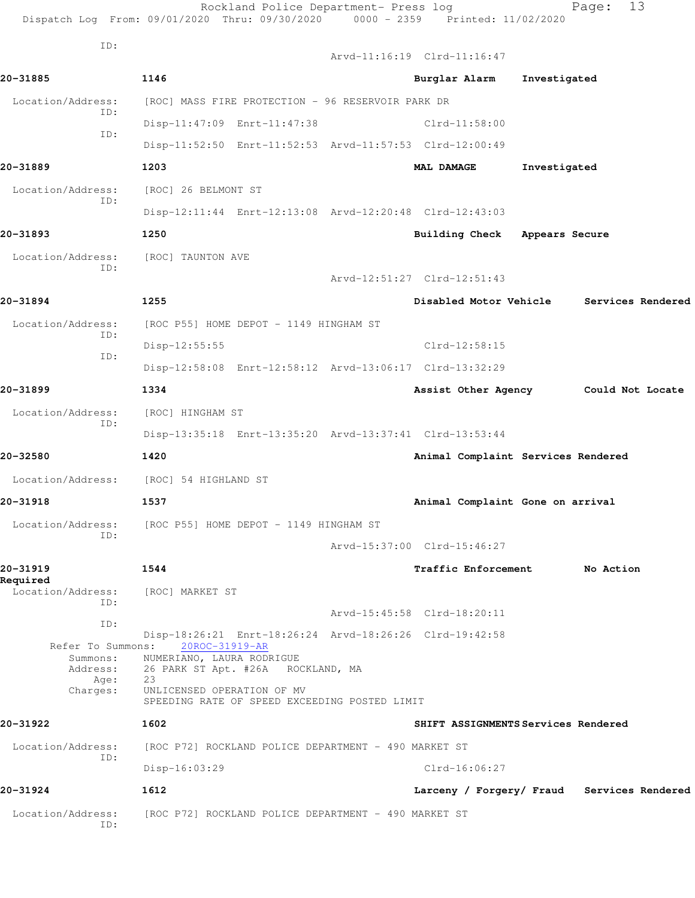ID:
Arvd-11:16:19 Clrd-11:16:47

**20-31885** **1146** **Burglar Alarm** **Investigated**

Location/Address: [ROC] MASS FIRE PROTECTION - 96 RESERVOIR PARK DR
ID:
Disp-11:47:09 Enrt-11:47:38 Clrd-11:58:00
ID:
Disp-11:52:50 Enrt-11:52:53 Arvd-11:57:53 Clrd-12:00:49

**20-31889** **1203** **MAL DAMAGE** **Investigated**

Location/Address: [ROC] 26 BELMONT ST
ID:
Disp-12:11:44 Enrt-12:13:08 Arvd-12:20:48 Clrd-12:43:03

**20-31893** **1250** **Building Check** **Appears Secure**

Location/Address: [ROC] TAUNTON AVE
ID:
Arvd-12:51:27 Clrd-12:51:43

**20-31894** **1255** **Disabled Motor Vehicle** **Services Rendered**

Location/Address: [ROC P55] HOME DEPOT - 1149 HINGHAM ST
ID:
Disp-12:55:55 Clrd-12:58:15
ID:
Disp-12:58:08 Enrt-12:58:12 Arvd-13:06:17 Clrd-13:32:29

**20-31899** **1334** **Assist Other Agency** **Could Not Locate**

Location/Address: [ROC] HINGHAM ST
ID:
Disp-13:35:18 Enrt-13:35:20 Arvd-13:37:41 Clrd-13:53:44

**20-32580** **1420** **Animal Complaint** **Services Rendered**

Location/Address: [ROC] 54 HIGHLAND ST

**20-31918** **1537** **Animal Complaint** **Gone on arrival**

Location/Address: [ROC P55] HOME DEPOT - 1149 HINGHAM ST
ID:
Arvd-15:37:00 Clrd-15:46:27

**20-31919** **1544** **Traffic Enforcement** **No Action Required**

Location/Address: [ROC] MARKET ST
ID:
Arvd-15:45:58 Clrd-18:20:11
ID:
Disp-18:26:21 Enrt-18:26:24 Arvd-18:26:26 Clrd-19:42:58
Refer To Summons: 20ROC-31919-AR
Summons: NUMERIANO, LAURA RODRIGUE
Address: 26 PARK ST Apt. #26A ROCKLAND, MA
Age: 23
Charges: UNLICENSED OPERATION OF MV
SPEEDING RATE OF SPEED EXCEEDING POSTED LIMIT

**20-31922** **1602** **SHIFT ASSIGNMENTS** **Services Rendered**

Location/Address: [ROC P72] ROCKLAND POLICE DEPARTMENT - 490 MARKET ST
ID:
Disp-16:03:29 Clrd-16:06:27

**20-31924** **1612** **Larceny / Forgery/ Fraud** **Services Rendered**

Location/Address: [ROC P72] ROCKLAND POLICE DEPARTMENT - 490 MARKET ST
ID: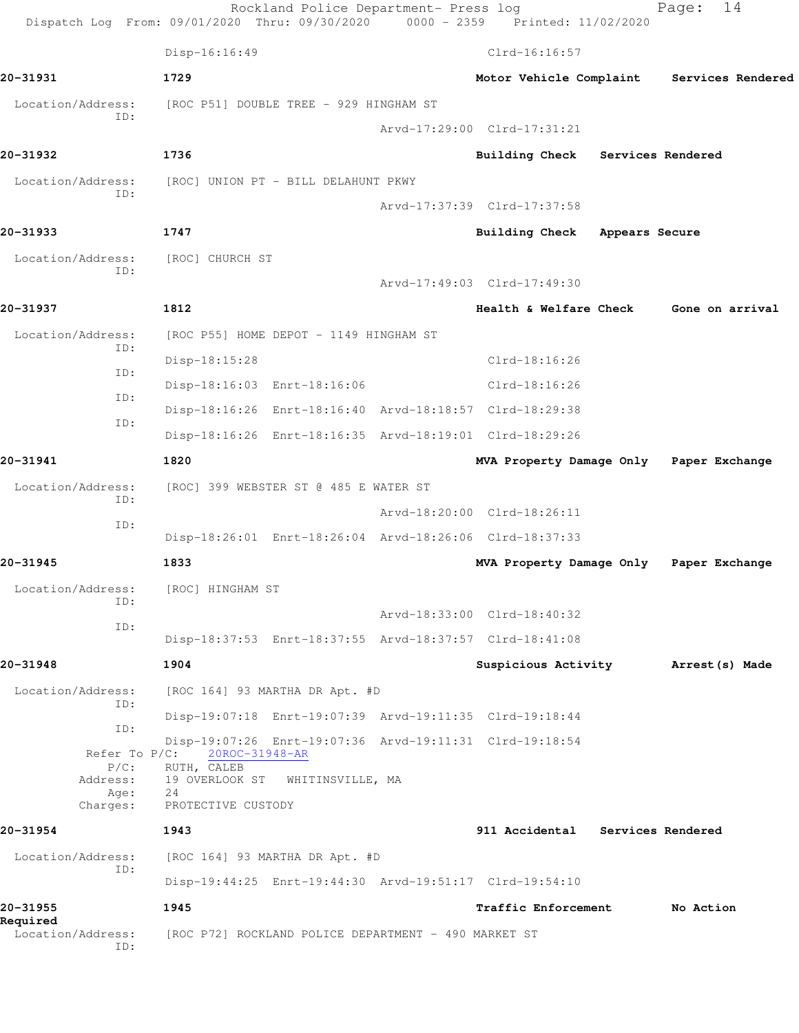Disp-16:16:49 Clrd-16:16:57

**20-31931** 1729 **Motor Vehicle Complaint** **Services Rendered**

Location/Address: [ROC P51] DOUBLE TREE - 929 HINGHAM ST
ID:
Arvd-17:29:00 Clrd-17:31:21

**20-31932** 1736 **Building Check** **Services Rendered**

Location/Address: [ROC] UNION PT - BILL DELAHUNT PKWY
ID:
Arvd-17:37:39 Clrd-17:37:58

**20-31933** 1747 **Building Check** **Appears Secure**

Location/Address: [ROC] CHURCH ST
ID:
Arvd-17:49:03 Clrd-17:49:30

**20-31937** 1812 **Health & Welfare Check** **Gone on arrival**

Location/Address: [ROC P55] HOME DEPOT - 1149 HINGHAM ST
ID:
Disp-18:15:28 Clrd-18:16:26
ID:
Disp-18:16:03 Enrt-18:16:06 Clrd-18:16:26
ID:
Disp-18:16:26 Enrt-18:16:40 Arvd-18:18:57 Clrd-18:29:38
ID:
Disp-18:16:26 Enrt-18:16:35 Arvd-18:19:01 Clrd-18:29:26

**20-31941** 1820 **MVA Property Damage Only** **Paper Exchange**

Location/Address: [ROC] 399 WEBSTER ST @ 485 E WATER ST
ID:
Arvd-18:20:00 Clrd-18:26:11
ID:
Disp-18:26:01 Enrt-18:26:04 Arvd-18:26:06 Clrd-18:37:33

**20-31945** 1833 **MVA Property Damage Only** **Paper Exchange**

Location/Address: [ROC] HINGHAM ST
ID:
Arvd-18:33:00 Clrd-18:40:32
ID:
Disp-18:37:53 Enrt-18:37:55 Arvd-18:37:57 Clrd-18:41:08

**20-31948** 1904 **Suspicious Activity** **Arrest(s) Made**

Location/Address: [ROC 164] 93 MARTHA DR Apt. #D
ID:
Disp-19:07:18 Enrt-19:07:39 Arvd-19:11:35 Clrd-19:18:44
ID:
Disp-19:07:26 Enrt-19:07:36 Arvd-19:11:31 Clrd-19:18:54
Refer To P/C: 20ROC-31948-AR
P/C: RUTH, CALEB
Address: 19 OVERLOOK ST WHITINSVILLE, MA
Age: 24
Charges: PROTECTIVE CUSTODY

**20-31954** 1943 **911 Accidental** **Services Rendered**

Location/Address: [ROC 164] 93 MARTHA DR Apt. #D
ID:
Disp-19:44:25 Enrt-19:44:30 Arvd-19:51:17 Clrd-19:54:10

**20-31955** 1945 **Traffic Enforcement** **No Action Required**

Location/Address: [ROC P72] ROCKLAND POLICE DEPARTMENT - 490 MARKET ST
ID: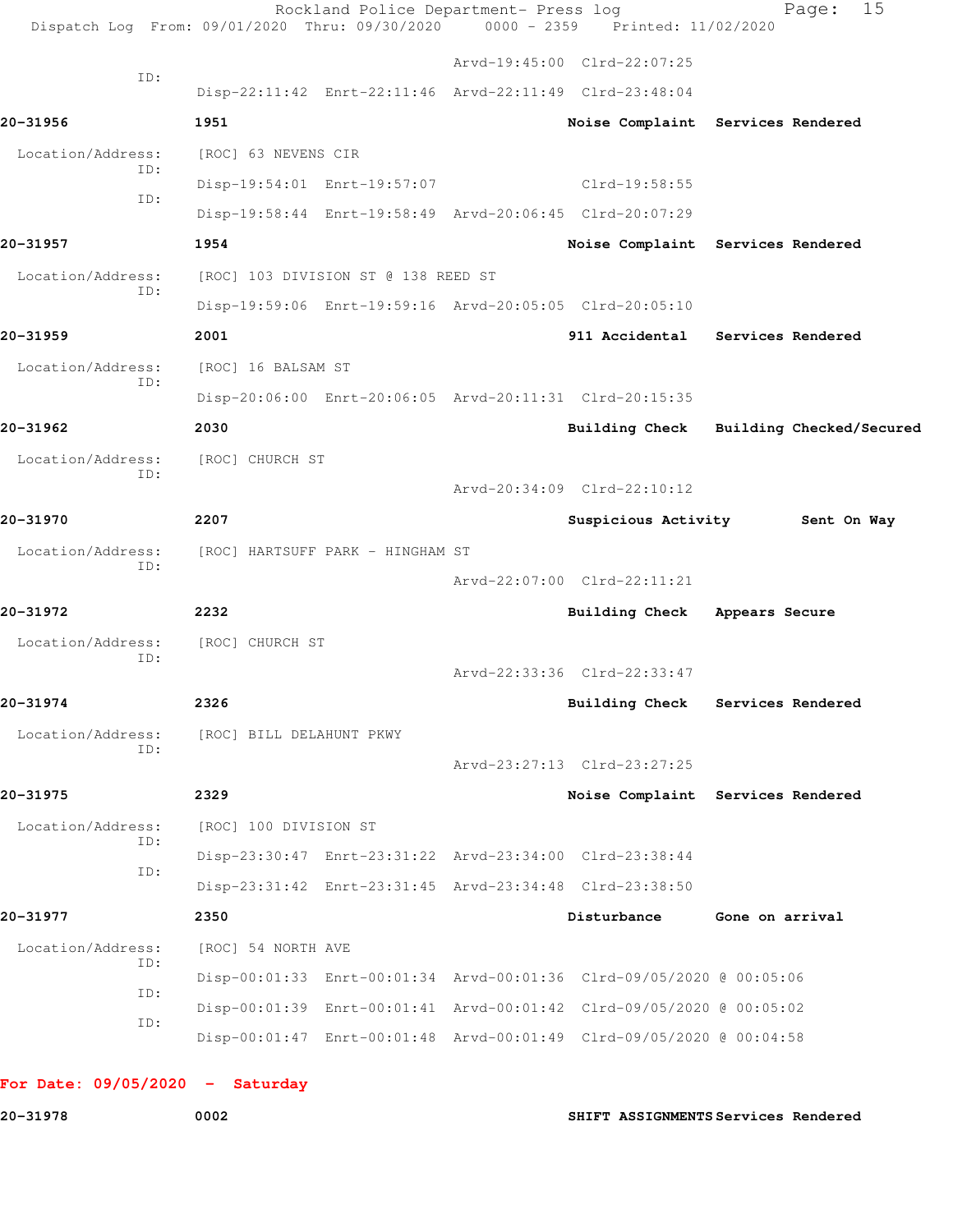Arvd-19:45:00 Clrd-22:07:25

ID: Disp-22:11:42 Enrt-22:11:46 Arvd-22:11:49 Clrd-23:48:04

**20-31956** **1951** **Noise Complaint** **Services Rendered**

Location/Address: [ROC] 63 NEVENS CIR

ID: Disp-19:54:01 Enrt-19:57:07 Clrd-19:58:55

ID: Disp-19:58:44 Enrt-19:58:49 Arvd-20:06:45 Clrd-20:07:29

**20-31957** **1954** **Noise Complaint** **Services Rendered**

Location/Address: [ROC] 103 DIVISION ST @ 138 REED ST

ID: Disp-19:59:06 Enrt-19:59:16 Arvd-20:05:05 Clrd-20:05:10

**20-31959** **2001** **911 Accidental** **Services Rendered**

Location/Address: [ROC] 16 BALSAM ST

ID: Disp-20:06:00 Enrt-20:06:05 Arvd-20:11:31 Clrd-20:15:35

**20-31962** **2030** **Building Check** **Building Checked/Secured**

Location/Address: [ROC] CHURCH ST

ID: Arvd-20:34:09 Clrd-22:10:12

**20-31970** **2207** **Suspicious Activity** **Sent On Way**

Location/Address: [ROC] HARTSUFF PARK - HINGHAM ST

ID: Arvd-22:07:00 Clrd-22:11:21

**20-31972** **2232** **Building Check** **Appears Secure**

Location/Address: [ROC] CHURCH ST

ID: Arvd-22:33:36 Clrd-22:33:47

**20-31974** **2326** **Building Check** **Services Rendered**

Location/Address: [ROC] BILL DELAHUNT PKWY

ID: Arvd-23:27:13 Clrd-23:27:25

**20-31975** **2329** **Noise Complaint** **Services Rendered**

Location/Address: [ROC] 100 DIVISION ST

ID: Disp-23:30:47 Enrt-23:31:22 Arvd-23:34:00 Clrd-23:38:44

ID: Disp-23:31:42 Enrt-23:31:45 Arvd-23:34:48 Clrd-23:38:50

**20-31977** **2350** **Disturbance** **Gone on arrival**

Location/Address: [ROC] 54 NORTH AVE

ID: Disp-00:01:33 Enrt-00:01:34 Arvd-00:01:36 Clrd-09/05/2020 @ 00:05:06

ID: Disp-00:01:39 Enrt-00:01:41 Arvd-00:01:42 Clrd-09/05/2020 @ 00:05:02

ID: Disp-00:01:47 Enrt-00:01:48 Arvd-00:01:49 Clrd-09/05/2020 @ 00:04:58

**For Date: 09/05/2020 - Saturday**

**20-31978** **0002** **SHIFT ASSIGNMENTS** **Services Rendered**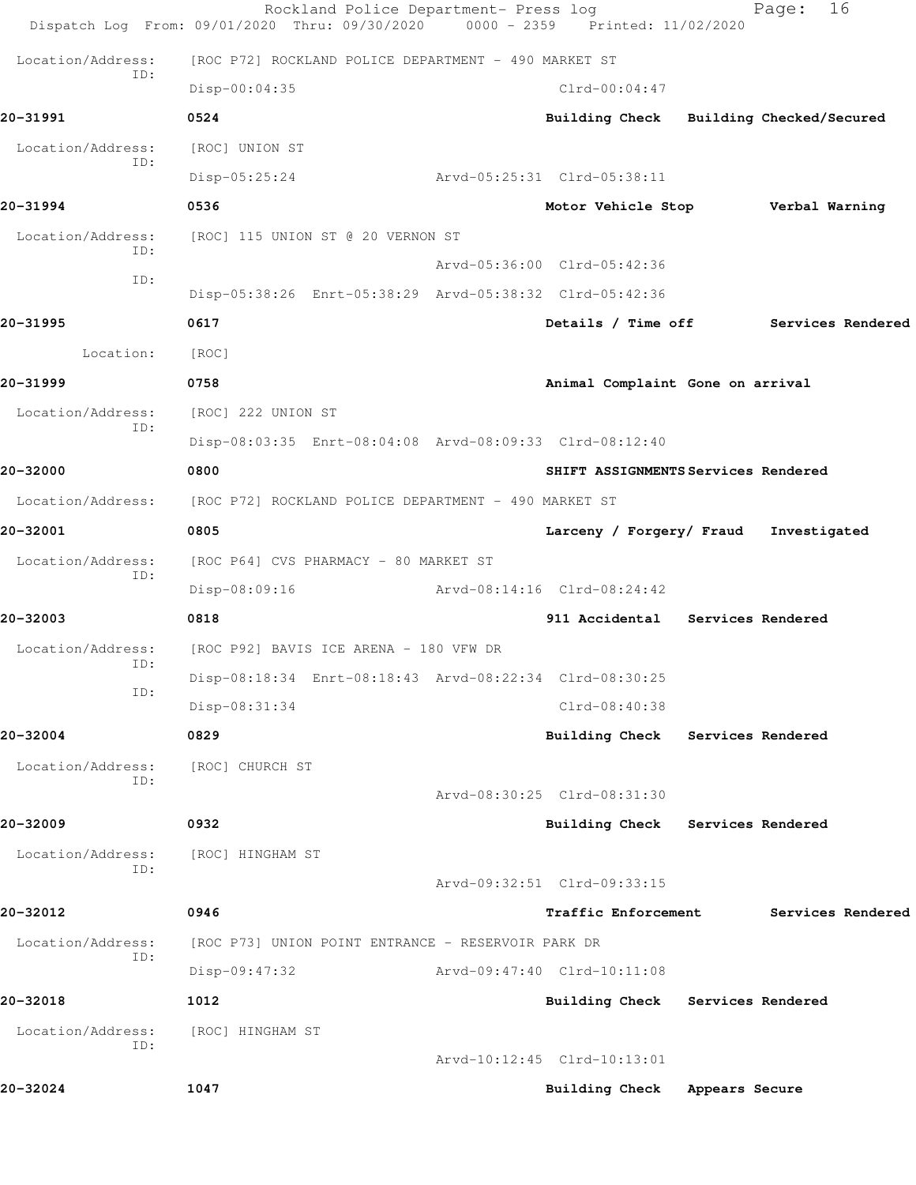Location/Address: [ROC P72] ROCKLAND POLICE DEPARTMENT - 490 MARKET ST
ID:
Disp-00:04:35 Clrd-00:04:47

**20-31991** **0524** **Building Check** **Building Checked/Secured**

Location/Address: [ROC] UNION ST
ID:
Disp-05:25:24 Arvd-05:25:31 Clrd-05:38:11

**20-31994** **0536** **Motor Vehicle Stop** **Verbal Warning**

Location/Address: [ROC] 115 UNION ST @ 20 VERNON ST
ID:
Arvd-05:36:00 Clrd-05:42:36
ID:
Disp-05:38:26 Enrt-05:38:29 Arvd-05:38:32 Clrd-05:42:36

**20-31995** **0617** **Details / Time off** **Services Rendered**

Location: [ROC]

**20-31999** **0758** **Animal Complaint** **Gone on arrival**

Location/Address: [ROC] 222 UNION ST
ID:
Disp-08:03:35 Enrt-08:04:08 Arvd-08:09:33 Clrd-08:12:40

**20-32000** **0800** **SHIFT ASSIGNMENTS** **Services Rendered**

Location/Address: [ROC P72] ROCKLAND POLICE DEPARTMENT - 490 MARKET ST

**20-32001** **0805** **Larceny / Forgery/ Fraud** **Investigated**

Location/Address: [ROC P64] CVS PHARMACY - 80 MARKET ST
ID:
Disp-08:09:16 Arvd-08:14:16 Clrd-08:24:42

**20-32003** **0818** **911 Accidental** **Services Rendered**

Location/Address: [ROC P92] BAVIS ICE ARENA - 180 VFW DR
ID:
Disp-08:18:34 Enrt-08:18:43 Arvd-08:22:34 Clrd-08:30:25
ID:
Disp-08:31:34 Clrd-08:40:38

**20-32004** **0829** **Building Check** **Services Rendered**

Location/Address: [ROC] CHURCH ST
ID:
Arvd-08:30:25 Clrd-08:31:30

**20-32009** **0932** **Building Check** **Services Rendered**

Location/Address: [ROC] HINGHAM ST
ID:
Arvd-09:32:51 Clrd-09:33:15

**20-32012** **0946** **Traffic Enforcement** **Services Rendered**

Location/Address: [ROC P73] UNION POINT ENTRANCE - RESERVOIR PARK DR
ID:
Disp-09:47:32 Arvd-09:47:40 Clrd-10:11:08

**20-32018** **1012** **Building Check** **Services Rendered**

Location/Address: [ROC] HINGHAM ST
ID:
Arvd-10:12:45 Clrd-10:13:01

**20-32024** **1047** **Building Check** **Appears Secure**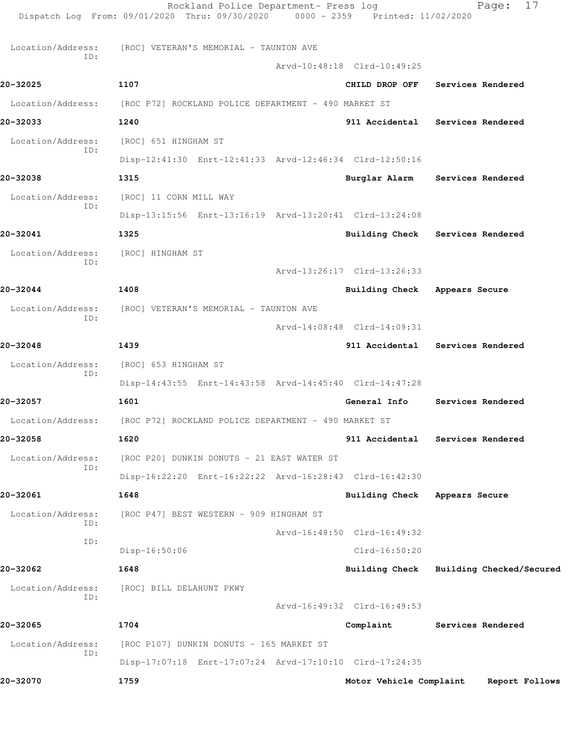Location/Address: [ROC] VETERAN'S MEMORIAL - TAUNTON AVE
ID:
Arvd-10:48:18 Clrd-10:49:25

**20-32025** 1107 CHILD DROP OFF Services Rendered

Location/Address: [ROC P72] ROCKLAND POLICE DEPARTMENT - 490 MARKET ST

**20-32033** 1240 911 Accidental Services Rendered

Location/Address: [ROC] 651 HINGHAM ST
ID:
Disp-12:41:30 Enrt-12:41:33 Arvd-12:46:34 Clrd-12:50:16

**20-32038** 1315 Burglar Alarm Services Rendered

Location/Address: [ROC] 11 CORN MILL WAY
ID:
Disp-13:15:56 Enrt-13:16:19 Arvd-13:20:41 Clrd-13:24:08

**20-32041** 1325 Building Check Services Rendered

Location/Address: [ROC] HINGHAM ST
ID:
Arvd-13:26:17 Clrd-13:26:33

**20-32044** 1408 Building Check Appears Secure

Location/Address: [ROC] VETERAN'S MEMORIAL - TAUNTON AVE
ID:
Arvd-14:08:48 Clrd-14:09:31

**20-32048** 1439 911 Accidental Services Rendered

Location/Address: [ROC] 653 HINGHAM ST
ID:
Disp-14:43:55 Enrt-14:43:58 Arvd-14:45:40 Clrd-14:47:28

**20-32057** 1601 General Info Services Rendered

Location/Address: [ROC P72] ROCKLAND POLICE DEPARTMENT - 490 MARKET ST

**20-32058** 1620 911 Accidental Services Rendered

Location/Address: [ROC P20] DUNKIN DONUTS - 21 EAST WATER ST
ID:
Disp-16:22:20 Enrt-16:22:22 Arvd-16:28:43 Clrd-16:42:30

**20-32061** 1648 Building Check Appears Secure

Location/Address: [ROC P47] BEST WESTERN - 909 HINGHAM ST
ID:
Arvd-16:48:50 Clrd-16:49:32
ID:
Disp-16:50:06 Clrd-16:50:20

**20-32062** 1648 Building Check Building Checked/Secured

Location/Address: [ROC] BILL DELAHUNT PKWY
ID:
Arvd-16:49:32 Clrd-16:49:53

**20-32065** 1704 Complaint Services Rendered

Location/Address: [ROC P107] DUNKIN DONUTS - 165 MARKET ST
ID:
Disp-17:07:18 Enrt-17:07:24 Arvd-17:10:10 Clrd-17:24:35

**20-32070** 1759 Motor Vehicle Complaint Report Follows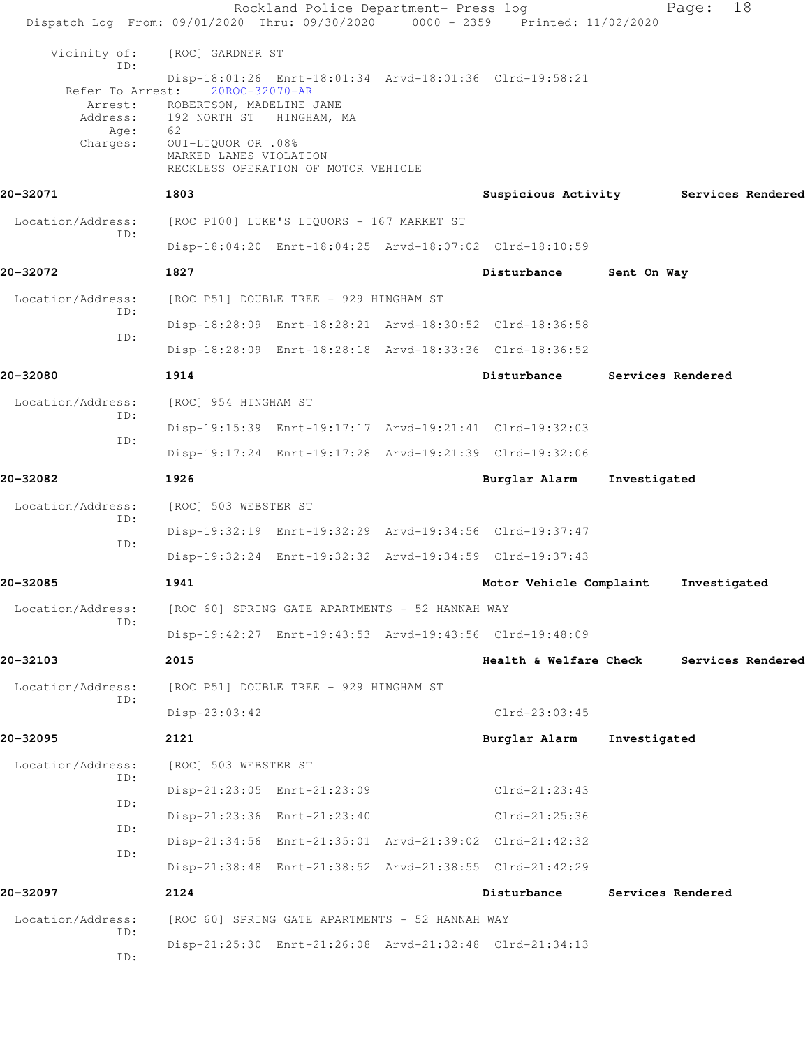Vicinity of: [ROC] GARDNER ST
ID:
Disp-18:01:26 Enrt-18:01:34 Arvd-18:01:36 Clrd-19:58:21
Refer To Arrest: 20ROC-32070-AR
Arrest: ROBERTSON, MADELINE JANE
Address: 192 NORTH ST HINGHAM, MA
Age: 62
Charges: OUI-LIQUOR OR .08%
MARKED LANES VIOLATION
RECKLESS OPERATION OF MOTOR VEHICLE

**20-32071** 1803 Suspicious Activity Services Rendered

Location/Address: [ROC P100] LUKE'S LIQUORS - 167 MARKET ST
ID:
Disp-18:04:20 Enrt-18:04:25 Arvd-18:07:02 Clrd-18:10:59

**20-32072** 1827 Disturbance Sent On Way

Location/Address: [ROC P51] DOUBLE TREE - 929 HINGHAM ST
ID:
Disp-18:28:09 Enrt-18:28:21 Arvd-18:30:52 Clrd-18:36:58
ID:
Disp-18:28:09 Enrt-18:28:18 Arvd-18:33:36 Clrd-18:36:52

**20-32080** 1914 Disturbance Services Rendered

Location/Address: [ROC] 954 HINGHAM ST
ID:
Disp-19:15:39 Enrt-19:17:17 Arvd-19:21:41 Clrd-19:32:03
ID:
Disp-19:17:24 Enrt-19:17:28 Arvd-19:21:39 Clrd-19:32:06

**20-32082** 1926 Burglar Alarm Investigated

Location/Address: [ROC] 503 WEBSTER ST
ID:
Disp-19:32:19 Enrt-19:32:29 Arvd-19:34:56 Clrd-19:37:47
ID:
Disp-19:32:24 Enrt-19:32:32 Arvd-19:34:59 Clrd-19:37:43

**20-32085** 1941 Motor Vehicle Complaint Investigated

Location/Address: [ROC 60] SPRING GATE APARTMENTS - 52 HANNAH WAY
ID:
Disp-19:42:27 Enrt-19:43:53 Arvd-19:43:56 Clrd-19:48:09

**20-32103** 2015 Health & Welfare Check Services Rendered

Location/Address: [ROC P51] DOUBLE TREE - 929 HINGHAM ST
ID:
Disp-23:03:42 Clrd-23:03:45

**20-32095** 2121 Burglar Alarm Investigated

Location/Address: [ROC] 503 WEBSTER ST
ID:
Disp-21:23:05 Enrt-21:23:09 Clrd-21:23:43
ID:
Disp-21:23:36 Enrt-21:23:40 Clrd-21:25:36
ID:
Disp-21:34:56 Enrt-21:35:01 Arvd-21:39:02 Clrd-21:42:32
ID:
Disp-21:38:48 Enrt-21:38:52 Arvd-21:38:55 Clrd-21:42:29

**20-32097** 2124 Disturbance Services Rendered

Location/Address: [ROC 60] SPRING GATE APARTMENTS - 52 HANNAH WAY
ID:
Disp-21:25:30 Enrt-21:26:08 Arvd-21:32:48 Clrd-21:34:13
ID: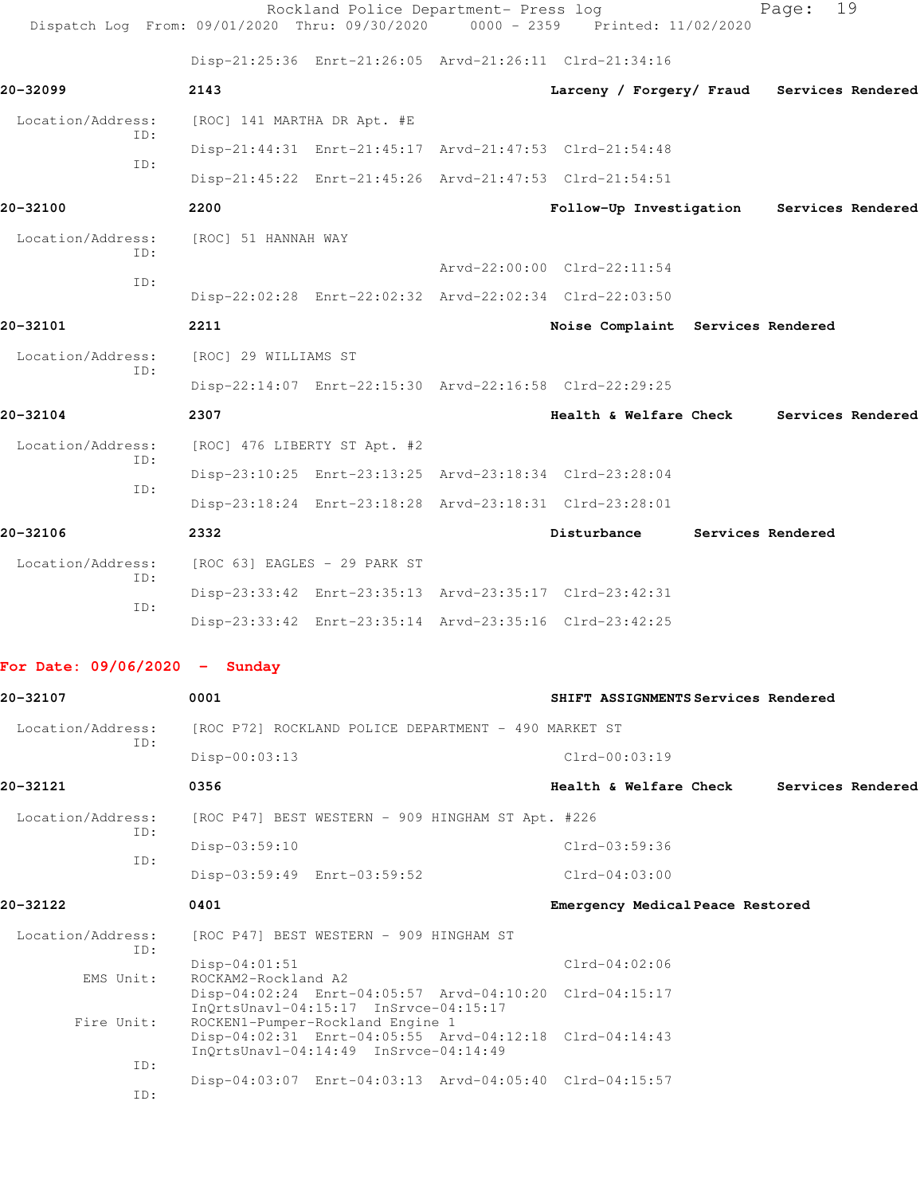Disp-21:25:36 Enrt-21:26:05 Arvd-21:26:11 Clrd-21:34:16

**20-32099** 2143 **Larceny / Forgery/ Fraud** **Services Rendered**

Location/Address: [ROC] 141 MARTHA DR Apt. #E
ID: Disp-21:44:31 Enrt-21:45:17 Arvd-21:47:53 Clrd-21:54:48
ID: Disp-21:45:22 Enrt-21:45:26 Arvd-21:47:53 Clrd-21:54:51

**20-32100** 2200 **Follow-Up Investigation** **Services Rendered**

Location/Address: [ROC] 51 HANNAH WAY
ID: Arvd-22:00:00 Clrd-22:11:54
ID: Disp-22:02:28 Enrt-22:02:32 Arvd-22:02:34 Clrd-22:03:50

**20-32101** 2211 **Noise Complaint** **Services Rendered**

Location/Address: [ROC] 29 WILLIAMS ST
ID: Disp-22:14:07 Enrt-22:15:30 Arvd-22:16:58 Clrd-22:29:25

**20-32104** 2307 **Health & Welfare Check** **Services Rendered**

Location/Address: [ROC] 476 LIBERTY ST Apt. #2
ID: Disp-23:10:25 Enrt-23:13:25 Arvd-23:18:34 Clrd-23:28:04
ID: Disp-23:18:24 Enrt-23:18:28 Arvd-23:18:31 Clrd-23:28:01

**20-32106** 2332 **Disturbance** **Services Rendered**

Location/Address: [ROC 63] EAGLES - 29 PARK ST
ID: Disp-23:33:42 Enrt-23:35:13 Arvd-23:35:17 Clrd-23:42:31
ID: Disp-23:33:42 Enrt-23:35:14 Arvd-23:35:16 Clrd-23:42:25

## For Date: 09/06/2020 - Sunday

**20-32107** 0001 **SHIFT ASSIGNMENTS** **Services Rendered**

Location/Address: [ROC P72] ROCKLAND POLICE DEPARTMENT - 490 MARKET ST
ID: Disp-00:03:13 Clrd-00:03:19

**20-32121** 0356 **Health & Welfare Check** **Services Rendered**

Location/Address: [ROC P47] BEST WESTERN - 909 HINGHAM ST Apt. #226
ID: Disp-03:59:10 Clrd-03:59:36
ID: Disp-03:59:49 Enrt-03:59:52 Clrd-04:03:00

**20-32122** 0401 **Emergency Medical** **Peace Restored**

Location/Address: [ROC P47] BEST WESTERN - 909 HINGHAM ST
ID: Disp-04:01:51 Clrd-04:02:06
EMS Unit: ROCKAM2-Rockland A2
Disp-04:02:24 Enrt-04:05:57 Arvd-04:10:20 Clrd-04:15:17
InQrtsUnavl-04:15:17 InSrvce-04:15:17
Fire Unit: ROCKEN1-Pumper-Rockland Engine 1
Disp-04:02:31 Enrt-04:05:55 Arvd-04:12:18 Clrd-04:14:43
InQrtsUnavl-04:14:49 InSrvce-04:14:49
ID: Disp-04:03:07 Enrt-04:03:13 Arvd-04:05:40 Clrd-04:15:57
ID: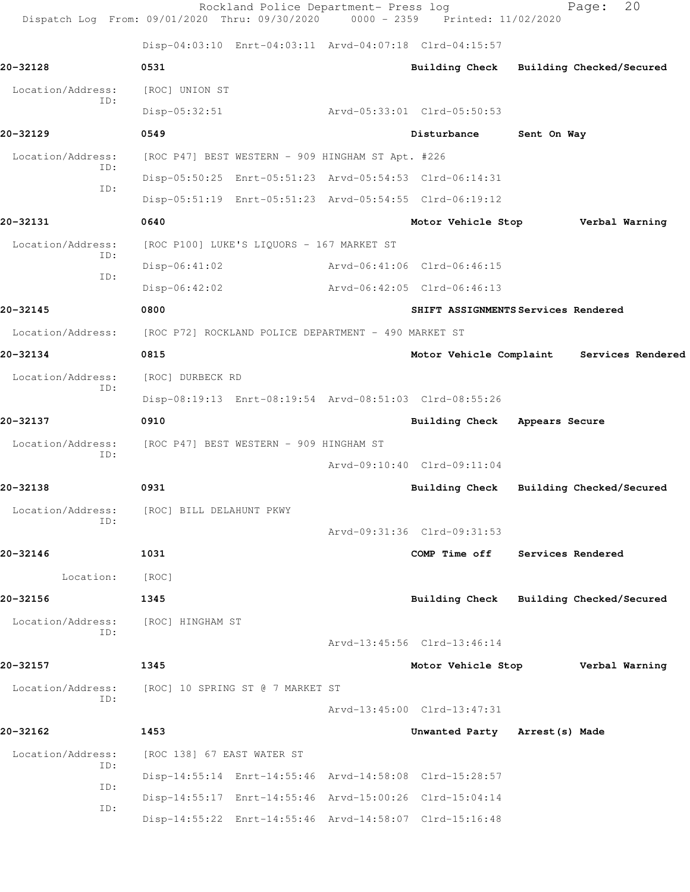Disp-04:03:10 Enrt-04:03:11 Arvd-04:07:18 Clrd-04:15:57

**20-32128** **0531** **Building Check** **Building Checked/Secured**

Location/Address: [ROC] UNION ST
ID: Disp-05:32:51 Arvd-05:33:01 Clrd-05:50:53

**20-32129** **0549** **Disturbance** **Sent On Way**

Location/Address: [ROC P47] BEST WESTERN - 909 HINGHAM ST Apt. #226
ID: Disp-05:50:25 Enrt-05:51:23 Arvd-05:54:53 Clrd-06:14:31
ID: Disp-05:51:19 Enrt-05:51:23 Arvd-05:54:55 Clrd-06:19:12

**20-32131** **0640** **Motor Vehicle Stop** **Verbal Warning**

Location/Address: [ROC P100] LUKE'S LIQUORS - 167 MARKET ST
ID: Disp-06:41:02 Arvd-06:41:06 Clrd-06:46:15
ID: Disp-06:42:02 Arvd-06:42:05 Clrd-06:46:13

**20-32145** **0800** **SHIFT ASSIGNMENTS** **Services Rendered**

Location/Address: [ROC P72] ROCKLAND POLICE DEPARTMENT - 490 MARKET ST

**20-32134** **0815** **Motor Vehicle Complaint** **Services Rendered**

Location/Address: [ROC] DURBECK RD
ID: Disp-08:19:13 Enrt-08:19:54 Arvd-08:51:03 Clrd-08:55:26

**20-32137** **0910** **Building Check** **Appears Secure**

Location/Address: [ROC P47] BEST WESTERN - 909 HINGHAM ST
ID: Arvd-09:10:40 Clrd-09:11:04

**20-32138** **0931** **Building Check** **Building Checked/Secured**

Location/Address: [ROC] BILL DELAHUNT PKWY
ID: Arvd-09:31:36 Clrd-09:31:53

**20-32146** **1031** **COMP Time off** **Services Rendered**

Location: [ROC]

**20-32156** **1345** **Building Check** **Building Checked/Secured**

Location/Address: [ROC] HINGHAM ST
ID: Arvd-13:45:56 Clrd-13:46:14

**20-32157** **1345** **Motor Vehicle Stop** **Verbal Warning**

Location/Address: [ROC] 10 SPRING ST @ 7 MARKET ST
ID: Arvd-13:45:00 Clrd-13:47:31

**20-32162** **1453** **Unwanted Party** **Arrest(s) Made**

Location/Address: [ROC 138] 67 EAST WATER ST
ID: Disp-14:55:14 Enrt-14:55:46 Arvd-14:58:08 Clrd-15:28:57
ID: Disp-14:55:17 Enrt-14:55:46 Arvd-15:00:26 Clrd-15:04:14
ID: Disp-14:55:22 Enrt-14:55:46 Arvd-14:58:07 Clrd-15:16:48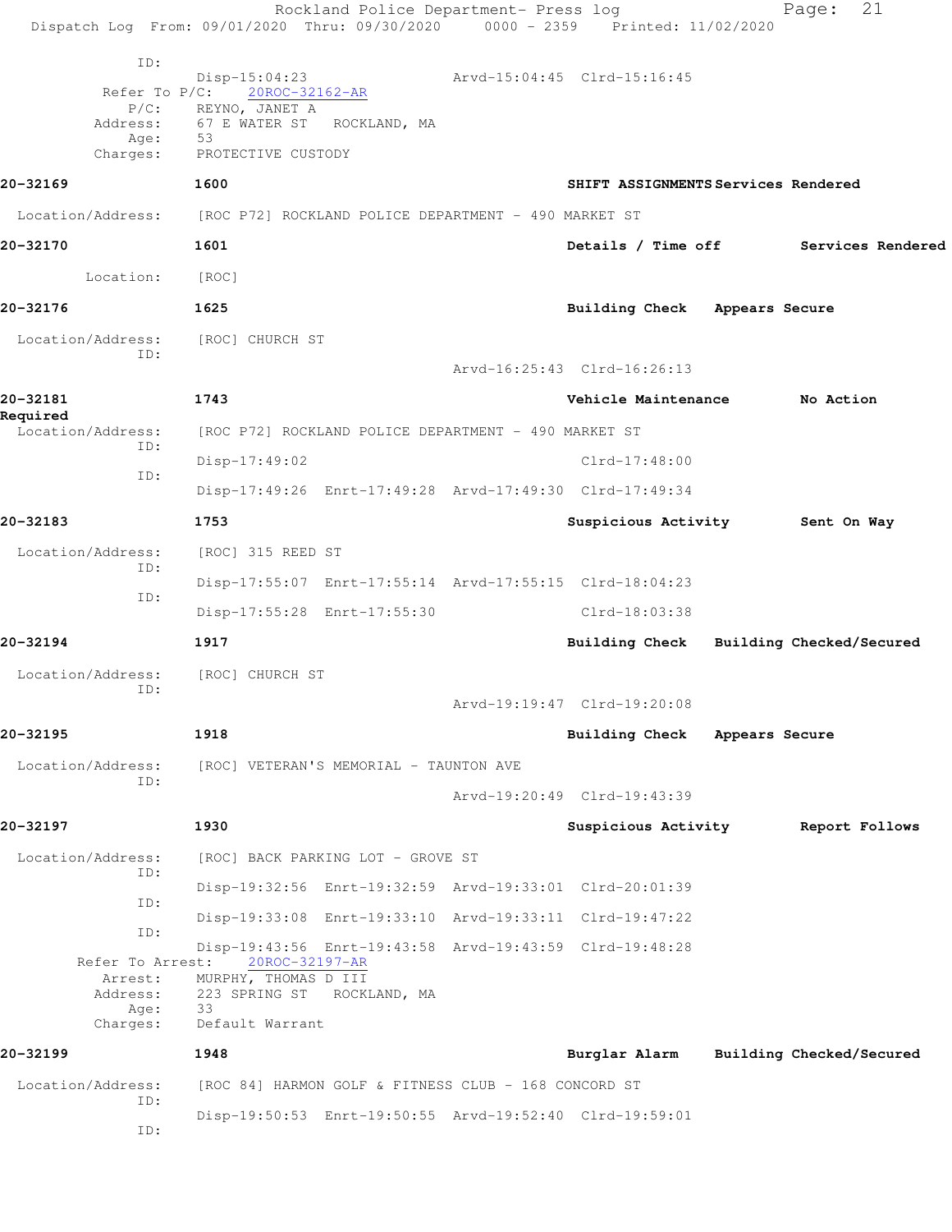ID:
Disp-15:04:23 Arvd-15:04:45 Clrd-15:16:45
Refer To P/C: 20ROC-32162-AR
P/C: REYNO, JANET A
Address: 67 E WATER ST ROCKLAND, MA
Age: 53
Charges: PROTECTIVE CUSTODY

**20-32169** **1600** **SHIFT ASSIGNMENTS Services Rendered**

Location/Address: [ROC P72] ROCKLAND POLICE DEPARTMENT - 490 MARKET ST

**20-32170** **1601** **Details / Time off Services Rendered**

Location: [ROC]

**20-32176** **1625** **Building Check Appears Secure**

Location/Address: [ROC] CHURCH ST
ID:
Arvd-16:25:43 Clrd-16:26:13

**20-32181** **1743** **Vehicle Maintenance No Action Required**

Location/Address: [ROC P72] ROCKLAND POLICE DEPARTMENT - 490 MARKET ST
ID:
Disp-17:49:02 Clrd-17:48:00
ID:
Disp-17:49:26 Enrt-17:49:28 Arvd-17:49:30 Clrd-17:49:34

**20-32183** **1753** **Suspicious Activity Sent On Way**

Location/Address: [ROC] 315 REED ST
ID:
Disp-17:55:07 Enrt-17:55:14 Arvd-17:55:15 Clrd-18:04:23
ID:
Disp-17:55:28 Enrt-17:55:30 Clrd-18:03:38

**20-32194** **1917** **Building Check Building Checked/Secured**

Location/Address: [ROC] CHURCH ST
ID:
Arvd-19:19:47 Clrd-19:20:08

**20-32195** **1918** **Building Check Appears Secure**

Location/Address: [ROC] VETERAN'S MEMORIAL - TAUNTON AVE
ID:
Arvd-19:20:49 Clrd-19:43:39

**20-32197** **1930** **Suspicious Activity Report Follows**

Location/Address: [ROC] BACK PARKING LOT - GROVE ST
ID:
Disp-19:32:56 Enrt-19:32:59 Arvd-19:33:01 Clrd-20:01:39
ID:
Disp-19:33:08 Enrt-19:33:10 Arvd-19:33:11 Clrd-19:47:22
ID:
Disp-19:43:56 Enrt-19:43:58 Arvd-19:43:59 Clrd-19:48:28
Refer To Arrest: 20ROC-32197-AR
Arrest: MURPHY, THOMAS D III
Address: 223 SPRING ST ROCKLAND, MA
Age: 33
Charges: Default Warrant

**20-32199** **1948** **Burglar Alarm Building Checked/Secured**

Location/Address: [ROC 84] HARMON GOLF & FITNESS CLUB - 168 CONCORD ST
ID:
Disp-19:50:53 Enrt-19:50:55 Arvd-19:52:40 Clrd-19:59:01
ID: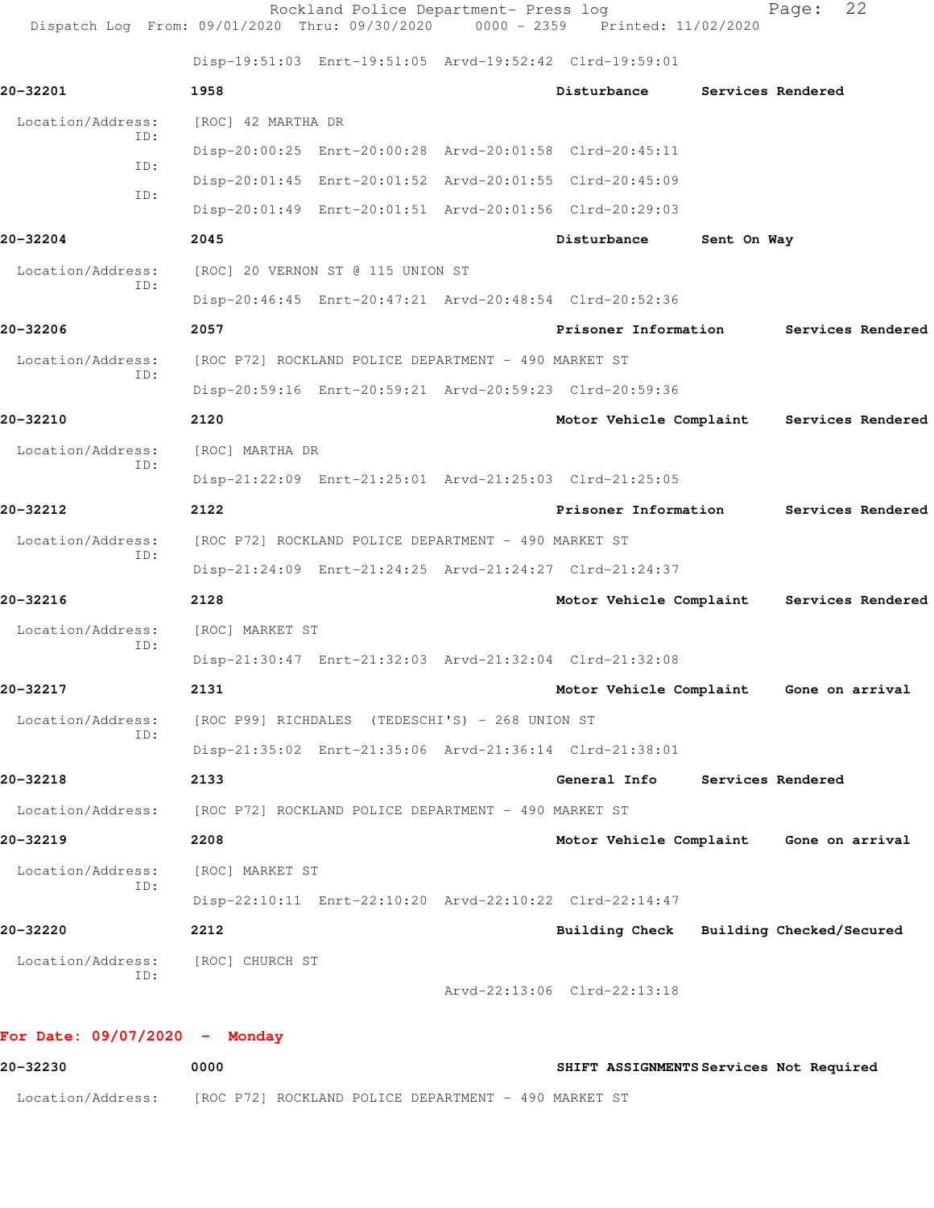Disp-19:51:03 Enrt-19:51:05 Arvd-19:52:42 Clrd-19:59:01

**20-32201** 1958 **Disturbance** **Services Rendered**

Location/Address: [ROC] 42 MARTHA DR
ID: Disp-20:00:25 Enrt-20:00:28 Arvd-20:01:58 Clrd-20:45:11
ID: Disp-20:01:45 Enrt-20:01:52 Arvd-20:01:55 Clrd-20:45:09
ID: Disp-20:01:49 Enrt-20:01:51 Arvd-20:01:56 Clrd-20:29:03

**20-32204** 2045 **Disturbance** **Sent On Way**

Location/Address: [ROC] 20 VERNON ST @ 115 UNION ST
ID: Disp-20:46:45 Enrt-20:47:21 Arvd-20:48:54 Clrd-20:52:36

**20-32206** 2057 **Prisoner Information** **Services Rendered**

Location/Address: [ROC P72] ROCKLAND POLICE DEPARTMENT - 490 MARKET ST
ID: Disp-20:59:16 Enrt-20:59:21 Arvd-20:59:23 Clrd-20:59:36

**20-32210** 2120 **Motor Vehicle Complaint** **Services Rendered**

Location/Address: [ROC] MARTHA DR
ID: Disp-21:22:09 Enrt-21:25:01 Arvd-21:25:03 Clrd-21:25:05

**20-32212** 2122 **Prisoner Information** **Services Rendered**

Location/Address: [ROC P72] ROCKLAND POLICE DEPARTMENT - 490 MARKET ST
ID: Disp-21:24:09 Enrt-21:24:25 Arvd-21:24:27 Clrd-21:24:37

**20-32216** 2128 **Motor Vehicle Complaint** **Services Rendered**

Location/Address: [ROC] MARKET ST
ID: Disp-21:30:47 Enrt-21:32:03 Arvd-21:32:04 Clrd-21:32:08

**20-32217** 2131 **Motor Vehicle Complaint** **Gone on arrival**

Location/Address: [ROC P99] RICHDALES (TEDESCHI'S) - 268 UNION ST
ID: Disp-21:35:02 Enrt-21:35:06 Arvd-21:36:14 Clrd-21:38:01

**20-32218** 2133 **General Info** **Services Rendered**

Location/Address: [ROC P72] ROCKLAND POLICE DEPARTMENT - 490 MARKET ST

**20-32219** 2208 **Motor Vehicle Complaint** **Gone on arrival**

Location/Address: [ROC] MARKET ST
ID: Disp-22:10:11 Enrt-22:10:20 Arvd-22:10:22 Clrd-22:14:47

**20-32220** 2212 **Building Check** **Building Checked/Secured**

Location/Address: [ROC] CHURCH ST
ID: Arvd-22:13:06 Clrd-22:13:18

## For Date: 09/07/2020 - Monday

**20-32230** 0000 **SHIFT ASSIGNMENTS** **Services Not Required**

Location/Address: [ROC P72] ROCKLAND POLICE DEPARTMENT - 490 MARKET ST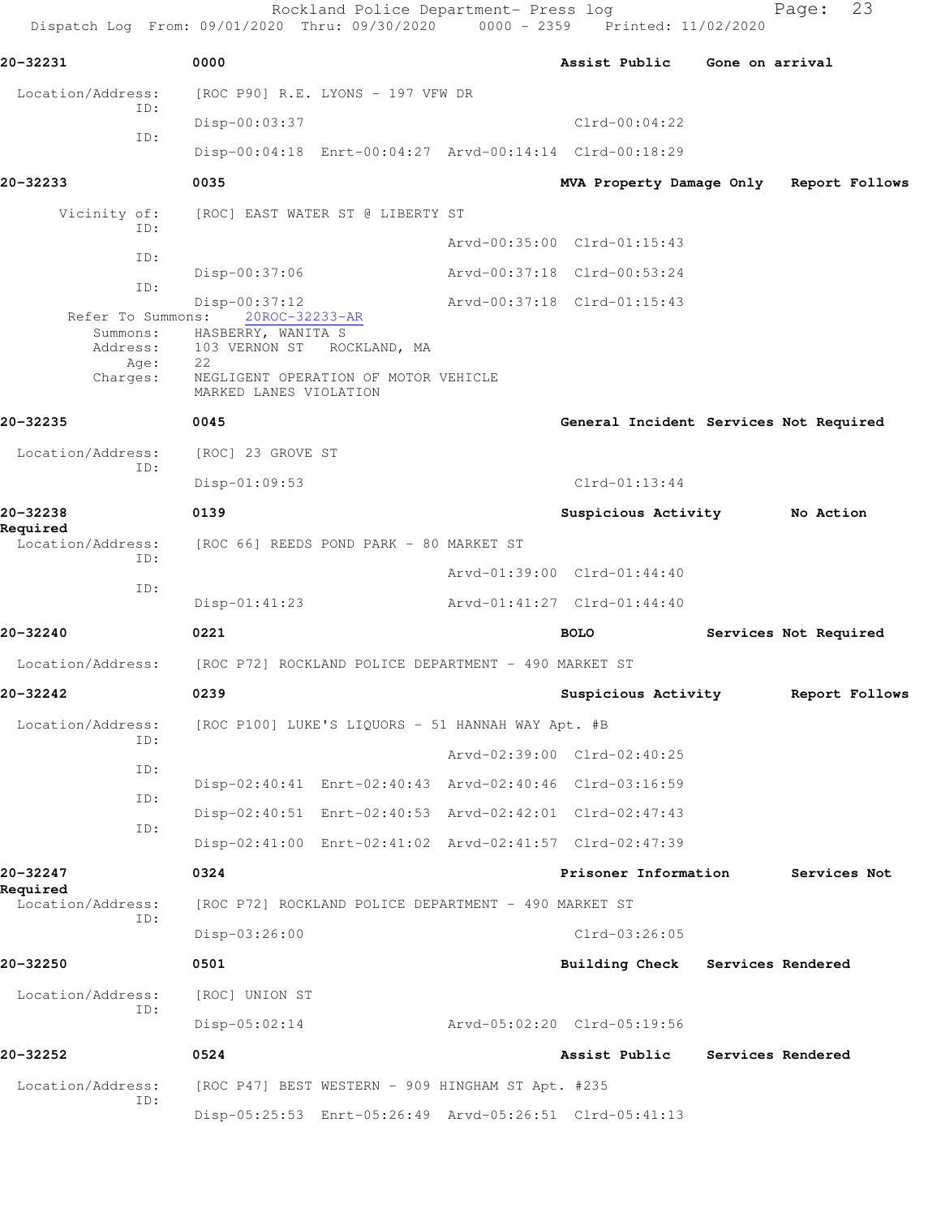**20-32231** 0000 **Assist Public** **Gone on arrival**

Location/Address: [ROC P90] R.E. LYONS - 197 VFW DR

ID: Disp-00:03:37 Clrd-00:04:22

ID: Disp-00:04:18 Enrt-00:04:27 Arvd-00:14:14 Clrd-00:18:29

**20-32233** 0035 **MVA Property Damage Only** **Report Follows**

Vicinity of: [ROC] EAST WATER ST @ LIBERTY ST

ID: Arvd-00:35:00 Clrd-01:15:43

ID: Disp-00:37:06 Arvd-00:37:18 Clrd-00:53:24

ID: Disp-00:37:12 Arvd-00:37:18 Clrd-01:15:43

Refer To Summons: 20ROC-32233-AR

Summons: HASBERRY, WANITA S

Address: 103 VERNON ST ROCKLAND, MA

Age: 22

Charges: NEGLIGENT OPERATION OF MOTOR VEHICLE
MARKED LANES VIOLATION

**20-32235** 0045 **General Incident** **Services Not Required**

Location/Address: [ROC] 23 GROVE ST

ID: Disp-01:09:53 Clrd-01:13:44

**20-32238** 0139 **Suspicious Activity** **No Action Required**

Location/Address: [ROC 66] REEDS POND PARK - 80 MARKET ST

ID: Arvd-01:39:00 Clrd-01:44:40

ID: Disp-01:41:23 Arvd-01:41:27 Clrd-01:44:40

**20-32240** 0221 **BOLO** **Services Not Required**

Location/Address: [ROC P72] ROCKLAND POLICE DEPARTMENT - 490 MARKET ST

**20-32242** 0239 **Suspicious Activity** **Report Follows**

Location/Address: [ROC P100] LUKE'S LIQUORS - 51 HANNAH WAY Apt. #B

ID: Arvd-02:39:00 Clrd-02:40:25

ID: Disp-02:40:41 Enrt-02:40:43 Arvd-02:40:46 Clrd-03:16:59

ID: Disp-02:40:51 Enrt-02:40:53 Arvd-02:42:01 Clrd-02:47:43

ID: Disp-02:41:00 Enrt-02:41:02 Arvd-02:41:57 Clrd-02:47:39

**20-32247** 0324 **Prisoner Information** **Services Not Required**

Location/Address: [ROC P72] ROCKLAND POLICE DEPARTMENT - 490 MARKET ST

ID: Disp-03:26:00 Clrd-03:26:05

**20-32250** 0501 **Building Check** **Services Rendered**

Location/Address: [ROC] UNION ST

ID: Disp-05:02:14 Arvd-05:02:20 Clrd-05:19:56

**20-32252** 0524 **Assist Public** **Services Rendered**

Location/Address: [ROC P47] BEST WESTERN - 909 HINGHAM ST Apt. #235

ID: Disp-05:25:53 Enrt-05:26:49 Arvd-05:26:51 Clrd-05:41:13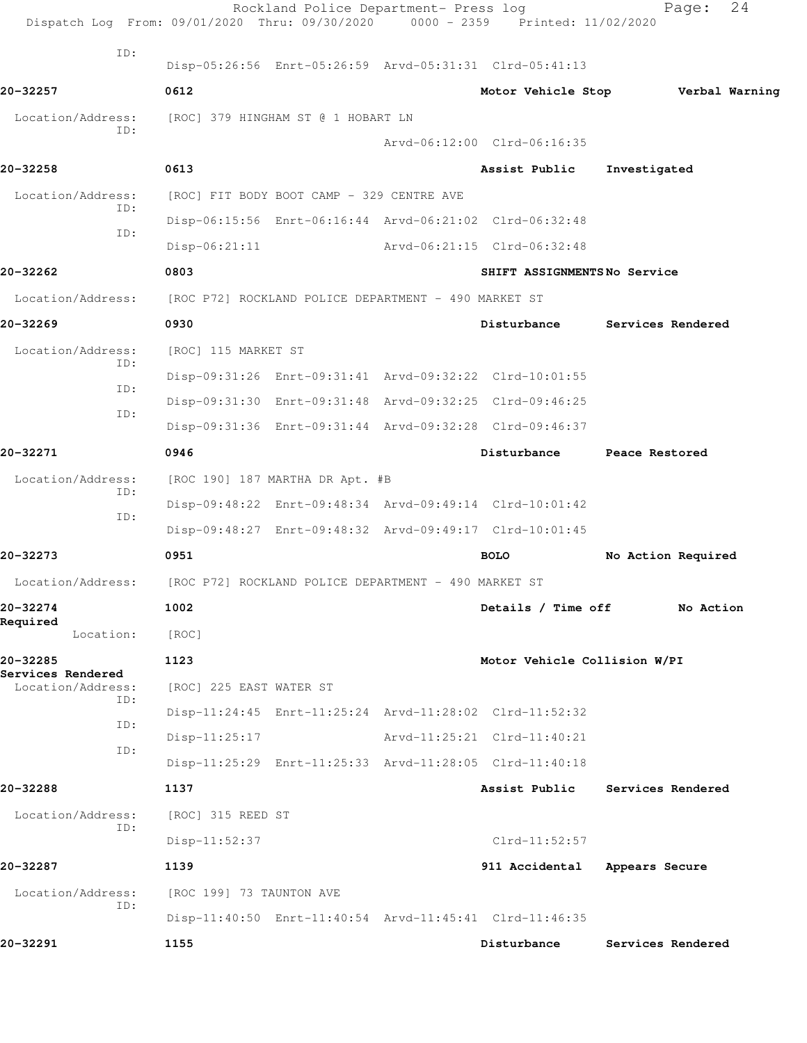ID:
Disp-05:26:56 Enrt-05:26:59 Arvd-05:31:31 Clrd-05:41:13

**20-32257** 0612 **Motor Vehicle Stop** **Verbal Warning**

Location/Address: [ROC] 379 HINGHAM ST @ 1 HOBART LN
ID:
Arvd-06:12:00 Clrd-06:16:35

**20-32258** 0613 **Assist Public** **Investigated**

Location/Address: [ROC] FIT BODY BOOT CAMP - 329 CENTRE AVE
ID:
Disp-06:15:56 Enrt-06:16:44 Arvd-06:21:02 Clrd-06:32:48
ID:
Disp-06:21:11 Arvd-06:21:15 Clrd-06:32:48

**20-32262** 0803 **SHIFT ASSIGNMENTS** **No Service**

Location/Address: [ROC P72] ROCKLAND POLICE DEPARTMENT - 490 MARKET ST

**20-32269** 0930 **Disturbance** **Services Rendered**

Location/Address: [ROC] 115 MARKET ST
ID:
Disp-09:31:26 Enrt-09:31:41 Arvd-09:32:22 Clrd-10:01:55
ID:
Disp-09:31:30 Enrt-09:31:48 Arvd-09:32:25 Clrd-09:46:25
ID:
Disp-09:31:36 Enrt-09:31:44 Arvd-09:32:28 Clrd-09:46:37

**20-32271** 0946 **Disturbance** **Peace Restored**

Location/Address: [ROC 190] 187 MARTHA DR Apt. #B
ID:
Disp-09:48:22 Enrt-09:48:34 Arvd-09:49:14 Clrd-10:01:42
ID:
Disp-09:48:27 Enrt-09:48:32 Arvd-09:49:17 Clrd-10:01:45

**20-32273** 0951 **BOLO** **No Action Required**

Location/Address: [ROC P72] ROCKLAND POLICE DEPARTMENT - 490 MARKET ST

**20-32274** 1002 **Details / Time off** **No Action Required**

Location: [ROC]

**20-32285** 1123 **Motor Vehicle Collision W/PI** **Services Rendered**

Location/Address: [ROC] 225 EAST WATER ST
ID:
Disp-11:24:45 Enrt-11:25:24 Arvd-11:28:02 Clrd-11:52:32
ID:
Disp-11:25:17 Arvd-11:25:21 Clrd-11:40:21
ID:
Disp-11:25:29 Enrt-11:25:33 Arvd-11:28:05 Clrd-11:40:18

**20-32288** 1137 **Assist Public** **Services Rendered**

Location/Address: [ROC] 315 REED ST
ID:
Disp-11:52:37 Clrd-11:52:57

**20-32287** 1139 **911 Accidental** **Appears Secure**

Location/Address: [ROC 199] 73 TAUNTON AVE
ID:
Disp-11:40:50 Enrt-11:40:54 Arvd-11:45:41 Clrd-11:46:35

**20-32291** 1155 **Disturbance** **Services Rendered**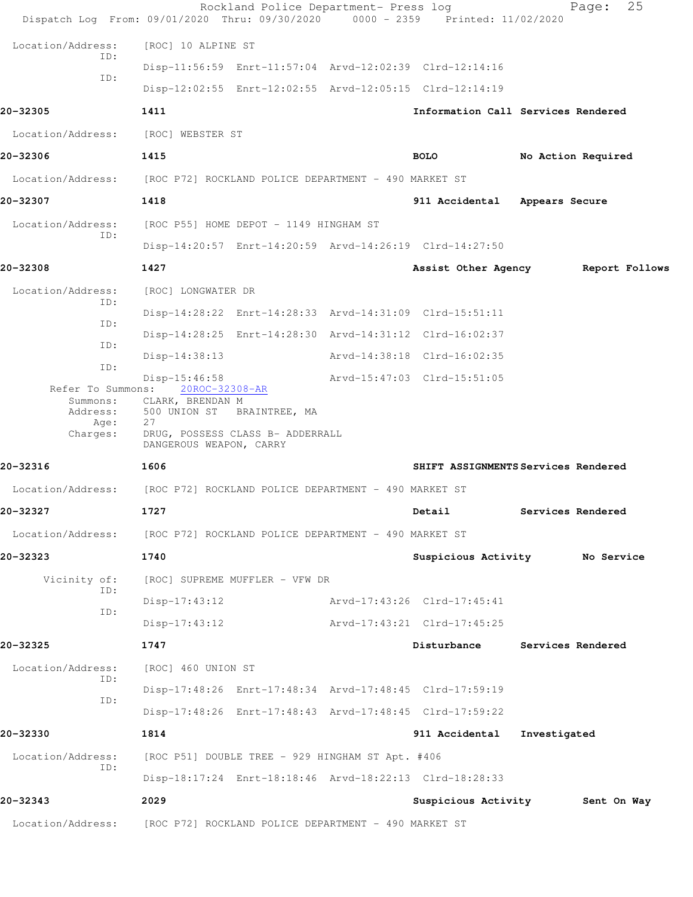Location/Address: [ROC] 10 ALPINE ST

ID:
Disp-11:56:59 Enrt-11:57:04 Arvd-12:02:39 Clrd-12:14:16

ID:
Disp-12:02:55 Enrt-12:02:55 Arvd-12:05:15 Clrd-12:14:19

**20-32305** 1411 Information Call Services Rendered

Location/Address: [ROC] WEBSTER ST

**20-32306** 1415 BOLO No Action Required

Location/Address: [ROC P72] ROCKLAND POLICE DEPARTMENT - 490 MARKET ST

**20-32307** 1418 911 Accidental Appears Secure

Location/Address: [ROC P55] HOME DEPOT - 1149 HINGHAM ST

ID:
Disp-14:20:57 Enrt-14:20:59 Arvd-14:26:19 Clrd-14:27:50

**20-32308** 1427 Assist Other Agency Report Follows

Location/Address: [ROC] LONGWATER DR

ID:
Disp-14:28:22 Enrt-14:28:33 Arvd-14:31:09 Clrd-15:51:11

ID:
Disp-14:28:25 Enrt-14:28:30 Arvd-14:31:12 Clrd-16:02:37

ID:
Disp-14:38:13 Arvd-14:38:18 Clrd-16:02:35

ID:
Disp-15:46:58 Arvd-15:47:03 Clrd-15:51:05

Refer To Summons: 20ROC-32308-AR

Summons: CLARK, BRENDAN M

Address: 500 UNION ST BRAINTREE, MA

Age: 27

Charges: DRUG, POSSESS CLASS B- ADDERRALL
DANGEROUS WEAPON, CARRY

**20-32316** 1606 SHIFT ASSIGNMENTS Services Rendered

Location/Address: [ROC P72] ROCKLAND POLICE DEPARTMENT - 490 MARKET ST

**20-32327** 1727 Detail Services Rendered

Location/Address: [ROC P72] ROCKLAND POLICE DEPARTMENT - 490 MARKET ST

**20-32323** 1740 Suspicious Activity No Service

Vicinity of: [ROC] SUPREME MUFFLER - VFW DR

ID:
Disp-17:43:12 Arvd-17:43:26 Clrd-17:45:41

ID:
Disp-17:43:12 Arvd-17:43:21 Clrd-17:45:25

**20-32325** 1747 Disturbance Services Rendered

Location/Address: [ROC] 460 UNION ST

ID:
Disp-17:48:26 Enrt-17:48:34 Arvd-17:48:45 Clrd-17:59:19

ID:
Disp-17:48:26 Enrt-17:48:43 Arvd-17:48:45 Clrd-17:59:22

**20-32330** 1814 911 Accidental Investigated

Location/Address: [ROC P51] DOUBLE TREE - 929 HINGHAM ST Apt. #406

ID:
Disp-18:17:24 Enrt-18:18:46 Arvd-18:22:13 Clrd-18:28:33

**20-32343** 2029 Suspicious Activity Sent On Way

Location/Address: [ROC P72] ROCKLAND POLICE DEPARTMENT - 490 MARKET ST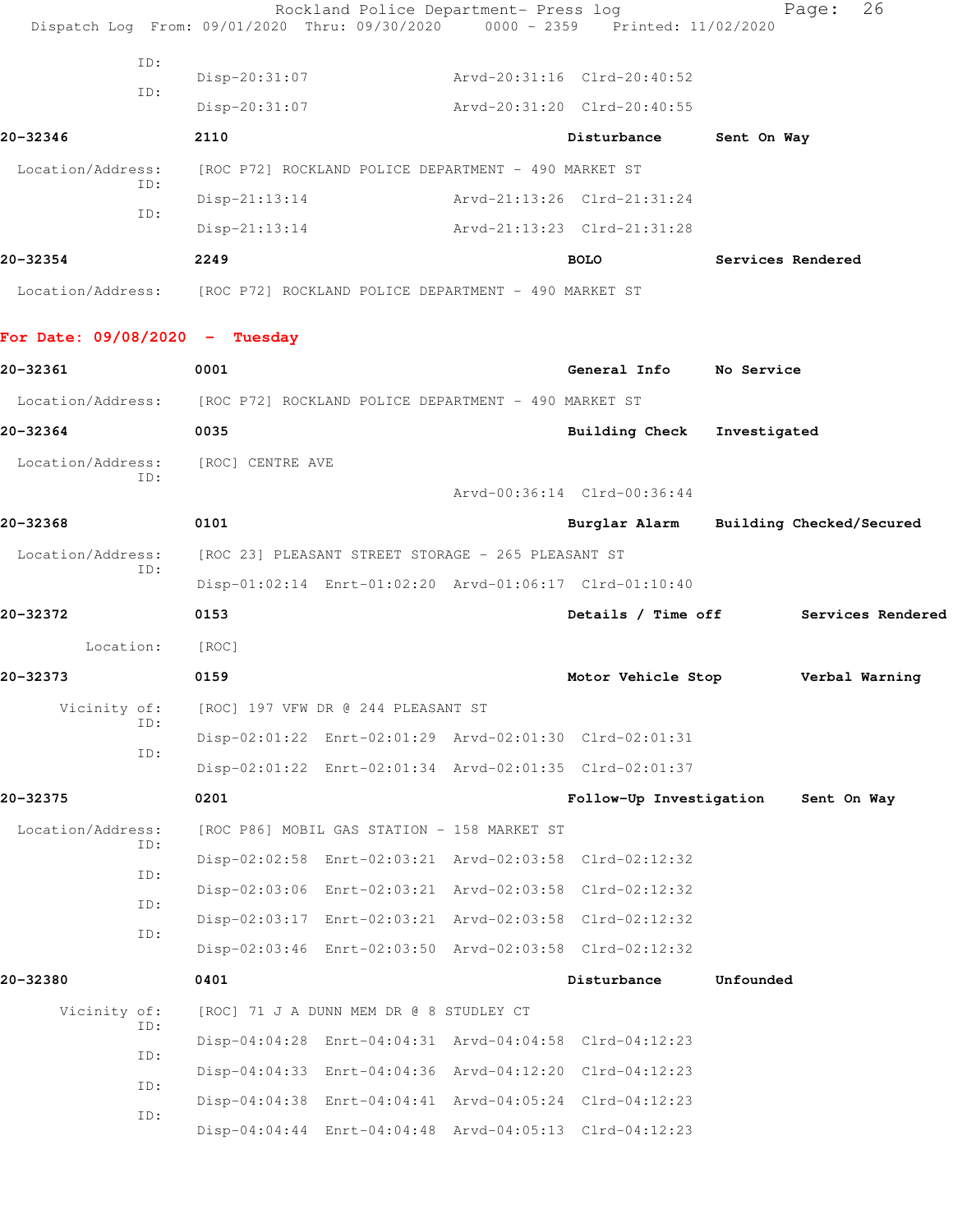ID: Disp-20:31:07 Arvd-20:31:16 Clrd-20:40:52

ID: Disp-20:31:07 Arvd-20:31:20 Clrd-20:40:55

**20-32346** **2110** **Disturbance** **Sent On Way**

Location/Address: [ROC P72] ROCKLAND POLICE DEPARTMENT - 490 MARKET ST

ID: Disp-21:13:14 Arvd-21:13:26 Clrd-21:31:24

ID: Disp-21:13:14 Arvd-21:13:23 Clrd-21:31:28

**20-32354** **2249** **BOLO** **Services Rendered**

Location/Address: [ROC P72] ROCKLAND POLICE DEPARTMENT - 490 MARKET ST

**For Date: 09/08/2020 - Tuesday**

**20-32361** **0001** **General Info** **No Service**

Location/Address: [ROC P72] ROCKLAND POLICE DEPARTMENT - 490 MARKET ST

**20-32364** **0035** **Building Check** **Investigated**

Location/Address: [ROC] CENTRE AVE

ID: Arvd-00:36:14 Clrd-00:36:44

**20-32368** **0101** **Burglar Alarm** **Building Checked/Secured**

Location/Address: [ROC 23] PLEASANT STREET STORAGE - 265 PLEASANT ST

ID: Disp-01:02:14 Enrt-01:02:20 Arvd-01:06:17 Clrd-01:10:40

**20-32372** **0153** **Details / Time off** **Services Rendered**

Location: [ROC]

**20-32373** **0159** **Motor Vehicle Stop** **Verbal Warning**

Vicinity of: [ROC] 197 VFW DR @ 244 PLEASANT ST

ID: Disp-02:01:22 Enrt-02:01:29 Arvd-02:01:30 Clrd-02:01:31

ID: Disp-02:01:22 Enrt-02:01:34 Arvd-02:01:35 Clrd-02:01:37

**20-32375** **0201** **Follow-Up Investigation** **Sent On Way**

Location/Address: [ROC P86] MOBIL GAS STATION - 158 MARKET ST

ID: Disp-02:02:58 Enrt-02:03:21 Arvd-02:03:58 Clrd-02:12:32

ID: Disp-02:03:06 Enrt-02:03:21 Arvd-02:03:58 Clrd-02:12:32

ID: Disp-02:03:17 Enrt-02:03:21 Arvd-02:03:58 Clrd-02:12:32

ID: Disp-02:03:46 Enrt-02:03:50 Arvd-02:03:58 Clrd-02:12:32

**20-32380** **0401** **Disturbance** **Unfounded**

Vicinity of: [ROC] 71 J A DUNN MEM DR @ 8 STUDLEY CT

ID: Disp-04:04:28 Enrt-04:04:31 Arvd-04:04:58 Clrd-04:12:23

ID: Disp-04:04:33 Enrt-04:04:36 Arvd-04:12:20 Clrd-04:12:23

ID: Disp-04:04:38 Enrt-04:04:41 Arvd-04:05:24 Clrd-04:12:23

ID: Disp-04:04:44 Enrt-04:04:48 Arvd-04:05:13 Clrd-04:12:23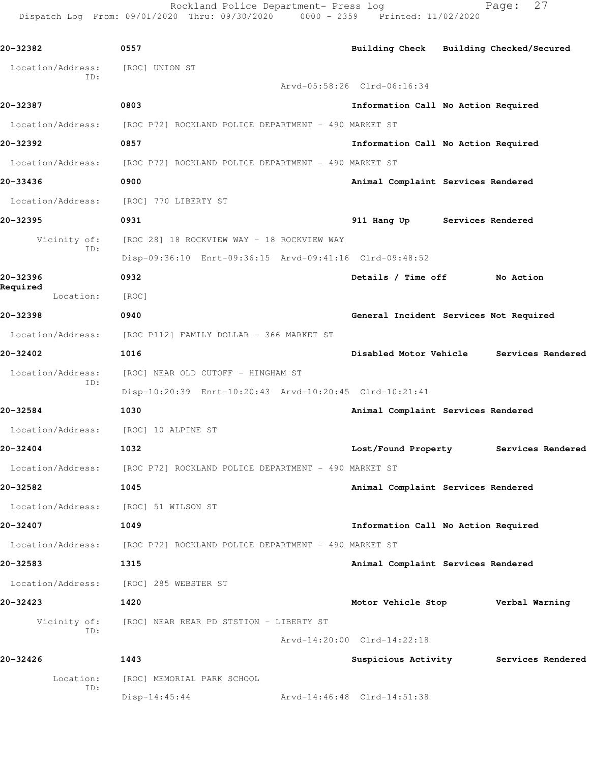20-32382 0557 Building Check Building Checked/Secured

Location/Address: [ROC] UNION ST
ID:
Arvd-05:58:26 Clrd-06:16:34

20-32387 0803 Information Call No Action Required

Location/Address: [ROC P72] ROCKLAND POLICE DEPARTMENT - 490 MARKET ST

20-32392 0857 Information Call No Action Required

Location/Address: [ROC P72] ROCKLAND POLICE DEPARTMENT - 490 MARKET ST

20-33436 0900 Animal Complaint Services Rendered

Location/Address: [ROC] 770 LIBERTY ST

20-32395 0931 911 Hang Up Services Rendered

Vicinity of: [ROC 28] 18 ROCKVIEW WAY - 18 ROCKVIEW WAY
ID:
Disp-09:36:10 Enrt-09:36:15 Arvd-09:41:16 Clrd-09:48:52

20-32396 0932 Details / Time off No Action Required

Location: [ROC]

20-32398 0940 General Incident Services Not Required

Location/Address: [ROC P112] FAMILY DOLLAR - 366 MARKET ST

20-32402 1016 Disabled Motor Vehicle Services Rendered

Location/Address: [ROC] NEAR OLD CUTOFF - HINGHAM ST
ID:
Disp-10:20:39 Enrt-10:20:43 Arvd-10:20:45 Clrd-10:21:41

20-32584 1030 Animal Complaint Services Rendered

Location/Address: [ROC] 10 ALPINE ST

20-32404 1032 Lost/Found Property Services Rendered

Location/Address: [ROC P72] ROCKLAND POLICE DEPARTMENT - 490 MARKET ST

20-32582 1045 Animal Complaint Services Rendered

Location/Address: [ROC] 51 WILSON ST

20-32407 1049 Information Call No Action Required

Location/Address: [ROC P72] ROCKLAND POLICE DEPARTMENT - 490 MARKET ST

20-32583 1315 Animal Complaint Services Rendered

Location/Address: [ROC] 285 WEBSTER ST

20-32423 1420 Motor Vehicle Stop Verbal Warning

Vicinity of: [ROC] NEAR REAR PD STSTION - LIBERTY ST
ID:
Arvd-14:20:00 Clrd-14:22:18

20-32426 1443 Suspicious Activity Services Rendered

Location: [ROC] MEMORIAL PARK SCHOOL
ID:
Disp-14:45:44 Arvd-14:46:48 Clrd-14:51:38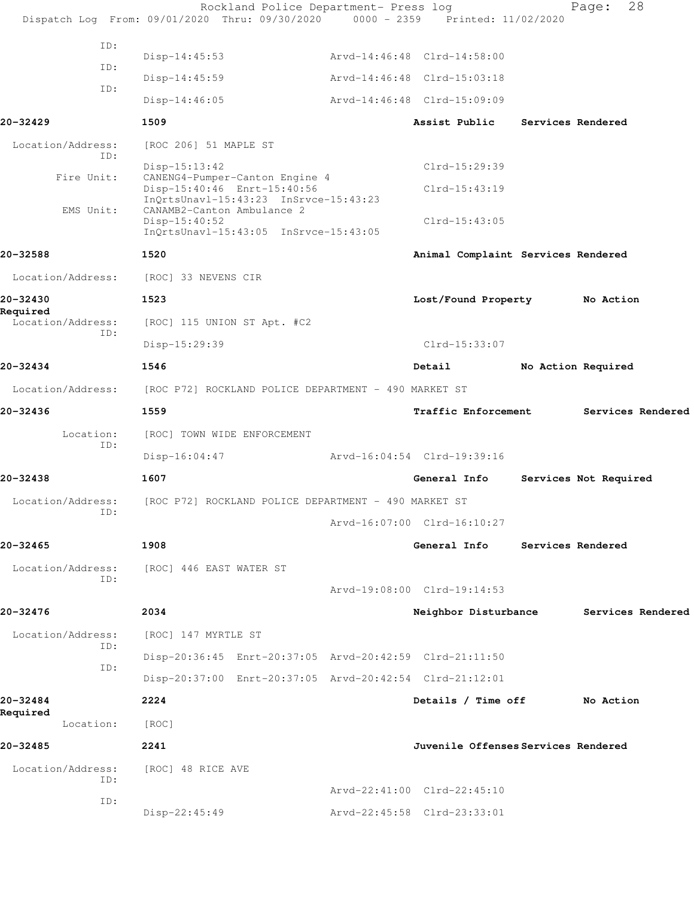```
ID:
                 Disp-14:45:53              Arvd-14:46:48  Clrd-14:58:00
ID:
                 Disp-14:45:59              Arvd-14:46:48  Clrd-15:03:18
ID:
                 Disp-14:46:05              Arvd-14:46:48  Clrd-15:09:09

20-32429         1509                                      Assist Public     Services Rendered

 Location/Address:   [ROC 206] 51 MAPLE ST
            ID:
                 Disp-15:13:42                             Clrd-15:29:39
      Fire Unit:  CANENG4-Pumper-Canton Engine 4
                 Disp-15:40:46  Enrt-15:40:56              Clrd-15:43:19
                 InQrtsUnavl-15:43:23  InSrvce-15:43:23
       EMS Unit:  CANAMB2-Canton Ambulance 2
                 Disp-15:40:52                             Clrd-15:43:05
                 InQrtsUnavl-15:43:05  InSrvce-15:43:05

20-32588         1520                                      Animal Complaint Services Rendered

 Location/Address:   [ROC] 33 NEVENS CIR

20-32430         1523                                      Lost/Found Property       No Action
Required
 Location/Address:   [ROC] 115 UNION ST Apt. #C2
            ID:
                 Disp-15:29:39                             Clrd-15:33:07

20-32434         1546                                      Detail            No Action Required

 Location/Address:   [ROC P72] ROCKLAND POLICE DEPARTMENT - 490 MARKET ST

20-32436         1559                                      Traffic Enforcement       Services Rendered

        Location:   [ROC] TOWN WIDE ENFORCEMENT
            ID:
                 Disp-16:04:47              Arvd-16:04:54  Clrd-19:39:16

20-32438         1607                                      General Info      Services Not Required

 Location/Address:   [ROC P72] ROCKLAND POLICE DEPARTMENT - 490 MARKET ST
            ID:
                                            Arvd-16:07:00  Clrd-16:10:27

20-32465         1908                                      General Info      Services Rendered

 Location/Address:   [ROC] 446 EAST WATER ST
            ID:
                                            Arvd-19:08:00  Clrd-19:14:53

20-32476         2034                                      Neighbor Disturbance      Services Rendered

 Location/Address:   [ROC] 147 MYRTLE ST
            ID:
                 Disp-20:36:45  Enrt-20:37:05  Arvd-20:42:59  Clrd-21:11:50
            ID:
                 Disp-20:37:00  Enrt-20:37:05  Arvd-20:42:54  Clrd-21:12:01

20-32484         2224                                      Details / Time off        No Action
Required
        Location:   [ROC]

20-32485         2241                                      Juvenile Offenses Services Rendered

 Location/Address:   [ROC] 48 RICE AVE
            ID:
                                            Arvd-22:41:00  Clrd-22:45:10
            ID:
                 Disp-22:45:49              Arvd-22:45:58  Clrd-23:33:01
```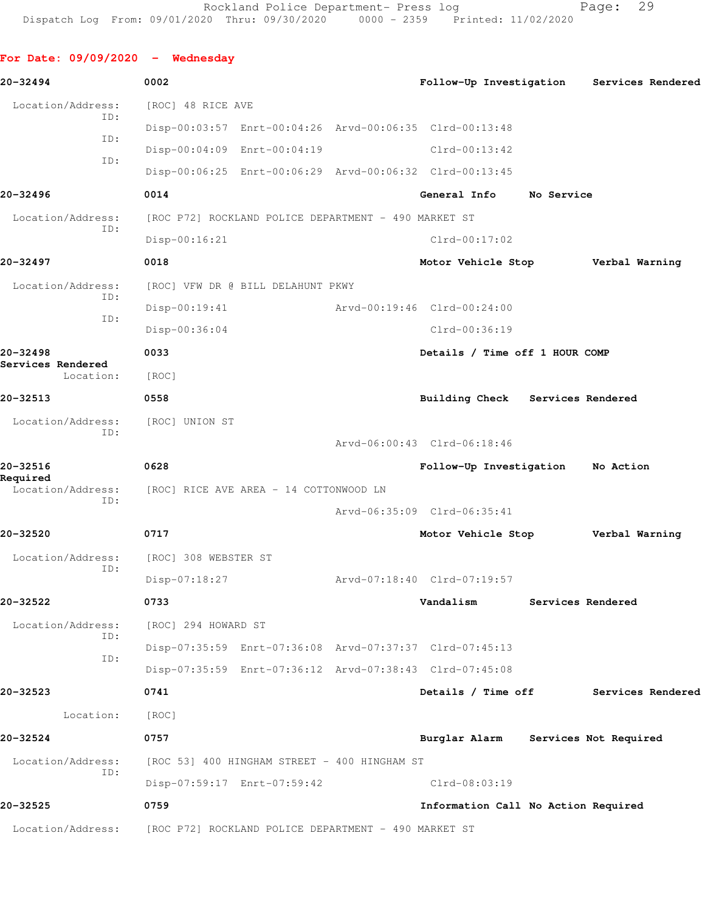Rockland Police Department- Press log
Dispatch Log From: 09/01/2020 Thru: 09/30/2020 0000 - 2359 Printed: 11/02/2020

## For Date: 09/09/2020 - Wednesday

**20-32494** 0002 **Follow-Up Investigation** **Services Rendered**

Location/Address: [ROC] 48 RICE AVE
ID: Disp-00:03:57 Enrt-00:04:26 Arvd-00:06:35 Clrd-00:13:48
ID: Disp-00:04:09 Enrt-00:04:19 Clrd-00:13:42
ID: Disp-00:06:25 Enrt-00:06:29 Arvd-00:06:32 Clrd-00:13:45

**20-32496** 0014 **General Info** **No Service**

Location/Address: [ROC P72] ROCKLAND POLICE DEPARTMENT - 490 MARKET ST
ID: Disp-00:16:21 Clrd-00:17:02

**20-32497** 0018 **Motor Vehicle Stop** **Verbal Warning**

Location/Address: [ROC] VFW DR @ BILL DELAHUNT PKWY
ID: Disp-00:19:41 Arvd-00:19:46 Clrd-00:24:00
ID: Disp-00:36:04 Clrd-00:36:19

**20-32498** 0033 **Details / Time off 1 HOUR COMP**
**Services Rendered**

Location: [ROC]

**20-32513** 0558 **Building Check** **Services Rendered**

Location/Address: [ROC] UNION ST
ID: Arvd-06:00:43 Clrd-06:18:46

**20-32516** 0628 **Follow-Up Investigation** **No Action Required**

Location/Address: [ROC] RICE AVE AREA - 14 COTTONWOOD LN
ID: Arvd-06:35:09 Clrd-06:35:41

**20-32520** 0717 **Motor Vehicle Stop** **Verbal Warning**

Location/Address: [ROC] 308 WEBSTER ST
ID: Disp-07:18:27 Arvd-07:18:40 Clrd-07:19:57

**20-32522** 0733 **Vandalism** **Services Rendered**

Location/Address: [ROC] 294 HOWARD ST
ID: Disp-07:35:59 Enrt-07:36:08 Arvd-07:37:37 Clrd-07:45:13
ID: Disp-07:35:59 Enrt-07:36:12 Arvd-07:38:43 Clrd-07:45:08

**20-32523** 0741 **Details / Time off** **Services Rendered**

Location: [ROC]

**20-32524** 0757 **Burglar Alarm** **Services Not Required**

Location/Address: [ROC 53] 400 HINGHAM STREET - 400 HINGHAM ST
ID: Disp-07:59:17 Enrt-07:59:42 Clrd-08:03:19

**20-32525** 0759 **Information Call** **No Action Required**

Location/Address: [ROC P72] ROCKLAND POLICE DEPARTMENT - 490 MARKET ST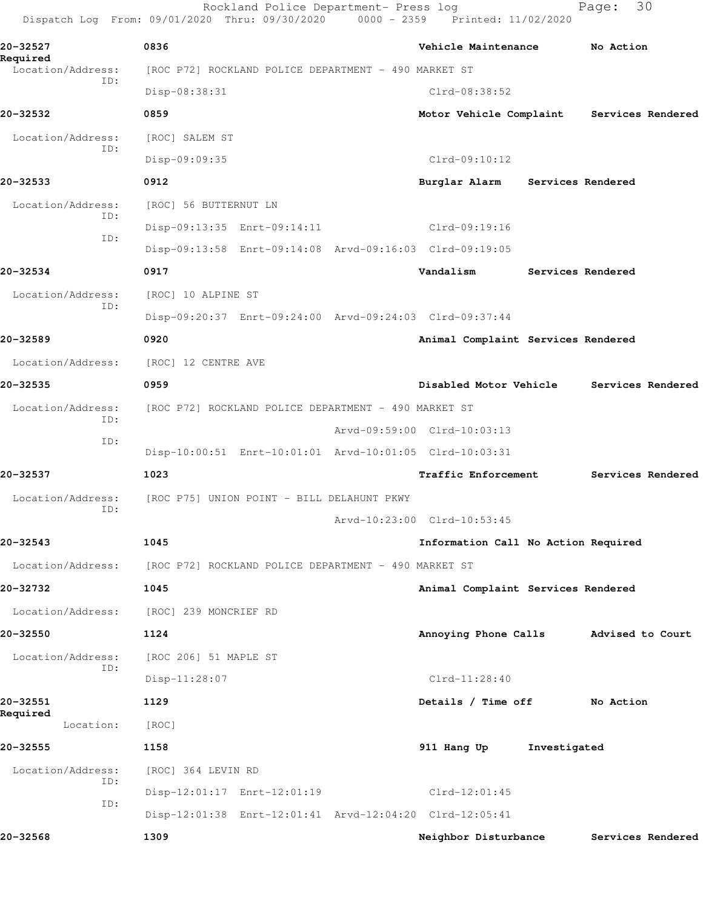Rockland Police Department- Press log

Dispatch Log From: 09/01/2020 Thru: 09/30/2020 0000 - 2359 Printed: 11/02/2020

**20-32527** 0836 Vehicle Maintenance No Action Required
Location/Address: [ROC P72] ROCKLAND POLICE DEPARTMENT - 490 MARKET ST
ID: Disp-08:38:31 Clrd-08:38:52

**20-32532** 0859 Motor Vehicle Complaint Services Rendered
Location/Address: [ROC] SALEM ST
ID: Disp-09:09:35 Clrd-09:10:12

**20-32533** 0912 Burglar Alarm Services Rendered
Location/Address: [ROC] 56 BUTTERNUT LN
ID: Disp-09:13:35 Enrt-09:14:11 Clrd-09:19:16
ID: Disp-09:13:58 Enrt-09:14:08 Arvd-09:16:03 Clrd-09:19:05

**20-32534** 0917 Vandalism Services Rendered
Location/Address: [ROC] 10 ALPINE ST
ID: Disp-09:20:37 Enrt-09:24:00 Arvd-09:24:03 Clrd-09:37:44

**20-32589** 0920 Animal Complaint Services Rendered
Location/Address: [ROC] 12 CENTRE AVE

**20-32535** 0959 Disabled Motor Vehicle Services Rendered
Location/Address: [ROC P72] ROCKLAND POLICE DEPARTMENT - 490 MARKET ST
ID: Arvd-09:59:00 Clrd-10:03:13
ID: Disp-10:00:51 Enrt-10:01:01 Arvd-10:01:05 Clrd-10:03:31

**20-32537** 1023 Traffic Enforcement Services Rendered
Location/Address: [ROC P75] UNION POINT - BILL DELAHUNT PKWY
ID: Arvd-10:23:00 Clrd-10:53:45

**20-32543** 1045 Information Call No Action Required
Location/Address: [ROC P72] ROCKLAND POLICE DEPARTMENT - 490 MARKET ST

**20-32732** 1045 Animal Complaint Services Rendered
Location/Address: [ROC] 239 MONCRIEF RD

**20-32550** 1124 Annoying Phone Calls Advised to Court
Location/Address: [ROC 206] 51 MAPLE ST
ID: Disp-11:28:07 Clrd-11:28:40

**20-32551** 1129 Details / Time off No Action Required
Location: [ROC]

**20-32555** 1158 911 Hang Up Investigated
Location/Address: [ROC] 364 LEVIN RD
ID: Disp-12:01:17 Enrt-12:01:19 Clrd-12:01:45
ID: Disp-12:01:38 Enrt-12:01:41 Arvd-12:04:20 Clrd-12:05:41

**20-32568** 1309 Neighbor Disturbance Services Rendered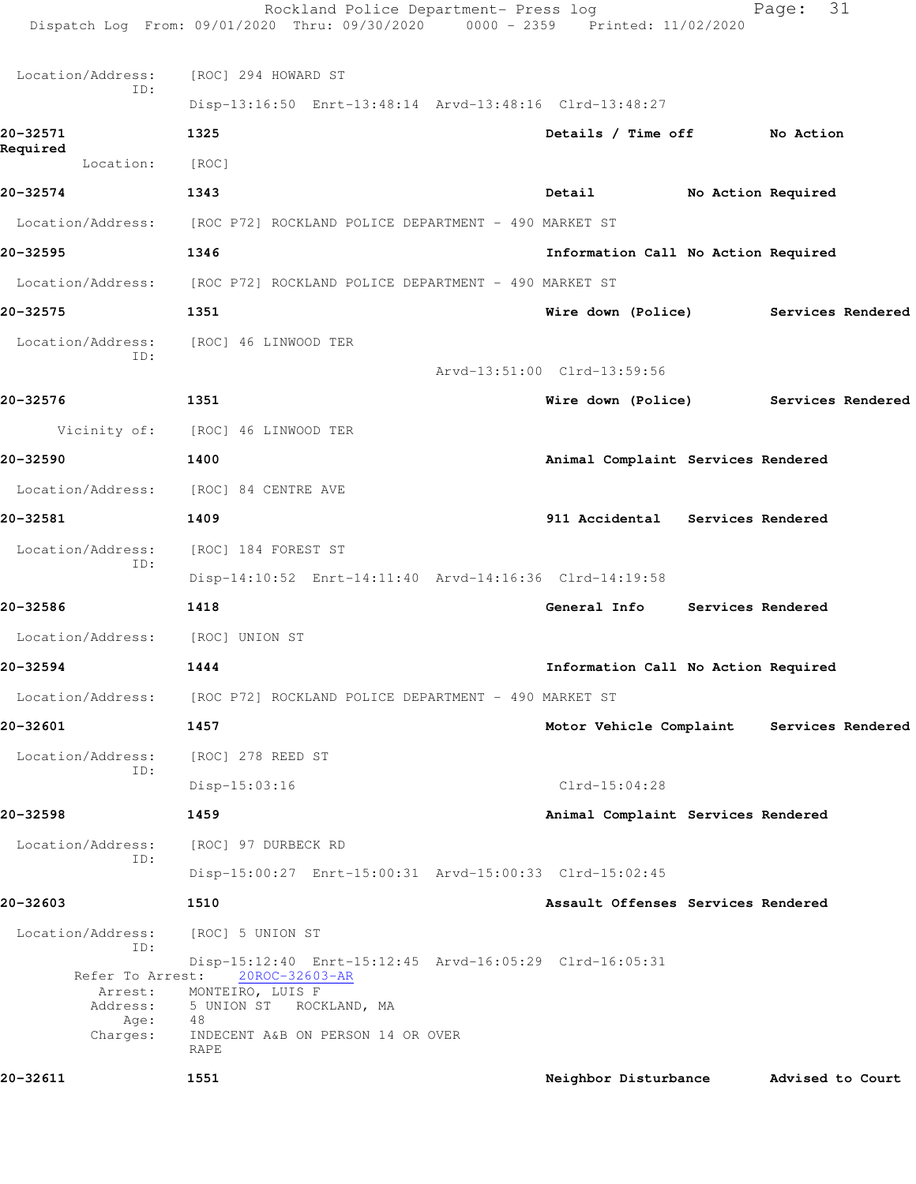Location/Address: [ROC] 294 HOWARD ST
ID:
Disp-13:16:50 Enrt-13:48:14 Arvd-13:48:16 Clrd-13:48:27

**20-32571** **1325** **Details / Time off** **No Action Required**
Location: [ROC]

**20-32574** **1343** **Detail** **No Action Required**
Location/Address: [ROC P72] ROCKLAND POLICE DEPARTMENT - 490 MARKET ST

**20-32595** **1346** **Information Call No Action Required**
Location/Address: [ROC P72] ROCKLAND POLICE DEPARTMENT - 490 MARKET ST

**20-32575** **1351** **Wire down (Police)** **Services Rendered**
Location/Address: [ROC] 46 LINWOOD TER
ID:
Arvd-13:51:00 Clrd-13:59:56

**20-32576** **1351** **Wire down (Police)** **Services Rendered**
Vicinity of: [ROC] 46 LINWOOD TER

**20-32590** **1400** **Animal Complaint Services Rendered**
Location/Address: [ROC] 84 CENTRE AVE

**20-32581** **1409** **911 Accidental** **Services Rendered**
Location/Address: [ROC] 184 FOREST ST
ID:
Disp-14:10:52 Enrt-14:11:40 Arvd-14:16:36 Clrd-14:19:58

**20-32586** **1418** **General Info** **Services Rendered**
Location/Address: [ROC] UNION ST

**20-32594** **1444** **Information Call No Action Required**
Location/Address: [ROC P72] ROCKLAND POLICE DEPARTMENT - 490 MARKET ST

**20-32601** **1457** **Motor Vehicle Complaint** **Services Rendered**
Location/Address: [ROC] 278 REED ST
ID:
Disp-15:03:16 Clrd-15:04:28

**20-32598** **1459** **Animal Complaint Services Rendered**
Location/Address: [ROC] 97 DURBECK RD
ID:
Disp-15:00:27 Enrt-15:00:31 Arvd-15:00:33 Clrd-15:02:45

**20-32603** **1510** **Assault Offenses Services Rendered**
Location/Address: [ROC] 5 UNION ST
ID:
Disp-15:12:40 Enrt-15:12:45 Arvd-16:05:29 Clrd-16:05:31
Refer To Arrest: 20ROC-32603-AR
Arrest: MONTEIRO, LUIS F
Address: 5 UNION ST ROCKLAND, MA
Age: 48
Charges: INDECENT A&B ON PERSON 14 OR OVER
RAPE

**20-32611** **1551** **Neighbor Disturbance** **Advised to Court**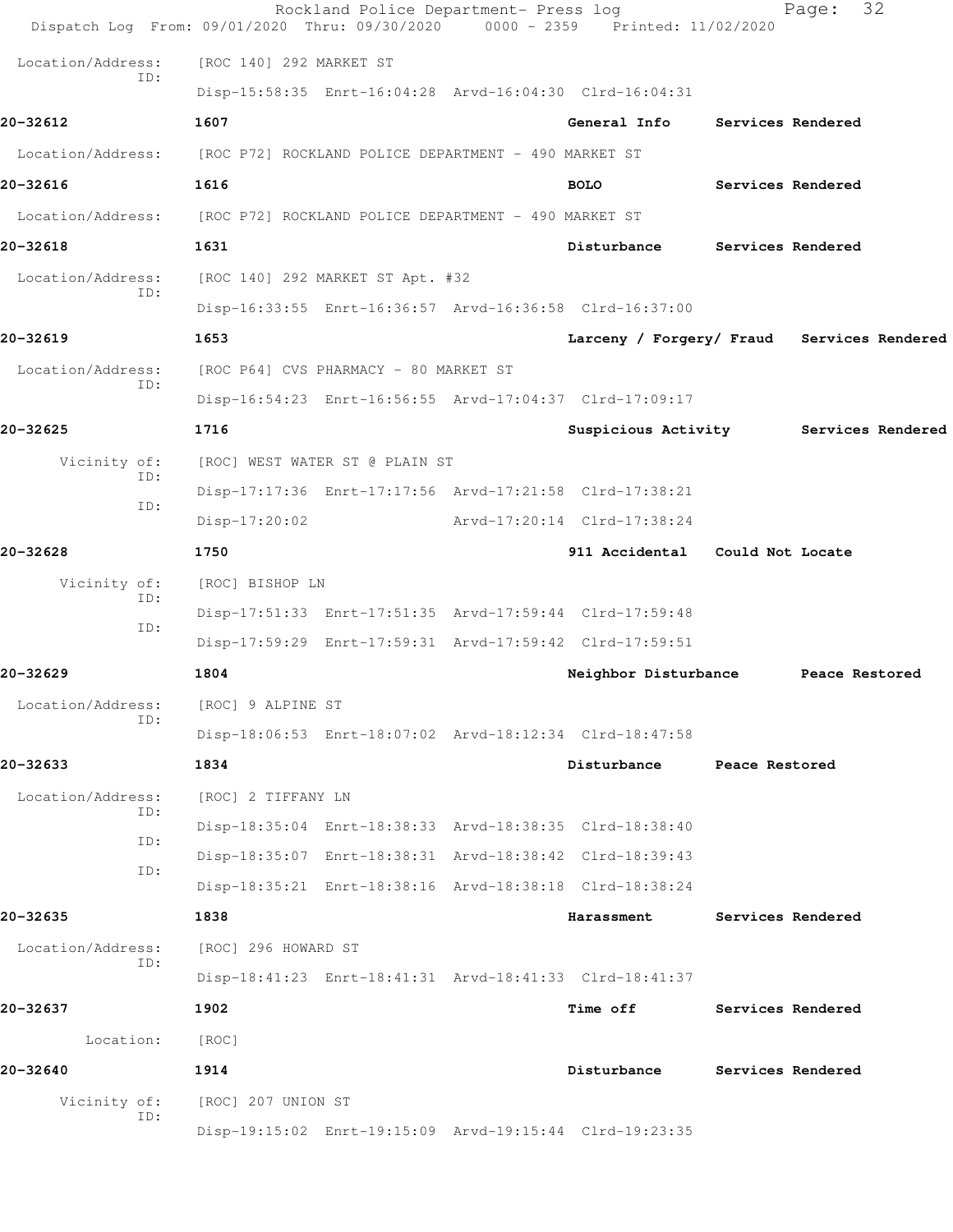Location/Address: [ROC 140] 292 MARKET ST
ID:
Disp-15:58:35 Enrt-16:04:28 Arvd-16:04:30 Clrd-16:04:31

**20-32612** 1607 **General Info** **Services Rendered**

Location/Address: [ROC P72] ROCKLAND POLICE DEPARTMENT - 490 MARKET ST

**20-32616** 1616 **BOLO** **Services Rendered**

Location/Address: [ROC P72] ROCKLAND POLICE DEPARTMENT - 490 MARKET ST

**20-32618** 1631 **Disturbance** **Services Rendered**

Location/Address: [ROC 140] 292 MARKET ST Apt. #32
ID:
Disp-16:33:55 Enrt-16:36:57 Arvd-16:36:58 Clrd-16:37:00

**20-32619** 1653 **Larceny / Forgery/ Fraud** **Services Rendered**

Location/Address: [ROC P64] CVS PHARMACY - 80 MARKET ST
ID:
Disp-16:54:23 Enrt-16:56:55 Arvd-17:04:37 Clrd-17:09:17

**20-32625** 1716 **Suspicious Activity** **Services Rendered**

Vicinity of: [ROC] WEST WATER ST @ PLAIN ST
ID:
Disp-17:17:36 Enrt-17:17:56 Arvd-17:21:58 Clrd-17:38:21
ID:
Disp-17:20:02 Arvd-17:20:14 Clrd-17:38:24

**20-32628** 1750 **911 Accidental** **Could Not Locate**

Vicinity of: [ROC] BISHOP LN
ID:
Disp-17:51:33 Enrt-17:51:35 Arvd-17:59:44 Clrd-17:59:48
ID:
Disp-17:59:29 Enrt-17:59:31 Arvd-17:59:42 Clrd-17:59:51

**20-32629** 1804 **Neighbor Disturbance** **Peace Restored**

Location/Address: [ROC] 9 ALPINE ST
ID:
Disp-18:06:53 Enrt-18:07:02 Arvd-18:12:34 Clrd-18:47:58

**20-32633** 1834 **Disturbance** **Peace Restored**

Location/Address: [ROC] 2 TIFFANY LN
ID:
Disp-18:35:04 Enrt-18:38:33 Arvd-18:38:35 Clrd-18:38:40
ID:
Disp-18:35:07 Enrt-18:38:31 Arvd-18:38:42 Clrd-18:39:43
ID:
Disp-18:35:21 Enrt-18:38:16 Arvd-18:38:18 Clrd-18:38:24

**20-32635** 1838 **Harassment** **Services Rendered**

Location/Address: [ROC] 296 HOWARD ST
ID:
Disp-18:41:23 Enrt-18:41:31 Arvd-18:41:33 Clrd-18:41:37

**20-32637** 1902 **Time off** **Services Rendered**

Location: [ROC]

**20-32640** 1914 **Disturbance** **Services Rendered**

Vicinity of: [ROC] 207 UNION ST
ID:
Disp-19:15:02 Enrt-19:15:09 Arvd-19:15:44 Clrd-19:23:35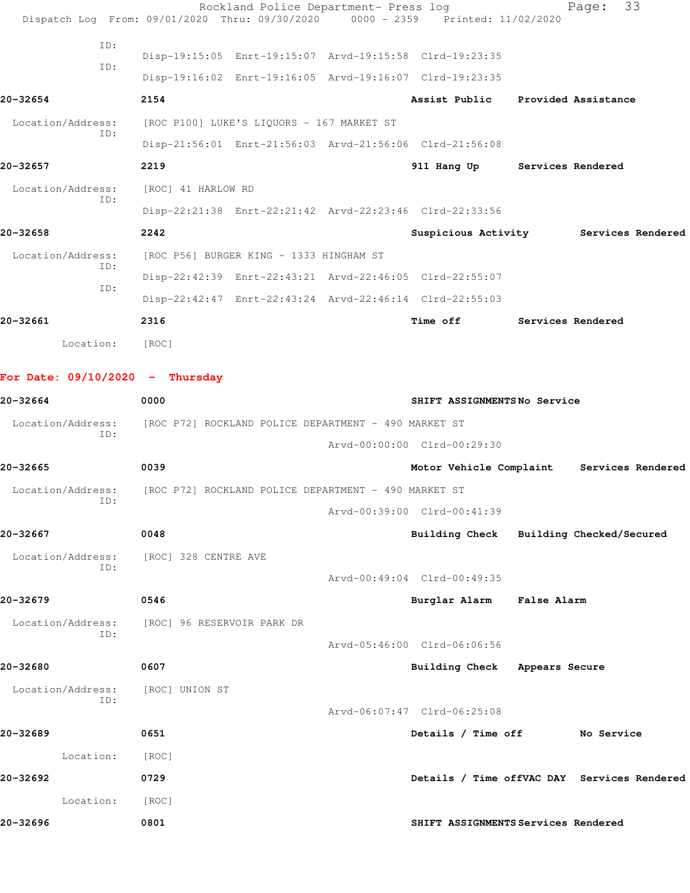ID:

Disp-19:15:05 Enrt-19:15:07 Arvd-19:15:58 Clrd-19:23:35

ID:

Disp-19:16:02 Enrt-19:16:05 Arvd-19:16:07 Clrd-19:23:35

**20-32654** **2154** **Assist Public** **Provided Assistance**

Location/Address: [ROC P100] LUKE'S LIQUORS - 167 MARKET ST

ID:

Disp-21:56:01 Enrt-21:56:03 Arvd-21:56:06 Clrd-21:56:08

**20-32657** **2219** **911 Hang Up** **Services Rendered**

Location/Address: [ROC] 41 HARLOW RD

ID:

Disp-22:21:38 Enrt-22:21:42 Arvd-22:23:46 Clrd-22:33:56

**20-32658** **2242** **Suspicious Activity** **Services Rendered**

Location/Address: [ROC P56] BURGER KING - 1333 HINGHAM ST

ID:

Disp-22:42:39 Enrt-22:43:21 Arvd-22:46:05 Clrd-22:55:07

ID:

Disp-22:42:47 Enrt-22:43:24 Arvd-22:46:14 Clrd-22:55:03

**20-32661** **2316** **Time off** **Services Rendered**

Location: [ROC]

## For Date: 09/10/2020 - Thursday

**20-32664** **0000** **SHIFT ASSIGNMENTS** **No Service**

Location/Address: [ROC P72] ROCKLAND POLICE DEPARTMENT - 490 MARKET ST

ID:

Arvd-00:00:00 Clrd-00:29:30

**20-32665** **0039** **Motor Vehicle Complaint** **Services Rendered**

Location/Address: [ROC P72] ROCKLAND POLICE DEPARTMENT - 490 MARKET ST

ID:

Arvd-00:39:00 Clrd-00:41:39

**20-32667** **0048** **Building Check** **Building Checked/Secured**

Location/Address: [ROC] 328 CENTRE AVE

ID:

Arvd-00:49:04 Clrd-00:49:35

**20-32679** **0546** **Burglar Alarm** **False Alarm**

Location/Address: [ROC] 96 RESERVOIR PARK DR

ID:

Arvd-05:46:00 Clrd-06:06:56

**20-32680** **0607** **Building Check** **Appears Secure**

Location/Address: [ROC] UNION ST

ID:

Arvd-06:07:47 Clrd-06:25:08

**20-32689** **0651** **Details / Time off** **No Service**

Location: [ROC]

**20-32692** **0729** **Details / Time offVAC DAY** **Services Rendered**

Location: [ROC]

**20-32696** **0801** **SHIFT ASSIGNMENTS** **Services Rendered**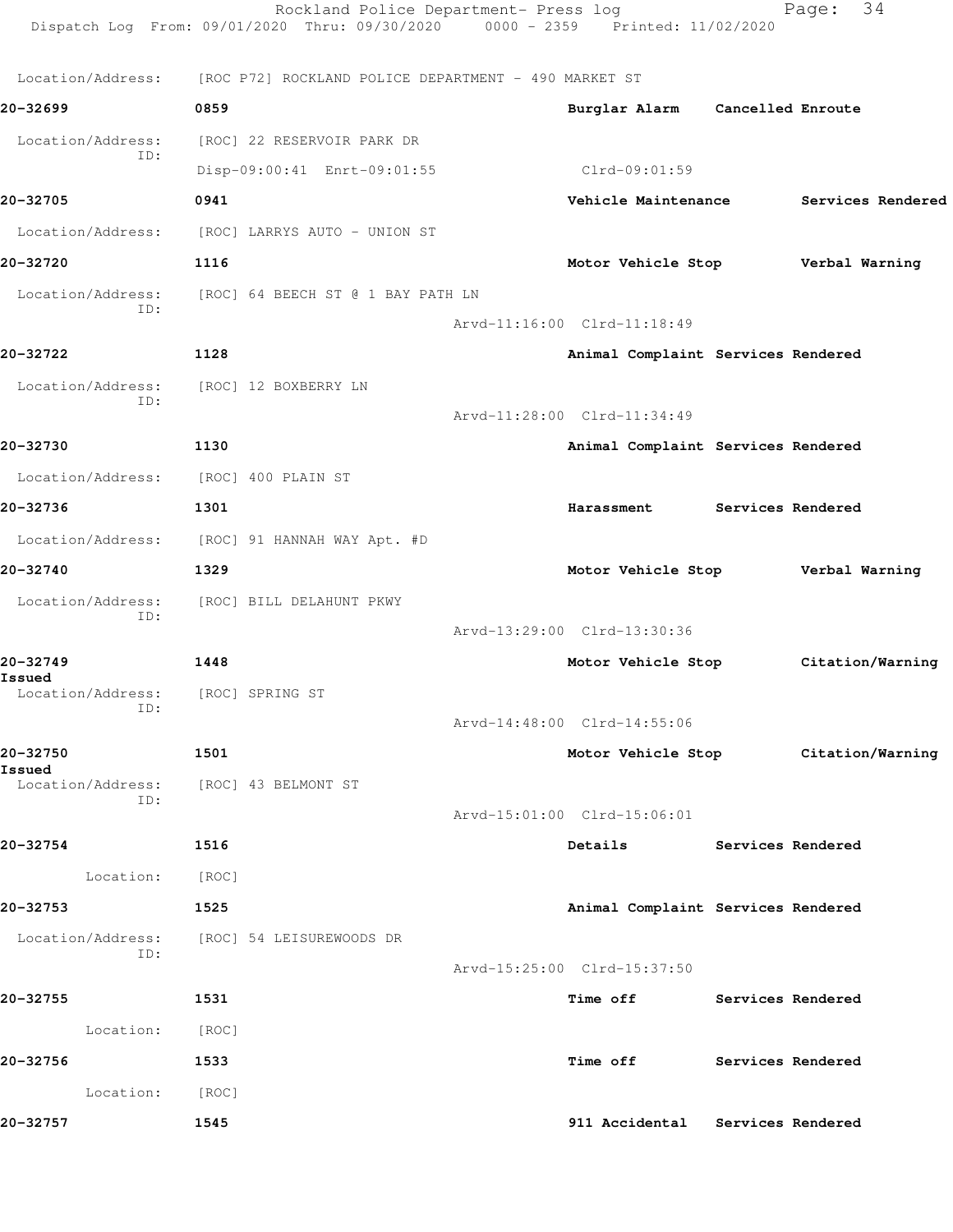Location/Address: [ROC P72] ROCKLAND POLICE DEPARTMENT - 490 MARKET ST

**20-32699** **0859** **Burglar Alarm** **Cancelled Enroute**

Location/Address: [ROC] 22 RESERVOIR PARK DR
ID:
Disp-09:00:41 Enrt-09:01:55 Clrd-09:01:59

**20-32705** **0941** **Vehicle Maintenance** **Services Rendered**

Location/Address: [ROC] LARRYS AUTO - UNION ST

**20-32720** **1116** **Motor Vehicle Stop** **Verbal Warning**

Location/Address: [ROC] 64 BEECH ST @ 1 BAY PATH LN
ID:
Arvd-11:16:00 Clrd-11:18:49

**20-32722** **1128** **Animal Complaint** **Services Rendered**

Location/Address: [ROC] 12 BOXBERRY LN
ID:
Arvd-11:28:00 Clrd-11:34:49

**20-32730** **1130** **Animal Complaint** **Services Rendered**

Location/Address: [ROC] 400 PLAIN ST

**20-32736** **1301** **Harassment** **Services Rendered**

Location/Address: [ROC] 91 HANNAH WAY Apt. #D

**20-32740** **1329** **Motor Vehicle Stop** **Verbal Warning**

Location/Address: [ROC] BILL DELAHUNT PKWY
ID:
Arvd-13:29:00 Clrd-13:30:36

**20-32749** **1448** **Motor Vehicle Stop** **Citation/Warning Issued**

Location/Address: [ROC] SPRING ST
ID:
Arvd-14:48:00 Clrd-14:55:06

**20-32750** **1501** **Motor Vehicle Stop** **Citation/Warning Issued**

Location/Address: [ROC] 43 BELMONT ST
ID:
Arvd-15:01:00 Clrd-15:06:01

**20-32754** **1516** **Details** **Services Rendered**

Location: [ROC]

**20-32753** **1525** **Animal Complaint** **Services Rendered**

Location/Address: [ROC] 54 LEISUREWOODS DR
ID:
Arvd-15:25:00 Clrd-15:37:50

**20-32755** **1531** **Time off** **Services Rendered**

Location: [ROC]

**20-32756** **1533** **Time off** **Services Rendered**

Location: [ROC]

**20-32757** **1545** **911 Accidental** **Services Rendered**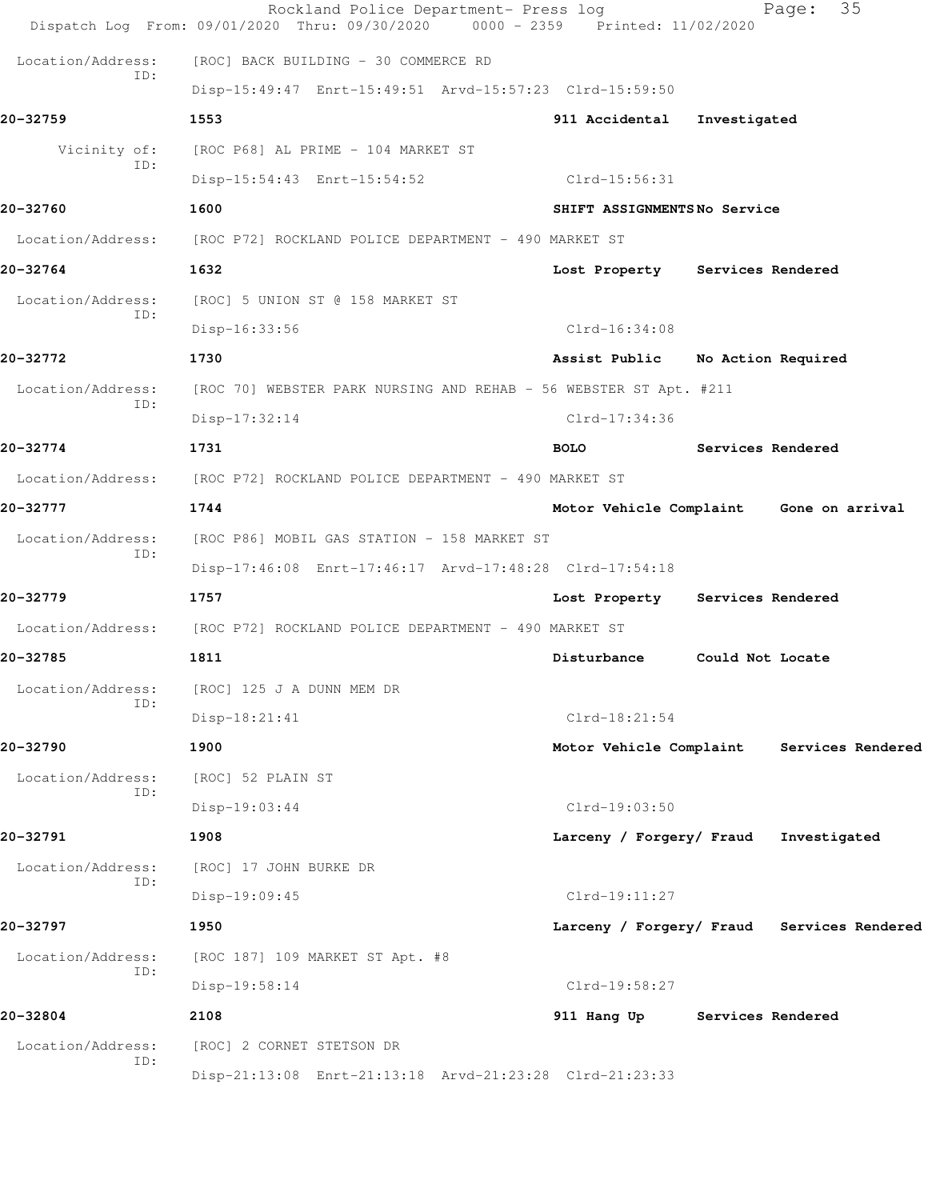Location/Address: [ROC] BACK BUILDING - 30 COMMERCE RD
ID:
Disp-15:49:47 Enrt-15:49:51 Arvd-15:57:23 Clrd-15:59:50

**20-32759** 1553 911 Accidental Investigated

Vicinity of: [ROC P68] AL PRIME - 104 MARKET ST
ID:
Disp-15:54:43 Enrt-15:54:52 Clrd-15:56:31

**20-32760** 1600 SHIFT ASSIGNMENTS No Service

Location/Address: [ROC P72] ROCKLAND POLICE DEPARTMENT - 490 MARKET ST

**20-32764** 1632 Lost Property Services Rendered

Location/Address: [ROC] 5 UNION ST @ 158 MARKET ST
ID:
Disp-16:33:56 Clrd-16:34:08

**20-32772** 1730 Assist Public No Action Required

Location/Address: [ROC 70] WEBSTER PARK NURSING AND REHAB - 56 WEBSTER ST Apt. #211
ID:
Disp-17:32:14 Clrd-17:34:36

**20-32774** 1731 BOLO Services Rendered

Location/Address: [ROC P72] ROCKLAND POLICE DEPARTMENT - 490 MARKET ST

**20-32777** 1744 Motor Vehicle Complaint Gone on arrival

Location/Address: [ROC P86] MOBIL GAS STATION - 158 MARKET ST
ID:
Disp-17:46:08 Enrt-17:46:17 Arvd-17:48:28 Clrd-17:54:18

**20-32779** 1757 Lost Property Services Rendered

Location/Address: [ROC P72] ROCKLAND POLICE DEPARTMENT - 490 MARKET ST

**20-32785** 1811 Disturbance Could Not Locate

Location/Address: [ROC] 125 J A DUNN MEM DR
ID:
Disp-18:21:41 Clrd-18:21:54

**20-32790** 1900 Motor Vehicle Complaint Services Rendered

Location/Address: [ROC] 52 PLAIN ST
ID:
Disp-19:03:44 Clrd-19:03:50

**20-32791** 1908 Larceny / Forgery/ Fraud Investigated

Location/Address: [ROC] 17 JOHN BURKE DR
ID:
Disp-19:09:45 Clrd-19:11:27

**20-32797** 1950 Larceny / Forgery/ Fraud Services Rendered

Location/Address: [ROC 187] 109 MARKET ST Apt. #8
ID:
Disp-19:58:14 Clrd-19:58:27

**20-32804** 2108 911 Hang Up Services Rendered

Location/Address: [ROC] 2 CORNET STETSON DR
ID:
Disp-21:13:08 Enrt-21:13:18 Arvd-21:23:28 Clrd-21:23:33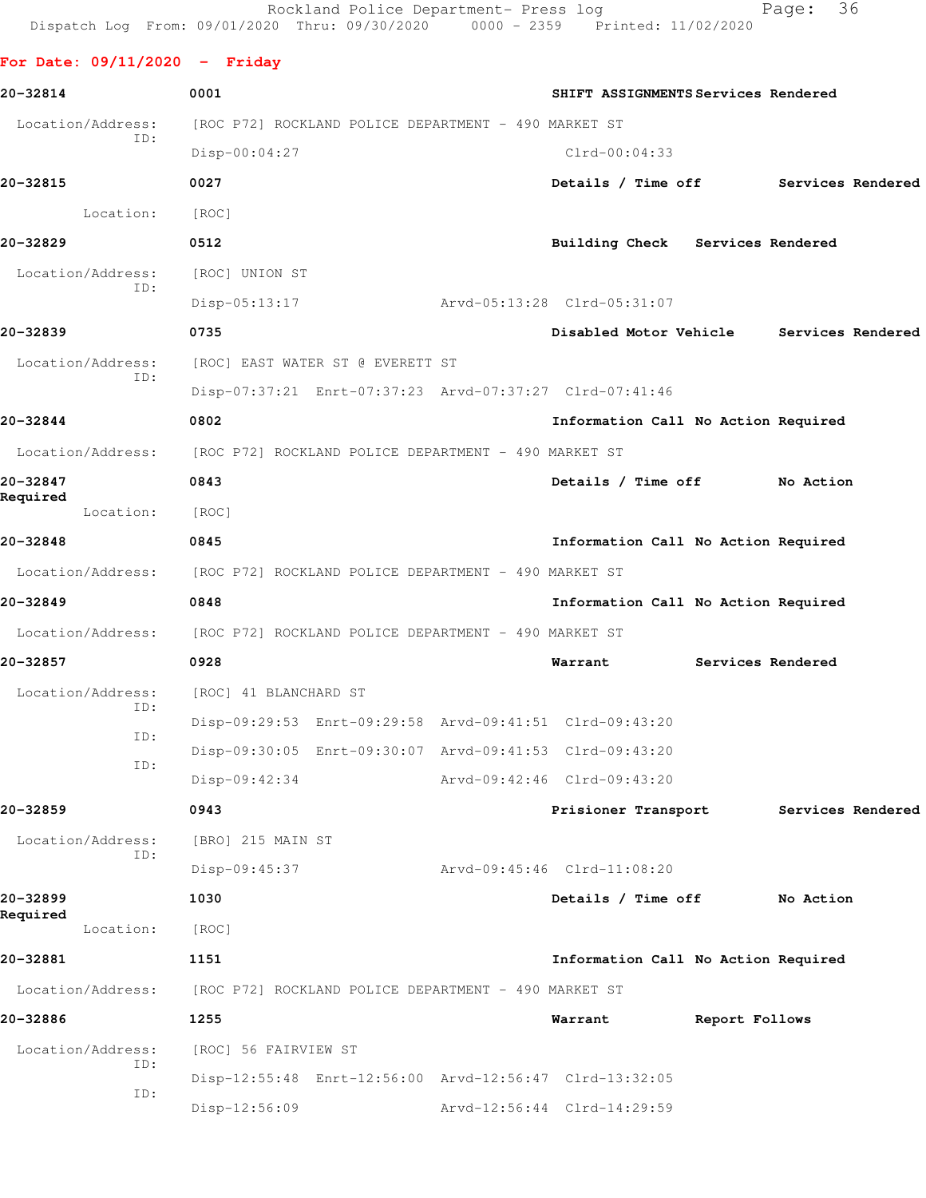Rockland Police Department- Press log
Dispatch Log From: 09/01/2020 Thru: 09/30/2020 0000 - 2359 Printed: 11/02/2020

**For Date: 09/11/2020 - Friday**

**20-32814** 0001 SHIFT ASSIGNMENTS Services Rendered
Location/Address: [ROC P72] ROCKLAND POLICE DEPARTMENT - 490 MARKET ST
ID:
Disp-00:04:27 Clrd-00:04:33

**20-32815** 0027 Details / Time off Services Rendered
Location: [ROC]

**20-32829** 0512 Building Check Services Rendered
Location/Address: [ROC] UNION ST
ID:
Disp-05:13:17 Arvd-05:13:28 Clrd-05:31:07

**20-32839** 0735 Disabled Motor Vehicle Services Rendered
Location/Address: [ROC] EAST WATER ST @ EVERETT ST
ID:
Disp-07:37:21 Enrt-07:37:23 Arvd-07:37:27 Clrd-07:41:46

**20-32844** 0802 Information Call No Action Required
Location/Address: [ROC P72] ROCKLAND POLICE DEPARTMENT - 490 MARKET ST

**20-32847** 0843 Details / Time off No Action Required
Location: [ROC]

**20-32848** 0845 Information Call No Action Required
Location/Address: [ROC P72] ROCKLAND POLICE DEPARTMENT - 490 MARKET ST

**20-32849** 0848 Information Call No Action Required
Location/Address: [ROC P72] ROCKLAND POLICE DEPARTMENT - 490 MARKET ST

**20-32857** 0928 Warrant Services Rendered
Location/Address: [ROC] 41 BLANCHARD ST
ID:
Disp-09:29:53 Enrt-09:29:58 Arvd-09:41:51 Clrd-09:43:20
ID:
Disp-09:30:05 Enrt-09:30:07 Arvd-09:41:53 Clrd-09:43:20
ID:
Disp-09:42:34 Arvd-09:42:46 Clrd-09:43:20

**20-32859** 0943 Prisioner Transport Services Rendered
Location/Address: [BRO] 215 MAIN ST
ID:
Disp-09:45:37 Arvd-09:45:46 Clrd-11:08:20

**20-32899** 1030 Details / Time off No Action Required
Location: [ROC]

**20-32881** 1151 Information Call No Action Required
Location/Address: [ROC P72] ROCKLAND POLICE DEPARTMENT - 490 MARKET ST

**20-32886** 1255 Warrant Report Follows
Location/Address: [ROC] 56 FAIRVIEW ST
ID:
Disp-12:55:48 Enrt-12:56:00 Arvd-12:56:47 Clrd-13:32:05
ID:
Disp-12:56:09 Arvd-12:56:44 Clrd-14:29:59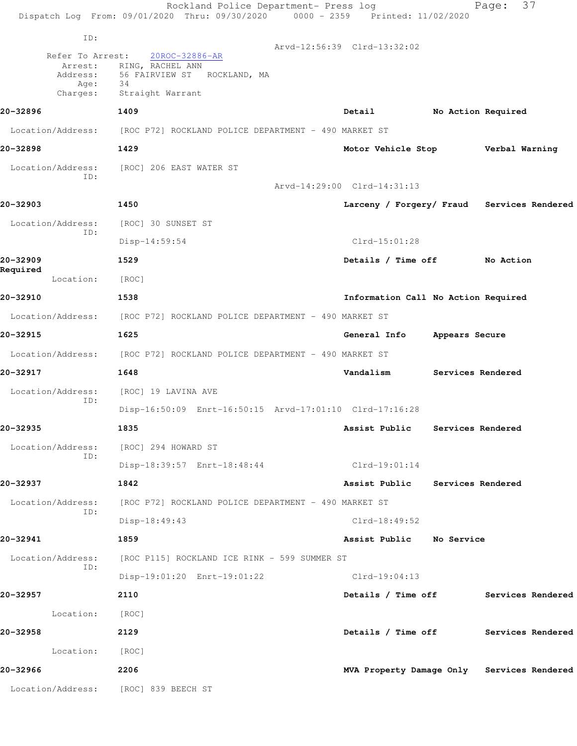ID:

Arvd-12:56:39 Clrd-13:32:02

Refer To Arrest: 20ROC-32886-AR
Arrest: RING, RACHEL ANN
Address: 56 FAIRVIEW ST ROCKLAND, MA
Age: 34
Charges: Straight Warrant

**20-32896** **1409** **Detail** **No Action Required**

Location/Address: [ROC P72] ROCKLAND POLICE DEPARTMENT - 490 MARKET ST

**20-32898** **1429** **Motor Vehicle Stop** **Verbal Warning**

Location/Address: [ROC] 206 EAST WATER ST
ID:
Arvd-14:29:00 Clrd-14:31:13

**20-32903** **1450** **Larceny / Forgery/ Fraud** **Services Rendered**

Location/Address: [ROC] 30 SUNSET ST
ID:
Disp-14:59:54 Clrd-15:01:28

**20-32909** **1529** **Details / Time off** **No Action Required**

Location: [ROC]

**20-32910** **1538** **Information Call** **No Action Required**

Location/Address: [ROC P72] ROCKLAND POLICE DEPARTMENT - 490 MARKET ST

**20-32915** **1625** **General Info** **Appears Secure**

Location/Address: [ROC P72] ROCKLAND POLICE DEPARTMENT - 490 MARKET ST

**20-32917** **1648** **Vandalism** **Services Rendered**

Location/Address: [ROC] 19 LAVINA AVE
ID:
Disp-16:50:09 Enrt-16:50:15 Arvd-17:01:10 Clrd-17:16:28

**20-32935** **1835** **Assist Public** **Services Rendered**

Location/Address: [ROC] 294 HOWARD ST
ID:
Disp-18:39:57 Enrt-18:48:44 Clrd-19:01:14

**20-32937** **1842** **Assist Public** **Services Rendered**

Location/Address: [ROC P72] ROCKLAND POLICE DEPARTMENT - 490 MARKET ST
ID:
Disp-18:49:43 Clrd-18:49:52

**20-32941** **1859** **Assist Public** **No Service**

Location/Address: [ROC P115] ROCKLAND ICE RINK - 599 SUMMER ST
ID:
Disp-19:01:20 Enrt-19:01:22 Clrd-19:04:13

**20-32957** **2110** **Details / Time off** **Services Rendered**

Location: [ROC]

**20-32958** **2129** **Details / Time off** **Services Rendered**

Location: [ROC]

**20-32966** **2206** **MVA Property Damage Only** **Services Rendered**

Location/Address: [ROC] 839 BEECH ST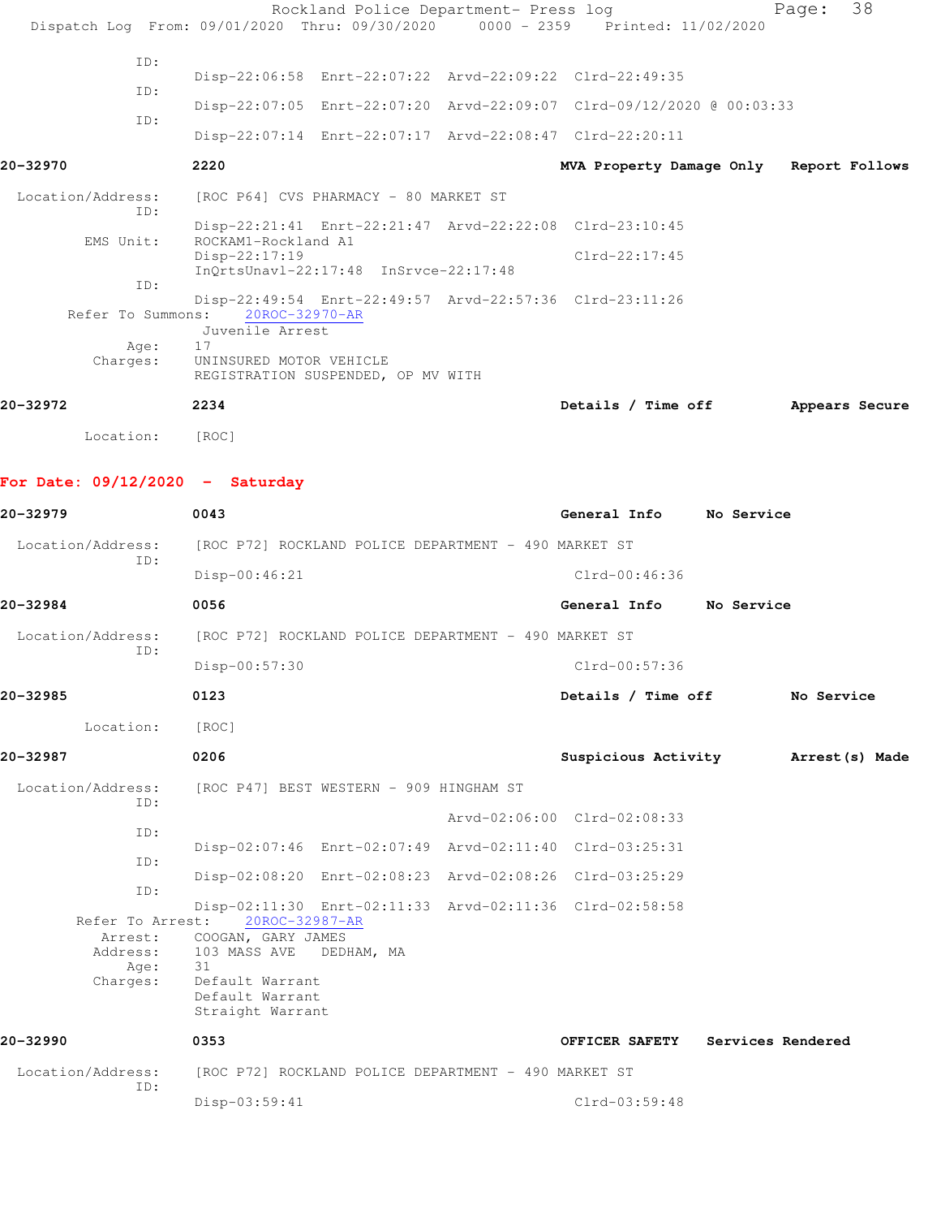ID:
Disp-22:06:58 Enrt-22:07:22 Arvd-22:09:22 Clrd-22:49:35
ID:
Disp-22:07:05 Enrt-22:07:20 Arvd-22:09:07 Clrd-09/12/2020 @ 00:03:33
ID:
Disp-22:07:14 Enrt-22:07:17 Arvd-22:08:47 Clrd-22:20:11

**20-32970** **2220** **MVA Property Damage Only** **Report Follows**

Location/Address: [ROC P64] CVS PHARMACY - 80 MARKET ST
ID:
Disp-22:21:41 Enrt-22:21:47 Arvd-22:22:08 Clrd-23:10:45
EMS Unit: ROCKAM1-Rockland A1
Disp-22:17:19 Clrd-22:17:45
InQrtsUnavl-22:17:48 InSrvce-22:17:48
ID:
Disp-22:49:54 Enrt-22:49:57 Arvd-22:57:36 Clrd-23:11:26
Refer To Summons: 20ROC-32970-AR
Juvenile Arrest
Age: 17
Charges: UNINSURED MOTOR VEHICLE
REGISTRATION SUSPENDED, OP MV WITH

**20-32972** **2234** **Details / Time off** **Appears Secure**

Location: [ROC]

## For Date: 09/12/2020 - Saturday

**20-32979** **0043** **General Info** **No Service**

Location/Address: [ROC P72] ROCKLAND POLICE DEPARTMENT - 490 MARKET ST
ID:
Disp-00:46:21 Clrd-00:46:36

**20-32984** **0056** **General Info** **No Service**

Location/Address: [ROC P72] ROCKLAND POLICE DEPARTMENT - 490 MARKET ST
ID:
Disp-00:57:30 Clrd-00:57:36

**20-32985** **0123** **Details / Time off** **No Service**

Location: [ROC]

**20-32987** **0206** **Suspicious Activity** **Arrest(s) Made**

Location/Address: [ROC P47] BEST WESTERN - 909 HINGHAM ST
ID:
Arvd-02:06:00 Clrd-02:08:33
ID:
Disp-02:07:46 Enrt-02:07:49 Arvd-02:11:40 Clrd-03:25:31
ID:
Disp-02:08:20 Enrt-02:08:23 Arvd-02:08:26 Clrd-03:25:29
ID:
Disp-02:11:30 Enrt-02:11:33 Arvd-02:11:36 Clrd-02:58:58
Refer To Arrest: 20ROC-32987-AR
Arrest: COOGAN, GARY JAMES
Address: 103 MASS AVE DEDHAM, MA
Age: 31
Charges: Default Warrant
Default Warrant
Straight Warrant

**20-32990** **0353** **OFFICER SAFETY** **Services Rendered**

Location/Address: [ROC P72] ROCKLAND POLICE DEPARTMENT - 490 MARKET ST
ID:
Disp-03:59:41 Clrd-03:59:48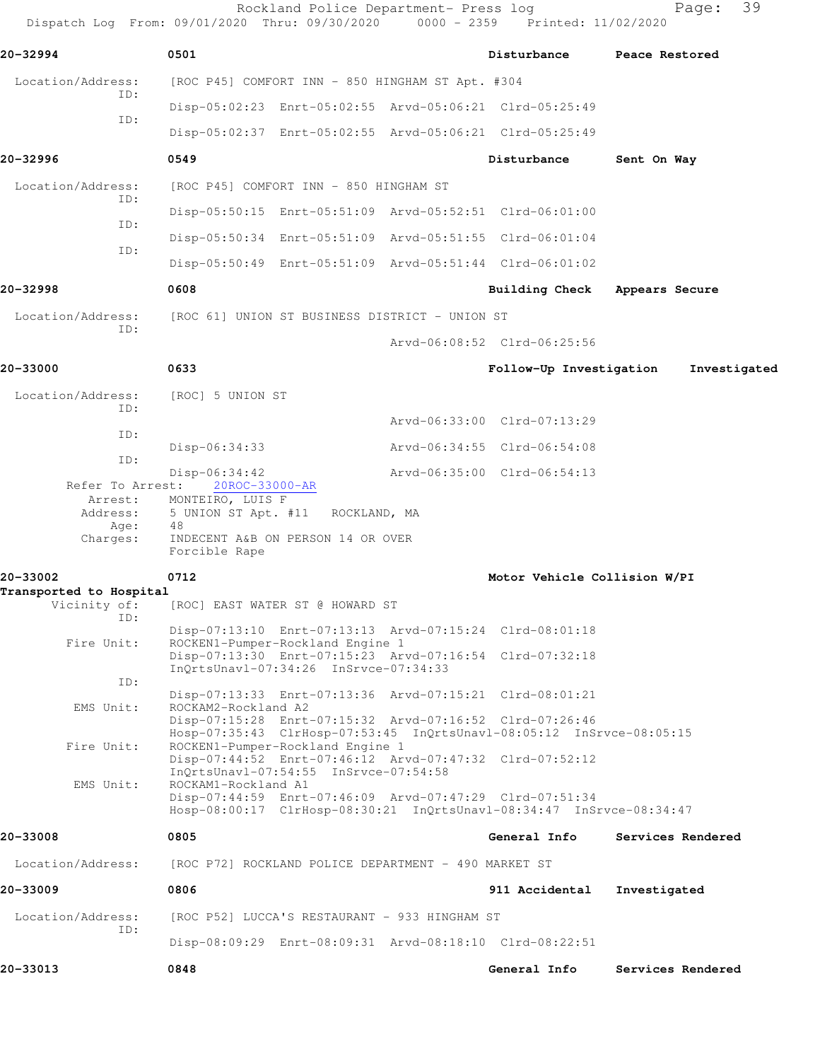**20-32994** 0501 Disturbance Peace Restored

Location/Address: [ROC P45] COMFORT INN - 850 HINGHAM ST Apt. #304

ID: Disp-05:02:23 Enrt-05:02:55 Arvd-05:06:21 Clrd-05:25:49

ID: Disp-05:02:37 Enrt-05:02:55 Arvd-05:06:21 Clrd-05:25:49

**20-32996** 0549 Disturbance Sent On Way

Location/Address: [ROC P45] COMFORT INN - 850 HINGHAM ST

ID: Disp-05:50:15 Enrt-05:51:09 Arvd-05:52:51 Clrd-06:01:00

ID: Disp-05:50:34 Enrt-05:51:09 Arvd-05:51:55 Clrd-06:01:04

ID: Disp-05:50:49 Enrt-05:51:09 Arvd-05:51:44 Clrd-06:01:02

**20-32998** 0608 Building Check Appears Secure

Location/Address: [ROC 61] UNION ST BUSINESS DISTRICT - UNION ST

ID: Arvd-06:08:52 Clrd-06:25:56

**20-33000** 0633 Follow-Up Investigation Investigated

Location/Address: [ROC] 5 UNION ST

ID: Arvd-06:33:00 Clrd-07:13:29

ID: Disp-06:34:33 Arvd-06:34:55 Clrd-06:54:08

ID: Disp-06:34:42 Arvd-06:35:00 Clrd-06:54:13

Refer To Arrest: 20ROC-33000-AR

Arrest: MONTEIRO, LUIS F

Address: 5 UNION ST Apt. #11 ROCKLAND, MA

Age: 48

Charges: INDECENT A&B ON PERSON 14 OR OVER
Forcible Rape

**20-33002** 0712 Motor Vehicle Collision W/PI

Transported to Hospital

Vicinity of: [ROC] EAST WATER ST @ HOWARD ST

ID: Disp-07:13:10 Enrt-07:13:13 Arvd-07:15:24 Clrd-08:01:18

Fire Unit: ROCKEN1-Pumper-Rockland Engine 1
Disp-07:13:30 Enrt-07:15:23 Arvd-07:16:54 Clrd-07:32:18
InQrtsUnavl-07:34:26 InSrvce-07:34:33

ID: Disp-07:13:33 Enrt-07:13:36 Arvd-07:15:21 Clrd-08:01:21

EMS Unit: ROCKAM2-Rockland A2
Disp-07:15:28 Enrt-07:15:32 Arvd-07:16:52 Clrd-07:26:46
Hosp-07:35:43 ClrHosp-07:53:45 InQrtsUnavl-08:05:12 InSrvce-08:05:15

Fire Unit: ROCKEN1-Pumper-Rockland Engine 1
Disp-07:44:52 Enrt-07:46:12 Arvd-07:47:32 Clrd-07:52:12
InQrtsUnavl-07:54:55 InSrvce-07:54:58

EMS Unit: ROCKAM1-Rockland A1
Disp-07:44:59 Enrt-07:46:09 Arvd-07:47:29 Clrd-07:51:34
Hosp-08:00:17 ClrHosp-08:30:21 InQrtsUnavl-08:34:47 InSrvce-08:34:47

**20-33008** 0805 General Info Services Rendered

Location/Address: [ROC P72] ROCKLAND POLICE DEPARTMENT - 490 MARKET ST

**20-33009** 0806 911 Accidental Investigated

Location/Address: [ROC P52] LUCCA'S RESTAURANT - 933 HINGHAM ST

ID: Disp-08:09:29 Enrt-08:09:31 Arvd-08:18:10 Clrd-08:22:51

**20-33013** 0848 General Info Services Rendered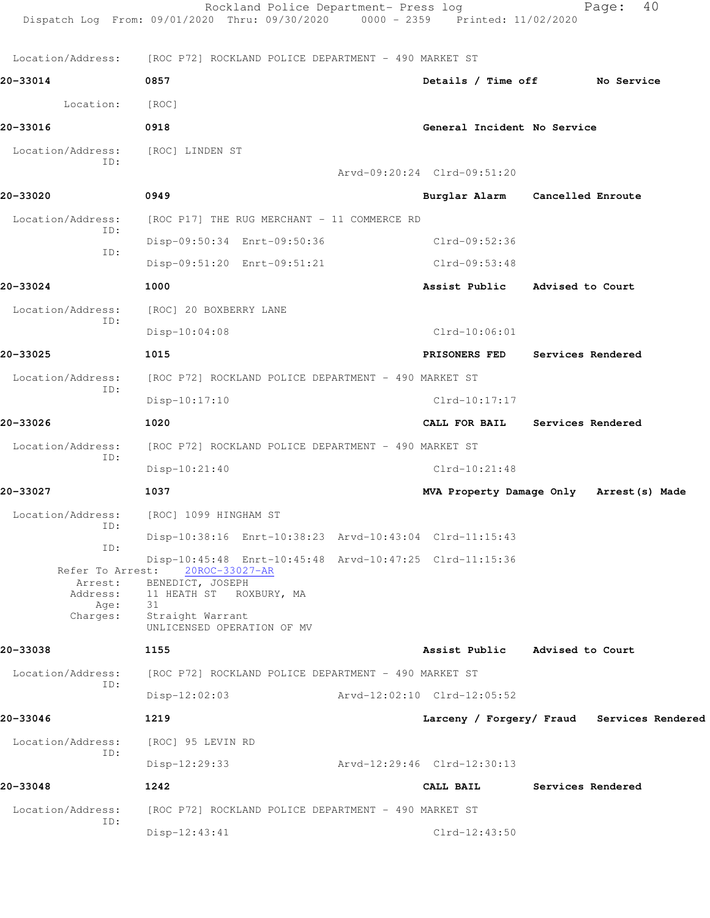Location/Address: [ROC P72] ROCKLAND POLICE DEPARTMENT - 490 MARKET ST

**20-33014** 0857 **Details / Time off** **No Service**

Location: [ROC]

**20-33016** 0918 **General Incident** **No Service**

Location/Address: [ROC] LINDEN ST
ID:
Arvd-09:20:24 Clrd-09:51:20

**20-33020** 0949 **Burglar Alarm** **Cancelled Enroute**

Location/Address: [ROC P17] THE RUG MERCHANT - 11 COMMERCE RD
ID:
Disp-09:50:34 Enrt-09:50:36 Clrd-09:52:36
ID:
Disp-09:51:20 Enrt-09:51:21 Clrd-09:53:48

**20-33024** 1000 **Assist Public** **Advised to Court**

Location/Address: [ROC] 20 BOXBERRY LANE
ID:
Disp-10:04:08 Clrd-10:06:01

**20-33025** 1015 **PRISONERS FED** **Services Rendered**

Location/Address: [ROC P72] ROCKLAND POLICE DEPARTMENT - 490 MARKET ST
ID:
Disp-10:17:10 Clrd-10:17:17

**20-33026** 1020 **CALL FOR BAIL** **Services Rendered**

Location/Address: [ROC P72] ROCKLAND POLICE DEPARTMENT - 490 MARKET ST
ID:
Disp-10:21:40 Clrd-10:21:48

**20-33027** 1037 **MVA Property Damage Only** **Arrest(s) Made**

Location/Address: [ROC] 1099 HINGHAM ST
ID:
Disp-10:38:16 Enrt-10:38:23 Arvd-10:43:04 Clrd-11:15:43
ID:
Disp-10:45:48 Enrt-10:45:48 Arvd-10:47:25 Clrd-11:15:36
Refer To Arrest: 20ROC-33027-AR
Arrest: BENEDICT, JOSEPH
Address: 11 HEATH ST ROXBURY, MA
Age: 31
Charges: Straight Warrant
UNLICENSED OPERATION OF MV

**20-33038** 1155 **Assist Public** **Advised to Court**

Location/Address: [ROC P72] ROCKLAND POLICE DEPARTMENT - 490 MARKET ST
ID:
Disp-12:02:03 Arvd-12:02:10 Clrd-12:05:52

**20-33046** 1219 **Larceny / Forgery/ Fraud** **Services Rendered**

Location/Address: [ROC] 95 LEVIN RD
ID:
Disp-12:29:33 Arvd-12:29:46 Clrd-12:30:13

**20-33048** 1242 **CALL BAIL** **Services Rendered**

Location/Address: [ROC P72] ROCKLAND POLICE DEPARTMENT - 490 MARKET ST
ID:
Disp-12:43:41 Clrd-12:43:50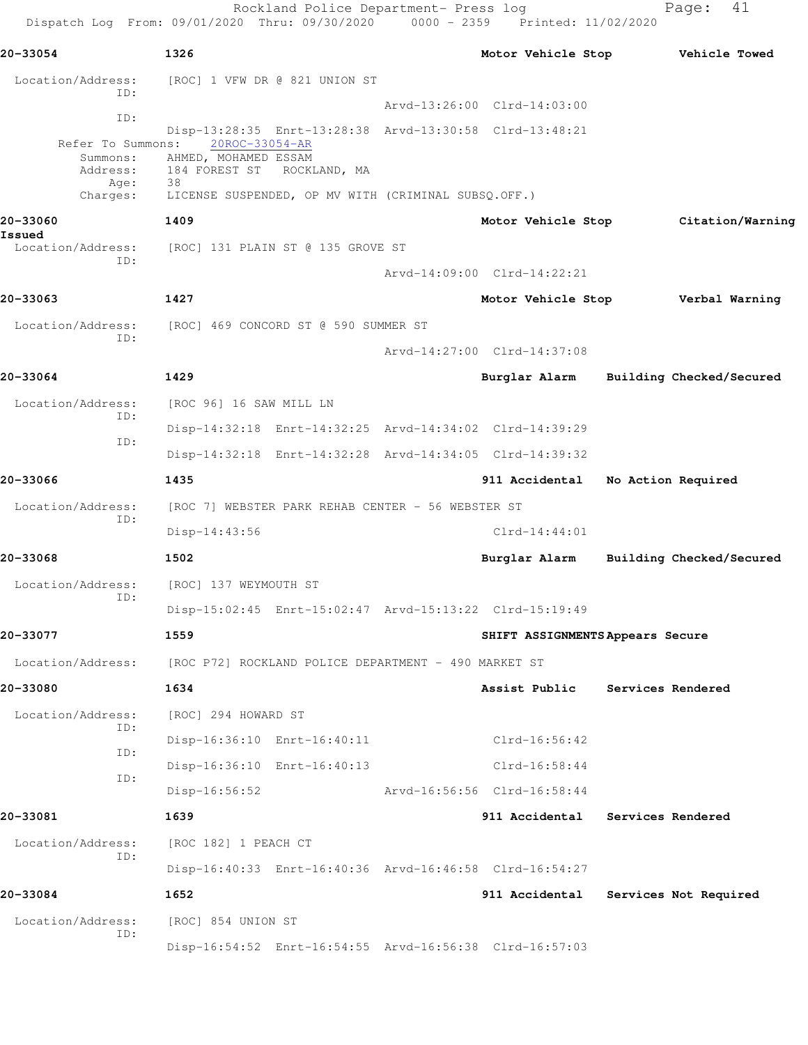**20-33054** **1326** **Motor Vehicle Stop** **Vehicle Towed**

Location/Address: [ROC] 1 VFW DR @ 821 UNION ST

ID:
Arvd-13:26:00 Clrd-14:03:00

ID:
Disp-13:28:35 Enrt-13:28:38 Arvd-13:30:58 Clrd-13:48:21

Refer To Summons: 20ROC-33054-AR

Summons: AHMED, MOHAMED ESSAM
Address: 184 FOREST ST ROCKLAND, MA
Age: 38
Charges: LICENSE SUSPENDED, OP MV WITH (CRIMINAL SUBSQ.OFF.)

**20-33060** **1409** **Motor Vehicle Stop** **Citation/Warning Issued**

Location/Address: [ROC] 131 PLAIN ST @ 135 GROVE ST

ID:
Arvd-14:09:00 Clrd-14:22:21

**20-33063** **1427** **Motor Vehicle Stop** **Verbal Warning**

Location/Address: [ROC] 469 CONCORD ST @ 590 SUMMER ST

ID:
Arvd-14:27:00 Clrd-14:37:08

**20-33064** **1429** **Burglar Alarm** **Building Checked/Secured**

Location/Address: [ROC 96] 16 SAW MILL LN

ID:
Disp-14:32:18 Enrt-14:32:25 Arvd-14:34:02 Clrd-14:39:29

ID:
Disp-14:32:18 Enrt-14:32:28 Arvd-14:34:05 Clrd-14:39:32

**20-33066** **1435** **911 Accidental** **No Action Required**

Location/Address: [ROC 7] WEBSTER PARK REHAB CENTER - 56 WEBSTER ST

ID:
Disp-14:43:56 Clrd-14:44:01

**20-33068** **1502** **Burglar Alarm** **Building Checked/Secured**

Location/Address: [ROC] 137 WEYMOUTH ST

ID:
Disp-15:02:45 Enrt-15:02:47 Arvd-15:13:22 Clrd-15:19:49

**20-33077** **1559** **SHIFT ASSIGNMENTS** **Appears Secure**

Location/Address: [ROC P72] ROCKLAND POLICE DEPARTMENT - 490 MARKET ST

**20-33080** **1634** **Assist Public** **Services Rendered**

Location/Address: [ROC] 294 HOWARD ST

ID:
Disp-16:36:10 Enrt-16:40:11 Clrd-16:56:42

ID:
Disp-16:36:10 Enrt-16:40:13 Clrd-16:58:44

ID:
Disp-16:56:52 Arvd-16:56:56 Clrd-16:58:44

**20-33081** **1639** **911 Accidental** **Services Rendered**

Location/Address: [ROC 182] 1 PEACH CT

ID:
Disp-16:40:33 Enrt-16:40:36 Arvd-16:46:58 Clrd-16:54:27

**20-33084** **1652** **911 Accidental** **Services Not Required**

Location/Address: [ROC] 854 UNION ST

ID:
Disp-16:54:52 Enrt-16:54:55 Arvd-16:56:38 Clrd-16:57:03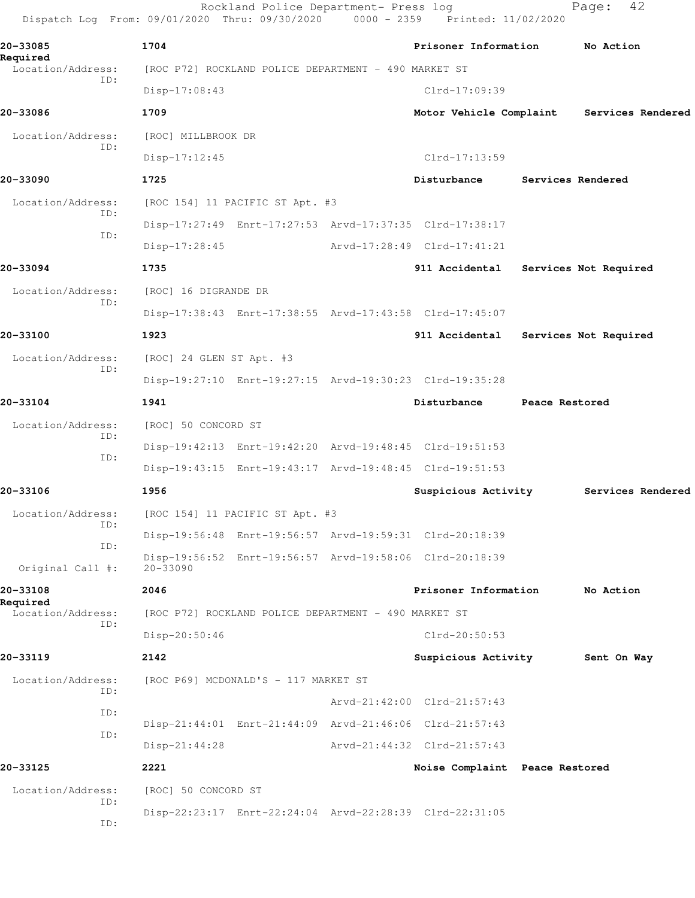Rockland Police Department- Press log
Dispatch Log From: 09/01/2020 Thru: 09/30/2020 0000 - 2359 Printed: 11/02/2020

**20-33085** 1704 Prisoner Information No Action Required
Location/Address: [ROC P72] ROCKLAND POLICE DEPARTMENT - 490 MARKET ST
ID:
Disp-17:08:43 Clrd-17:09:39

**20-33086** 1709 Motor Vehicle Complaint Services Rendered
Location/Address: [ROC] MILLBROOK DR
ID:
Disp-17:12:45 Clrd-17:13:59

**20-33090** 1725 Disturbance Services Rendered
Location/Address: [ROC 154] 11 PACIFIC ST Apt. #3
ID:
Disp-17:27:49 Enrt-17:27:53 Arvd-17:37:35 Clrd-17:38:17
ID:
Disp-17:28:45 Arvd-17:28:49 Clrd-17:41:21

**20-33094** 1735 911 Accidental Services Not Required
Location/Address: [ROC] 16 DIGRANDE DR
ID:
Disp-17:38:43 Enrt-17:38:55 Arvd-17:43:58 Clrd-17:45:07

**20-33100** 1923 911 Accidental Services Not Required
Location/Address: [ROC] 24 GLEN ST Apt. #3
ID:
Disp-19:27:10 Enrt-19:27:15 Arvd-19:30:23 Clrd-19:35:28

**20-33104** 1941 Disturbance Peace Restored
Location/Address: [ROC] 50 CONCORD ST
ID:
Disp-19:42:13 Enrt-19:42:20 Arvd-19:48:45 Clrd-19:51:53
ID:
Disp-19:43:15 Enrt-19:43:17 Arvd-19:48:45 Clrd-19:51:53

**20-33106** 1956 Suspicious Activity Services Rendered
Location/Address: [ROC 154] 11 PACIFIC ST Apt. #3
ID:
Disp-19:56:48 Enrt-19:56:57 Arvd-19:59:31 Clrd-20:18:39
ID:
Disp-19:56:52 Enrt-19:56:57 Arvd-19:58:06 Clrd-20:18:39
Original Call #: 20-33090

**20-33108** 2046 Prisoner Information No Action Required
Location/Address: [ROC P72] ROCKLAND POLICE DEPARTMENT - 490 MARKET ST
ID:
Disp-20:50:46 Clrd-20:50:53

**20-33119** 2142 Suspicious Activity Sent On Way
Location/Address: [ROC P69] MCDONALD'S - 117 MARKET ST
ID:
Arvd-21:42:00 Clrd-21:57:43
ID:
Disp-21:44:01 Enrt-21:44:09 Arvd-21:46:06 Clrd-21:57:43
ID:
Disp-21:44:28 Arvd-21:44:32 Clrd-21:57:43

**20-33125** 2221 Noise Complaint Peace Restored
Location/Address: [ROC] 50 CONCORD ST
ID:
Disp-22:23:17 Enrt-22:24:04 Arvd-22:28:39 Clrd-22:31:05
ID: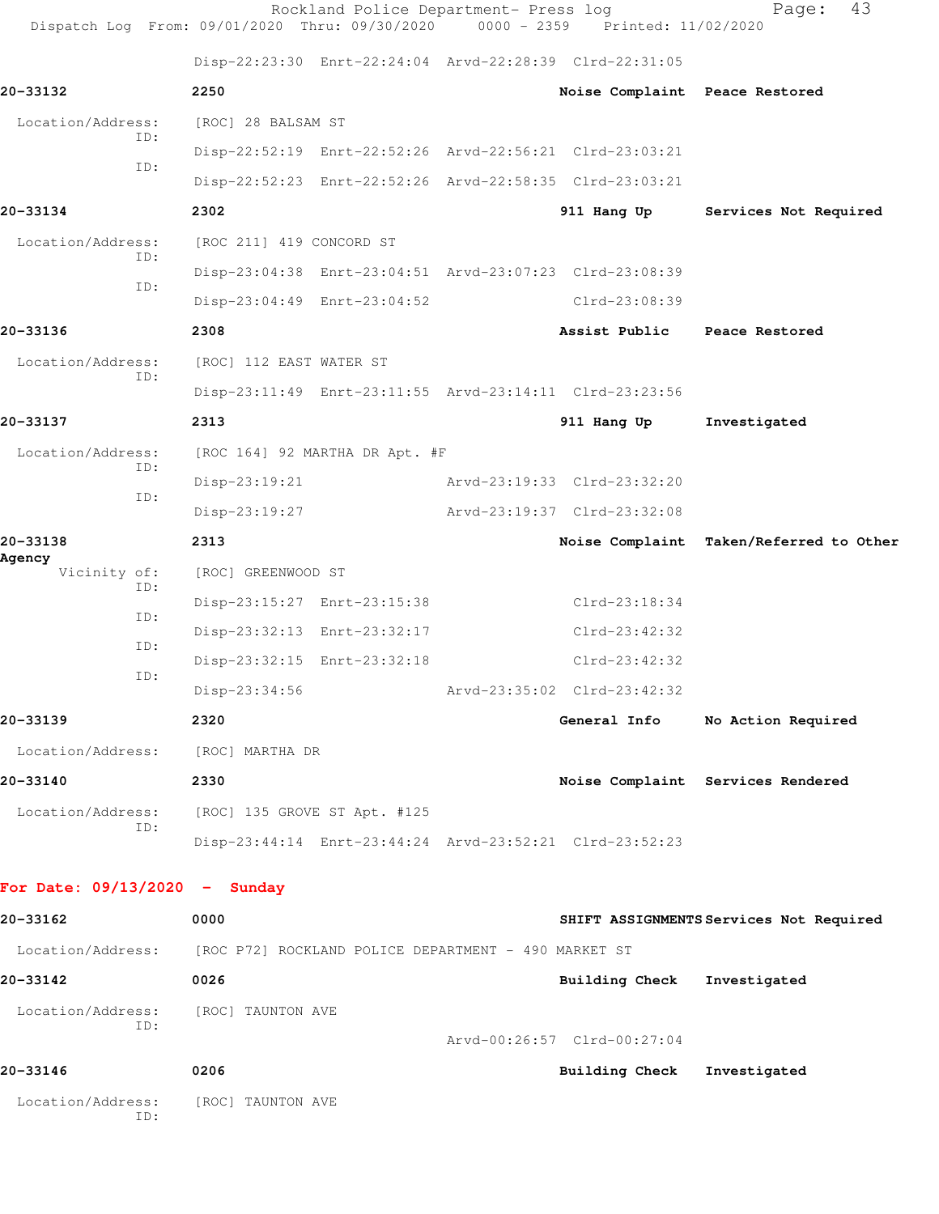Disp-22:23:30 Enrt-22:24:04 Arvd-22:28:39 Clrd-22:31:05

**20-33132** **2250** **Noise Complaint** **Peace Restored**

Location/Address: [ROC] 28 BALSAM ST

ID: Disp-22:52:19 Enrt-22:52:26 Arvd-22:56:21 Clrd-23:03:21

ID: Disp-22:52:23 Enrt-22:52:26 Arvd-22:58:35 Clrd-23:03:21

**20-33134** **2302** **911 Hang Up** **Services Not Required**

Location/Address: [ROC 211] 419 CONCORD ST

ID: Disp-23:04:38 Enrt-23:04:51 Arvd-23:07:23 Clrd-23:08:39

ID: Disp-23:04:49 Enrt-23:04:52 Clrd-23:08:39

**20-33136** **2308** **Assist Public** **Peace Restored**

Location/Address: [ROC] 112 EAST WATER ST

ID: Disp-23:11:49 Enrt-23:11:55 Arvd-23:14:11 Clrd-23:23:56

**20-33137** **2313** **911 Hang Up** **Investigated**

Location/Address: [ROC 164] 92 MARTHA DR Apt. #F

ID: Disp-23:19:21 Arvd-23:19:33 Clrd-23:32:20

ID: Disp-23:19:27 Arvd-23:19:37 Clrd-23:32:08

**20-33138** **2313** **Noise Complaint** **Taken/Referred to Other Agency**

Vicinity of: [ROC] GREENWOOD ST

ID: Disp-23:15:27 Enrt-23:15:38 Clrd-23:18:34

ID: Disp-23:32:13 Enrt-23:32:17 Clrd-23:42:32

ID: Disp-23:32:15 Enrt-23:32:18 Clrd-23:42:32

ID: Disp-23:34:56 Arvd-23:35:02 Clrd-23:42:32

**20-33139** **2320** **General Info** **No Action Required**

Location/Address: [ROC] MARTHA DR

**20-33140** **2330** **Noise Complaint** **Services Rendered**

Location/Address: [ROC] 135 GROVE ST Apt. #125

ID: Disp-23:44:14 Enrt-23:44:24 Arvd-23:52:21 Clrd-23:52:23

## For Date: 09/13/2020 - Sunday

**20-33162** **0000** **SHIFT ASSIGNMENTS** **Services Not Required**

Location/Address: [ROC P72] ROCKLAND POLICE DEPARTMENT - 490 MARKET ST

**20-33142** **0026** **Building Check** **Investigated**

Location/Address: [ROC] TAUNTON AVE

ID: Arvd-00:26:57 Clrd-00:27:04

**20-33146** **0206** **Building Check** **Investigated**

Location/Address: [ROC] TAUNTON AVE

ID: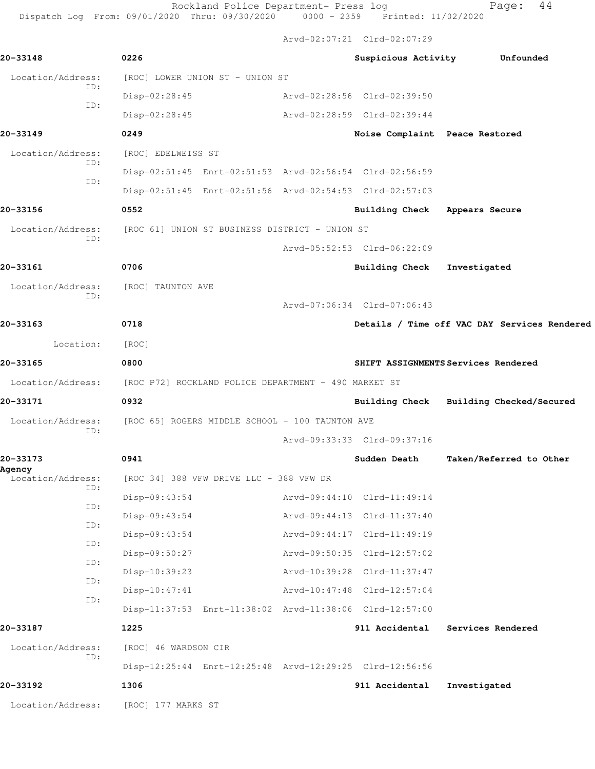Arvd-02:07:21 Clrd-02:07:29

**20-33148** **0226** **Suspicious Activity** **Unfounded**

Location/Address: [ROC] LOWER UNION ST - UNION ST

ID: Disp-02:28:45 Arvd-02:28:56 Clrd-02:39:50

ID: Disp-02:28:45 Arvd-02:28:59 Clrd-02:39:44

**20-33149** **0249** **Noise Complaint** **Peace Restored**

Location/Address: [ROC] EDELWEISS ST

ID: Disp-02:51:45 Enrt-02:51:53 Arvd-02:56:54 Clrd-02:56:59

ID: Disp-02:51:45 Enrt-02:51:56 Arvd-02:54:53 Clrd-02:57:03

**20-33156** **0552** **Building Check** **Appears Secure**

Location/Address: [ROC 61] UNION ST BUSINESS DISTRICT - UNION ST

ID: Arvd-05:52:53 Clrd-06:22:09

**20-33161** **0706** **Building Check** **Investigated**

Location/Address: [ROC] TAUNTON AVE

ID: Arvd-07:06:34 Clrd-07:06:43

**20-33163** **0718** **Details / Time off VAC DAY** **Services Rendered**

Location: [ROC]

**20-33165** **0800** **SHIFT ASSIGNMENTS** **Services Rendered**

Location/Address: [ROC P72] ROCKLAND POLICE DEPARTMENT - 490 MARKET ST

**20-33171** **0932** **Building Check** **Building Checked/Secured**

Location/Address: [ROC 65] ROGERS MIDDLE SCHOOL - 100 TAUNTON AVE

ID: Arvd-09:33:33 Clrd-09:37:16

**20-33173** **0941** **Sudden Death** **Taken/Referred to Other Agency**

Location/Address: [ROC 34] 388 VFW DRIVE LLC - 388 VFW DR

ID: Disp-09:43:54 Arvd-09:44:10 Clrd-11:49:14

ID: Disp-09:43:54 Arvd-09:44:13 Clrd-11:37:40

ID: Disp-09:43:54 Arvd-09:44:17 Clrd-11:49:19

ID: Disp-09:50:27 Arvd-09:50:35 Clrd-12:57:02

ID: Disp-10:39:23 Arvd-10:39:28 Clrd-11:37:47

ID: Disp-10:47:41 Arvd-10:47:48 Clrd-12:57:04

ID: Disp-11:37:53 Enrt-11:38:02 Arvd-11:38:06 Clrd-12:57:00

**20-33187** **1225** **911 Accidental** **Services Rendered**

Location/Address: [ROC] 46 WARDSON CIR

ID: Disp-12:25:44 Enrt-12:25:48 Arvd-12:29:25 Clrd-12:56:56

**20-33192** **1306** **911 Accidental** **Investigated**

Location/Address: [ROC] 177 MARKS ST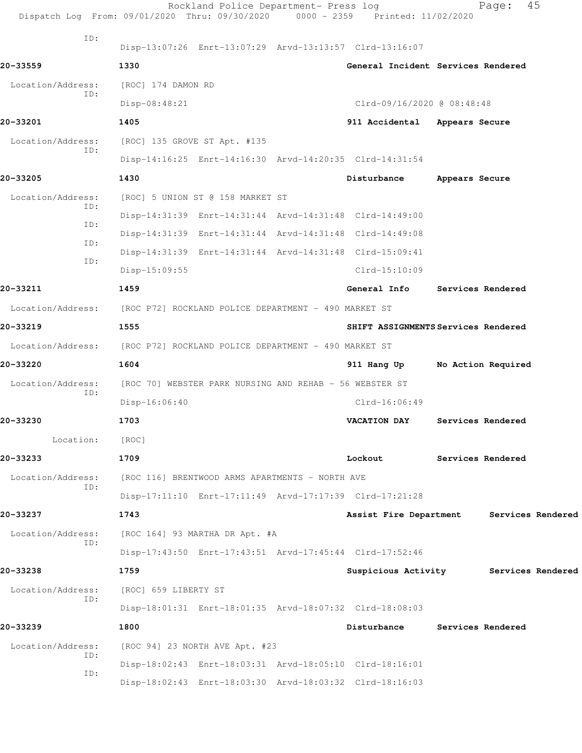ID:
Disp-13:07:26 Enrt-13:07:29 Arvd-13:13:57 Clrd-13:16:07

**20-33559** 1330 General Incident Services Rendered

Location/Address: [ROC] 174 DAMON RD
ID:
Disp-08:48:21 Clrd-09/16/2020 @ 08:48:48

**20-33201** 1405 911 Accidental Appears Secure

Location/Address: [ROC] 135 GROVE ST Apt. #135
ID:
Disp-14:16:25 Enrt-14:16:30 Arvd-14:20:35 Clrd-14:31:54

**20-33205** 1430 Disturbance Appears Secure

Location/Address: [ROC] 5 UNION ST @ 158 MARKET ST
ID:
Disp-14:31:39 Enrt-14:31:44 Arvd-14:31:48 Clrd-14:49:00
ID:
Disp-14:31:39 Enrt-14:31:44 Arvd-14:31:48 Clrd-14:49:08
ID:
Disp-14:31:39 Enrt-14:31:44 Arvd-14:31:48 Clrd-15:09:41
ID:
Disp-15:09:55 Clrd-15:10:09

**20-33211** 1459 General Info Services Rendered

Location/Address: [ROC P72] ROCKLAND POLICE DEPARTMENT - 490 MARKET ST

**20-33219** 1555 SHIFT ASSIGNMENTS Services Rendered

Location/Address: [ROC P72] ROCKLAND POLICE DEPARTMENT - 490 MARKET ST

**20-33220** 1604 911 Hang Up No Action Required

Location/Address: [ROC 70] WEBSTER PARK NURSING AND REHAB - 56 WEBSTER ST
ID:
Disp-16:06:40 Clrd-16:06:49

**20-33230** 1703 VACATION DAY Services Rendered

Location: [ROC]

**20-33233** 1709 Lockout Services Rendered

Location/Address: [ROC 116] BRENTWOOD ARMS APARTMENTS - NORTH AVE
ID:
Disp-17:11:10 Enrt-17:11:49 Arvd-17:17:39 Clrd-17:21:28

**20-33237** 1743 Assist Fire Department Services Rendered

Location/Address: [ROC 164] 93 MARTHA DR Apt. #A
ID:
Disp-17:43:50 Enrt-17:43:51 Arvd-17:45:44 Clrd-17:52:46

**20-33238** 1759 Suspicious Activity Services Rendered

Location/Address: [ROC] 659 LIBERTY ST
ID:
Disp-18:01:31 Enrt-18:01:35 Arvd-18:07:32 Clrd-18:08:03

**20-33239** 1800 Disturbance Services Rendered

Location/Address: [ROC 94] 23 NORTH AVE Apt. #23
ID:
Disp-18:02:43 Enrt-18:03:31 Arvd-18:05:10 Clrd-18:16:01
ID:
Disp-18:02:43 Enrt-18:03:30 Arvd-18:03:32 Clrd-18:16:03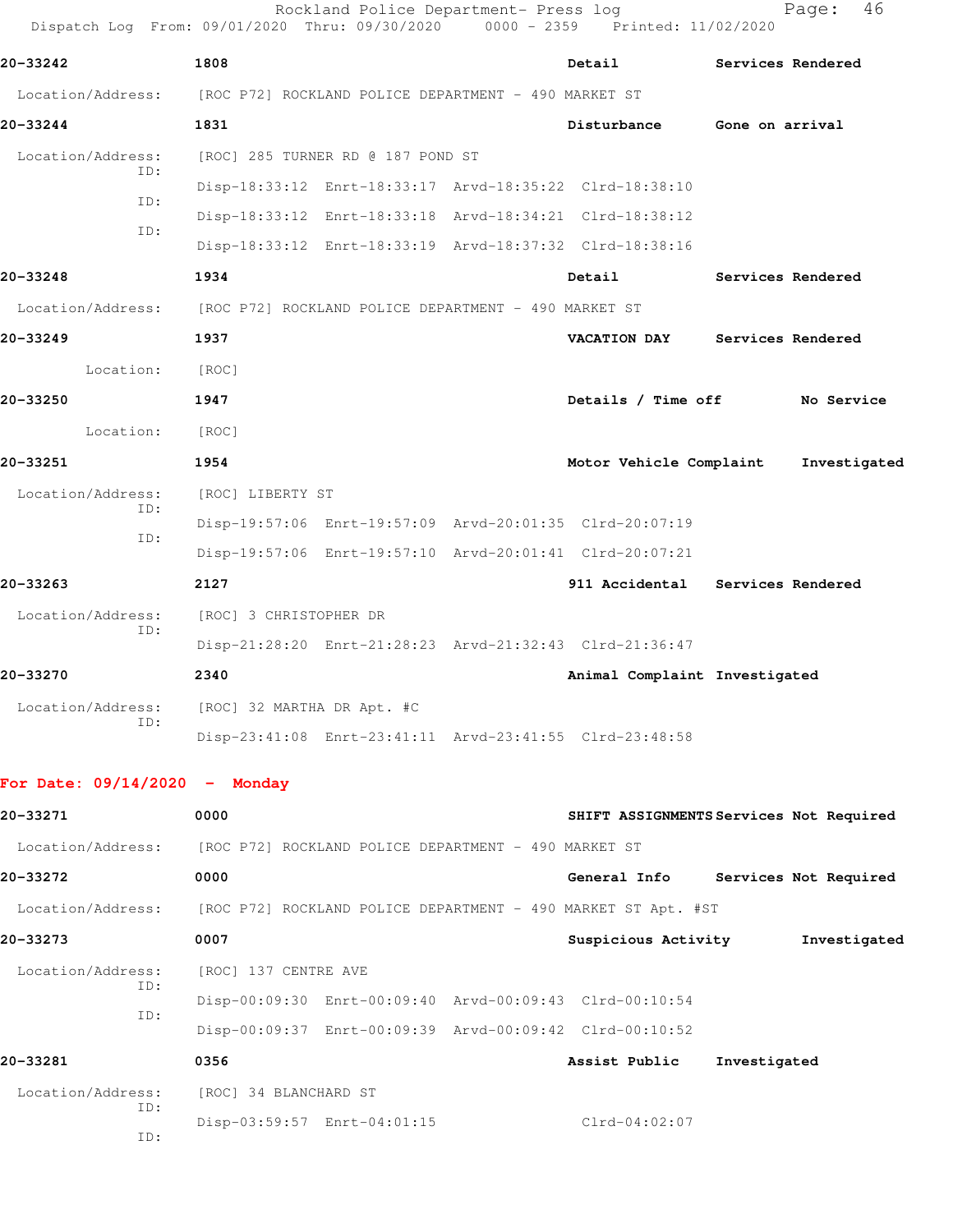**20-33242** 1808 **Detail** **Services Rendered**

Location/Address: [ROC P72] ROCKLAND POLICE DEPARTMENT - 490 MARKET ST

**20-33244** 1831 **Disturbance** **Gone on arrival**

Location/Address: [ROC] 285 TURNER RD @ 187 POND ST

ID: Disp-18:33:12 Enrt-18:33:17 Arvd-18:35:22 Clrd-18:38:10

ID: Disp-18:33:12 Enrt-18:33:18 Arvd-18:34:21 Clrd-18:38:12

ID: Disp-18:33:12 Enrt-18:33:19 Arvd-18:37:32 Clrd-18:38:16

**20-33248** 1934 **Detail** **Services Rendered**

Location/Address: [ROC P72] ROCKLAND POLICE DEPARTMENT - 490 MARKET ST

**20-33249** 1937 **VACATION DAY** **Services Rendered**

Location: [ROC]

**20-33250** 1947 **Details / Time off** **No Service**

Location: [ROC]

**20-33251** 1954 **Motor Vehicle Complaint** **Investigated**

Location/Address: [ROC] LIBERTY ST

ID: Disp-19:57:06 Enrt-19:57:09 Arvd-20:01:35 Clrd-20:07:19

ID: Disp-19:57:06 Enrt-19:57:10 Arvd-20:01:41 Clrd-20:07:21

**20-33263** 2127 **911 Accidental** **Services Rendered**

Location/Address: [ROC] 3 CHRISTOPHER DR

ID: Disp-21:28:20 Enrt-21:28:23 Arvd-21:32:43 Clrd-21:36:47

**20-33270** 2340 **Animal Complaint** **Investigated**

Location/Address: [ROC] 32 MARTHA DR Apt. #C

ID: Disp-23:41:08 Enrt-23:41:11 Arvd-23:41:55 Clrd-23:48:58

**For Date: 09/14/2020 - Monday**

**20-33271** 0000 **SHIFT ASSIGNMENTS** **Services Not Required**

Location/Address: [ROC P72] ROCKLAND POLICE DEPARTMENT - 490 MARKET ST

**20-33272** 0000 **General Info** **Services Not Required**

Location/Address: [ROC P72] ROCKLAND POLICE DEPARTMENT - 490 MARKET ST Apt. #ST

**20-33273** 0007 **Suspicious Activity** **Investigated**

Location/Address: [ROC] 137 CENTRE AVE

ID: Disp-00:09:30 Enrt-00:09:40 Arvd-00:09:43 Clrd-00:10:54

ID: Disp-00:09:37 Enrt-00:09:39 Arvd-00:09:42 Clrd-00:10:52

**20-33281** 0356 **Assist Public** **Investigated**

Location/Address: [ROC] 34 BLANCHARD ST

ID: Disp-03:59:57 Enrt-04:01:15 Clrd-04:02:07

ID: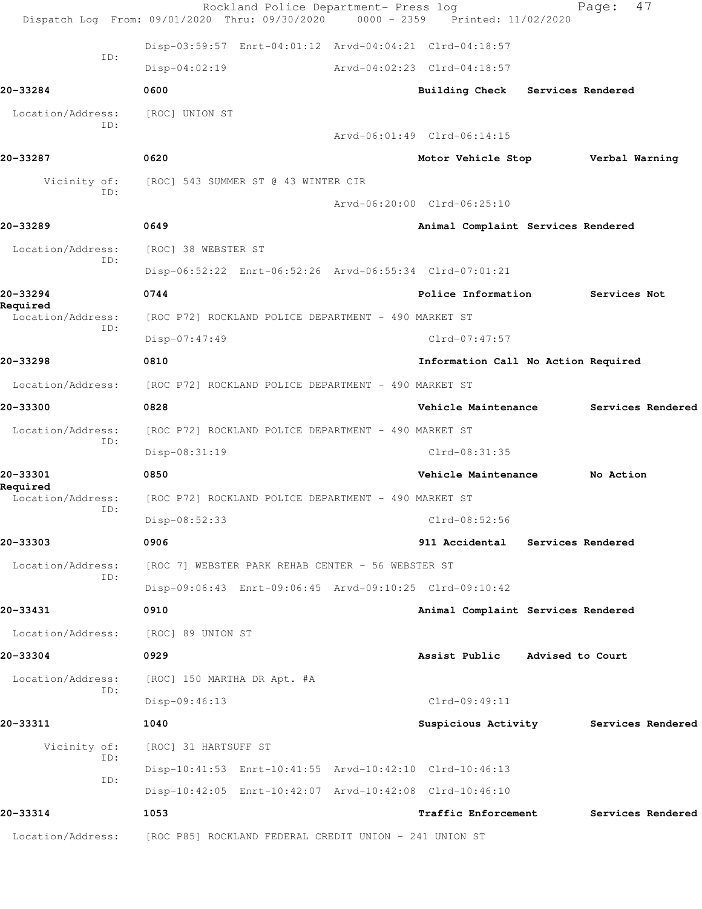Disp-03:59:57 Enrt-04:01:12 Arvd-04:04:21 Clrd-04:18:57

ID:

Disp-04:02:19 Arvd-04:02:23 Clrd-04:18:57

**20-33284** 0600 Building Check Services Rendered

Location/Address: [ROC] UNION ST

ID:

Arvd-06:01:49 Clrd-06:14:15

**20-33287** 0620 Motor Vehicle Stop Verbal Warning

Vicinity of: [ROC] 543 SUMMER ST @ 43 WINTER CIR

ID:

Arvd-06:20:00 Clrd-06:25:10

**20-33289** 0649 Animal Complaint Services Rendered

Location/Address: [ROC] 38 WEBSTER ST

ID:

Disp-06:52:22 Enrt-06:52:26 Arvd-06:55:34 Clrd-07:01:21

**20-33294** 0744 Police Information Services Not Required

Location/Address: [ROC P72] ROCKLAND POLICE DEPARTMENT - 490 MARKET ST

ID:

Disp-07:47:49 Clrd-07:47:57

**20-33298** 0810 Information Call No Action Required

Location/Address: [ROC P72] ROCKLAND POLICE DEPARTMENT - 490 MARKET ST

**20-33300** 0828 Vehicle Maintenance Services Rendered

Location/Address: [ROC P72] ROCKLAND POLICE DEPARTMENT - 490 MARKET ST

ID:

Disp-08:31:19 Clrd-08:31:35

**20-33301** 0850 Vehicle Maintenance No Action Required

Location/Address: [ROC P72] ROCKLAND POLICE DEPARTMENT - 490 MARKET ST

ID:

Disp-08:52:33 Clrd-08:52:56

**20-33303** 0906 911 Accidental Services Rendered

Location/Address: [ROC 7] WEBSTER PARK REHAB CENTER - 56 WEBSTER ST

ID:

Disp-09:06:43 Enrt-09:06:45 Arvd-09:10:25 Clrd-09:10:42

**20-33431** 0910 Animal Complaint Services Rendered

Location/Address: [ROC] 89 UNION ST

**20-33304** 0929 Assist Public Advised to Court

Location/Address: [ROC] 150 MARTHA DR Apt. #A

ID:

Disp-09:46:13 Clrd-09:49:11

**20-33311** 1040 Suspicious Activity Services Rendered

Vicinity of: [ROC] 31 HARTSUFF ST

ID:

Disp-10:41:53 Enrt-10:41:55 Arvd-10:42:10 Clrd-10:46:13

ID:

Disp-10:42:05 Enrt-10:42:07 Arvd-10:42:08 Clrd-10:46:10

**20-33314** 1053 Traffic Enforcement Services Rendered

Location/Address: [ROC P85] ROCKLAND FEDERAL CREDIT UNION - 241 UNION ST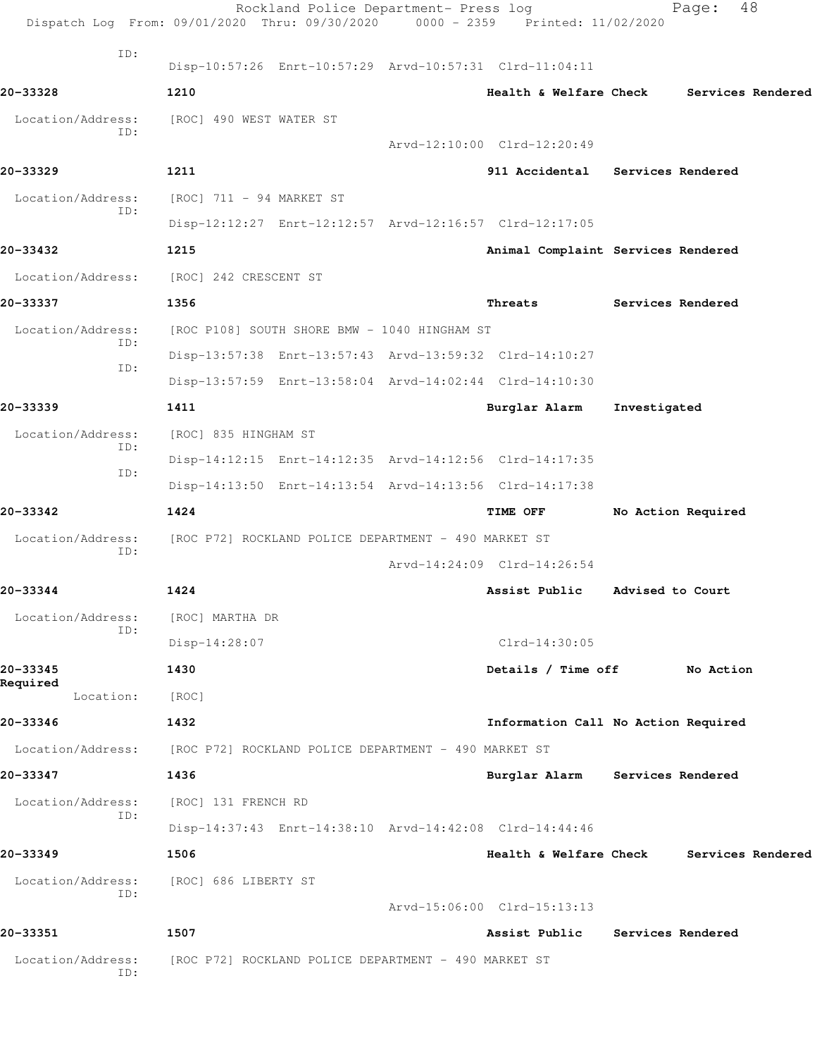ID:
Disp-10:57:26 Enrt-10:57:29 Arvd-10:57:31 Clrd-11:04:11

**20-33328** 1210 **Health & Welfare Check Services Rendered**

Location/Address: [ROC] 490 WEST WATER ST
ID:
Arvd-12:10:00 Clrd-12:20:49

**20-33329** 1211 **911 Accidental Services Rendered**

Location/Address: [ROC] 711 - 94 MARKET ST
ID:
Disp-12:12:27 Enrt-12:12:57 Arvd-12:16:57 Clrd-12:17:05

**20-33432** 1215 **Animal Complaint Services Rendered**

Location/Address: [ROC] 242 CRESCENT ST

**20-33337** 1356 **Threats Services Rendered**

Location/Address: [ROC P108] SOUTH SHORE BMW - 1040 HINGHAM ST
ID:
Disp-13:57:38 Enrt-13:57:43 Arvd-13:59:32 Clrd-14:10:27
ID:
Disp-13:57:59 Enrt-13:58:04 Arvd-14:02:44 Clrd-14:10:30

**20-33339** 1411 **Burglar Alarm Investigated**

Location/Address: [ROC] 835 HINGHAM ST
ID:
Disp-14:12:15 Enrt-14:12:35 Arvd-14:12:56 Clrd-14:17:35
ID:
Disp-14:13:50 Enrt-14:13:54 Arvd-14:13:56 Clrd-14:17:38

**20-33342** 1424 **TIME OFF No Action Required**

Location/Address: [ROC P72] ROCKLAND POLICE DEPARTMENT - 490 MARKET ST
ID:
Arvd-14:24:09 Clrd-14:26:54

**20-33344** 1424 **Assist Public Advised to Court**

Location/Address: [ROC] MARTHA DR
ID:
Disp-14:28:07 Clrd-14:30:05

**20-33345** 1430 **Details / Time off No Action Required**

Location: [ROC]

**20-33346** 1432 **Information Call No Action Required**

Location/Address: [ROC P72] ROCKLAND POLICE DEPARTMENT - 490 MARKET ST

**20-33347** 1436 **Burglar Alarm Services Rendered**

Location/Address: [ROC] 131 FRENCH RD
ID:
Disp-14:37:43 Enrt-14:38:10 Arvd-14:42:08 Clrd-14:44:46

**20-33349** 1506 **Health & Welfare Check Services Rendered**

Location/Address: [ROC] 686 LIBERTY ST
ID:
Arvd-15:06:00 Clrd-15:13:13

**20-33351** 1507 **Assist Public Services Rendered**

Location/Address: [ROC P72] ROCKLAND POLICE DEPARTMENT - 490 MARKET ST
ID: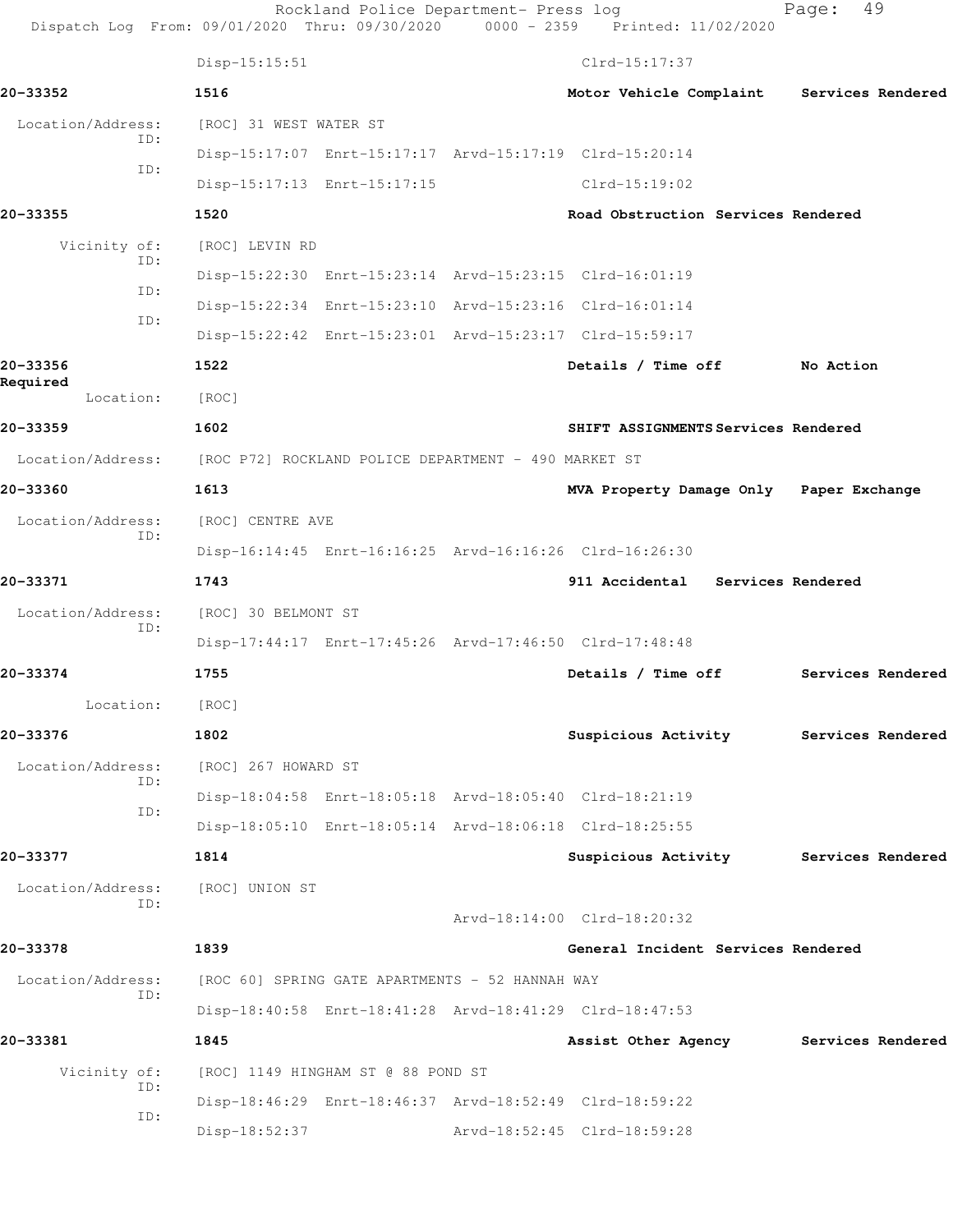Disp-15:15:51 Clrd-15:17:37

**20-33352** **1516** **Motor Vehicle Complaint** **Services Rendered**

Location/Address: [ROC] 31 WEST WATER ST
ID: Disp-15:17:07 Enrt-15:17:17 Arvd-15:17:19 Clrd-15:20:14
ID: Disp-15:17:13 Enrt-15:17:15 Clrd-15:19:02

**20-33355** **1520** **Road Obstruction** **Services Rendered**

Vicinity of: [ROC] LEVIN RD
ID: Disp-15:22:30 Enrt-15:23:14 Arvd-15:23:15 Clrd-16:01:19
ID: Disp-15:22:34 Enrt-15:23:10 Arvd-15:23:16 Clrd-16:01:14
ID: Disp-15:22:42 Enrt-15:23:01 Arvd-15:23:17 Clrd-15:59:17

**20-33356** **1522** **Details / Time off** **No Action Required**

Location: [ROC]

**20-33359** **1602** **SHIFT ASSIGNMENTS** **Services Rendered**

Location/Address: [ROC P72] ROCKLAND POLICE DEPARTMENT - 490 MARKET ST

**20-33360** **1613** **MVA Property Damage Only** **Paper Exchange**

Location/Address: [ROC] CENTRE AVE
ID: Disp-16:14:45 Enrt-16:16:25 Arvd-16:16:26 Clrd-16:26:30

**20-33371** **1743** **911 Accidental** **Services Rendered**

Location/Address: [ROC] 30 BELMONT ST
ID: Disp-17:44:17 Enrt-17:45:26 Arvd-17:46:50 Clrd-17:48:48

**20-33374** **1755** **Details / Time off** **Services Rendered**

Location: [ROC]

**20-33376** **1802** **Suspicious Activity** **Services Rendered**

Location/Address: [ROC] 267 HOWARD ST
ID: Disp-18:04:58 Enrt-18:05:18 Arvd-18:05:40 Clrd-18:21:19
ID: Disp-18:05:10 Enrt-18:05:14 Arvd-18:06:18 Clrd-18:25:55

**20-33377** **1814** **Suspicious Activity** **Services Rendered**

Location/Address: [ROC] UNION ST
ID: Arvd-18:14:00 Clrd-18:20:32

**20-33378** **1839** **General Incident** **Services Rendered**

Location/Address: [ROC 60] SPRING GATE APARTMENTS - 52 HANNAH WAY
ID: Disp-18:40:58 Enrt-18:41:28 Arvd-18:41:29 Clrd-18:47:53

**20-33381** **1845** **Assist Other Agency** **Services Rendered**

Vicinity of: [ROC] 1149 HINGHAM ST @ 88 POND ST
ID: Disp-18:46:29 Enrt-18:46:37 Arvd-18:52:49 Clrd-18:59:22
ID: Disp-18:52:37 Arvd-18:52:45 Clrd-18:59:28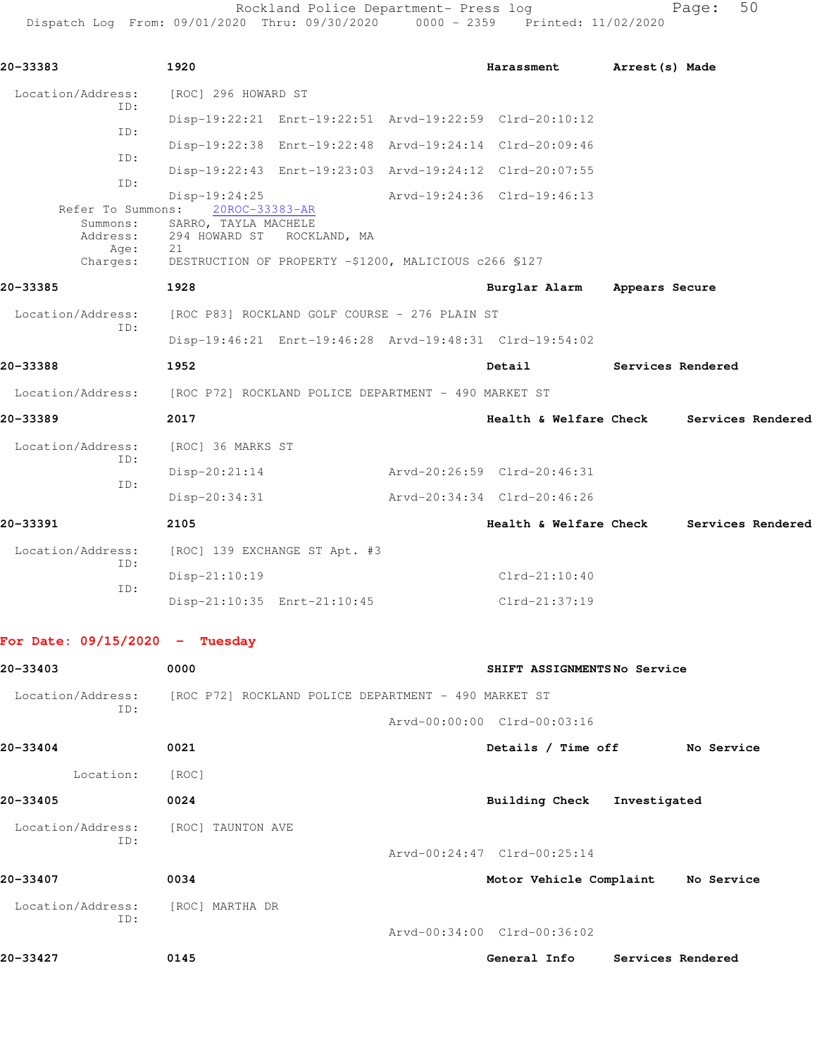**20-33383** 1920 Harassment Arrest(s) Made

Location/Address: [ROC] 296 HOWARD ST

ID:
Disp-19:22:21 Enrt-19:22:51 Arvd-19:22:59 Clrd-20:10:12

ID:
Disp-19:22:38 Enrt-19:22:48 Arvd-19:24:14 Clrd-20:09:46

ID:
Disp-19:22:43 Enrt-19:23:03 Arvd-19:24:12 Clrd-20:07:55

ID:
Disp-19:24:25 Arvd-19:24:36 Clrd-19:46:13

Refer To Summons: 20ROC-33383-AR
Summons: SARRO, TAYLA MACHELE
Address: 294 HOWARD ST ROCKLAND, MA
Age: 21
Charges: DESTRUCTION OF PROPERTY -$1200, MALICIOUS c266 §127

**20-33385** 1928 Burglar Alarm Appears Secure

Location/Address: [ROC P83] ROCKLAND GOLF COURSE - 276 PLAIN ST

ID:
Disp-19:46:21 Enrt-19:46:28 Arvd-19:48:31 Clrd-19:54:02

**20-33388** 1952 Detail Services Rendered

Location/Address: [ROC P72] ROCKLAND POLICE DEPARTMENT - 490 MARKET ST

**20-33389** 2017 Health & Welfare Check Services Rendered

Location/Address: [ROC] 36 MARKS ST

ID:
Disp-20:21:14 Arvd-20:26:59 Clrd-20:46:31

ID:
Disp-20:34:31 Arvd-20:34:34 Clrd-20:46:26

**20-33391** 2105 Health & Welfare Check Services Rendered

Location/Address: [ROC] 139 EXCHANGE ST Apt. #3

ID:
Disp-21:10:19 Clrd-21:10:40

ID:
Disp-21:10:35 Enrt-21:10:45 Clrd-21:37:19

## For Date: 09/15/2020 - Tuesday

**20-33403** 0000 SHIFT ASSIGNMENTS No Service

Location/Address: [ROC P72] ROCKLAND POLICE DEPARTMENT - 490 MARKET ST

ID:
Arvd-00:00:00 Clrd-00:03:16

**20-33404** 0021 Details / Time off No Service

Location: [ROC]

**20-33405** 0024 Building Check Investigated

Location/Address: [ROC] TAUNTON AVE

ID:
Arvd-00:24:47 Clrd-00:25:14

**20-33407** 0034 Motor Vehicle Complaint No Service

Location/Address: [ROC] MARTHA DR

ID:
Arvd-00:34:00 Clrd-00:36:02

**20-33427** 0145 General Info Services Rendered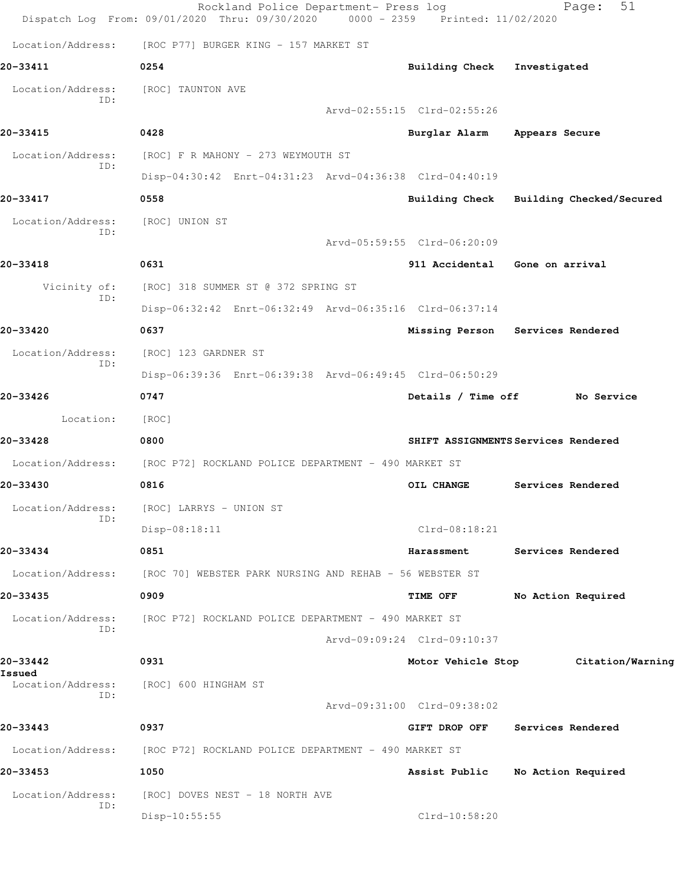Location/Address: [ROC P77] BURGER KING - 157 MARKET ST

**20-33411** 0254 **Building Check** **Investigated**

Location/Address: [ROC] TAUNTON AVE
ID:
Arvd-02:55:15 Clrd-02:55:26

**20-33415** 0428 **Burglar Alarm** **Appears Secure**

Location/Address: [ROC] F R MAHONY - 273 WEYMOUTH ST
ID:
Disp-04:30:42 Enrt-04:31:23 Arvd-04:36:38 Clrd-04:40:19

**20-33417** 0558 **Building Check** **Building Checked/Secured**

Location/Address: [ROC] UNION ST
ID:
Arvd-05:59:55 Clrd-06:20:09

**20-33418** 0631 **911 Accidental** **Gone on arrival**

Vicinity of: [ROC] 318 SUMMER ST @ 372 SPRING ST
ID:
Disp-06:32:42 Enrt-06:32:49 Arvd-06:35:16 Clrd-06:37:14

**20-33420** 0637 **Missing Person** **Services Rendered**

Location/Address: [ROC] 123 GARDNER ST
ID:
Disp-06:39:36 Enrt-06:39:38 Arvd-06:49:45 Clrd-06:50:29

**20-33426** 0747 **Details / Time off** **No Service**

Location: [ROC]

**20-33428** 0800 **SHIFT ASSIGNMENTS** **Services Rendered**

Location/Address: [ROC P72] ROCKLAND POLICE DEPARTMENT - 490 MARKET ST

**20-33430** 0816 **OIL CHANGE** **Services Rendered**

Location/Address: [ROC] LARRYS - UNION ST
ID:
Disp-08:18:11 Clrd-08:18:21

**20-33434** 0851 **Harassment** **Services Rendered**

Location/Address: [ROC 70] WEBSTER PARK NURSING AND REHAB - 56 WEBSTER ST

**20-33435** 0909 **TIME OFF** **No Action Required**

Location/Address: [ROC P72] ROCKLAND POLICE DEPARTMENT - 490 MARKET ST
ID:
Arvd-09:09:24 Clrd-09:10:37

**20-33442** 0931 **Motor Vehicle Stop** **Citation/Warning Issued**

Location/Address: [ROC] 600 HINGHAM ST
ID:
Arvd-09:31:00 Clrd-09:38:02

**20-33443** 0937 **GIFT DROP OFF** **Services Rendered**

Location/Address: [ROC P72] ROCKLAND POLICE DEPARTMENT - 490 MARKET ST

**20-33453** 1050 **Assist Public** **No Action Required**

Location/Address: [ROC] DOVES NEST - 18 NORTH AVE
ID:
Disp-10:55:55 Clrd-10:58:20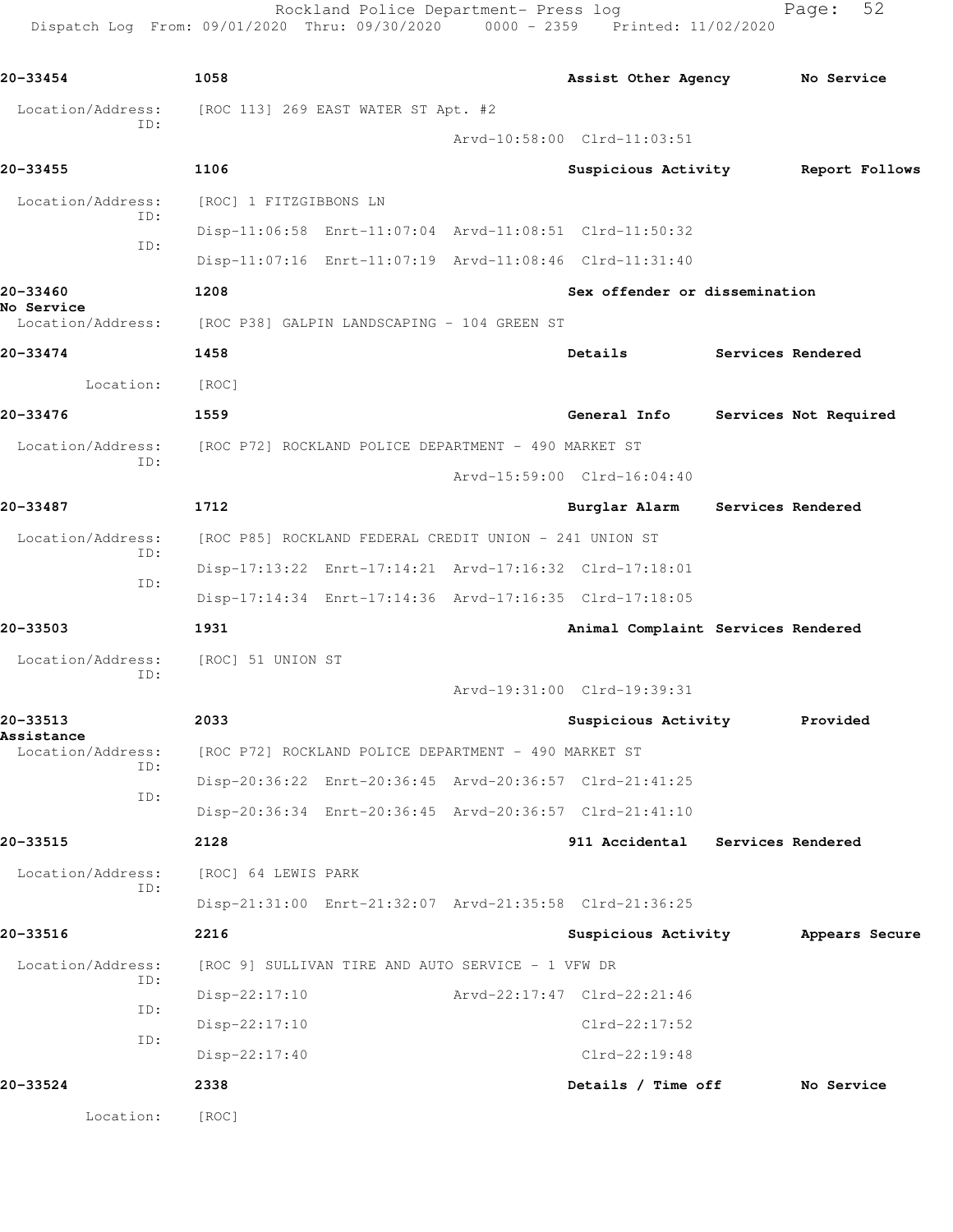**20-33454** 1058 Assist Other Agency No Service

Location/Address: [ROC 113] 269 EAST WATER ST Apt. #2
ID:
Arvd-10:58:00 Clrd-11:03:51

**20-33455** 1106 Suspicious Activity Report Follows

Location/Address: [ROC] 1 FITZGIBBONS LN
ID:
Disp-11:06:58 Enrt-11:07:04 Arvd-11:08:51 Clrd-11:50:32
ID:
Disp-11:07:16 Enrt-11:07:19 Arvd-11:08:46 Clrd-11:31:40

**20-33460** 1208 Sex offender or dissemination
No Service
Location/Address: [ROC P38] GALPIN LANDSCAPING - 104 GREEN ST

**20-33474** 1458 Details Services Rendered

Location: [ROC]

**20-33476** 1559 General Info Services Not Required

Location/Address: [ROC P72] ROCKLAND POLICE DEPARTMENT - 490 MARKET ST
ID:
Arvd-15:59:00 Clrd-16:04:40

**20-33487** 1712 Burglar Alarm Services Rendered

Location/Address: [ROC P85] ROCKLAND FEDERAL CREDIT UNION - 241 UNION ST
ID:
Disp-17:13:22 Enrt-17:14:21 Arvd-17:16:32 Clrd-17:18:01
ID:
Disp-17:14:34 Enrt-17:14:36 Arvd-17:16:35 Clrd-17:18:05

**20-33503** 1931 Animal Complaint Services Rendered

Location/Address: [ROC] 51 UNION ST
ID:
Arvd-19:31:00 Clrd-19:39:31

**20-33513** 2033 Suspicious Activity Provided
Assistance
Location/Address: [ROC P72] ROCKLAND POLICE DEPARTMENT - 490 MARKET ST
ID:
Disp-20:36:22 Enrt-20:36:45 Arvd-20:36:57 Clrd-21:41:25
ID:
Disp-20:36:34 Enrt-20:36:45 Arvd-20:36:57 Clrd-21:41:10

**20-33515** 2128 911 Accidental Services Rendered

Location/Address: [ROC] 64 LEWIS PARK
ID:
Disp-21:31:00 Enrt-21:32:07 Arvd-21:35:58 Clrd-21:36:25

**20-33516** 2216 Suspicious Activity Appears Secure

Location/Address: [ROC 9] SULLIVAN TIRE AND AUTO SERVICE - 1 VFW DR
ID:
Disp-22:17:10 Arvd-22:17:47 Clrd-22:21:46
ID:
Disp-22:17:10 Clrd-22:17:52
ID:
Disp-22:17:40 Clrd-22:19:48

**20-33524** 2338 Details / Time off No Service

Location: [ROC]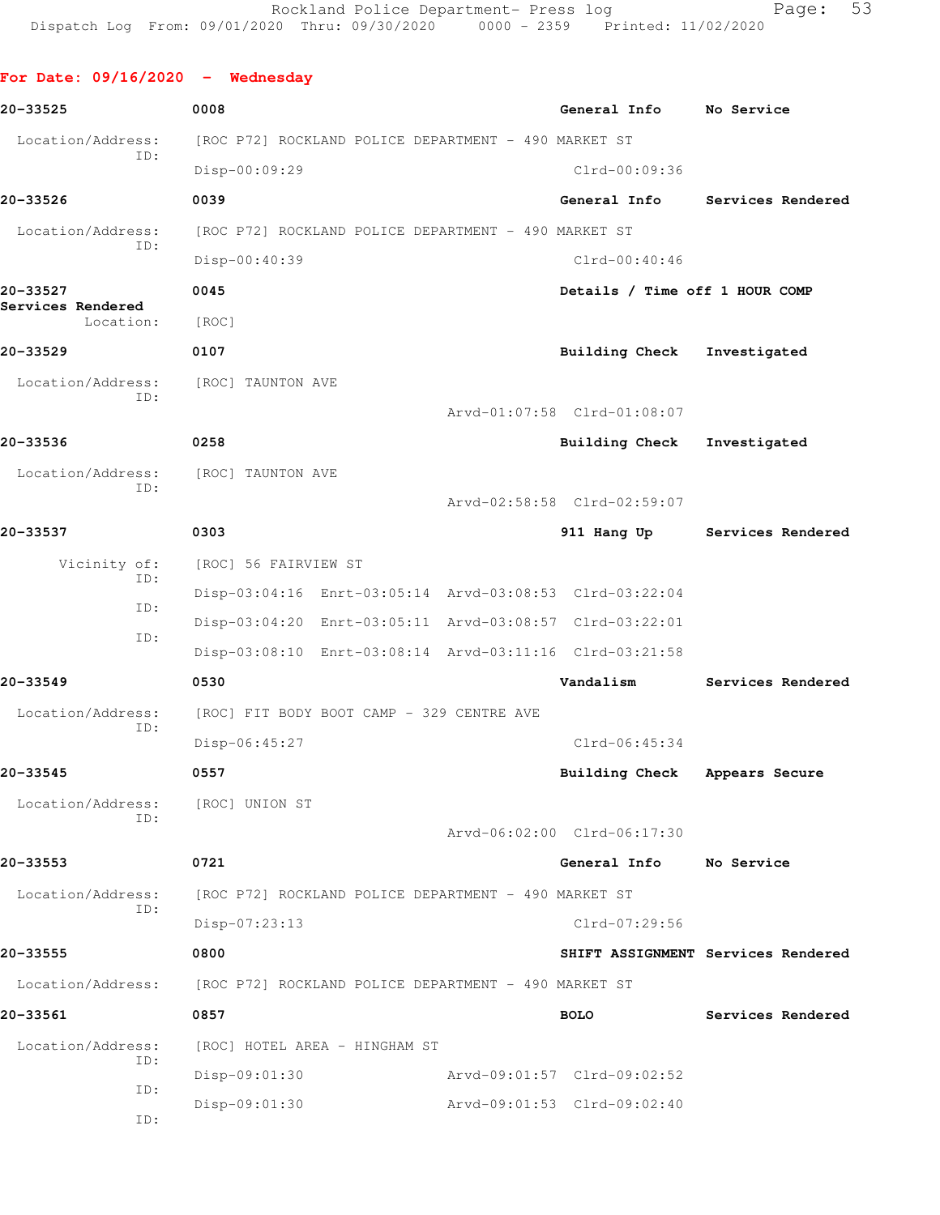## For Date: 09/16/2020 - Wednesday

**20-33525** 0008 **General Info** **No Service**

Location/Address: [ROC P72] ROCKLAND POLICE DEPARTMENT - 490 MARKET ST
ID:
Disp-00:09:29 Clrd-00:09:36

**20-33526** 0039 **General Info** **Services Rendered**

Location/Address: [ROC P72] ROCKLAND POLICE DEPARTMENT - 490 MARKET ST
ID:
Disp-00:40:39 Clrd-00:40:46

**20-33527** 0045 **Details / Time off 1 HOUR COMP**
**Services Rendered**

Location: [ROC]

**20-33529** 0107 **Building Check** **Investigated**

Location/Address: [ROC] TAUNTON AVE
ID:
Arvd-01:07:58 Clrd-01:08:07

**20-33536** 0258 **Building Check** **Investigated**

Location/Address: [ROC] TAUNTON AVE
ID:
Arvd-02:58:58 Clrd-02:59:07

**20-33537** 0303 **911 Hang Up** **Services Rendered**

Vicinity of: [ROC] 56 FAIRVIEW ST
ID:
Disp-03:04:16 Enrt-03:05:14 Arvd-03:08:53 Clrd-03:22:04
ID:
Disp-03:04:20 Enrt-03:05:11 Arvd-03:08:57 Clrd-03:22:01
ID:
Disp-03:08:10 Enrt-03:08:14 Arvd-03:11:16 Clrd-03:21:58

**20-33549** 0530 **Vandalism** **Services Rendered**

Location/Address: [ROC] FIT BODY BOOT CAMP - 329 CENTRE AVE
ID:
Disp-06:45:27 Clrd-06:45:34

**20-33545** 0557 **Building Check** **Appears Secure**

Location/Address: [ROC] UNION ST
ID:
Arvd-06:02:00 Clrd-06:17:30

**20-33553** 0721 **General Info** **No Service**

Location/Address: [ROC P72] ROCKLAND POLICE DEPARTMENT - 490 MARKET ST
ID:
Disp-07:23:13 Clrd-07:29:56

**20-33555** 0800 **SHIFT ASSIGNMENT** **Services Rendered**

Location/Address: [ROC P72] ROCKLAND POLICE DEPARTMENT - 490 MARKET ST

**20-33561** 0857 **BOLO** **Services Rendered**

Location/Address: [ROC] HOTEL AREA - HINGHAM ST
ID:
Disp-09:01:30 Arvd-09:01:57 Clrd-09:02:52
ID:
Disp-09:01:30 Arvd-09:01:53 Clrd-09:02:40
ID: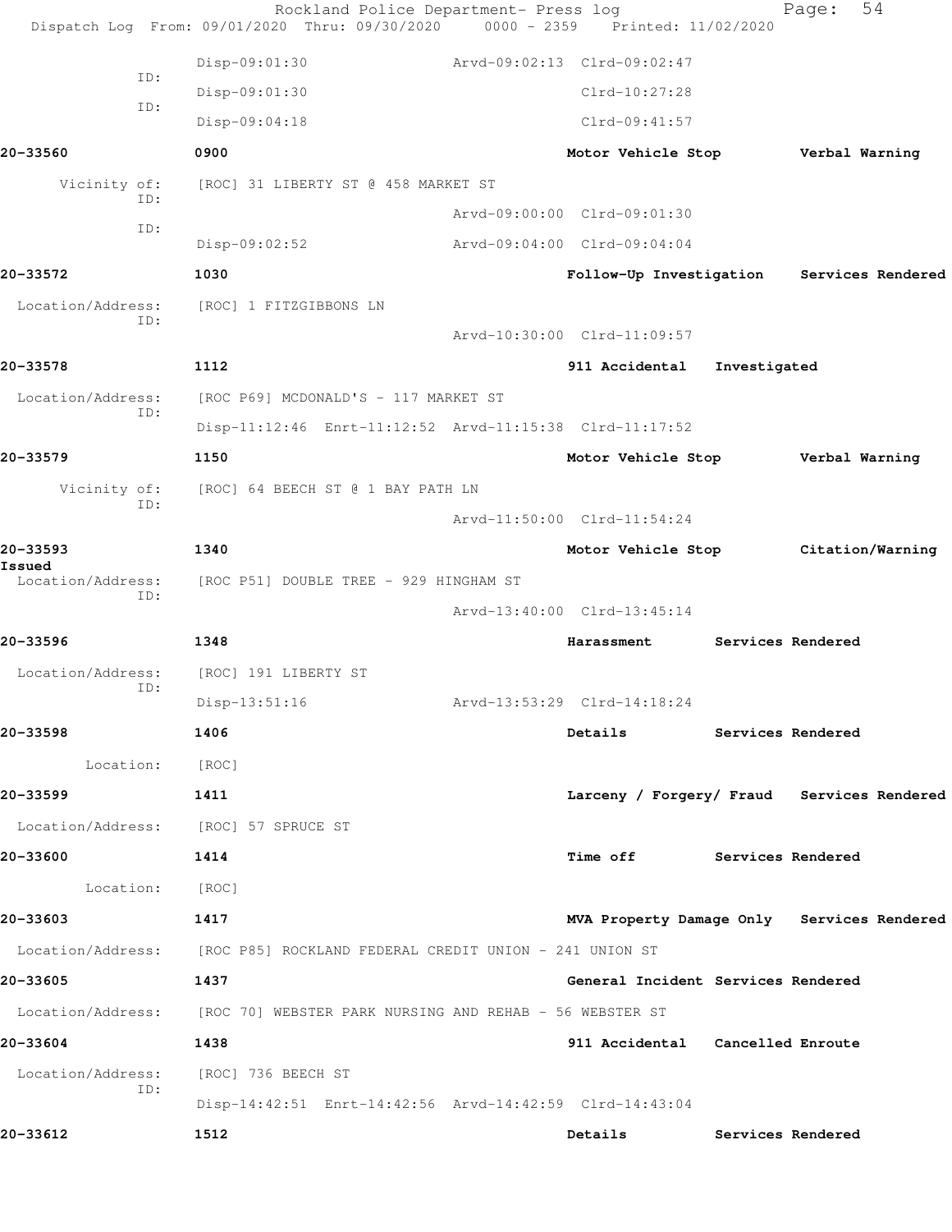Disp-09:01:30 Arvd-09:02:13 Clrd-09:02:47

ID:

Disp-09:01:30 Clrd-10:27:28

ID:

Disp-09:04:18 Clrd-09:41:57

**20-33560** **0900** **Motor Vehicle Stop** **Verbal Warning**

Vicinity of: [ROC] 31 LIBERTY ST @ 458 MARKET ST

ID:

Arvd-09:00:00 Clrd-09:01:30

ID:

Disp-09:02:52 Arvd-09:04:00 Clrd-09:04:04

**20-33572** **1030** **Follow-Up Investigation** **Services Rendered**

Location/Address: [ROC] 1 FITZGIBBONS LN

ID:

Arvd-10:30:00 Clrd-11:09:57

**20-33578** **1112** **911 Accidental** **Investigated**

Location/Address: [ROC P69] MCDONALD'S - 117 MARKET ST

ID:

Disp-11:12:46 Enrt-11:12:52 Arvd-11:15:38 Clrd-11:17:52

**20-33579** **1150** **Motor Vehicle Stop** **Verbal Warning**

Vicinity of: [ROC] 64 BEECH ST @ 1 BAY PATH LN

ID:

Arvd-11:50:00 Clrd-11:54:24

**20-33593** **1340** **Motor Vehicle Stop** **Citation/Warning Issued**

Location/Address: [ROC P51] DOUBLE TREE - 929 HINGHAM ST

ID:

Arvd-13:40:00 Clrd-13:45:14

**20-33596** **1348** **Harassment** **Services Rendered**

Location/Address: [ROC] 191 LIBERTY ST

ID:

Disp-13:51:16 Arvd-13:53:29 Clrd-14:18:24

**20-33598** **1406** **Details** **Services Rendered**

Location: [ROC]

**20-33599** **1411** **Larceny / Forgery/ Fraud** **Services Rendered**

Location/Address: [ROC] 57 SPRUCE ST

**20-33600** **1414** **Time off** **Services Rendered**

Location: [ROC]

**20-33603** **1417** **MVA Property Damage Only** **Services Rendered**

Location/Address: [ROC P85] ROCKLAND FEDERAL CREDIT UNION - 241 UNION ST

**20-33605** **1437** **General Incident** **Services Rendered**

Location/Address: [ROC 70] WEBSTER PARK NURSING AND REHAB - 56 WEBSTER ST

**20-33604** **1438** **911 Accidental** **Cancelled Enroute**

Location/Address: [ROC] 736 BEECH ST

ID:

Disp-14:42:51 Enrt-14:42:56 Arvd-14:42:59 Clrd-14:43:04

**20-33612** **1512** **Details** **Services Rendered**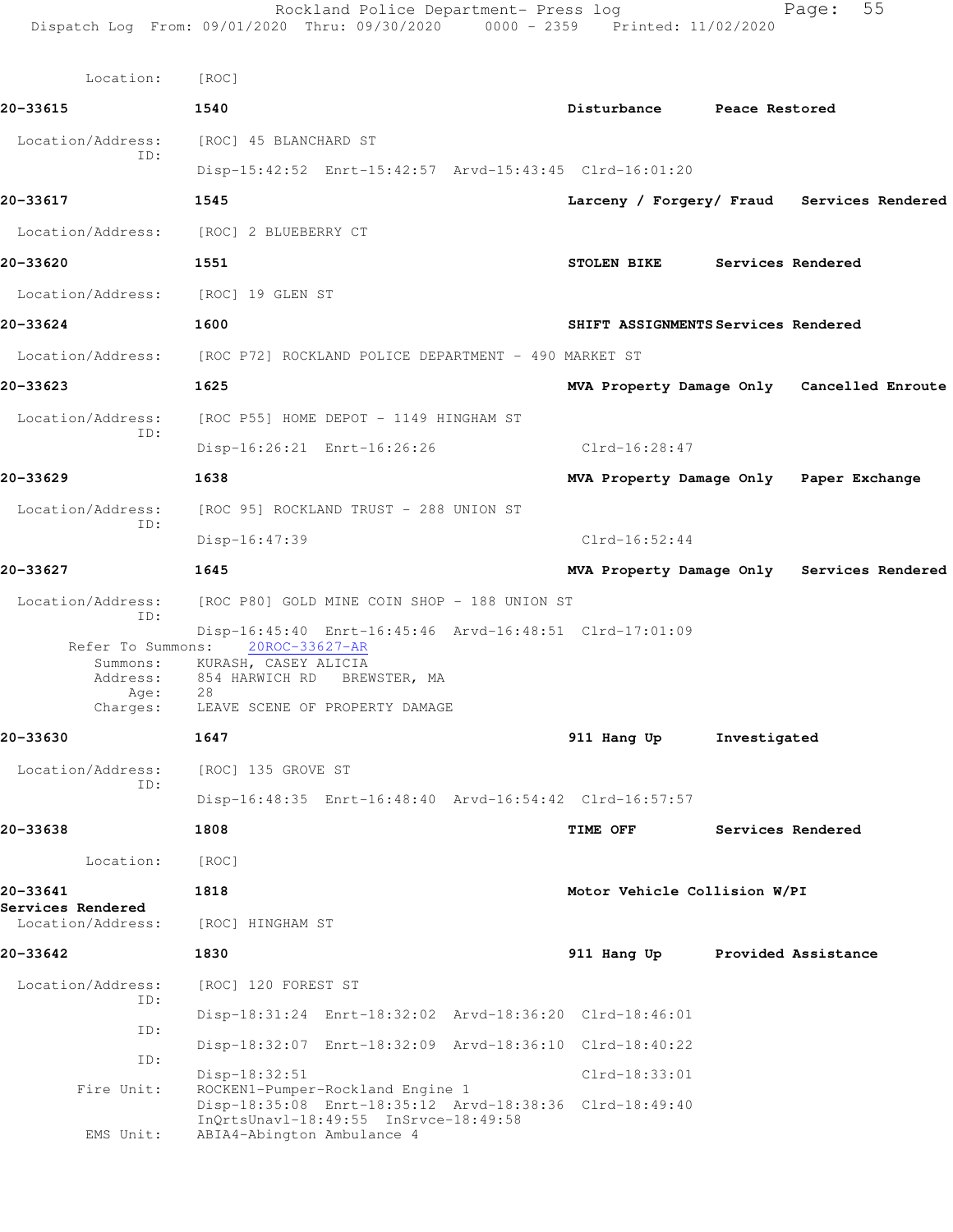Location: [ROC]

**20-33615** 1540 **Disturbance** **Peace Restored**

Location/Address: [ROC] 45 BLANCHARD ST
ID:
Disp-15:42:52 Enrt-15:42:57 Arvd-15:43:45 Clrd-16:01:20

**20-33617** 1545 **Larceny / Forgery/ Fraud** **Services Rendered**

Location/Address: [ROC] 2 BLUEBERRY CT

**20-33620** 1551 **STOLEN BIKE** **Services Rendered**

Location/Address: [ROC] 19 GLEN ST

**20-33624** 1600 **SHIFT ASSIGNMENTS** **Services Rendered**

Location/Address: [ROC P72] ROCKLAND POLICE DEPARTMENT - 490 MARKET ST

**20-33623** 1625 **MVA Property Damage Only** **Cancelled Enroute**

Location/Address: [ROC P55] HOME DEPOT - 1149 HINGHAM ST
ID:
Disp-16:26:21 Enrt-16:26:26 Clrd-16:28:47

**20-33629** 1638 **MVA Property Damage Only** **Paper Exchange**

Location/Address: [ROC 95] ROCKLAND TRUST - 288 UNION ST
ID:
Disp-16:47:39 Clrd-16:52:44

**20-33627** 1645 **MVA Property Damage Only** **Services Rendered**

Location/Address: [ROC P80] GOLD MINE COIN SHOP - 188 UNION ST
ID:
Disp-16:45:40 Enrt-16:45:46 Arvd-16:48:51 Clrd-17:01:09
Refer To Summons: 20ROC-33627-AR
Summons: KURASH, CASEY ALICIA
Address: 854 HARWICH RD BREWSTER, MA
Age: 28
Charges: LEAVE SCENE OF PROPERTY DAMAGE

**20-33630** 1647 **911 Hang Up** **Investigated**

Location/Address: [ROC] 135 GROVE ST
ID:
Disp-16:48:35 Enrt-16:48:40 Arvd-16:54:42 Clrd-16:57:57

**20-33638** 1808 **TIME OFF** **Services Rendered**

Location: [ROC]

**20-33641** 1818 **Motor Vehicle Collision W/PI**
**Services Rendered**
Location/Address: [ROC] HINGHAM ST

**20-33642** 1830 **911 Hang Up** **Provided Assistance**

Location/Address: [ROC] 120 FOREST ST
ID:
Disp-18:31:24 Enrt-18:32:02 Arvd-18:36:20 Clrd-18:46:01
ID:
Disp-18:32:07 Enrt-18:32:09 Arvd-18:36:10 Clrd-18:40:22
ID:
Disp-18:32:51 Clrd-18:33:01
Fire Unit: ROCKEN1-Pumper-Rockland Engine 1
Disp-18:35:08 Enrt-18:35:12 Arvd-18:38:36 Clrd-18:49:40
InQrtsUnavl-18:49:55 InSrvce-18:49:58
EMS Unit: ABIA4-Abington Ambulance 4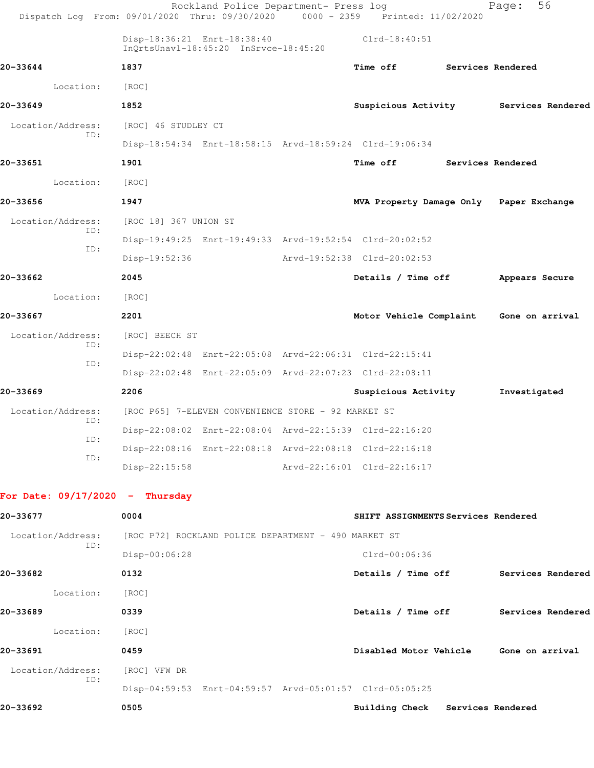Disp-18:36:21 Enrt-18:38:40 Clrd-18:40:51
InQrtsUnavl-18:45:20 InSrvce-18:45:20

**20-33644** **1837** **Time off** **Services Rendered**

Location: [ROC]

**20-33649** **1852** **Suspicious Activity** **Services Rendered**

Location/Address: [ROC] 46 STUDLEY CT
ID:
Disp-18:54:34 Enrt-18:58:15 Arvd-18:59:24 Clrd-19:06:34

**20-33651** **1901** **Time off** **Services Rendered**

Location: [ROC]

**20-33656** **1947** **MVA Property Damage Only** **Paper Exchange**

Location/Address: [ROC 18] 367 UNION ST
ID:
Disp-19:49:25 Enrt-19:49:33 Arvd-19:52:54 Clrd-20:02:52
ID:
Disp-19:52:36 Arvd-19:52:38 Clrd-20:02:53

**20-33662** **2045** **Details / Time off** **Appears Secure**

Location: [ROC]

**20-33667** **2201** **Motor Vehicle Complaint** **Gone on arrival**

Location/Address: [ROC] BEECH ST
ID:
Disp-22:02:48 Enrt-22:05:08 Arvd-22:06:31 Clrd-22:15:41
ID:
Disp-22:02:48 Enrt-22:05:09 Arvd-22:07:23 Clrd-22:08:11

**20-33669** **2206** **Suspicious Activity** **Investigated**

Location/Address: [ROC P65] 7-ELEVEN CONVENIENCE STORE - 92 MARKET ST
ID:
Disp-22:08:02 Enrt-22:08:04 Arvd-22:15:39 Clrd-22:16:20
ID:
Disp-22:08:16 Enrt-22:08:18 Arvd-22:08:18 Clrd-22:16:18
ID:
Disp-22:15:58 Arvd-22:16:01 Clrd-22:16:17

**For Date: 09/17/2020 - Thursday**

**20-33677** **0004** **SHIFT ASSIGNMENTS** **Services Rendered**

Location/Address: [ROC P72] ROCKLAND POLICE DEPARTMENT - 490 MARKET ST
ID:
Disp-00:06:28 Clrd-00:06:36

**20-33682** **0132** **Details / Time off** **Services Rendered**

Location: [ROC]

**20-33689** **0339** **Details / Time off** **Services Rendered**

Location: [ROC]

**20-33691** **0459** **Disabled Motor Vehicle** **Gone on arrival**

Location/Address: [ROC] VFW DR
ID:
Disp-04:59:53 Enrt-04:59:57 Arvd-05:01:57 Clrd-05:05:25

**20-33692** **0505** **Building Check** **Services Rendered**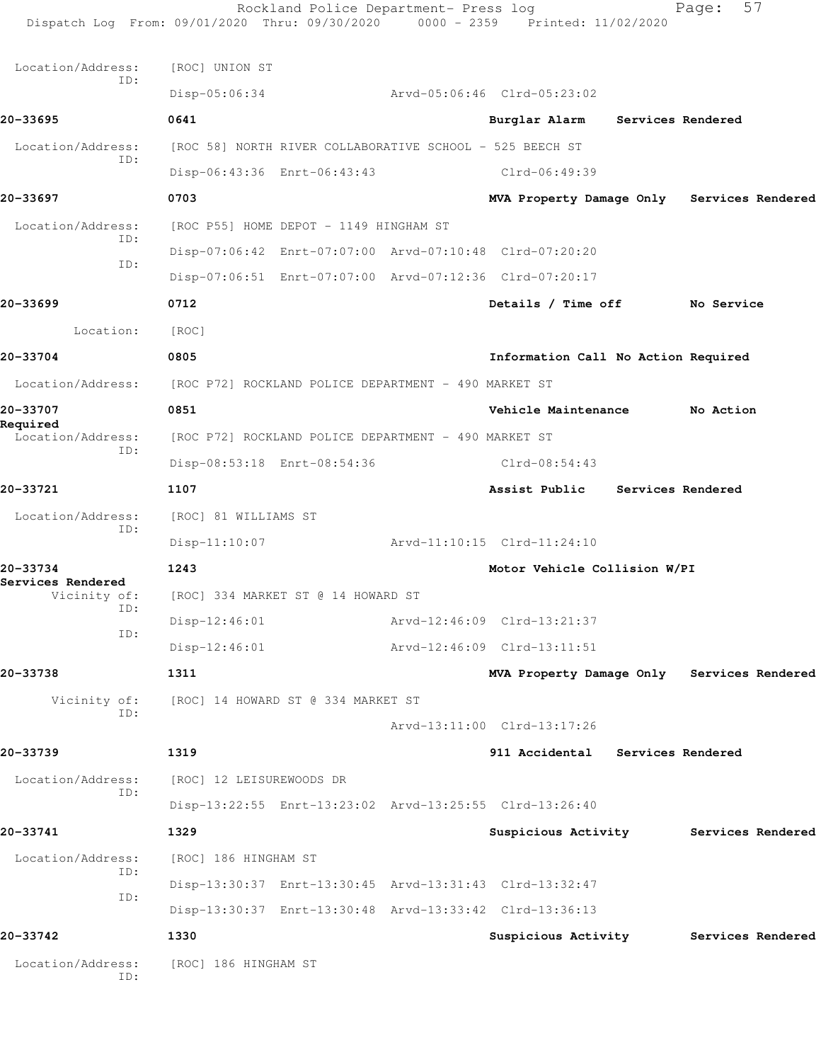Location/Address: [ROC] UNION ST
ID:
Disp-05:06:34 Arvd-05:06:46 Clrd-05:23:02

**20-33695** **0641** **Burglar Alarm** **Services Rendered**

Location/Address: [ROC 58] NORTH RIVER COLLABORATIVE SCHOOL - 525 BEECH ST
ID:
Disp-06:43:36 Enrt-06:43:43 Clrd-06:49:39

**20-33697** **0703** **MVA Property Damage Only** **Services Rendered**

Location/Address: [ROC P55] HOME DEPOT - 1149 HINGHAM ST
ID:
Disp-07:06:42 Enrt-07:07:00 Arvd-07:10:48 Clrd-07:20:20
ID:
Disp-07:06:51 Enrt-07:07:00 Arvd-07:12:36 Clrd-07:20:17

**20-33699** **0712** **Details / Time off** **No Service**

Location: [ROC]

**20-33704** **0805** **Information Call No Action Required**

Location/Address: [ROC P72] ROCKLAND POLICE DEPARTMENT - 490 MARKET ST

**20-33707** **0851** **Vehicle Maintenance** **No Action Required**

Location/Address: [ROC P72] ROCKLAND POLICE DEPARTMENT - 490 MARKET ST
ID:
Disp-08:53:18 Enrt-08:54:36 Clrd-08:54:43

**20-33721** **1107** **Assist Public** **Services Rendered**

Location/Address: [ROC] 81 WILLIAMS ST
ID:
Disp-11:10:07 Arvd-11:10:15 Clrd-11:24:10

**20-33734** **1243** **Motor Vehicle Collision W/PI** **Services Rendered**

Vicinity of: [ROC] 334 MARKET ST @ 14 HOWARD ST
ID:
Disp-12:46:01 Arvd-12:46:09 Clrd-13:21:37
ID:
Disp-12:46:01 Arvd-12:46:09 Clrd-13:11:51

**20-33738** **1311** **MVA Property Damage Only** **Services Rendered**

Vicinity of: [ROC] 14 HOWARD ST @ 334 MARKET ST
ID:
Arvd-13:11:00 Clrd-13:17:26

**20-33739** **1319** **911 Accidental** **Services Rendered**

Location/Address: [ROC] 12 LEISUREWOODS DR
ID:
Disp-13:22:55 Enrt-13:23:02 Arvd-13:25:55 Clrd-13:26:40

**20-33741** **1329** **Suspicious Activity** **Services Rendered**

Location/Address: [ROC] 186 HINGHAM ST
ID:
Disp-13:30:37 Enrt-13:30:45 Arvd-13:31:43 Clrd-13:32:47
ID:
Disp-13:30:37 Enrt-13:30:48 Arvd-13:33:42 Clrd-13:36:13

**20-33742** **1330** **Suspicious Activity** **Services Rendered**

Location/Address: [ROC] 186 HINGHAM ST
ID: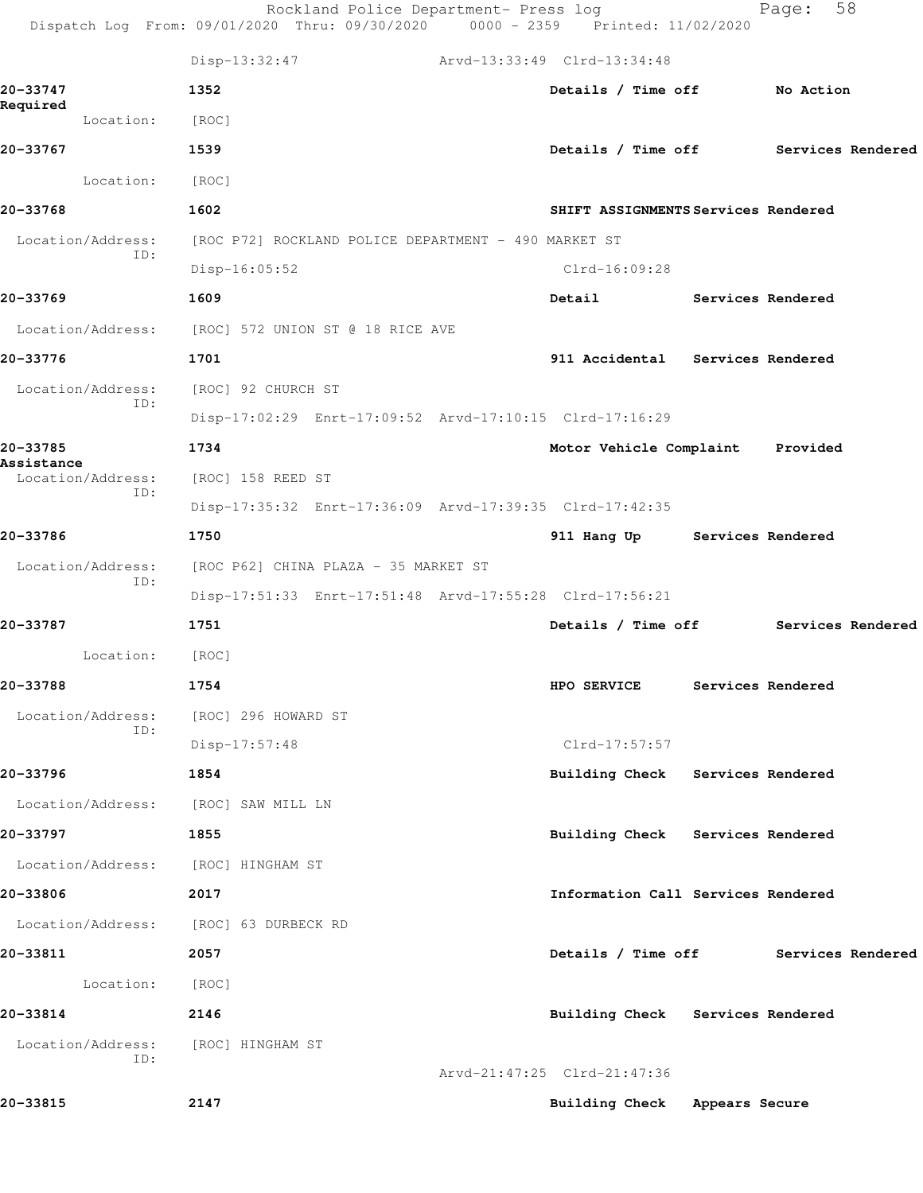Disp-13:32:47 Arvd-13:33:49 Clrd-13:34:48

**20-33747** 1352 Details / Time off No Action Required
Location: [ROC]

**20-33767** 1539 Details / Time off Services Rendered
Location: [ROC]

**20-33768** 1602 SHIFT ASSIGNMENTS Services Rendered
Location/Address: [ROC P72] ROCKLAND POLICE DEPARTMENT - 490 MARKET ST
ID:
Disp-16:05:52 Clrd-16:09:28

**20-33769** 1609 Detail Services Rendered
Location/Address: [ROC] 572 UNION ST @ 18 RICE AVE

**20-33776** 1701 911 Accidental Services Rendered
Location/Address: [ROC] 92 CHURCH ST
ID:
Disp-17:02:29 Enrt-17:09:52 Arvd-17:10:15 Clrd-17:16:29

**20-33785** 1734 Motor Vehicle Complaint Provided Assistance
Location/Address: [ROC] 158 REED ST
ID:
Disp-17:35:32 Enrt-17:36:09 Arvd-17:39:35 Clrd-17:42:35

**20-33786** 1750 911 Hang Up Services Rendered
Location/Address: [ROC P62] CHINA PLAZA - 35 MARKET ST
ID:
Disp-17:51:33 Enrt-17:51:48 Arvd-17:55:28 Clrd-17:56:21

**20-33787** 1751 Details / Time off Services Rendered
Location: [ROC]

**20-33788** 1754 HPO SERVICE Services Rendered
Location/Address: [ROC] 296 HOWARD ST
ID:
Disp-17:57:48 Clrd-17:57:57

**20-33796** 1854 Building Check Services Rendered
Location/Address: [ROC] SAW MILL LN

**20-33797** 1855 Building Check Services Rendered
Location/Address: [ROC] HINGHAM ST

**20-33806** 2017 Information Call Services Rendered
Location/Address: [ROC] 63 DURBECK RD

**20-33811** 2057 Details / Time off Services Rendered
Location: [ROC]

**20-33814** 2146 Building Check Services Rendered
Location/Address: [ROC] HINGHAM ST
ID:
Arvd-21:47:25 Clrd-21:47:36

**20-33815** 2147 Building Check Appears Secure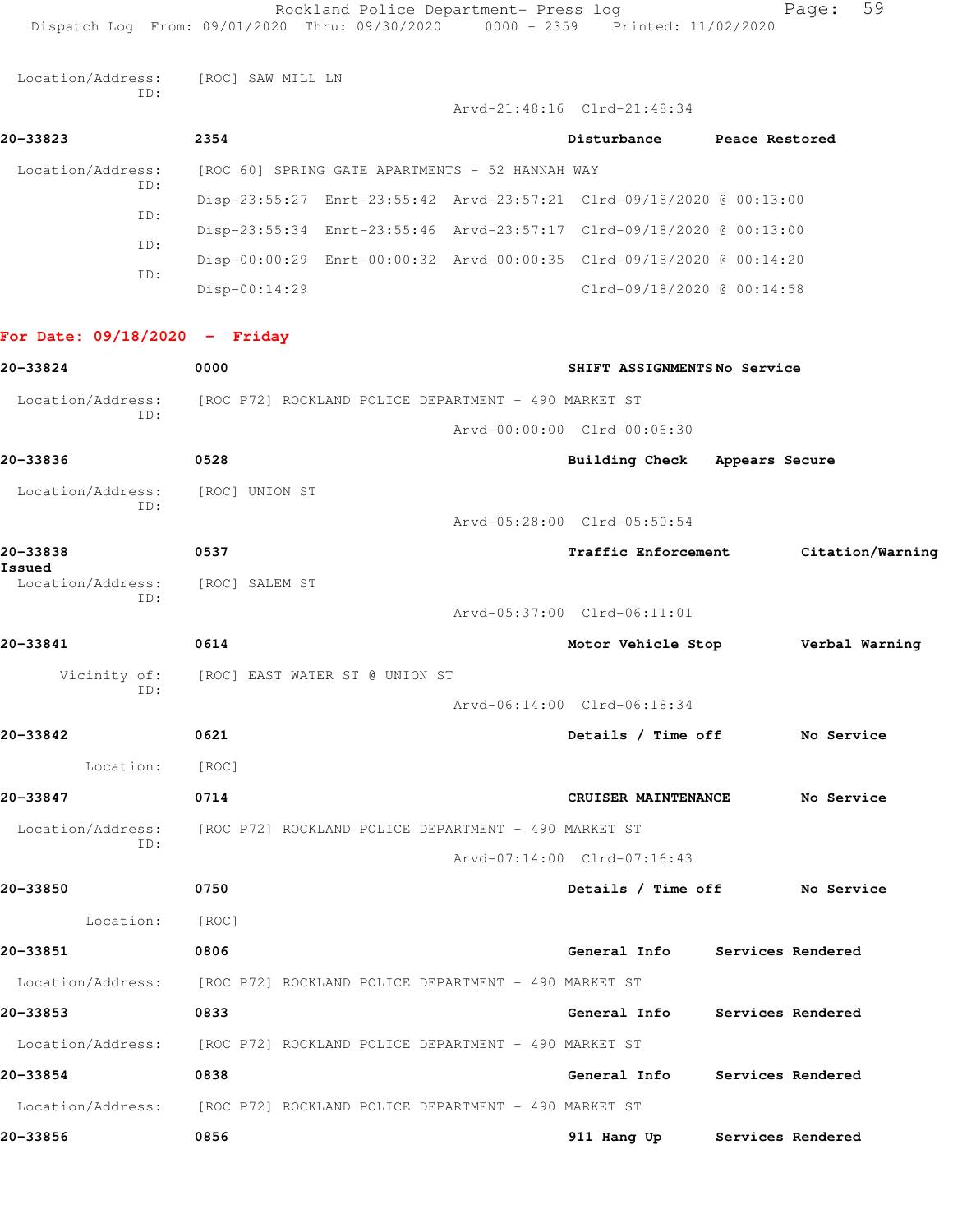Location/Address: [ROC] SAW MILL LN
ID:
Arvd-21:48:16 Clrd-21:48:34

**20-33823** 2354 **Disturbance** **Peace Restored**

Location/Address: [ROC 60] SPRING GATE APARTMENTS - 52 HANNAH WAY
ID:
Disp-23:55:27 Enrt-23:55:42 Arvd-23:57:21 Clrd-09/18/2020 @ 00:13:00
ID:
Disp-23:55:34 Enrt-23:55:46 Arvd-23:57:17 Clrd-09/18/2020 @ 00:13:00
ID:
Disp-00:00:29 Enrt-00:00:32 Arvd-00:00:35 Clrd-09/18/2020 @ 00:14:20
ID:
Disp-00:14:29 Clrd-09/18/2020 @ 00:14:58

## For Date: 09/18/2020 - Friday

**20-33824** 0000 **SHIFT ASSIGNMENTS** **No Service**

Location/Address: [ROC P72] ROCKLAND POLICE DEPARTMENT - 490 MARKET ST
ID:
Arvd-00:00:00 Clrd-00:06:30

**20-33836** 0528 **Building Check** **Appears Secure**

Location/Address: [ROC] UNION ST
ID:
Arvd-05:28:00 Clrd-05:50:54

**20-33838** 0537 **Traffic Enforcement** **Citation/Warning Issued**

Location/Address: [ROC] SALEM ST
ID:
Arvd-05:37:00 Clrd-06:11:01

**20-33841** 0614 **Motor Vehicle Stop** **Verbal Warning**

Vicinity of: [ROC] EAST WATER ST @ UNION ST
ID:
Arvd-06:14:00 Clrd-06:18:34

**20-33842** 0621 **Details / Time off** **No Service**

Location: [ROC]

**20-33847** 0714 **CRUISER MAINTENANCE** **No Service**

Location/Address: [ROC P72] ROCKLAND POLICE DEPARTMENT - 490 MARKET ST
ID:
Arvd-07:14:00 Clrd-07:16:43

**20-33850** 0750 **Details / Time off** **No Service**

Location: [ROC]

**20-33851** 0806 **General Info** **Services Rendered**

Location/Address: [ROC P72] ROCKLAND POLICE DEPARTMENT - 490 MARKET ST

**20-33853** 0833 **General Info** **Services Rendered**

Location/Address: [ROC P72] ROCKLAND POLICE DEPARTMENT - 490 MARKET ST

**20-33854** 0838 **General Info** **Services Rendered**

Location/Address: [ROC P72] ROCKLAND POLICE DEPARTMENT - 490 MARKET ST

**20-33856** 0856 **911 Hang Up** **Services Rendered**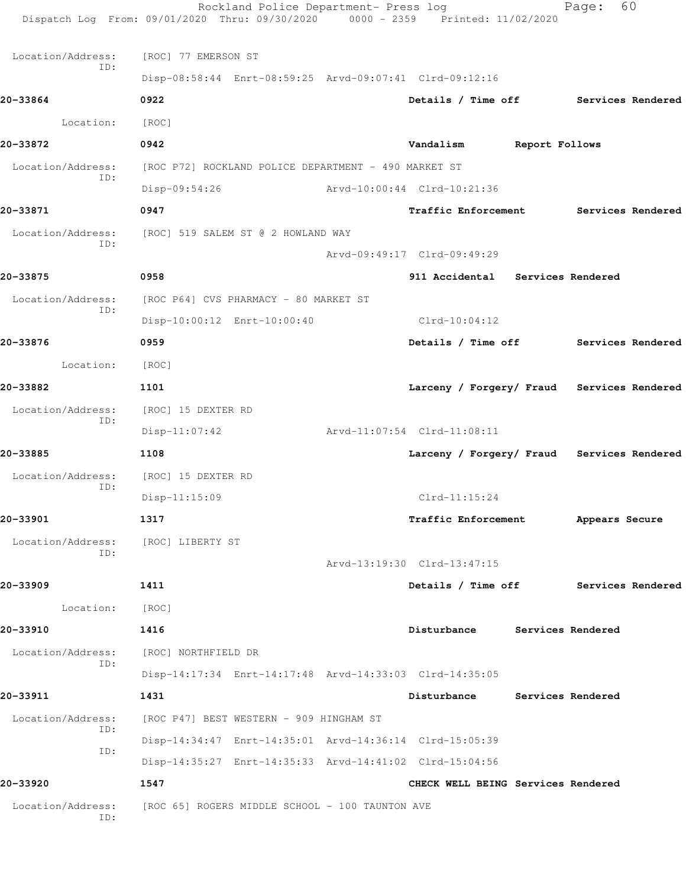Location/Address: [ROC] 77 EMERSON ST
ID:
Disp-08:58:44 Enrt-08:59:25 Arvd-09:07:41 Clrd-09:12:16

**20-33864** **0922** **Details / Time off** **Services Rendered**

Location: [ROC]

**20-33872** **0942** **Vandalism** **Report Follows**

Location/Address: [ROC P72] ROCKLAND POLICE DEPARTMENT - 490 MARKET ST
ID:
Disp-09:54:26 Arvd-10:00:44 Clrd-10:21:36

**20-33871** **0947** **Traffic Enforcement** **Services Rendered**

Location/Address: [ROC] 519 SALEM ST @ 2 HOWLAND WAY
ID:
Arvd-09:49:17 Clrd-09:49:29

**20-33875** **0958** **911 Accidental** **Services Rendered**

Location/Address: [ROC P64] CVS PHARMACY - 80 MARKET ST
ID:
Disp-10:00:12 Enrt-10:00:40 Clrd-10:04:12

**20-33876** **0959** **Details / Time off** **Services Rendered**

Location: [ROC]

**20-33882** **1101** **Larceny / Forgery/ Fraud** **Services Rendered**

Location/Address: [ROC] 15 DEXTER RD
ID:
Disp-11:07:42 Arvd-11:07:54 Clrd-11:08:11

**20-33885** **1108** **Larceny / Forgery/ Fraud** **Services Rendered**

Location/Address: [ROC] 15 DEXTER RD
ID:
Disp-11:15:09 Clrd-11:15:24

**20-33901** **1317** **Traffic Enforcement** **Appears Secure**

Location/Address: [ROC] LIBERTY ST
ID:
Arvd-13:19:30 Clrd-13:47:15

**20-33909** **1411** **Details / Time off** **Services Rendered**

Location: [ROC]

**20-33910** **1416** **Disturbance** **Services Rendered**

Location/Address: [ROC] NORTHFIELD DR
ID:
Disp-14:17:34 Enrt-14:17:48 Arvd-14:33:03 Clrd-14:35:05

**20-33911** **1431** **Disturbance** **Services Rendered**

Location/Address: [ROC P47] BEST WESTERN - 909 HINGHAM ST
ID:
Disp-14:34:47 Enrt-14:35:01 Arvd-14:36:14 Clrd-15:05:39
ID:
Disp-14:35:27 Enrt-14:35:33 Arvd-14:41:02 Clrd-15:04:56

**20-33920** **1547** **CHECK WELL BEING** **Services Rendered**

Location/Address: [ROC 65] ROGERS MIDDLE SCHOOL - 100 TAUNTON AVE
ID: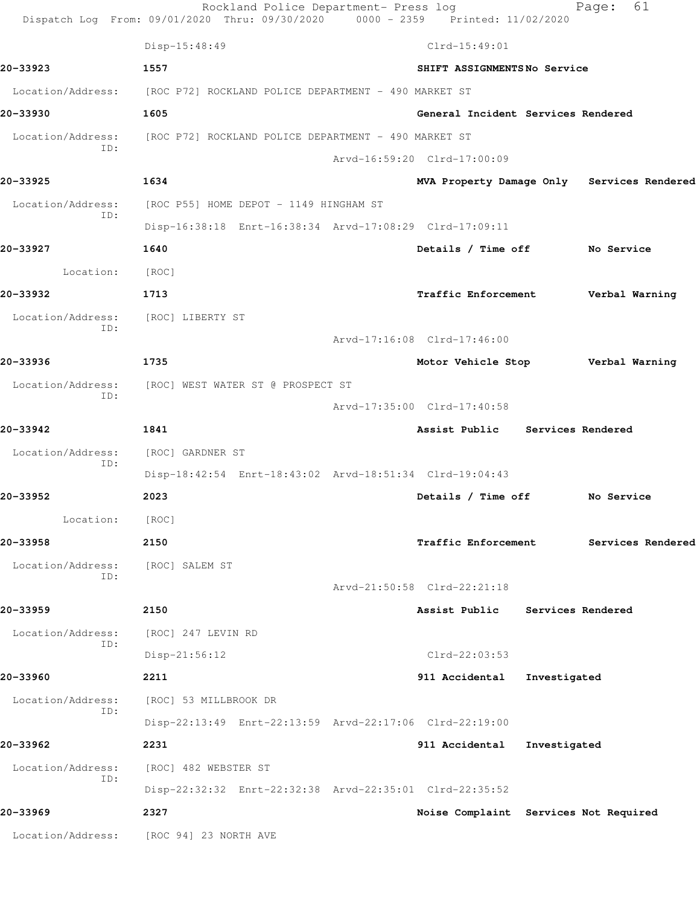Disp-15:48:49 Clrd-15:49:01

**20-33923** 1557 **SHIFT ASSIGNMENTS** **No Service**

Location/Address: [ROC P72] ROCKLAND POLICE DEPARTMENT - 490 MARKET ST

**20-33930** 1605 **General Incident** **Services Rendered**

Location/Address: [ROC P72] ROCKLAND POLICE DEPARTMENT - 490 MARKET ST
ID:
Arvd-16:59:20 Clrd-17:00:09

**20-33925** 1634 **MVA Property Damage Only** **Services Rendered**

Location/Address: [ROC P55] HOME DEPOT - 1149 HINGHAM ST
ID:
Disp-16:38:18 Enrt-16:38:34 Arvd-17:08:29 Clrd-17:09:11

**20-33927** 1640 **Details / Time off** **No Service**

Location: [ROC]

**20-33932** 1713 **Traffic Enforcement** **Verbal Warning**

Location/Address: [ROC] LIBERTY ST
ID:
Arvd-17:16:08 Clrd-17:46:00

**20-33936** 1735 **Motor Vehicle Stop** **Verbal Warning**

Location/Address: [ROC] WEST WATER ST @ PROSPECT ST
ID:
Arvd-17:35:00 Clrd-17:40:58

**20-33942** 1841 **Assist Public** **Services Rendered**

Location/Address: [ROC] GARDNER ST
ID:
Disp-18:42:54 Enrt-18:43:02 Arvd-18:51:34 Clrd-19:04:43

**20-33952** 2023 **Details / Time off** **No Service**

Location: [ROC]

**20-33958** 2150 **Traffic Enforcement** **Services Rendered**

Location/Address: [ROC] SALEM ST
ID:
Arvd-21:50:58 Clrd-22:21:18

**20-33959** 2150 **Assist Public** **Services Rendered**

Location/Address: [ROC] 247 LEVIN RD
ID:
Disp-21:56:12 Clrd-22:03:53

**20-33960** 2211 **911 Accidental** **Investigated**

Location/Address: [ROC] 53 MILLBROOK DR
ID:
Disp-22:13:49 Enrt-22:13:59 Arvd-22:17:06 Clrd-22:19:00

**20-33962** 2231 **911 Accidental** **Investigated**

Location/Address: [ROC] 482 WEBSTER ST
ID:
Disp-22:32:32 Enrt-22:32:38 Arvd-22:35:01 Clrd-22:35:52

**20-33969** 2327 **Noise Complaint** **Services Not Required**

Location/Address: [ROC 94] 23 NORTH AVE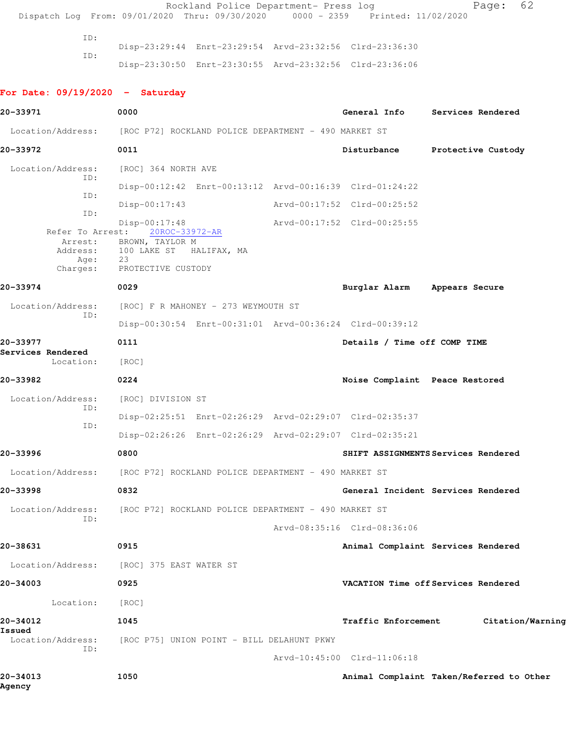ID:
Disp-23:29:44 Enrt-23:29:54 Arvd-23:32:56 Clrd-23:36:30
ID:
Disp-23:30:50 Enrt-23:30:55 Arvd-23:32:56 Clrd-23:36:06

**For Date: 09/19/2020 - Saturday**

**20-33971** **0000** **General Info** **Services Rendered**

Location/Address: [ROC P72] ROCKLAND POLICE DEPARTMENT - 490 MARKET ST

**20-33972** **0011** **Disturbance** **Protective Custody**

Location/Address: [ROC] 364 NORTH AVE
ID:
Disp-00:12:42 Enrt-00:13:12 Arvd-00:16:39 Clrd-01:24:22
ID:
Disp-00:17:43 Arvd-00:17:52 Clrd-00:25:52
ID:
Disp-00:17:48 Arvd-00:17:52 Clrd-00:25:55
Refer To Arrest: 20ROC-33972-AR
Arrest: BROWN, TAYLOR M
Address: 100 LAKE ST HALIFAX, MA
Age: 23
Charges: PROTECTIVE CUSTODY

**20-33974** **0029** **Burglar Alarm** **Appears Secure**

Location/Address: [ROC] F R MAHONEY - 273 WEYMOUTH ST
ID:
Disp-00:30:54 Enrt-00:31:01 Arvd-00:36:24 Clrd-00:39:12

**20-33977** **0111** **Details / Time off COMP TIME** **Services Rendered**

Location: [ROC]

**20-33982** **0224** **Noise Complaint** **Peace Restored**

Location/Address: [ROC] DIVISION ST
ID:
Disp-02:25:51 Enrt-02:26:29 Arvd-02:29:07 Clrd-02:35:37
ID:
Disp-02:26:26 Enrt-02:26:29 Arvd-02:29:07 Clrd-02:35:21

**20-33996** **0800** **SHIFT ASSIGNMENTS** **Services Rendered**

Location/Address: [ROC P72] ROCKLAND POLICE DEPARTMENT - 490 MARKET ST

**20-33998** **0832** **General Incident** **Services Rendered**

Location/Address: [ROC P72] ROCKLAND POLICE DEPARTMENT - 490 MARKET ST
ID:
Arvd-08:35:16 Clrd-08:36:06

**20-38631** **0915** **Animal Complaint** **Services Rendered**

Location/Address: [ROC] 375 EAST WATER ST

**20-34003** **0925** **VACATION Time off** **Services Rendered**

Location: [ROC]

**20-34012** **1045** **Traffic Enforcement** **Citation/Warning Issued**

Location/Address: [ROC P75] UNION POINT - BILL DELAHUNT PKWY
ID:
Arvd-10:45:00 Clrd-11:06:18

**20-34013** **1050** **Animal Complaint** **Taken/Referred to Other Agency**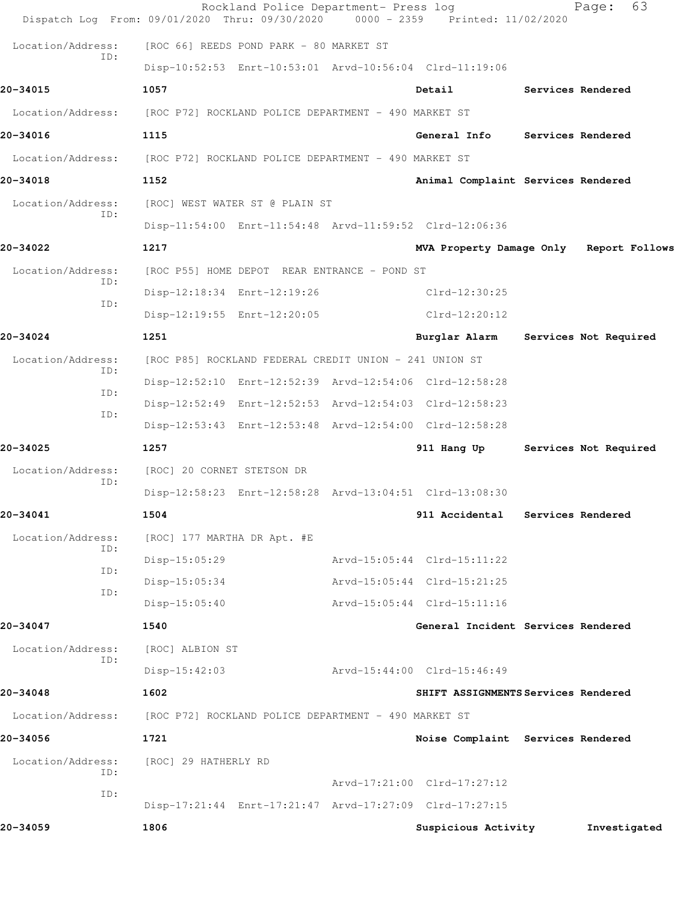Location/Address: [ROC 66] REEDS POND PARK - 80 MARKET ST
ID:
Disp-10:52:53 Enrt-10:53:01 Arvd-10:56:04 Clrd-11:19:06

**20-34015** 1057 **Detail** **Services Rendered**

Location/Address: [ROC P72] ROCKLAND POLICE DEPARTMENT - 490 MARKET ST

**20-34016** 1115 **General Info** **Services Rendered**

Location/Address: [ROC P72] ROCKLAND POLICE DEPARTMENT - 490 MARKET ST

**20-34018** 1152 **Animal Complaint** **Services Rendered**

Location/Address: [ROC] WEST WATER ST @ PLAIN ST
ID:
Disp-11:54:00 Enrt-11:54:48 Arvd-11:59:52 Clrd-12:06:36

**20-34022** 1217 **MVA Property Damage Only** **Report Follows**

Location/Address: [ROC P55] HOME DEPOT REAR ENTRANCE - POND ST
ID:
Disp-12:18:34 Enrt-12:19:26 Clrd-12:30:25
ID:
Disp-12:19:55 Enrt-12:20:05 Clrd-12:20:12

**20-34024** 1251 **Burglar Alarm** **Services Not Required**

Location/Address: [ROC P85] ROCKLAND FEDERAL CREDIT UNION - 241 UNION ST
ID:
Disp-12:52:10 Enrt-12:52:39 Arvd-12:54:06 Clrd-12:58:28
ID:
Disp-12:52:49 Enrt-12:52:53 Arvd-12:54:03 Clrd-12:58:23
ID:
Disp-12:53:43 Enrt-12:53:48 Arvd-12:54:00 Clrd-12:58:28

**20-34025** 1257 **911 Hang Up** **Services Not Required**

Location/Address: [ROC] 20 CORNET STETSON DR
ID:
Disp-12:58:23 Enrt-12:58:28 Arvd-13:04:51 Clrd-13:08:30

**20-34041** 1504 **911 Accidental** **Services Rendered**

Location/Address: [ROC] 177 MARTHA DR Apt. #E
ID:
Disp-15:05:29 Arvd-15:05:44 Clrd-15:11:22
ID:
Disp-15:05:34 Arvd-15:05:44 Clrd-15:21:25
ID:
Disp-15:05:40 Arvd-15:05:44 Clrd-15:11:16

**20-34047** 1540 **General Incident** **Services Rendered**

Location/Address: [ROC] ALBION ST
ID:
Disp-15:42:03 Arvd-15:44:00 Clrd-15:46:49

**20-34048** 1602 **SHIFT ASSIGNMENTS** **Services Rendered**

Location/Address: [ROC P72] ROCKLAND POLICE DEPARTMENT - 490 MARKET ST

**20-34056** 1721 **Noise Complaint** **Services Rendered**

Location/Address: [ROC] 29 HATHERLY RD
ID:
Arvd-17:21:00 Clrd-17:27:12
ID:
Disp-17:21:44 Enrt-17:21:47 Arvd-17:27:09 Clrd-17:27:15

**20-34059** 1806 **Suspicious Activity** **Investigated**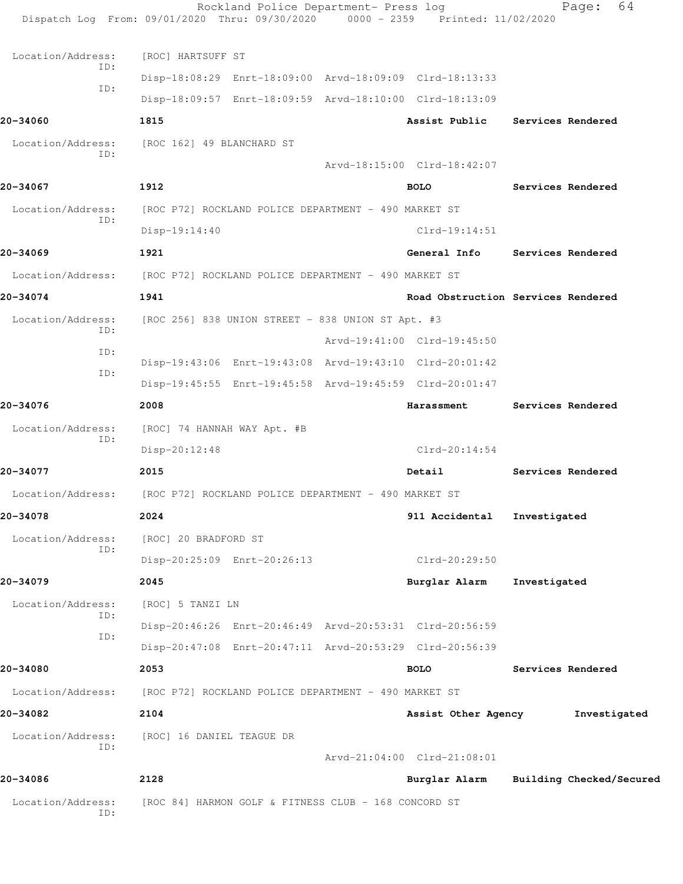Location/Address: [ROC] HARTSUFF ST
ID: Disp-18:08:29 Enrt-18:09:00 Arvd-18:09:09 Clrd-18:13:33
ID: Disp-18:09:57 Enrt-18:09:59 Arvd-18:10:00 Clrd-18:13:09

**20-34060** **1815** **Assist Public** **Services Rendered**

Location/Address: [ROC 162] 49 BLANCHARD ST
ID: Arvd-18:15:00 Clrd-18:42:07

**20-34067** **1912** **BOLO** **Services Rendered**

Location/Address: [ROC P72] ROCKLAND POLICE DEPARTMENT - 490 MARKET ST
ID: Disp-19:14:40 Clrd-19:14:51

**20-34069** **1921** **General Info** **Services Rendered**

Location/Address: [ROC P72] ROCKLAND POLICE DEPARTMENT - 490 MARKET ST

**20-34074** **1941** **Road Obstruction** **Services Rendered**

Location/Address: [ROC 256] 838 UNION STREET - 838 UNION ST Apt. #3
ID: Arvd-19:41:00 Clrd-19:45:50
ID: Disp-19:43:06 Enrt-19:43:08 Arvd-19:43:10 Clrd-20:01:42
ID: Disp-19:45:55 Enrt-19:45:58 Arvd-19:45:59 Clrd-20:01:47

**20-34076** **2008** **Harassment** **Services Rendered**

Location/Address: [ROC] 74 HANNAH WAY Apt. #B
ID: Disp-20:12:48 Clrd-20:14:54

**20-34077** **2015** **Detail** **Services Rendered**

Location/Address: [ROC P72] ROCKLAND POLICE DEPARTMENT - 490 MARKET ST

**20-34078** **2024** **911 Accidental** **Investigated**

Location/Address: [ROC] 20 BRADFORD ST
ID: Disp-20:25:09 Enrt-20:26:13 Clrd-20:29:50

**20-34079** **2045** **Burglar Alarm** **Investigated**

Location/Address: [ROC] 5 TANZI LN
ID: Disp-20:46:26 Enrt-20:46:49 Arvd-20:53:31 Clrd-20:56:59
ID: Disp-20:47:08 Enrt-20:47:11 Arvd-20:53:29 Clrd-20:56:39

**20-34080** **2053** **BOLO** **Services Rendered**

Location/Address: [ROC P72] ROCKLAND POLICE DEPARTMENT - 490 MARKET ST

**20-34082** **2104** **Assist Other Agency** **Investigated**

Location/Address: [ROC] 16 DANIEL TEAGUE DR
ID: Arvd-21:04:00 Clrd-21:08:01

**20-34086** **2128** **Burglar Alarm** **Building Checked/Secured**

Location/Address: [ROC 84] HARMON GOLF & FITNESS CLUB - 168 CONCORD ST
ID: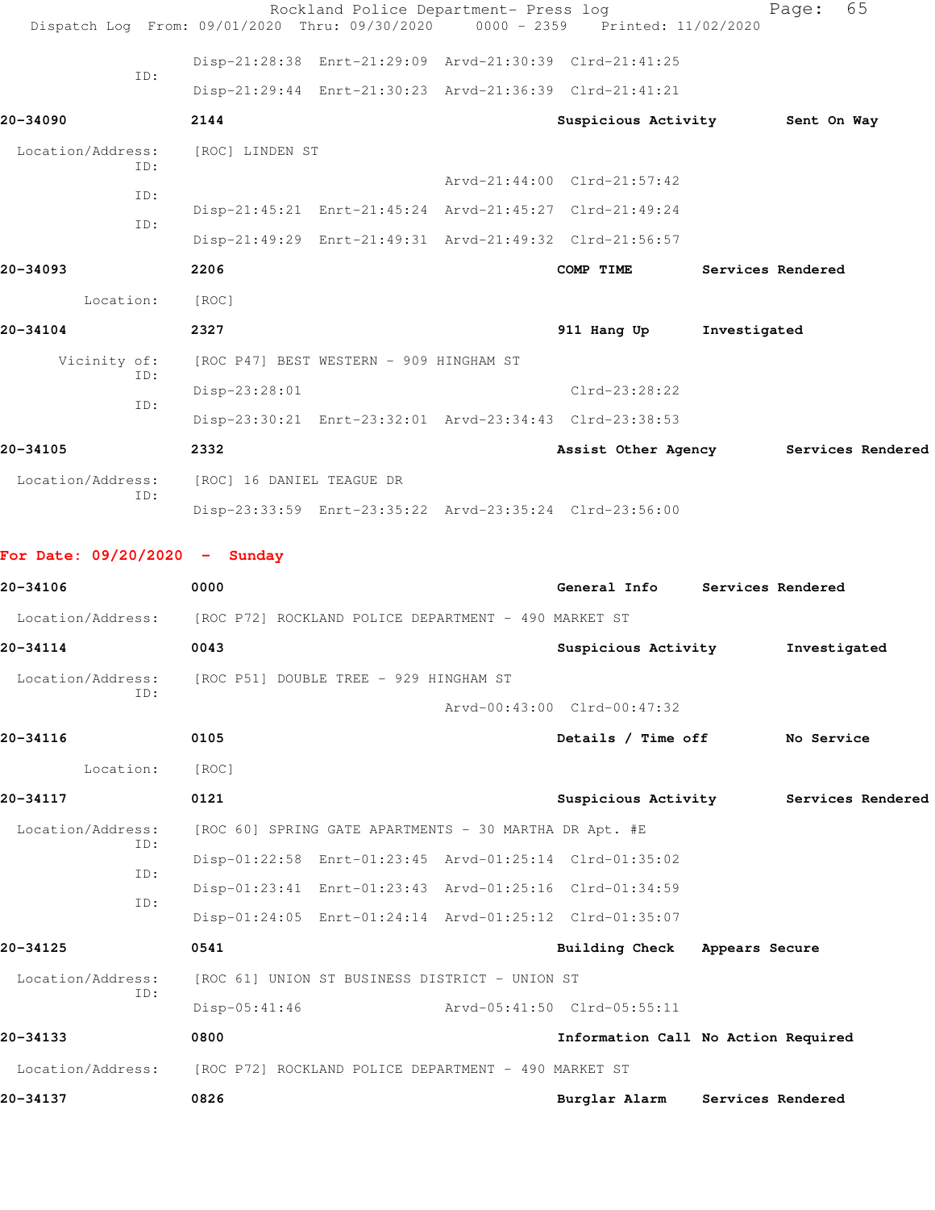ID: Disp-21:28:38 Enrt-21:29:09 Arvd-21:30:39 Clrd-21:41:25

ID: Disp-21:29:44 Enrt-21:30:23 Arvd-21:36:39 Clrd-21:41:21

**20-34090** **2144** **Suspicious Activity** **Sent On Way**

Location/Address: [ROC] LINDEN ST

ID: Arvd-21:44:00 Clrd-21:57:42

ID: Disp-21:45:21 Enrt-21:45:24 Arvd-21:45:27 Clrd-21:49:24

ID: Disp-21:49:29 Enrt-21:49:31 Arvd-21:49:32 Clrd-21:56:57

**20-34093** **2206** **COMP TIME** **Services Rendered**

Location: [ROC]

**20-34104** **2327** **911 Hang Up** **Investigated**

Vicinity of: [ROC P47] BEST WESTERN - 909 HINGHAM ST

ID: Disp-23:28:01 Clrd-23:28:22

ID: Disp-23:30:21 Enrt-23:32:01 Arvd-23:34:43 Clrd-23:38:53

**20-34105** **2332** **Assist Other Agency** **Services Rendered**

Location/Address: [ROC] 16 DANIEL TEAGUE DR

ID: Disp-23:33:59 Enrt-23:35:22 Arvd-23:35:24 Clrd-23:56:00

## For Date: 09/20/2020 - Sunday

**20-34106** **0000** **General Info** **Services Rendered**

Location/Address: [ROC P72] ROCKLAND POLICE DEPARTMENT - 490 MARKET ST

**20-34114** **0043** **Suspicious Activity** **Investigated**

Location/Address: [ROC P51] DOUBLE TREE - 929 HINGHAM ST

ID: Arvd-00:43:00 Clrd-00:47:32

**20-34116** **0105** **Details / Time off** **No Service**

Location: [ROC]

**20-34117** **0121** **Suspicious Activity** **Services Rendered**

Location/Address: [ROC 60] SPRING GATE APARTMENTS - 30 MARTHA DR Apt. #E

ID: Disp-01:22:58 Enrt-01:23:45 Arvd-01:25:14 Clrd-01:35:02

ID: Disp-01:23:41 Enrt-01:23:43 Arvd-01:25:16 Clrd-01:34:59

ID: Disp-01:24:05 Enrt-01:24:14 Arvd-01:25:12 Clrd-01:35:07

**20-34125** **0541** **Building Check** **Appears Secure**

Location/Address: [ROC 61] UNION ST BUSINESS DISTRICT - UNION ST

ID: Disp-05:41:46 Arvd-05:41:50 Clrd-05:55:11

**20-34133** **0800** **Information Call** **No Action Required**

Location/Address: [ROC P72] ROCKLAND POLICE DEPARTMENT - 490 MARKET ST

**20-34137** **0826** **Burglar Alarm** **Services Rendered**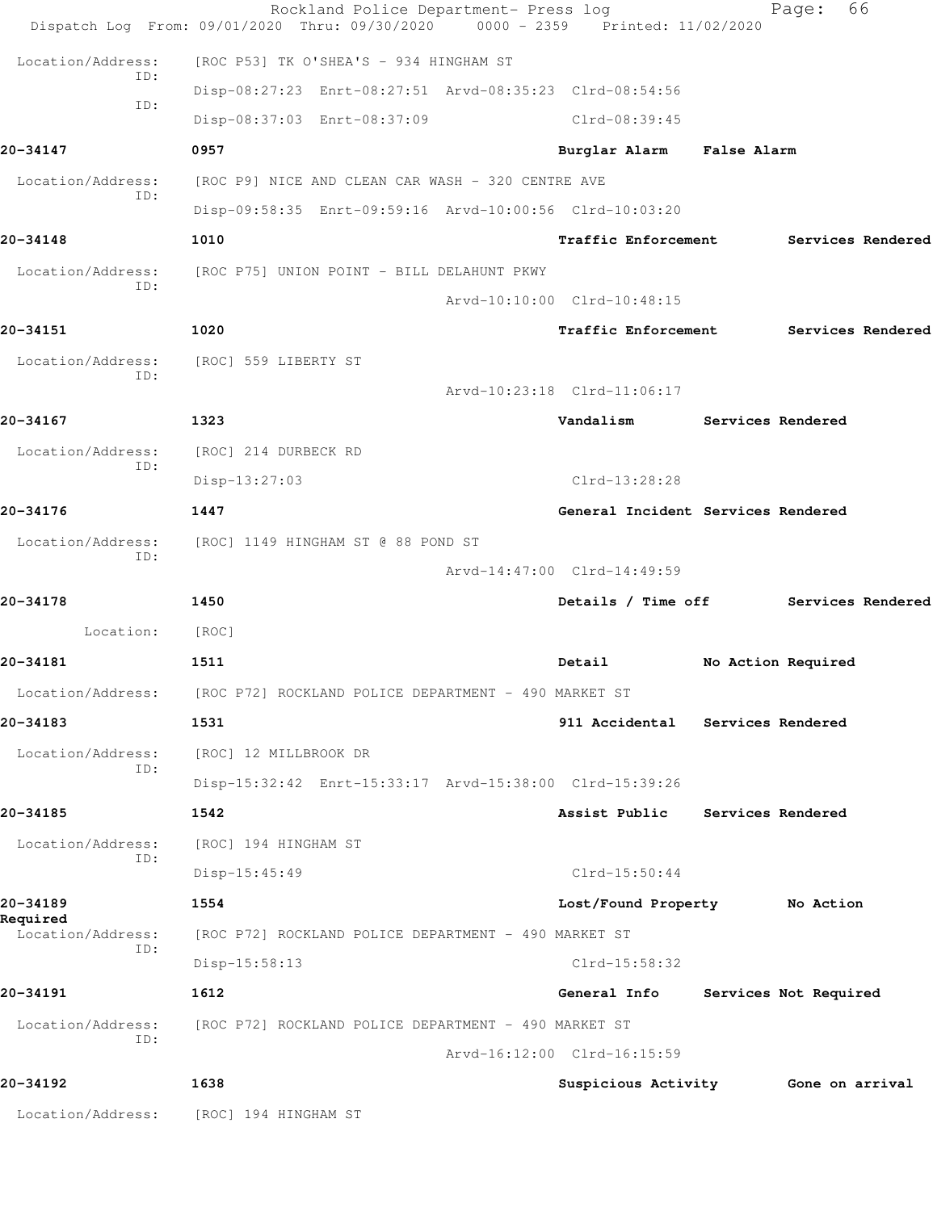Rockland Police Department- Press log
Dispatch Log From: 09/01/2020 Thru: 09/30/2020 0000 - 2359 Printed: 11/02/2020

Location/Address: [ROC P53] TK O'SHEA'S - 934 HINGHAM ST
ID: Disp-08:27:23 Enrt-08:27:51 Arvd-08:35:23 Clrd-08:54:56
ID: Disp-08:37:03 Enrt-08:37:09 Clrd-08:39:45

**20-34147** 0957 **Burglar Alarm** **False Alarm**

Location/Address: [ROC P9] NICE AND CLEAN CAR WASH - 320 CENTRE AVE
ID: Disp-09:58:35 Enrt-09:59:16 Arvd-10:00:56 Clrd-10:03:20

**20-34148** 1010 **Traffic Enforcement** **Services Rendered**

Location/Address: [ROC P75] UNION POINT - BILL DELAHUNT PKWY
ID: Arvd-10:10:00 Clrd-10:48:15

**20-34151** 1020 **Traffic Enforcement** **Services Rendered**

Location/Address: [ROC] 559 LIBERTY ST
ID: Arvd-10:23:18 Clrd-11:06:17

**20-34167** 1323 **Vandalism** **Services Rendered**

Location/Address: [ROC] 214 DURBECK RD
ID: Disp-13:27:03 Clrd-13:28:28

**20-34176** 1447 **General Incident** **Services Rendered**

Location/Address: [ROC] 1149 HINGHAM ST @ 88 POND ST
ID: Arvd-14:47:00 Clrd-14:49:59

**20-34178** 1450 **Details / Time off** **Services Rendered**

Location: [ROC]

**20-34181** 1511 **Detail** **No Action Required**

Location/Address: [ROC P72] ROCKLAND POLICE DEPARTMENT - 490 MARKET ST

**20-34183** 1531 **911 Accidental** **Services Rendered**

Location/Address: [ROC] 12 MILLBROOK DR
ID: Disp-15:32:42 Enrt-15:33:17 Arvd-15:38:00 Clrd-15:39:26

**20-34185** 1542 **Assist Public** **Services Rendered**

Location/Address: [ROC] 194 HINGHAM ST
ID: Disp-15:45:49 Clrd-15:50:44

**20-34189** 1554 **Lost/Found Property** **No Action Required**

Location/Address: [ROC P72] ROCKLAND POLICE DEPARTMENT - 490 MARKET ST
ID: Disp-15:58:13 Clrd-15:58:32

**20-34191** 1612 **General Info** **Services Not Required**

Location/Address: [ROC P72] ROCKLAND POLICE DEPARTMENT - 490 MARKET ST
ID: Arvd-16:12:00 Clrd-16:15:59

**20-34192** 1638 **Suspicious Activity** **Gone on arrival**

Location/Address: [ROC] 194 HINGHAM ST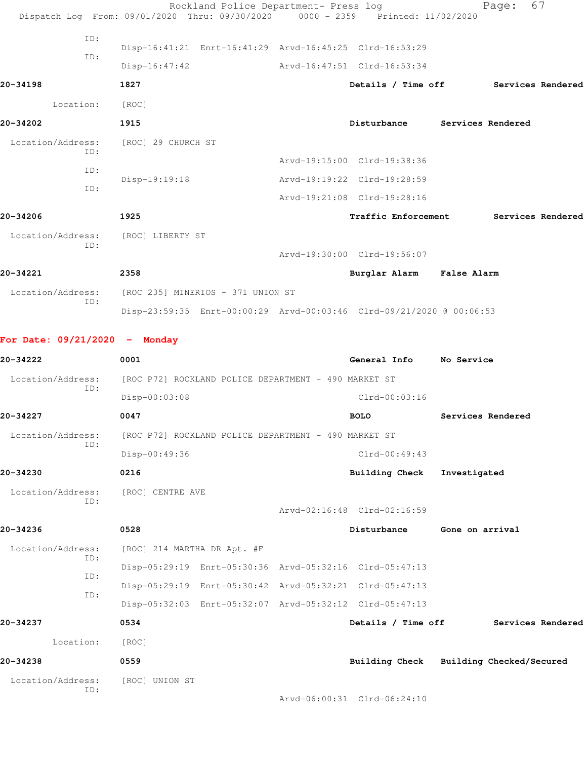ID:
Disp-16:41:21 Enrt-16:41:29 Arvd-16:45:25 Clrd-16:53:29
ID:
Disp-16:47:42 Arvd-16:47:51 Clrd-16:53:34

**20-34198** **1827** **Details / Time off** **Services Rendered**

Location: [ROC]

**20-34202** **1915** **Disturbance** **Services Rendered**

Location/Address: [ROC] 29 CHURCH ST
ID:
Arvd-19:15:00 Clrd-19:38:36
ID:
Disp-19:19:18 Arvd-19:19:22 Clrd-19:28:59
ID:
Arvd-19:21:08 Clrd-19:28:16

**20-34206** **1925** **Traffic Enforcement** **Services Rendered**

Location/Address: [ROC] LIBERTY ST
ID:
Arvd-19:30:00 Clrd-19:56:07

**20-34221** **2358** **Burglar Alarm** **False Alarm**

Location/Address: [ROC 235] MINERIOS - 371 UNION ST
ID:
Disp-23:59:35 Enrt-00:00:29 Arvd-00:03:46 Clrd-09/21/2020 @ 00:06:53

## For Date: 09/21/2020 - Monday

**20-34222** **0001** **General Info** **No Service**

Location/Address: [ROC P72] ROCKLAND POLICE DEPARTMENT - 490 MARKET ST
ID:
Disp-00:03:08 Clrd-00:03:16

**20-34227** **0047** **BOLO** **Services Rendered**

Location/Address: [ROC P72] ROCKLAND POLICE DEPARTMENT - 490 MARKET ST
ID:
Disp-00:49:36 Clrd-00:49:43

**20-34230** **0216** **Building Check** **Investigated**

Location/Address: [ROC] CENTRE AVE
ID:
Arvd-02:16:48 Clrd-02:16:59

**20-34236** **0528** **Disturbance** **Gone on arrival**

Location/Address: [ROC] 214 MARTHA DR Apt. #F
ID:
Disp-05:29:19 Enrt-05:30:36 Arvd-05:32:16 Clrd-05:47:13
ID:
Disp-05:29:19 Enrt-05:30:42 Arvd-05:32:21 Clrd-05:47:13
ID:
Disp-05:32:03 Enrt-05:32:07 Arvd-05:32:12 Clrd-05:47:13

**20-34237** **0534** **Details / Time off** **Services Rendered**

Location: [ROC]

**20-34238** **0559** **Building Check** **Building Checked/Secured**

Location/Address: [ROC] UNION ST
ID:
Arvd-06:00:31 Clrd-06:24:10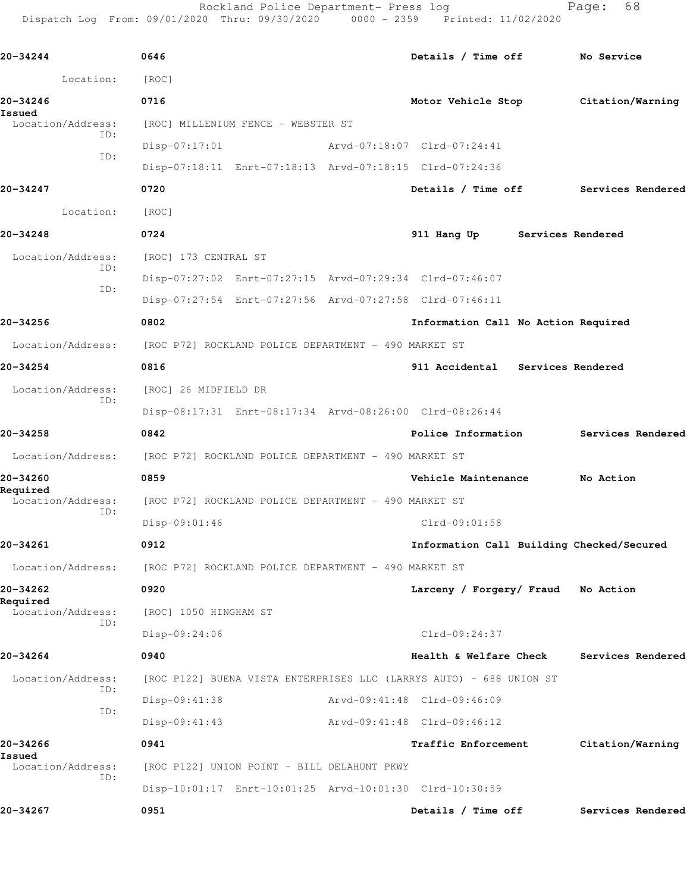**20-34244** 0646 Details / Time off No Service

Location: [ROC]

**20-34246** 0716 Motor Vehicle Stop Citation/Warning Issued

Location/Address: [ROC] MILLENIUM FENCE - WEBSTER ST

ID: Disp-07:17:01 Arvd-07:18:07 Clrd-07:24:41

ID: Disp-07:18:11 Enrt-07:18:13 Arvd-07:18:15 Clrd-07:24:36

**20-34247** 0720 Details / Time off Services Rendered

Location: [ROC]

**20-34248** 0724 911 Hang Up Services Rendered

Location/Address: [ROC] 173 CENTRAL ST

ID: Disp-07:27:02 Enrt-07:27:15 Arvd-07:29:34 Clrd-07:46:07

ID: Disp-07:27:54 Enrt-07:27:56 Arvd-07:27:58 Clrd-07:46:11

**20-34256** 0802 Information Call No Action Required

Location/Address: [ROC P72] ROCKLAND POLICE DEPARTMENT - 490 MARKET ST

**20-34254** 0816 911 Accidental Services Rendered

Location/Address: [ROC] 26 MIDFIELD DR

ID: Disp-08:17:31 Enrt-08:17:34 Arvd-08:26:00 Clrd-08:26:44

**20-34258** 0842 Police Information Services Rendered

Location/Address: [ROC P72] ROCKLAND POLICE DEPARTMENT - 490 MARKET ST

**20-34260** 0859 Vehicle Maintenance No Action Required

Location/Address: [ROC P72] ROCKLAND POLICE DEPARTMENT - 490 MARKET ST

ID: Disp-09:01:46 Clrd-09:01:58

**20-34261** 0912 Information Call Building Checked/Secured

Location/Address: [ROC P72] ROCKLAND POLICE DEPARTMENT - 490 MARKET ST

**20-34262** 0920 Larceny / Forgery/ Fraud No Action Required

Location/Address: [ROC] 1050 HINGHAM ST

ID: Disp-09:24:06 Clrd-09:24:37

**20-34264** 0940 Health & Welfare Check Services Rendered

Location/Address: [ROC P122] BUENA VISTA ENTERPRISES LLC (LARRYS AUTO) - 688 UNION ST

ID: Disp-09:41:38 Arvd-09:41:48 Clrd-09:46:09

ID: Disp-09:41:43 Arvd-09:41:48 Clrd-09:46:12

**20-34266** 0941 Traffic Enforcement Citation/Warning Issued

Location/Address: [ROC P122] UNION POINT - BILL DELAHUNT PKWY

ID: Disp-10:01:17 Enrt-10:01:25 Arvd-10:01:30 Clrd-10:30:59

**20-34267** 0951 Details / Time off Services Rendered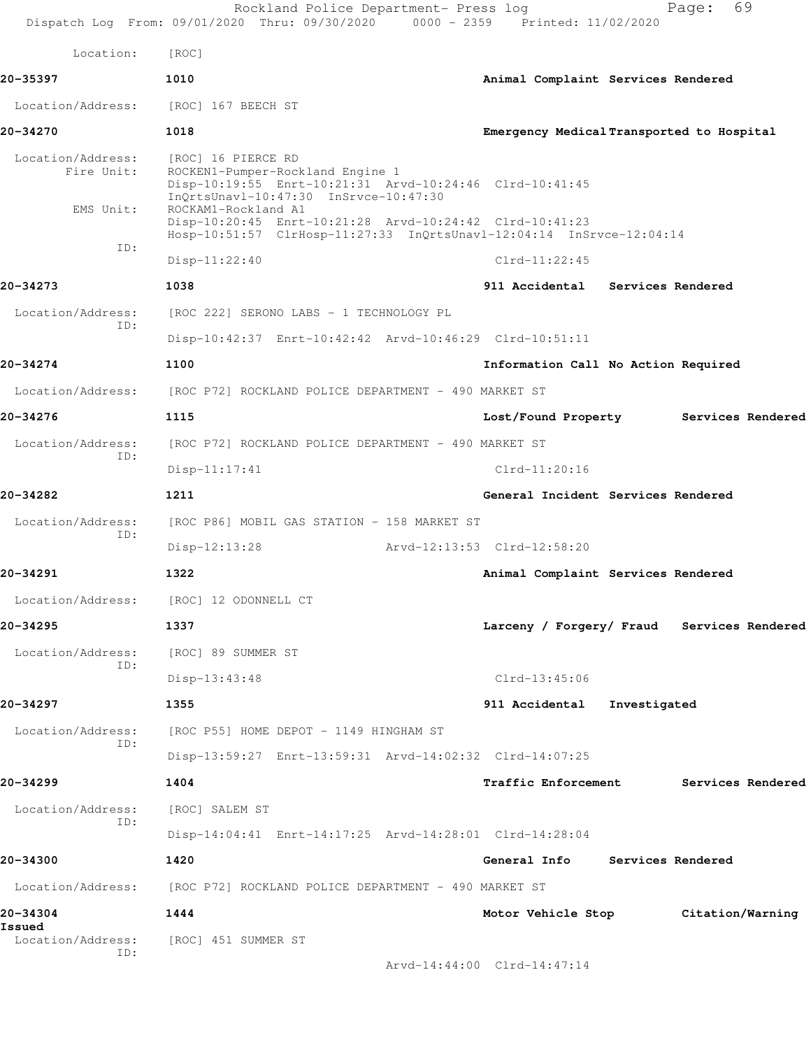Location: [ROC]

**20-35397** 1010 Animal Complaint Services Rendered

Location/Address: [ROC] 167 BEECH ST

**20-34270** 1018 Emergency Medical Transported to Hospital

Location/Address: [ROC] 16 PIERCE RD
Fire Unit: ROCKEN1-Pumper-Rockland Engine 1
Disp-10:19:55 Enrt-10:21:31 Arvd-10:24:46 Clrd-10:41:45
InQrtsUnavl-10:47:30 InSrvce-10:47:30
EMS Unit: ROCKAM1-Rockland A1
Disp-10:20:45 Enrt-10:21:28 Arvd-10:24:42 Clrd-10:41:23
Hosp-10:51:57 ClrHosp-11:27:33 InQrtsUnavl-12:04:14 InSrvce-12:04:14
ID:
Disp-11:22:40 Clrd-11:22:45

**20-34273** 1038 911 Accidental Services Rendered

Location/Address: [ROC 222] SERONO LABS - 1 TECHNOLOGY PL
ID:
Disp-10:42:37 Enrt-10:42:42 Arvd-10:46:29 Clrd-10:51:11

**20-34274** 1100 Information Call No Action Required

Location/Address: [ROC P72] ROCKLAND POLICE DEPARTMENT - 490 MARKET ST

**20-34276** 1115 Lost/Found Property Services Rendered

Location/Address: [ROC P72] ROCKLAND POLICE DEPARTMENT - 490 MARKET ST
ID:
Disp-11:17:41 Clrd-11:20:16

**20-34282** 1211 General Incident Services Rendered

Location/Address: [ROC P86] MOBIL GAS STATION - 158 MARKET ST
ID:
Disp-12:13:28 Arvd-12:13:53 Clrd-12:58:20

**20-34291** 1322 Animal Complaint Services Rendered

Location/Address: [ROC] 12 ODONNELL CT

**20-34295** 1337 Larceny / Forgery/ Fraud Services Rendered

Location/Address: [ROC] 89 SUMMER ST
ID:
Disp-13:43:48 Clrd-13:45:06

**20-34297** 1355 911 Accidental Investigated

Location/Address: [ROC P55] HOME DEPOT - 1149 HINGHAM ST
ID:
Disp-13:59:27 Enrt-13:59:31 Arvd-14:02:32 Clrd-14:07:25

**20-34299** 1404 Traffic Enforcement Services Rendered

Location/Address: [ROC] SALEM ST
ID:
Disp-14:04:41 Enrt-14:17:25 Arvd-14:28:01 Clrd-14:28:04

**20-34300** 1420 General Info Services Rendered

Location/Address: [ROC P72] ROCKLAND POLICE DEPARTMENT - 490 MARKET ST

**20-34304** 1444 Motor Vehicle Stop Citation/Warning Issued

Location/Address: [ROC] 451 SUMMER ST
ID:
Arvd-14:44:00 Clrd-14:47:14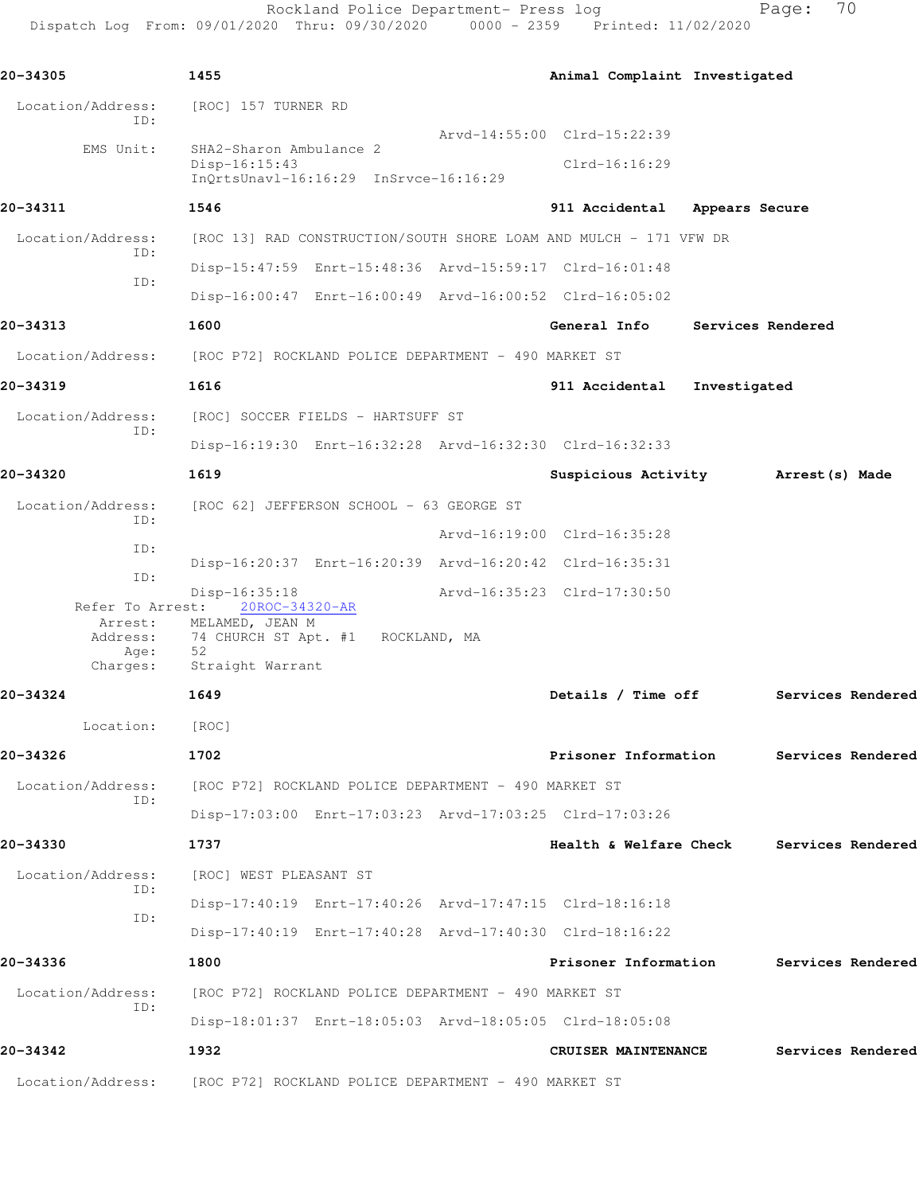**20-34305** 1455 **Animal Complaint Investigated**

Location/Address: [ROC] 157 TURNER RD
ID:
Arvd-14:55:00 Clrd-15:22:39
EMS Unit: SHA2-Sharon Ambulance 2
Disp-16:15:43 Clrd-16:16:29
InQrtsUnavl-16:16:29 InSrvce-16:16:29

**20-34311** 1546 **911 Accidental Appears Secure**

Location/Address: [ROC 13] RAD CONSTRUCTION/SOUTH SHORE LOAM AND MULCH - 171 VFW DR
ID:
Disp-15:47:59 Enrt-15:48:36 Arvd-15:59:17 Clrd-16:01:48
ID:
Disp-16:00:47 Enrt-16:00:49 Arvd-16:00:52 Clrd-16:05:02

**20-34313** 1600 **General Info Services Rendered**

Location/Address: [ROC P72] ROCKLAND POLICE DEPARTMENT - 490 MARKET ST

**20-34319** 1616 **911 Accidental Investigated**

Location/Address: [ROC] SOCCER FIELDS - HARTSUFF ST
ID:
Disp-16:19:30 Enrt-16:32:28 Arvd-16:32:30 Clrd-16:32:33

**20-34320** 1619 **Suspicious Activity Arrest(s) Made**

Location/Address: [ROC 62] JEFFERSON SCHOOL - 63 GEORGE ST
ID:
Arvd-16:19:00 Clrd-16:35:28
ID:
Disp-16:20:37 Enrt-16:20:39 Arvd-16:20:42 Clrd-16:35:31
ID:
Disp-16:35:18 Arvd-16:35:23 Clrd-17:30:50
Refer To Arrest: 20ROC-34320-AR
Arrest: MELAMED, JEAN M
Address: 74 CHURCH ST Apt. #1 ROCKLAND, MA
Age: 52
Charges: Straight Warrant

**20-34324** 1649 **Details / Time off Services Rendered**

Location: [ROC]

**20-34326** 1702 **Prisoner Information Services Rendered**

Location/Address: [ROC P72] ROCKLAND POLICE DEPARTMENT - 490 MARKET ST
ID:
Disp-17:03:00 Enrt-17:03:23 Arvd-17:03:25 Clrd-17:03:26

**20-34330** 1737 **Health & Welfare Check Services Rendered**

Location/Address: [ROC] WEST PLEASANT ST
ID:
Disp-17:40:19 Enrt-17:40:26 Arvd-17:47:15 Clrd-18:16:18
ID:
Disp-17:40:19 Enrt-17:40:28 Arvd-17:40:30 Clrd-18:16:22

**20-34336** 1800 **Prisoner Information Services Rendered**

Location/Address: [ROC P72] ROCKLAND POLICE DEPARTMENT - 490 MARKET ST
ID:
Disp-18:01:37 Enrt-18:05:03 Arvd-18:05:05 Clrd-18:05:08

**20-34342** 1932 **CRUISER MAINTENANCE Services Rendered**

Location/Address: [ROC P72] ROCKLAND POLICE DEPARTMENT - 490 MARKET ST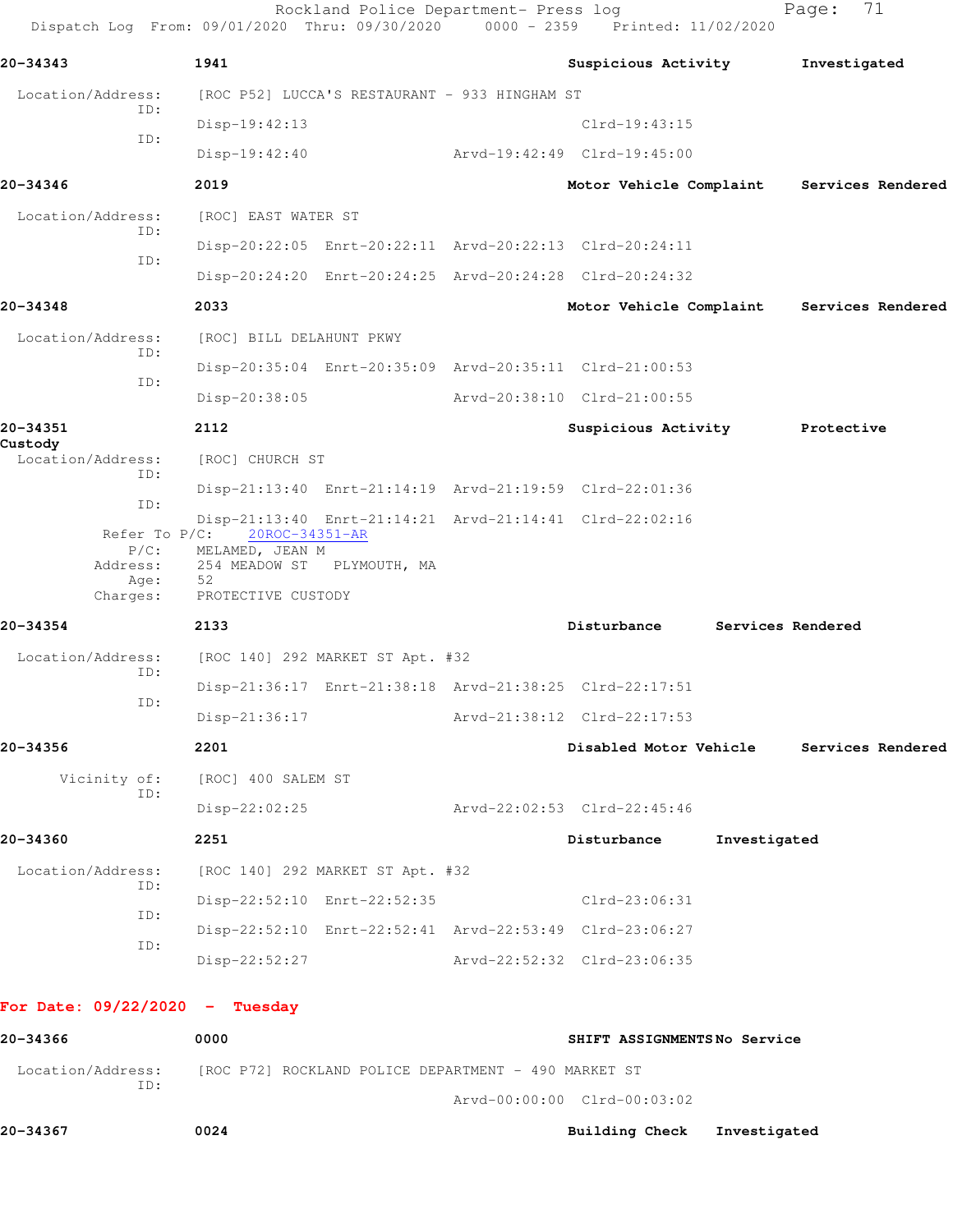**20-34343** 1941 **Suspicious Activity** **Investigated**

Location/Address: [ROC P52] LUCCA'S RESTAURANT - 933 HINGHAM ST

ID: Disp-19:42:13 Clrd-19:43:15

ID: Disp-19:42:40 Arvd-19:42:49 Clrd-19:45:00

**20-34346** 2019 **Motor Vehicle Complaint** **Services Rendered**

Location/Address: [ROC] EAST WATER ST

ID: Disp-20:22:05 Enrt-20:22:11 Arvd-20:22:13 Clrd-20:24:11

ID: Disp-20:24:20 Enrt-20:24:25 Arvd-20:24:28 Clrd-20:24:32

**20-34348** 2033 **Motor Vehicle Complaint** **Services Rendered**

Location/Address: [ROC] BILL DELAHUNT PKWY

ID: Disp-20:35:04 Enrt-20:35:09 Arvd-20:35:11 Clrd-21:00:53

ID: Disp-20:38:05 Arvd-20:38:10 Clrd-21:00:55

**20-34351** 2112 **Suspicious Activity** **Protective Custody**

Location/Address: [ROC] CHURCH ST

ID: Disp-21:13:40 Enrt-21:14:19 Arvd-21:19:59 Clrd-22:01:36

ID: Disp-21:13:40 Enrt-21:14:21 Arvd-21:14:41 Clrd-22:02:16

Refer To P/C: 20ROC-34351-AR

P/C: MELAMED, JEAN M

Address: 254 MEADOW ST PLYMOUTH, MA

Age: 52

Charges: PROTECTIVE CUSTODY

**20-34354** 2133 **Disturbance** **Services Rendered**

Location/Address: [ROC 140] 292 MARKET ST Apt. #32

ID: Disp-21:36:17 Enrt-21:38:18 Arvd-21:38:25 Clrd-22:17:51

ID: Disp-21:36:17 Arvd-21:38:12 Clrd-22:17:53

**20-34356** 2201 **Disabled Motor Vehicle** **Services Rendered**

Vicinity of: [ROC] 400 SALEM ST

ID: Disp-22:02:25 Arvd-22:02:53 Clrd-22:45:46

**20-34360** 2251 **Disturbance** **Investigated**

Location/Address: [ROC 140] 292 MARKET ST Apt. #32

ID: Disp-22:52:10 Enrt-22:52:35 Clrd-23:06:31

ID: Disp-22:52:10 Enrt-22:52:41 Arvd-22:53:49 Clrd-23:06:27

ID: Disp-22:52:27 Arvd-22:52:32 Clrd-23:06:35

## For Date: 09/22/2020 - Tuesday

**20-34366** 0000 **SHIFT ASSIGNMENTS** **No Service**

Location/Address: [ROC P72] ROCKLAND POLICE DEPARTMENT - 490 MARKET ST

ID: Arvd-00:00:00 Clrd-00:03:02

**20-34367** 0024 **Building Check** **Investigated**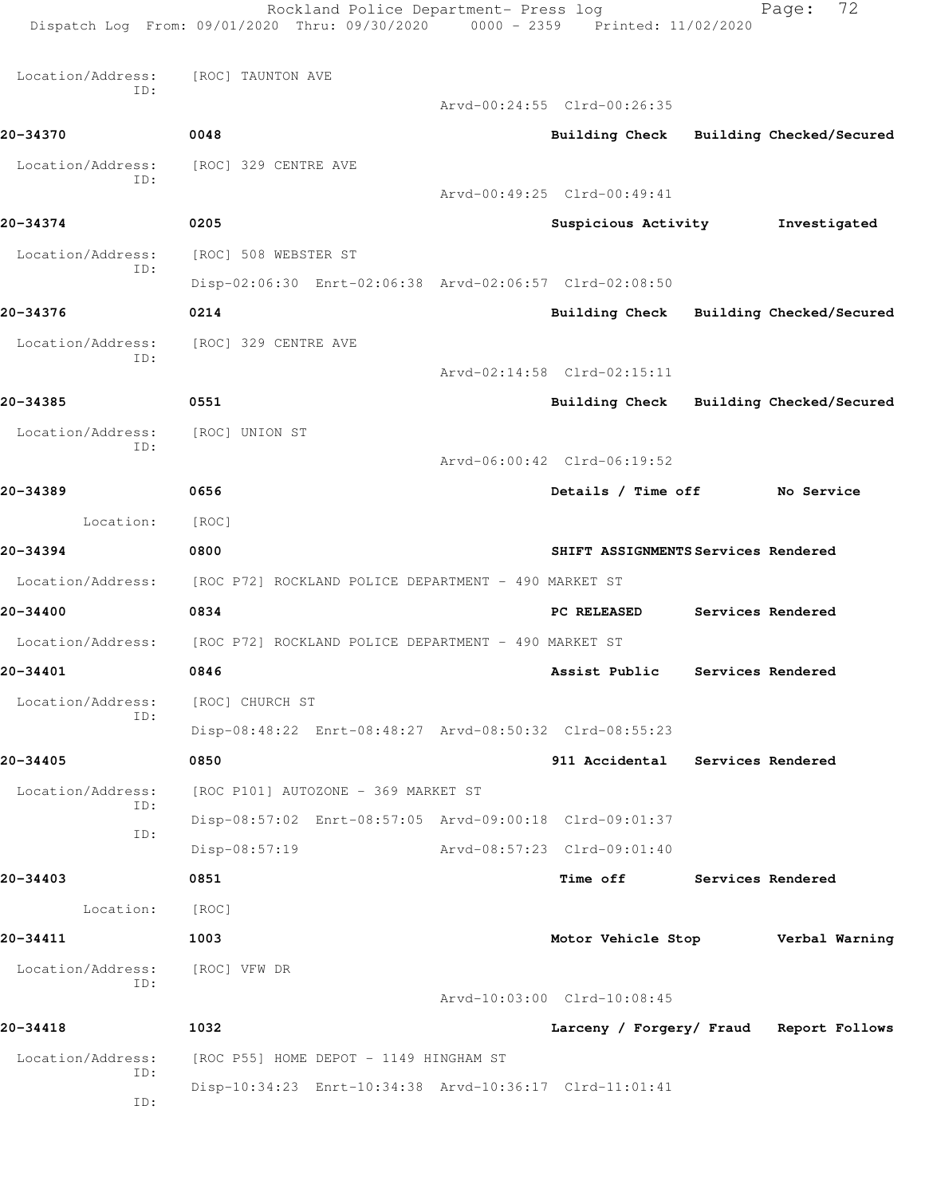Location/Address: [ROC] TAUNTON AVE
ID:
Arvd-00:24:55 Clrd-00:26:35

**20-34370** 0048 Building Check Building Checked/Secured

Location/Address: [ROC] 329 CENTRE AVE
ID:
Arvd-00:49:25 Clrd-00:49:41

**20-34374** 0205 Suspicious Activity Investigated

Location/Address: [ROC] 508 WEBSTER ST
ID:
Disp-02:06:30 Enrt-02:06:38 Arvd-02:06:57 Clrd-02:08:50

**20-34376** 0214 Building Check Building Checked/Secured

Location/Address: [ROC] 329 CENTRE AVE
ID:
Arvd-02:14:58 Clrd-02:15:11

**20-34385** 0551 Building Check Building Checked/Secured

Location/Address: [ROC] UNION ST
ID:
Arvd-06:00:42 Clrd-06:19:52

**20-34389** 0656 Details / Time off No Service

Location: [ROC]

**20-34394** 0800 SHIFT ASSIGNMENTS Services Rendered

Location/Address: [ROC P72] ROCKLAND POLICE DEPARTMENT - 490 MARKET ST

**20-34400** 0834 PC RELEASED Services Rendered

Location/Address: [ROC P72] ROCKLAND POLICE DEPARTMENT - 490 MARKET ST

**20-34401** 0846 Assist Public Services Rendered

Location/Address: [ROC] CHURCH ST
ID:
Disp-08:48:22 Enrt-08:48:27 Arvd-08:50:32 Clrd-08:55:23

**20-34405** 0850 911 Accidental Services Rendered

Location/Address: [ROC P101] AUTOZONE - 369 MARKET ST
ID:
Disp-08:57:02 Enrt-08:57:05 Arvd-09:00:18 Clrd-09:01:37
ID:
Disp-08:57:19 Arvd-08:57:23 Clrd-09:01:40

**20-34403** 0851 Time off Services Rendered

Location: [ROC]

**20-34411** 1003 Motor Vehicle Stop Verbal Warning

Location/Address: [ROC] VFW DR
ID:
Arvd-10:03:00 Clrd-10:08:45

**20-34418** 1032 Larceny / Forgery/ Fraud Report Follows

Location/Address: [ROC P55] HOME DEPOT - 1149 HINGHAM ST
ID:
Disp-10:34:23 Enrt-10:34:38 Arvd-10:36:17 Clrd-11:01:41
ID: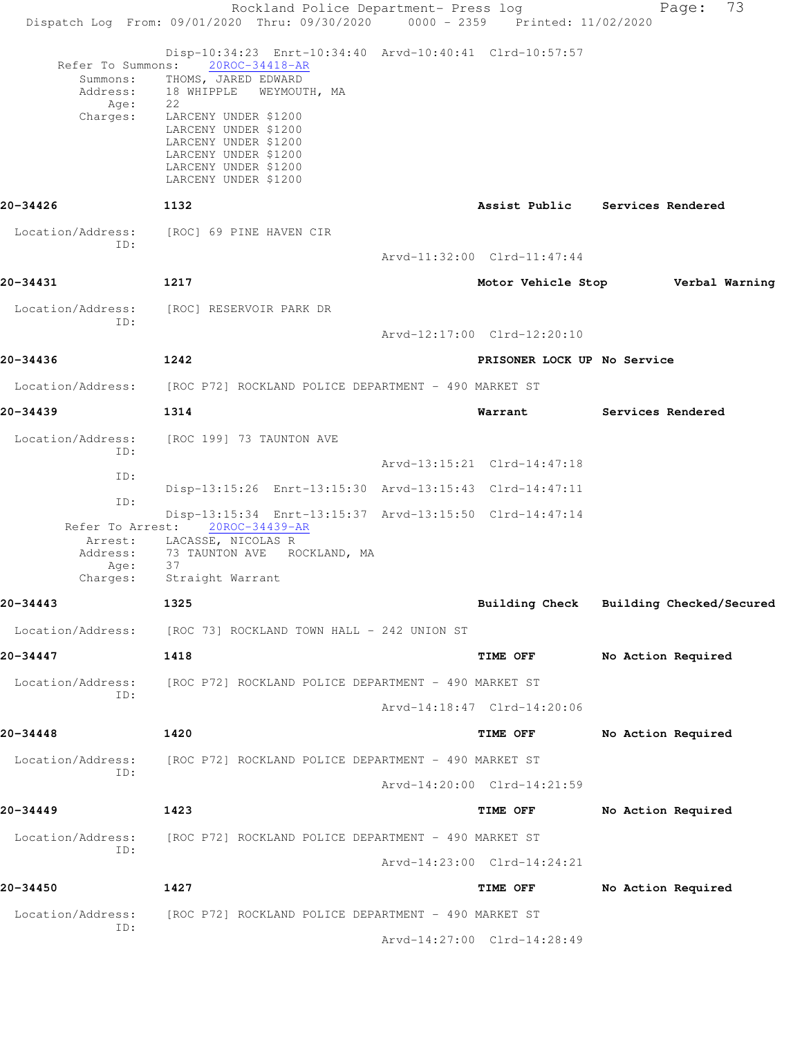Disp-10:34:23 Enrt-10:34:40 Arvd-10:40:41 Clrd-10:57:57

Refer To Summons: 20ROC-34418-AR

Summons: THOMS, JARED EDWARD
Address: 18 WHIPPLE WEYMOUTH, MA
Age: 22
Charges: LARCENY UNDER $1200
LARCENY UNDER $1200
LARCENY UNDER $1200
LARCENY UNDER $1200
LARCENY UNDER $1200
LARCENY UNDER $1200

**20-34426** **1132** **Assist Public** **Services Rendered**

Location/Address: [ROC] 69 PINE HAVEN CIR
ID:
Arvd-11:32:00 Clrd-11:47:44

**20-34431** **1217** **Motor Vehicle Stop** **Verbal Warning**

Location/Address: [ROC] RESERVOIR PARK DR
ID:
Arvd-12:17:00 Clrd-12:20:10

**20-34436** **1242** **PRISONER LOCK UP** **No Service**

Location/Address: [ROC P72] ROCKLAND POLICE DEPARTMENT - 490 MARKET ST

**20-34439** **1314** **Warrant** **Services Rendered**

Location/Address: [ROC 199] 73 TAUNTON AVE
ID:
Arvd-13:15:21 Clrd-14:47:18
ID:
Disp-13:15:26 Enrt-13:15:30 Arvd-13:15:43 Clrd-14:47:11
ID:
Disp-13:15:34 Enrt-13:15:37 Arvd-13:15:50 Clrd-14:47:14

Refer To Arrest: 20ROC-34439-AR

Arrest: LACASSE, NICOLAS R
Address: 73 TAUNTON AVE ROCKLAND, MA
Age: 37
Charges: Straight Warrant

**20-34443** **1325** **Building Check** **Building Checked/Secured**

Location/Address: [ROC 73] ROCKLAND TOWN HALL - 242 UNION ST

**20-34447** **1418** **TIME OFF** **No Action Required**

Location/Address: [ROC P72] ROCKLAND POLICE DEPARTMENT - 490 MARKET ST
ID:
Arvd-14:18:47 Clrd-14:20:06

**20-34448** **1420** **TIME OFF** **No Action Required**

Location/Address: [ROC P72] ROCKLAND POLICE DEPARTMENT - 490 MARKET ST
ID:
Arvd-14:20:00 Clrd-14:21:59

**20-34449** **1423** **TIME OFF** **No Action Required**

Location/Address: [ROC P72] ROCKLAND POLICE DEPARTMENT - 490 MARKET ST
ID:
Arvd-14:23:00 Clrd-14:24:21

**20-34450** **1427** **TIME OFF** **No Action Required**

Location/Address: [ROC P72] ROCKLAND POLICE DEPARTMENT - 490 MARKET ST
ID:
Arvd-14:27:00 Clrd-14:28:49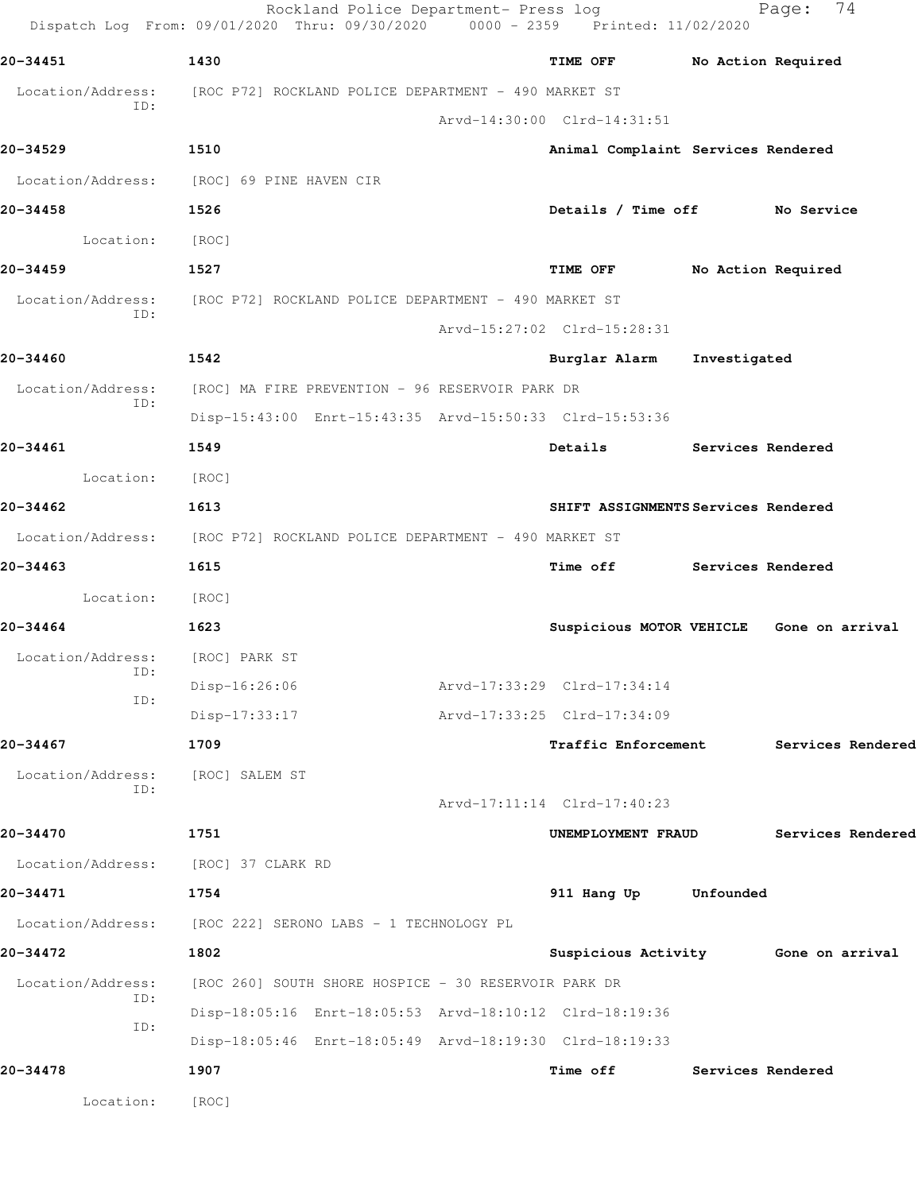**20-34451** 1430 **TIME OFF** **No Action Required**

Location/Address: [ROC P72] ROCKLAND POLICE DEPARTMENT - 490 MARKET ST
ID:
Arvd-14:30:00 Clrd-14:31:51

**20-34529** 1510 **Animal Complaint** **Services Rendered**

Location/Address: [ROC] 69 PINE HAVEN CIR

**20-34458** 1526 **Details / Time off** **No Service**

Location: [ROC]

**20-34459** 1527 **TIME OFF** **No Action Required**

Location/Address: [ROC P72] ROCKLAND POLICE DEPARTMENT - 490 MARKET ST
ID:
Arvd-15:27:02 Clrd-15:28:31

**20-34460** 1542 **Burglar Alarm** **Investigated**

Location/Address: [ROC] MA FIRE PREVENTION - 96 RESERVOIR PARK DR
ID:
Disp-15:43:00 Enrt-15:43:35 Arvd-15:50:33 Clrd-15:53:36

**20-34461** 1549 **Details** **Services Rendered**

Location: [ROC]

**20-34462** 1613 **SHIFT ASSIGNMENTS** **Services Rendered**

Location/Address: [ROC P72] ROCKLAND POLICE DEPARTMENT - 490 MARKET ST

**20-34463** 1615 **Time off** **Services Rendered**

Location: [ROC]

**20-34464** 1623 **Suspicious MOTOR VEHICLE** **Gone on arrival**

Location/Address: [ROC] PARK ST
ID:
Disp-16:26:06 Arvd-17:33:29 Clrd-17:34:14
ID:
Disp-17:33:17 Arvd-17:33:25 Clrd-17:34:09

**20-34467** 1709 **Traffic Enforcement** **Services Rendered**

Location/Address: [ROC] SALEM ST
ID:
Arvd-17:11:14 Clrd-17:40:23

**20-34470** 1751 **UNEMPLOYMENT FRAUD** **Services Rendered**

Location/Address: [ROC] 37 CLARK RD

**20-34471** 1754 **911 Hang Up** **Unfounded**

Location/Address: [ROC 222] SERONO LABS - 1 TECHNOLOGY PL

**20-34472** 1802 **Suspicious Activity** **Gone on arrival**

Location/Address: [ROC 260] SOUTH SHORE HOSPICE - 30 RESERVOIR PARK DR
ID:
Disp-18:05:16 Enrt-18:05:53 Arvd-18:10:12 Clrd-18:19:36
ID:
Disp-18:05:46 Enrt-18:05:49 Arvd-18:19:30 Clrd-18:19:33

**20-34478** 1907 **Time off** **Services Rendered**

Location: [ROC]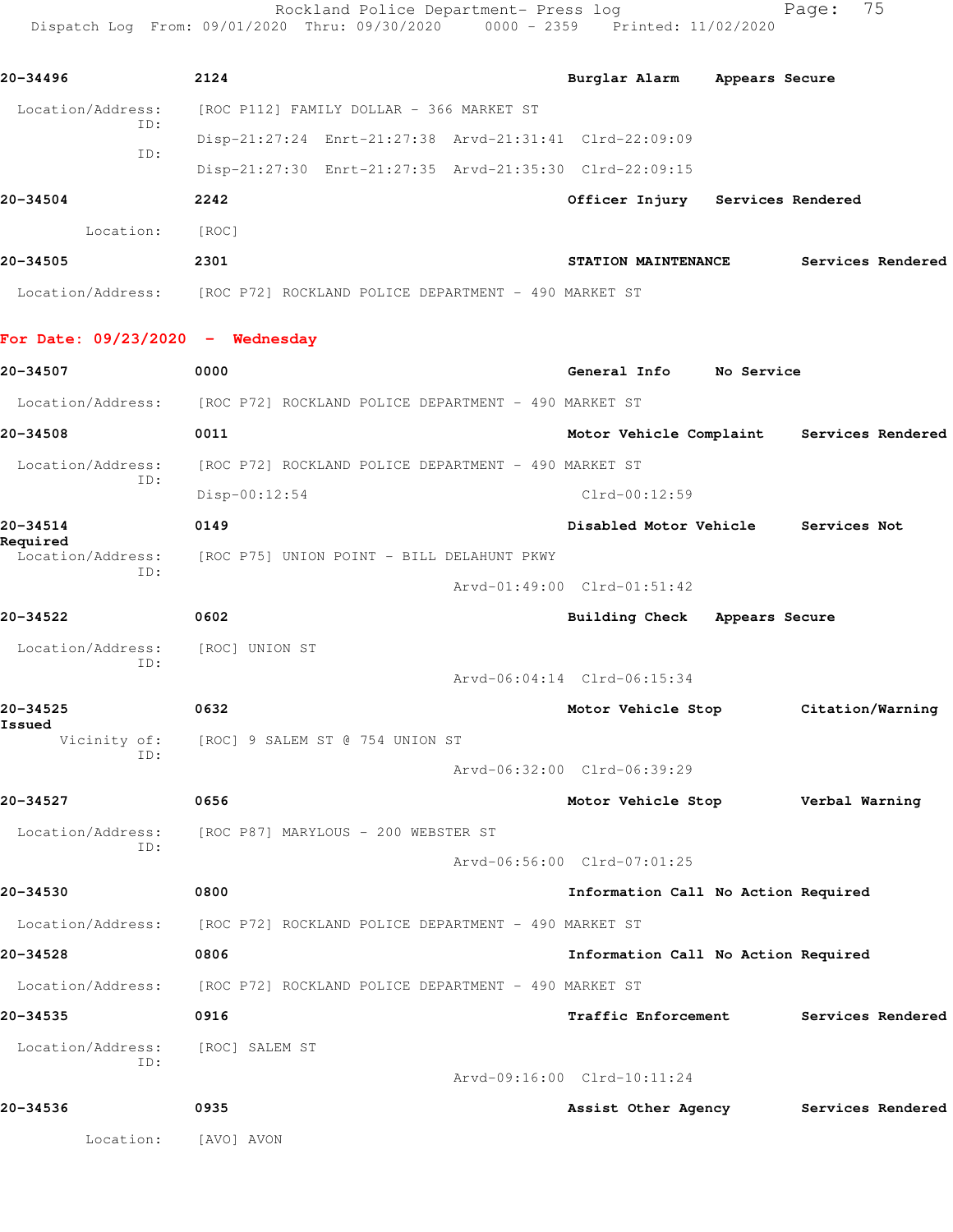**20-34496** 2124 **Burglar Alarm Appears Secure**

Location/Address: [ROC P112] FAMILY DOLLAR - 366 MARKET ST

ID: Disp-21:27:24 Enrt-21:27:38 Arvd-21:31:41 Clrd-22:09:09

ID: Disp-21:27:30 Enrt-21:27:35 Arvd-21:35:30 Clrd-22:09:15

**20-34504** 2242 **Officer Injury Services Rendered**

Location: [ROC]

**20-34505** 2301 **STATION MAINTENANCE Services Rendered**

Location/Address: [ROC P72] ROCKLAND POLICE DEPARTMENT - 490 MARKET ST

## For Date: 09/23/2020 - Wednesday

**20-34507** 0000 **General Info No Service**

Location/Address: [ROC P72] ROCKLAND POLICE DEPARTMENT - 490 MARKET ST

**20-34508** 0011 **Motor Vehicle Complaint Services Rendered**

Location/Address: [ROC P72] ROCKLAND POLICE DEPARTMENT - 490 MARKET ST

ID: Disp-00:12:54 Clrd-00:12:59

**20-34514** 0149 **Disabled Motor Vehicle Services Not Required**

Location/Address: [ROC P75] UNION POINT - BILL DELAHUNT PKWY

ID: Arvd-01:49:00 Clrd-01:51:42

**20-34522** 0602 **Building Check Appears Secure**

Location/Address: [ROC] UNION ST

ID: Arvd-06:04:14 Clrd-06:15:34

**20-34525** 0632 **Motor Vehicle Stop Citation/Warning Issued**

Vicinity of: [ROC] 9 SALEM ST @ 754 UNION ST

ID: Arvd-06:32:00 Clrd-06:39:29

**20-34527** 0656 **Motor Vehicle Stop Verbal Warning**

Location/Address: [ROC P87] MARYLOUS - 200 WEBSTER ST

ID: Arvd-06:56:00 Clrd-07:01:25

**20-34530** 0800 **Information Call No Action Required**

Location/Address: [ROC P72] ROCKLAND POLICE DEPARTMENT - 490 MARKET ST

**20-34528** 0806 **Information Call No Action Required**

Location/Address: [ROC P72] ROCKLAND POLICE DEPARTMENT - 490 MARKET ST

**20-34535** 0916 **Traffic Enforcement Services Rendered**

Location/Address: [ROC] SALEM ST

ID: Arvd-09:16:00 Clrd-10:11:24

**20-34536** 0935 **Assist Other Agency Services Rendered**

Location: [AVO] AVON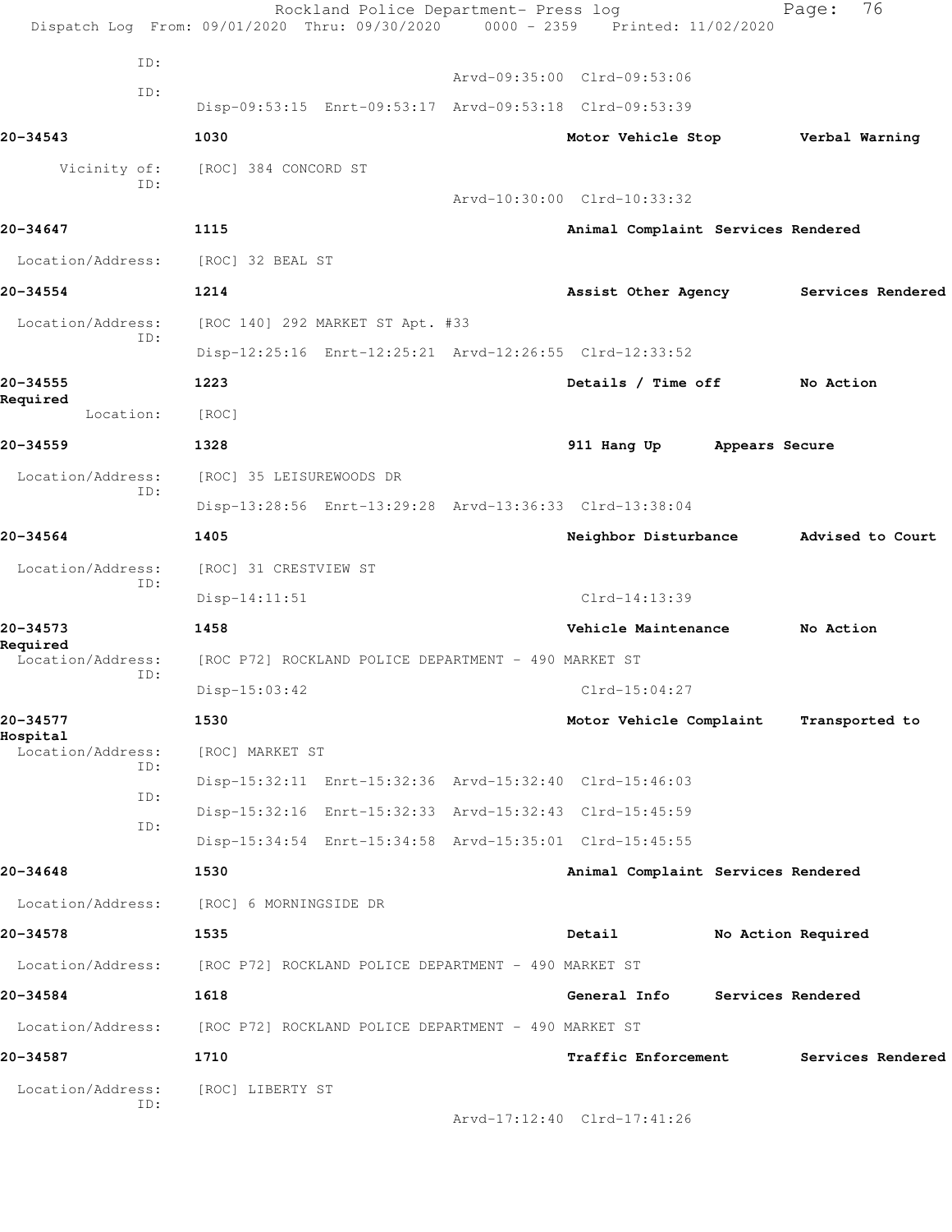Rockland Police Department- Press log

Dispatch Log From: 09/01/2020 Thru: 09/30/2020 0000 - 2359 Printed: 11/02/2020

ID:

Arvd-09:35:00 Clrd-09:53:06

ID:

Disp-09:53:15 Enrt-09:53:17 Arvd-09:53:18 Clrd-09:53:39

**20-34543** **1030** **Motor Vehicle Stop** **Verbal Warning**

Vicinity of: [ROC] 384 CONCORD ST

ID:

Arvd-10:30:00 Clrd-10:33:32

**20-34647** **1115** **Animal Complaint** **Services Rendered**

Location/Address: [ROC] 32 BEAL ST

**20-34554** **1214** **Assist Other Agency** **Services Rendered**

Location/Address: [ROC 140] 292 MARKET ST Apt. #33

ID:

Disp-12:25:16 Enrt-12:25:21 Arvd-12:26:55 Clrd-12:33:52

**20-34555** **1223** **Details / Time off** **No Action Required**

Location: [ROC]

**20-34559** **1328** **911 Hang Up** **Appears Secure**

Location/Address: [ROC] 35 LEISUREWOODS DR

ID:

Disp-13:28:56 Enrt-13:29:28 Arvd-13:36:33 Clrd-13:38:04

**20-34564** **1405** **Neighbor Disturbance** **Advised to Court**

Location/Address: [ROC] 31 CRESTVIEW ST

ID:

Disp-14:11:51 Clrd-14:13:39

**20-34573** **1458** **Vehicle Maintenance** **No Action Required**

Location/Address: [ROC P72] ROCKLAND POLICE DEPARTMENT - 490 MARKET ST

ID:

Disp-15:03:42 Clrd-15:04:27

**20-34577** **1530** **Motor Vehicle Complaint** **Transported to Hospital**

Location/Address: [ROC] MARKET ST

ID:

Disp-15:32:11 Enrt-15:32:36 Arvd-15:32:40 Clrd-15:46:03

ID:

Disp-15:32:16 Enrt-15:32:33 Arvd-15:32:43 Clrd-15:45:59

ID:

Disp-15:34:54 Enrt-15:34:58 Arvd-15:35:01 Clrd-15:45:55

**20-34648** **1530** **Animal Complaint** **Services Rendered**

Location/Address: [ROC] 6 MORNINGSIDE DR

**20-34578** **1535** **Detail** **No Action Required**

Location/Address: [ROC P72] ROCKLAND POLICE DEPARTMENT - 490 MARKET ST

**20-34584** **1618** **General Info** **Services Rendered**

Location/Address: [ROC P72] ROCKLAND POLICE DEPARTMENT - 490 MARKET ST

**20-34587** **1710** **Traffic Enforcement** **Services Rendered**

Location/Address: [ROC] LIBERTY ST

ID:

Arvd-17:12:40 Clrd-17:41:26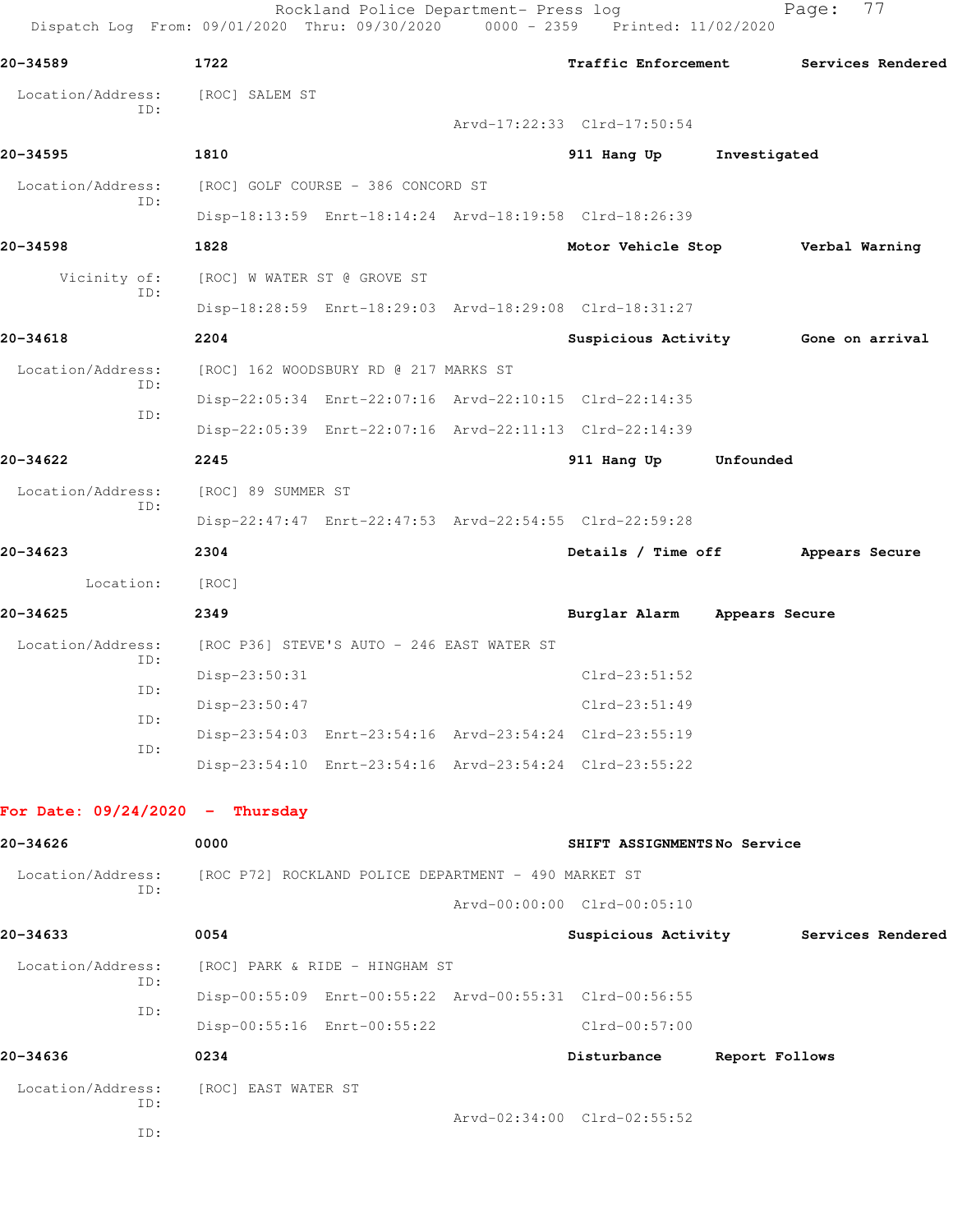**20-34589** **1722** **Traffic Enforcement** **Services Rendered**

Location/Address: [ROC] SALEM ST
ID:
Arvd-17:22:33 Clrd-17:50:54

**20-34595** **1810** **911 Hang Up** **Investigated**

Location/Address: [ROC] GOLF COURSE - 386 CONCORD ST
ID:
Disp-18:13:59 Enrt-18:14:24 Arvd-18:19:58 Clrd-18:26:39

**20-34598** **1828** **Motor Vehicle Stop** **Verbal Warning**

Vicinity of: [ROC] W WATER ST @ GROVE ST
ID:
Disp-18:28:59 Enrt-18:29:03 Arvd-18:29:08 Clrd-18:31:27

**20-34618** **2204** **Suspicious Activity** **Gone on arrival**

Location/Address: [ROC] 162 WOODSBURY RD @ 217 MARKS ST
ID:
Disp-22:05:34 Enrt-22:07:16 Arvd-22:10:15 Clrd-22:14:35
ID:
Disp-22:05:39 Enrt-22:07:16 Arvd-22:11:13 Clrd-22:14:39

**20-34622** **2245** **911 Hang Up** **Unfounded**

Location/Address: [ROC] 89 SUMMER ST
ID:
Disp-22:47:47 Enrt-22:47:53 Arvd-22:54:55 Clrd-22:59:28

**20-34623** **2304** **Details / Time off** **Appears Secure**

Location: [ROC]

**20-34625** **2349** **Burglar Alarm** **Appears Secure**

Location/Address: [ROC P36] STEVE'S AUTO - 246 EAST WATER ST
ID:
Disp-23:50:31 Clrd-23:51:52
ID:
Disp-23:50:47 Clrd-23:51:49
ID:
Disp-23:54:03 Enrt-23:54:16 Arvd-23:54:24 Clrd-23:55:19
ID:
Disp-23:54:10 Enrt-23:54:16 Arvd-23:54:24 Clrd-23:55:22

**For Date: 09/24/2020 - Thursday**

**20-34626** **0000** **SHIFT ASSIGNMENTS** **No Service**

Location/Address: [ROC P72] ROCKLAND POLICE DEPARTMENT - 490 MARKET ST
ID:
Arvd-00:00:00 Clrd-00:05:10

**20-34633** **0054** **Suspicious Activity** **Services Rendered**

Location/Address: [ROC] PARK & RIDE - HINGHAM ST
ID:
Disp-00:55:09 Enrt-00:55:22 Arvd-00:55:31 Clrd-00:56:55
ID:
Disp-00:55:16 Enrt-00:55:22 Clrd-00:57:00

**20-34636** **0234** **Disturbance** **Report Follows**

Location/Address: [ROC] EAST WATER ST
ID:
Arvd-02:34:00 Clrd-02:55:52
ID: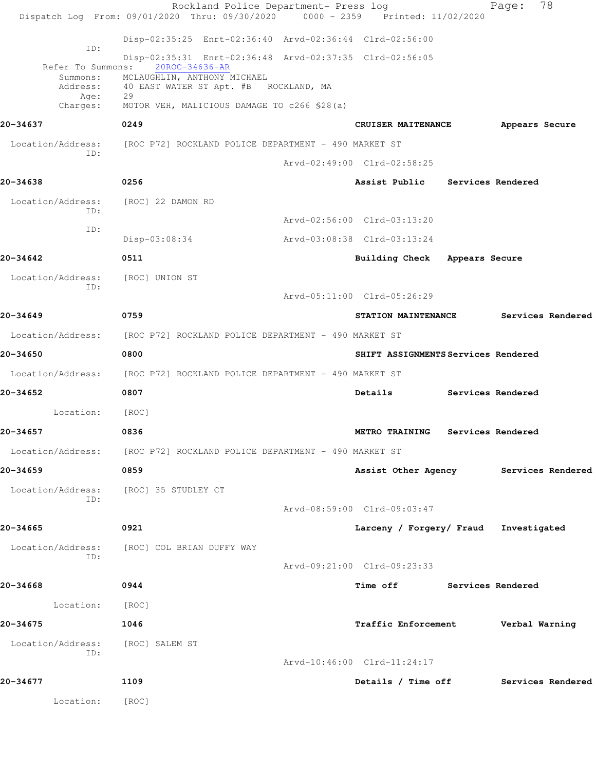Rockland Police Department- Press log

Dispatch Log From: 09/01/2020 Thru: 09/30/2020 0000 - 2359 Printed: 11/02/2020

Disp-02:35:25 Enrt-02:36:40 Arvd-02:36:44 Clrd-02:56:00

ID:

Disp-02:35:31 Enrt-02:36:48 Arvd-02:37:35 Clrd-02:56:05

Refer To Summons: 20ROC-34636-AR

Summons: MCLAUGHLIN, ANTHONY MICHAEL
Address: 40 EAST WATER ST Apt. #B ROCKLAND, MA
Age: 29
Charges: MOTOR VEH, MALICIOUS DAMAGE TO c266 §28(a)

**20-34637** **0249** **CRUISER MAITENANCE** **Appears Secure**

Location/Address: [ROC P72] ROCKLAND POLICE DEPARTMENT - 490 MARKET ST
ID:
Arvd-02:49:00 Clrd-02:58:25

**20-34638** **0256** **Assist Public** **Services Rendered**

Location/Address: [ROC] 22 DAMON RD
ID:
Arvd-02:56:00 Clrd-03:13:20
ID:
Disp-03:08:34 Arvd-03:08:38 Clrd-03:13:24

**20-34642** **0511** **Building Check** **Appears Secure**

Location/Address: [ROC] UNION ST
ID:
Arvd-05:11:00 Clrd-05:26:29

**20-34649** **0759** **STATION MAINTENANCE** **Services Rendered**

Location/Address: [ROC P72] ROCKLAND POLICE DEPARTMENT - 490 MARKET ST

**20-34650** **0800** **SHIFT ASSIGNMENTS** **Services Rendered**

Location/Address: [ROC P72] ROCKLAND POLICE DEPARTMENT - 490 MARKET ST

**20-34652** **0807** **Details** **Services Rendered**

Location: [ROC]

**20-34657** **0836** **METRO TRAINING** **Services Rendered**

Location/Address: [ROC P72] ROCKLAND POLICE DEPARTMENT - 490 MARKET ST

**20-34659** **0859** **Assist Other Agency** **Services Rendered**

Location/Address: [ROC] 35 STUDLEY CT
ID:
Arvd-08:59:00 Clrd-09:03:47

**20-34665** **0921** **Larceny / Forgery/ Fraud** **Investigated**

Location/Address: [ROC] COL BRIAN DUFFY WAY
ID:
Arvd-09:21:00 Clrd-09:23:33

**20-34668** **0944** **Time off** **Services Rendered**

Location: [ROC]

**20-34675** **1046** **Traffic Enforcement** **Verbal Warning**

Location/Address: [ROC] SALEM ST
ID:
Arvd-10:46:00 Clrd-11:24:17

**20-34677** **1109** **Details / Time off** **Services Rendered**

Location: [ROC]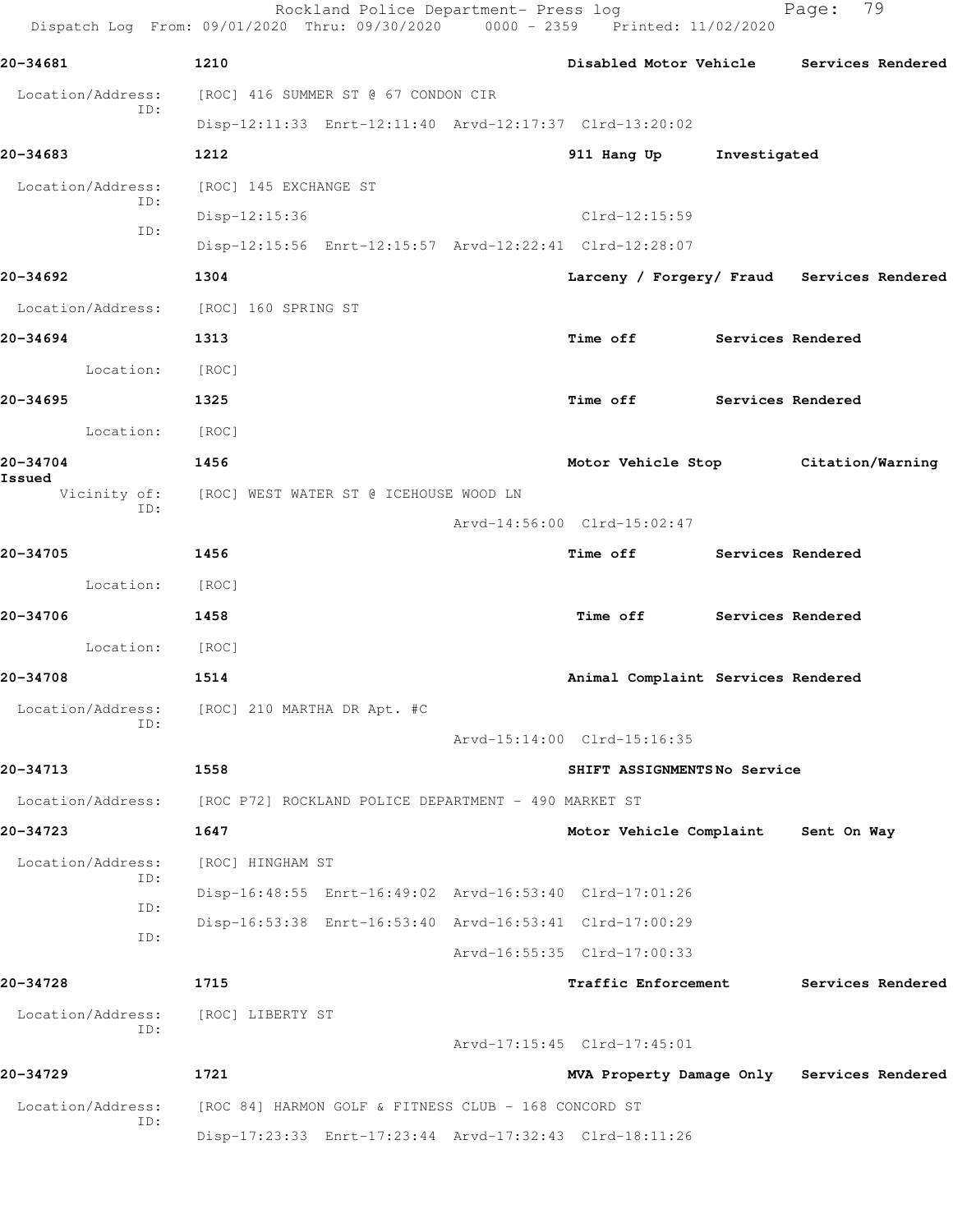**20-34681** 1210 **Disabled Motor Vehicle** **Services Rendered**

Location/Address: [ROC] 416 SUMMER ST @ 67 CONDON CIR
ID:
Disp-12:11:33 Enrt-12:11:40 Arvd-12:17:37 Clrd-13:20:02

**20-34683** 1212 **911 Hang Up** **Investigated**

Location/Address: [ROC] 145 EXCHANGE ST
ID:
Disp-12:15:36 Clrd-12:15:59
ID:
Disp-12:15:56 Enrt-12:15:57 Arvd-12:22:41 Clrd-12:28:07

**20-34692** 1304 **Larceny / Forgery/ Fraud** **Services Rendered**

Location/Address: [ROC] 160 SPRING ST

**20-34694** 1313 **Time off** **Services Rendered**

Location: [ROC]

**20-34695** 1325 **Time off** **Services Rendered**

Location: [ROC]

**20-34704** 1456 **Motor Vehicle Stop** **Citation/Warning Issued**

Vicinity of: [ROC] WEST WATER ST @ ICEHOUSE WOOD LN
ID:
Arvd-14:56:00 Clrd-15:02:47

**20-34705** 1456 **Time off** **Services Rendered**

Location: [ROC]

**20-34706** 1458 **Time off** **Services Rendered**

Location: [ROC]

**20-34708** 1514 **Animal Complaint** **Services Rendered**

Location/Address: [ROC] 210 MARTHA DR Apt. #C
ID:
Arvd-15:14:00 Clrd-15:16:35

**20-34713** 1558 **SHIFT ASSIGNMENTS** **No Service**

Location/Address: [ROC P72] ROCKLAND POLICE DEPARTMENT - 490 MARKET ST

**20-34723** 1647 **Motor Vehicle Complaint** **Sent On Way**

Location/Address: [ROC] HINGHAM ST
ID:
Disp-16:48:55 Enrt-16:49:02 Arvd-16:53:40 Clrd-17:01:26
ID:
Disp-16:53:38 Enrt-16:53:40 Arvd-16:53:41 Clrd-17:00:29
ID:
Arvd-16:55:35 Clrd-17:00:33

**20-34728** 1715 **Traffic Enforcement** **Services Rendered**

Location/Address: [ROC] LIBERTY ST
ID:
Arvd-17:15:45 Clrd-17:45:01

**20-34729** 1721 **MVA Property Damage Only** **Services Rendered**

Location/Address: [ROC 84] HARMON GOLF & FITNESS CLUB - 168 CONCORD ST
ID:
Disp-17:23:33 Enrt-17:23:44 Arvd-17:32:43 Clrd-18:11:26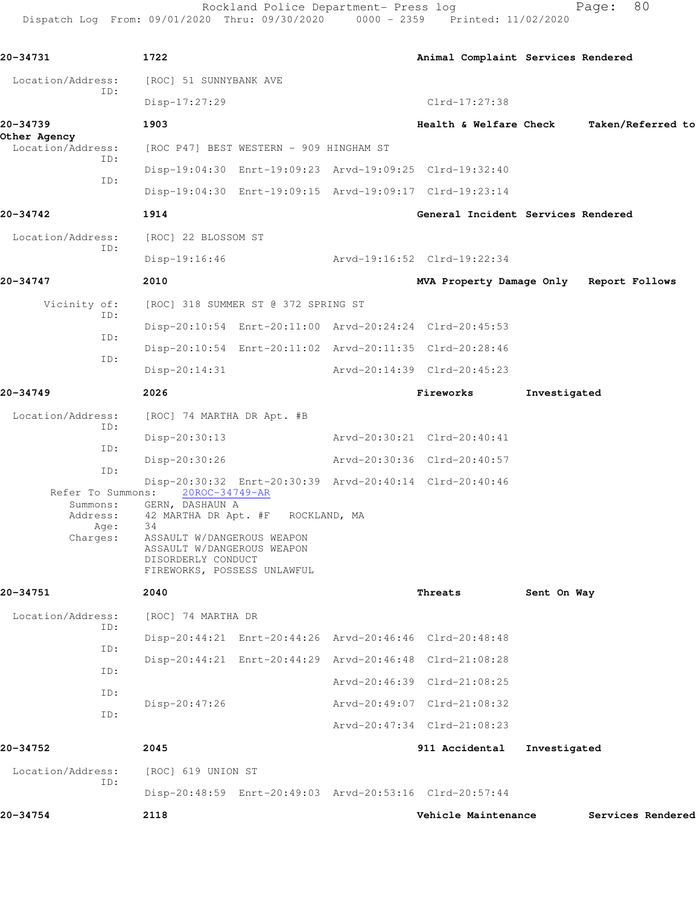**20-34731** 1722 Animal Complaint Services Rendered

Location/Address: [ROC] 51 SUNNYBANK AVE
ID:
Disp-17:27:29 Clrd-17:27:38

**20-34739** 1903 Health & Welfare Check Taken/Referred to Other Agency

Location/Address: [ROC P47] BEST WESTERN - 909 HINGHAM ST
ID:
Disp-19:04:30 Enrt-19:09:23 Arvd-19:09:25 Clrd-19:32:40
ID:
Disp-19:04:30 Enrt-19:09:15 Arvd-19:09:17 Clrd-19:23:14

**20-34742** 1914 General Incident Services Rendered

Location/Address: [ROC] 22 BLOSSOM ST
ID:
Disp-19:16:46 Arvd-19:16:52 Clrd-19:22:34

**20-34747** 2010 MVA Property Damage Only Report Follows

Vicinity of: [ROC] 318 SUMMER ST @ 372 SPRING ST
ID:
Disp-20:10:54 Enrt-20:11:00 Arvd-20:24:24 Clrd-20:45:53
ID:
Disp-20:10:54 Enrt-20:11:02 Arvd-20:11:35 Clrd-20:28:46
ID:
Disp-20:14:31 Arvd-20:14:39 Clrd-20:45:23

**20-34749** 2026 Fireworks Investigated

Location/Address: [ROC] 74 MARTHA DR Apt. #B
ID:
Disp-20:30:13 Arvd-20:30:21 Clrd-20:40:41
ID:
Disp-20:30:26 Arvd-20:30:36 Clrd-20:40:57
ID:
Disp-20:30:32 Enrt-20:30:39 Arvd-20:40:14 Clrd-20:40:46

Refer To Summons: 20ROC-34749-AR
Summons: GERN, DASHAUN A
Address: 42 MARTHA DR Apt. #F ROCKLAND, MA
Age: 34
Charges: ASSAULT W/DANGEROUS WEAPON
ASSAULT W/DANGEROUS WEAPON
DISORDERLY CONDUCT
FIREWORKS, POSSESS UNLAWFUL

**20-34751** 2040 Threats Sent On Way

Location/Address: [ROC] 74 MARTHA DR
ID:
Disp-20:44:21 Enrt-20:44:26 Arvd-20:46:46 Clrd-20:48:48
ID:
Disp-20:44:21 Enrt-20:44:29 Arvd-20:46:48 Clrd-21:08:28
ID:
Arvd-20:46:39 Clrd-21:08:25
ID:
Disp-20:47:26 Arvd-20:49:07 Clrd-21:08:32
ID:
Arvd-20:47:34 Clrd-21:08:23

**20-34752** 2045 911 Accidental Investigated

Location/Address: [ROC] 619 UNION ST
ID:
Disp-20:48:59 Enrt-20:49:03 Arvd-20:53:16 Clrd-20:57:44

**20-34754** 2118 Vehicle Maintenance Services Rendered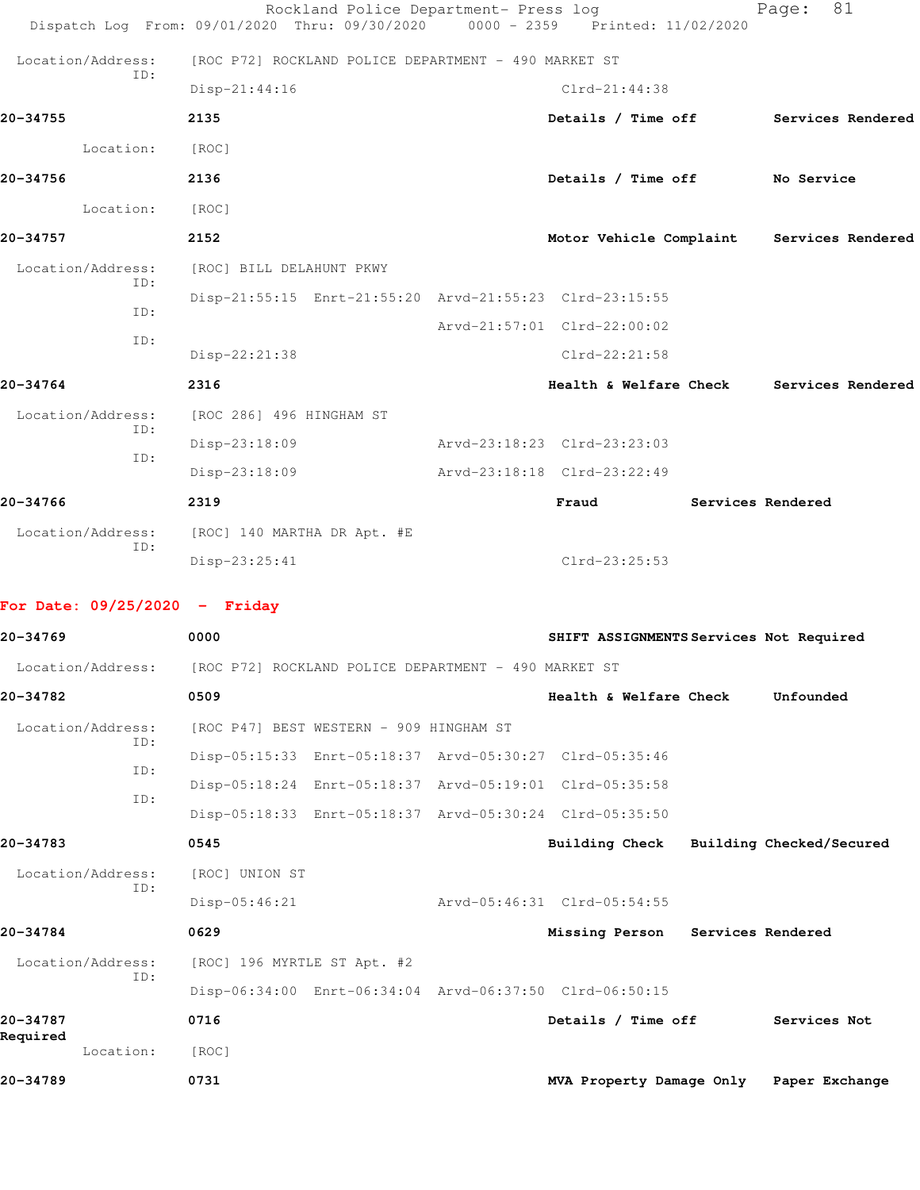Location/Address: [ROC P72] ROCKLAND POLICE DEPARTMENT - 490 MARKET ST
ID:
Disp-21:44:16 Clrd-21:44:38

**20-34755** **2135** **Details / Time off** **Services Rendered**

Location: [ROC]

**20-34756** **2136** **Details / Time off** **No Service**

Location: [ROC]

**20-34757** **2152** **Motor Vehicle Complaint** **Services Rendered**

Location/Address: [ROC] BILL DELAHUNT PKWY
ID:
Disp-21:55:15 Enrt-21:55:20 Arvd-21:55:23 Clrd-23:15:55
ID:
Arvd-21:57:01 Clrd-22:00:02
ID:
Disp-22:21:38 Clrd-22:21:58

**20-34764** **2316** **Health & Welfare Check** **Services Rendered**

Location/Address: [ROC 286] 496 HINGHAM ST
ID:
Disp-23:18:09 Arvd-23:18:23 Clrd-23:23:03
ID:
Disp-23:18:09 Arvd-23:18:18 Clrd-23:22:49

**20-34766** **2319** **Fraud** **Services Rendered**

Location/Address: [ROC] 140 MARTHA DR Apt. #E
ID:
Disp-23:25:41 Clrd-23:25:53

## For Date: 09/25/2020 - Friday

**20-34769** **0000** **SHIFT ASSIGNMENTS** **Services Not Required**

Location/Address: [ROC P72] ROCKLAND POLICE DEPARTMENT - 490 MARKET ST

**20-34782** **0509** **Health & Welfare Check** **Unfounded**

Location/Address: [ROC P47] BEST WESTERN - 909 HINGHAM ST
ID:
Disp-05:15:33 Enrt-05:18:37 Arvd-05:30:27 Clrd-05:35:46
ID:
Disp-05:18:24 Enrt-05:18:37 Arvd-05:19:01 Clrd-05:35:58
ID:
Disp-05:18:33 Enrt-05:18:37 Arvd-05:30:24 Clrd-05:35:50

**20-34783** **0545** **Building Check** **Building Checked/Secured**

Location/Address: [ROC] UNION ST
ID:
Disp-05:46:21 Arvd-05:46:31 Clrd-05:54:55

**20-34784** **0629** **Missing Person** **Services Rendered**

Location/Address: [ROC] 196 MYRTLE ST Apt. #2
ID:
Disp-06:34:00 Enrt-06:34:04 Arvd-06:37:50 Clrd-06:50:15

**20-34787** **0716** **Details / Time off** **Services Not Required**

Location: [ROC]

**20-34789** **0731** **MVA Property Damage Only** **Paper Exchange**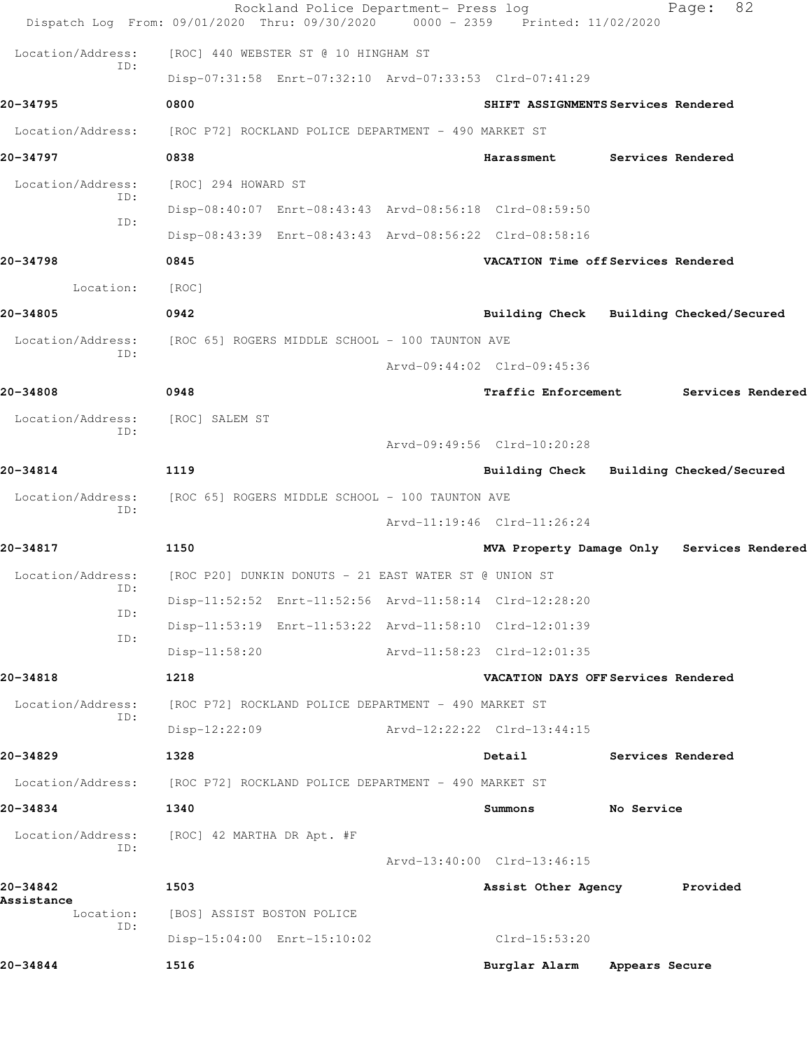Rockland Police Department- Press log
Dispatch Log From: 09/01/2020 Thru: 09/30/2020 0000 - 2359 Printed: 11/02/2020

Location/Address: [ROC] 440 WEBSTER ST @ 10 HINGHAM ST
ID:
Disp-07:31:58 Enrt-07:32:10 Arvd-07:33:53 Clrd-07:41:29

**20-34795** 0800 SHIFT ASSIGNMENTS Services Rendered

Location/Address: [ROC P72] ROCKLAND POLICE DEPARTMENT - 490 MARKET ST

**20-34797** 0838 Harassment Services Rendered

Location/Address: [ROC] 294 HOWARD ST
ID:
Disp-08:40:07 Enrt-08:43:43 Arvd-08:56:18 Clrd-08:59:50
ID:
Disp-08:43:39 Enrt-08:43:43 Arvd-08:56:22 Clrd-08:58:16

**20-34798** 0845 VACATION Time off Services Rendered

Location: [ROC]

**20-34805** 0942 Building Check Building Checked/Secured

Location/Address: [ROC 65] ROGERS MIDDLE SCHOOL - 100 TAUNTON AVE
ID:
Arvd-09:44:02 Clrd-09:45:36

**20-34808** 0948 Traffic Enforcement Services Rendered

Location/Address: [ROC] SALEM ST
ID:
Arvd-09:49:56 Clrd-10:20:28

**20-34814** 1119 Building Check Building Checked/Secured

Location/Address: [ROC 65] ROGERS MIDDLE SCHOOL - 100 TAUNTON AVE
ID:
Arvd-11:19:46 Clrd-11:26:24

**20-34817** 1150 MVA Property Damage Only Services Rendered

Location/Address: [ROC P20] DUNKIN DONUTS - 21 EAST WATER ST @ UNION ST
ID:
Disp-11:52:52 Enrt-11:52:56 Arvd-11:58:14 Clrd-12:28:20
ID:
Disp-11:53:19 Enrt-11:53:22 Arvd-11:58:10 Clrd-12:01:39
ID:
Disp-11:58:20 Arvd-11:58:23 Clrd-12:01:35

**20-34818** 1218 VACATION DAYS OFF Services Rendered

Location/Address: [ROC P72] ROCKLAND POLICE DEPARTMENT - 490 MARKET ST
ID:
Disp-12:22:09 Arvd-12:22:22 Clrd-13:44:15

**20-34829** 1328 Detail Services Rendered

Location/Address: [ROC P72] ROCKLAND POLICE DEPARTMENT - 490 MARKET ST

**20-34834** 1340 Summons No Service

Location/Address: [ROC] 42 MARTHA DR Apt. #F
ID:
Arvd-13:40:00 Clrd-13:46:15

**20-34842** 1503 Assist Other Agency Provided Assistance

Location: [BOS] ASSIST BOSTON POLICE
ID:
Disp-15:04:00 Enrt-15:10:02 Clrd-15:53:20

**20-34844** 1516 Burglar Alarm Appears Secure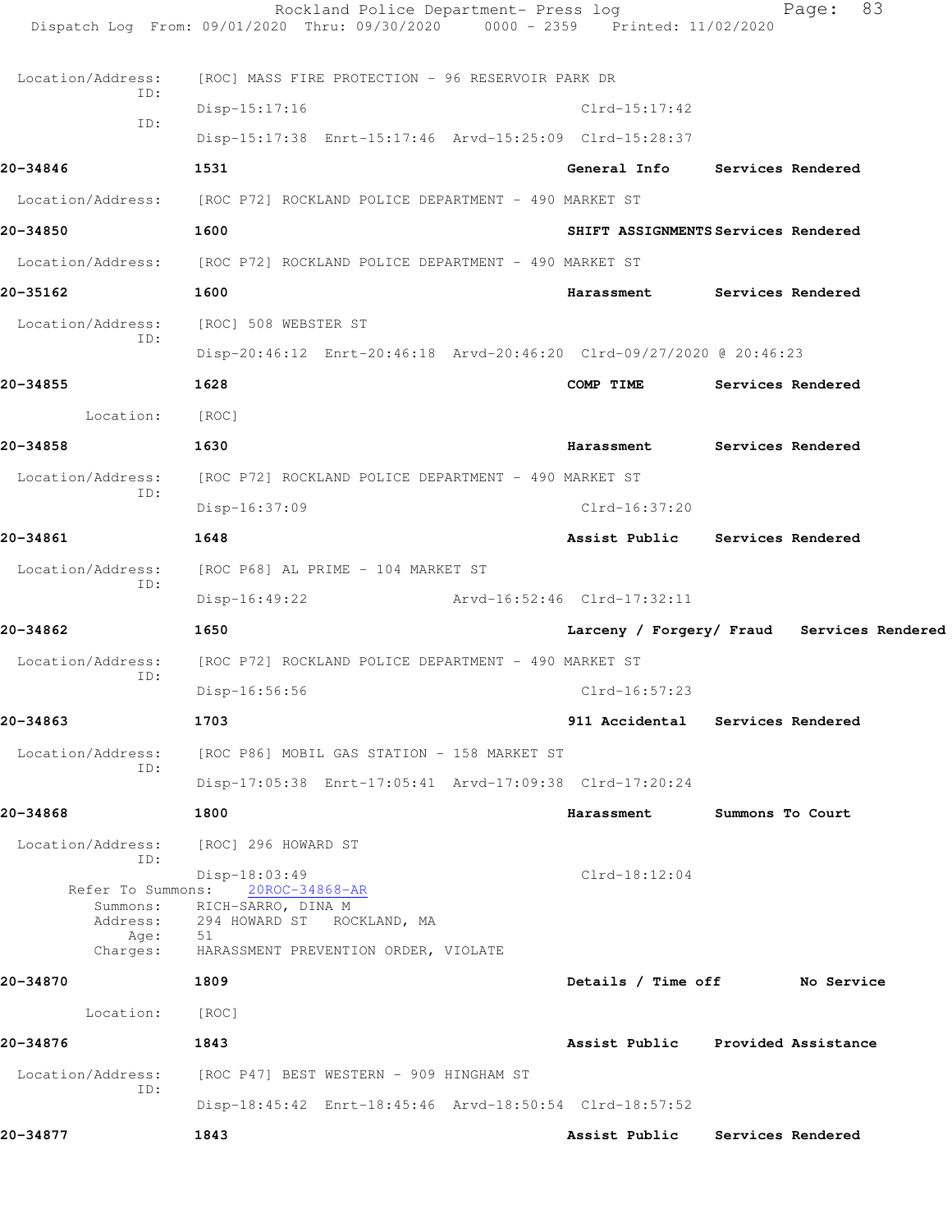Location/Address: [ROC] MASS FIRE PROTECTION - 96 RESERVOIR PARK DR
ID:
Disp-15:17:16 Clrd-15:17:42
ID:
Disp-15:17:38 Enrt-15:17:46 Arvd-15:25:09 Clrd-15:28:37

**20-34846** **1531** **General Info** **Services Rendered**

Location/Address: [ROC P72] ROCKLAND POLICE DEPARTMENT - 490 MARKET ST

**20-34850** **1600** **SHIFT ASSIGNMENTS** **Services Rendered**

Location/Address: [ROC P72] ROCKLAND POLICE DEPARTMENT - 490 MARKET ST

**20-35162** **1600** **Harassment** **Services Rendered**

Location/Address: [ROC] 508 WEBSTER ST
ID:
Disp-20:46:12 Enrt-20:46:18 Arvd-20:46:20 Clrd-09/27/2020 @ 20:46:23

**20-34855** **1628** **COMP TIME** **Services Rendered**

Location: [ROC]

**20-34858** **1630** **Harassment** **Services Rendered**

Location/Address: [ROC P72] ROCKLAND POLICE DEPARTMENT - 490 MARKET ST
ID:
Disp-16:37:09 Clrd-16:37:20

**20-34861** **1648** **Assist Public** **Services Rendered**

Location/Address: [ROC P68] AL PRIME - 104 MARKET ST
ID:
Disp-16:49:22 Arvd-16:52:46 Clrd-17:32:11

**20-34862** **1650** **Larceny / Forgery/ Fraud** **Services Rendered**

Location/Address: [ROC P72] ROCKLAND POLICE DEPARTMENT - 490 MARKET ST
ID:
Disp-16:56:56 Clrd-16:57:23

**20-34863** **1703** **911 Accidental** **Services Rendered**

Location/Address: [ROC P86] MOBIL GAS STATION - 158 MARKET ST
ID:
Disp-17:05:38 Enrt-17:05:41 Arvd-17:09:38 Clrd-17:20:24

**20-34868** **1800** **Harassment** **Summons To Court**

Location/Address: [ROC] 296 HOWARD ST
ID:
Disp-18:03:49 Clrd-18:12:04
Refer To Summons: 20ROC-34868-AR
Summons: RICH-SARRO, DINA M
Address: 294 HOWARD ST ROCKLAND, MA
Age: 51
Charges: HARASSMENT PREVENTION ORDER, VIOLATE

**20-34870** **1809** **Details / Time off** **No Service**

Location: [ROC]

**20-34876** **1843** **Assist Public** **Provided Assistance**

Location/Address: [ROC P47] BEST WESTERN - 909 HINGHAM ST
ID:
Disp-18:45:42 Enrt-18:45:46 Arvd-18:50:54 Clrd-18:57:52

**20-34877** **1843** **Assist Public** **Services Rendered**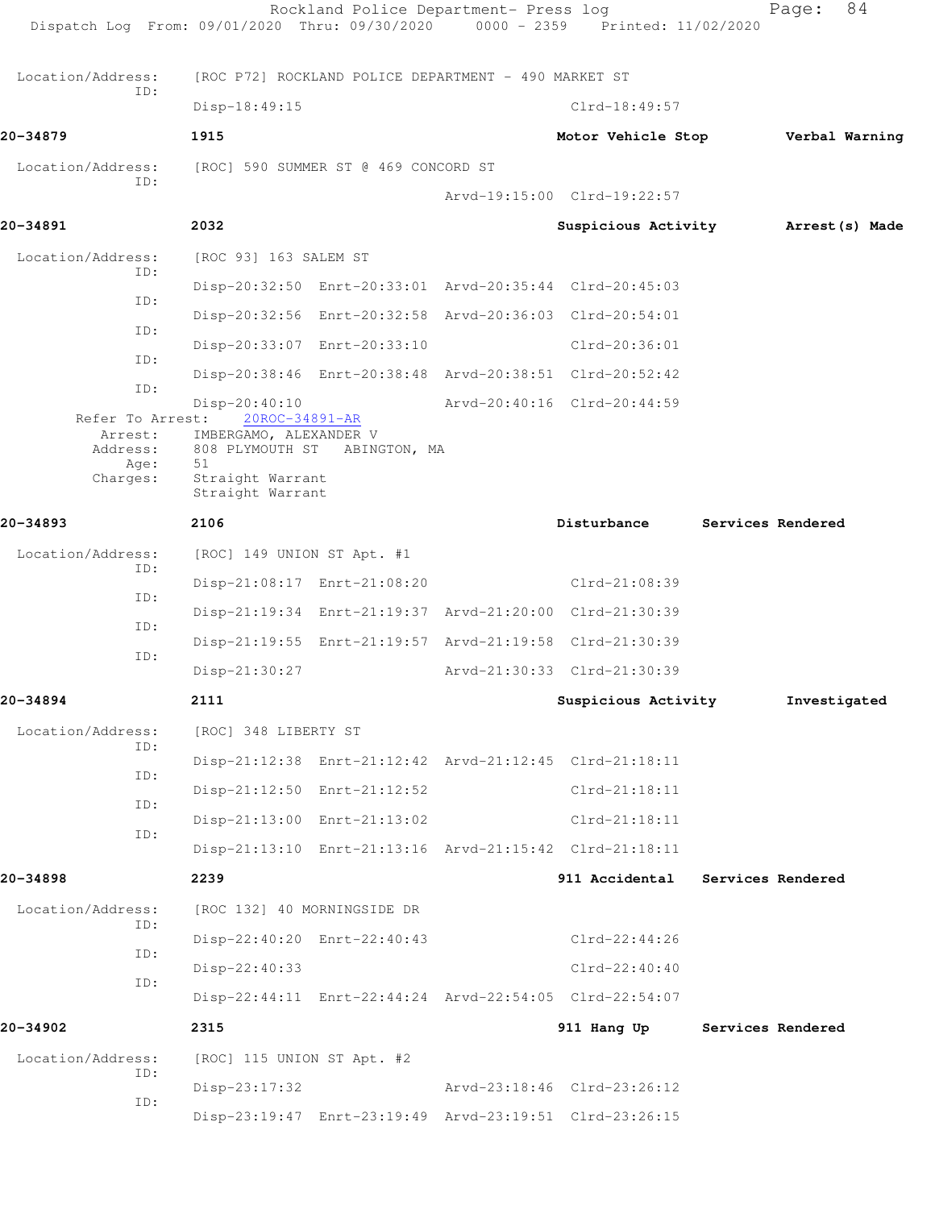Location/Address: [ROC P72] ROCKLAND POLICE DEPARTMENT - 490 MARKET ST
ID:
Disp-18:49:15 Clrd-18:49:57

**20-34879** 1915 Motor Vehicle Stop Verbal Warning

Location/Address: [ROC] 590 SUMMER ST @ 469 CONCORD ST
ID:
Arvd-19:15:00 Clrd-19:22:57

**20-34891** 2032 Suspicious Activity Arrest(s) Made

Location/Address: [ROC 93] 163 SALEM ST
ID:
Disp-20:32:50 Enrt-20:33:01 Arvd-20:35:44 Clrd-20:45:03
ID:
Disp-20:32:56 Enrt-20:32:58 Arvd-20:36:03 Clrd-20:54:01
ID:
Disp-20:33:07 Enrt-20:33:10 Clrd-20:36:01
ID:
Disp-20:38:46 Enrt-20:38:48 Arvd-20:38:51 Clrd-20:52:42
ID:
Disp-20:40:10 Arvd-20:40:16 Clrd-20:44:59
Refer To Arrest: 20ROC-34891-AR
Arrest: IMBERGAMO, ALEXANDER V
Address: 808 PLYMOUTH ST ABINGTON, MA
Age: 51
Charges: Straight Warrant
Straight Warrant

**20-34893** 2106 Disturbance Services Rendered

Location/Address: [ROC] 149 UNION ST Apt. #1
ID:
Disp-21:08:17 Enrt-21:08:20 Clrd-21:08:39
ID:
Disp-21:19:34 Enrt-21:19:37 Arvd-21:20:00 Clrd-21:30:39
ID:
Disp-21:19:55 Enrt-21:19:57 Arvd-21:19:58 Clrd-21:30:39
ID:
Disp-21:30:27 Arvd-21:30:33 Clrd-21:30:39

**20-34894** 2111 Suspicious Activity Investigated

Location/Address: [ROC] 348 LIBERTY ST
ID:
Disp-21:12:38 Enrt-21:12:42 Arvd-21:12:45 Clrd-21:18:11
ID:
Disp-21:12:50 Enrt-21:12:52 Clrd-21:18:11
ID:
Disp-21:13:00 Enrt-21:13:02 Clrd-21:18:11
ID:
Disp-21:13:10 Enrt-21:13:16 Arvd-21:15:42 Clrd-21:18:11

**20-34898** 2239 911 Accidental Services Rendered

Location/Address: [ROC 132] 40 MORNINGSIDE DR
ID:
Disp-22:40:20 Enrt-22:40:43 Clrd-22:44:26
ID:
Disp-22:40:33 Clrd-22:40:40
ID:
Disp-22:44:11 Enrt-22:44:24 Arvd-22:54:05 Clrd-22:54:07

**20-34902** 2315 911 Hang Up Services Rendered

Location/Address: [ROC] 115 UNION ST Apt. #2
ID:
Disp-23:17:32 Arvd-23:18:46 Clrd-23:26:12
ID:
Disp-23:19:47 Enrt-23:19:49 Arvd-23:19:51 Clrd-23:26:15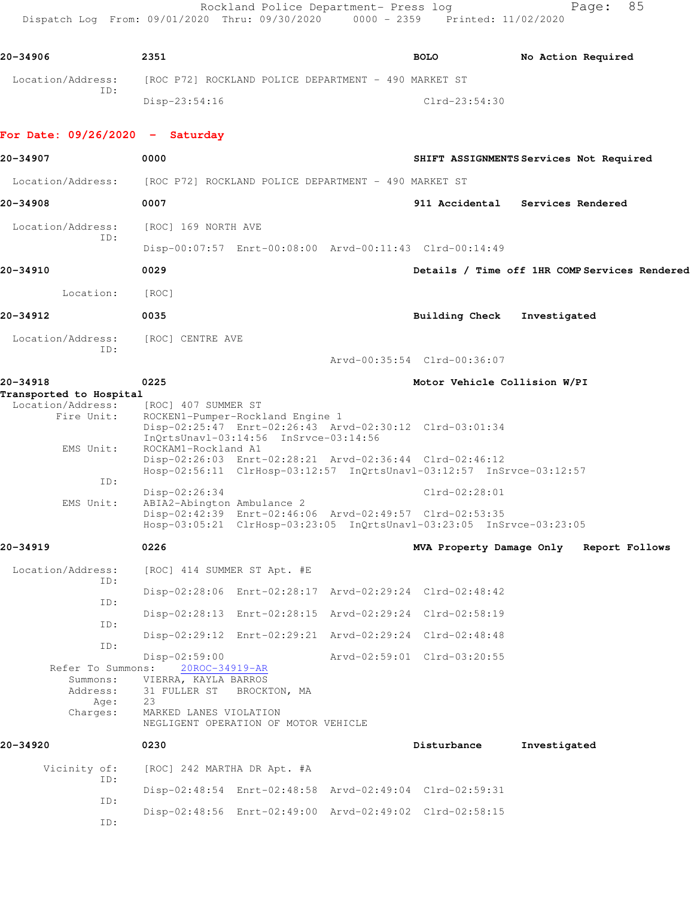20-34906 2351 BOLO No Action Required

Location/Address: [ROC P72] ROCKLAND POLICE DEPARTMENT - 490 MARKET ST
ID:
Disp-23:54:16 Clrd-23:54:30

**For Date: 09/26/2020 - Saturday**

20-34907 0000 SHIFT ASSIGNMENTS Services Not Required

Location/Address: [ROC P72] ROCKLAND POLICE DEPARTMENT - 490 MARKET ST

20-34908 0007 911 Accidental Services Rendered

Location/Address: [ROC] 169 NORTH AVE
ID:
Disp-00:07:57 Enrt-00:08:00 Arvd-00:11:43 Clrd-00:14:49

20-34910 0029 Details / Time off 1HR COMP Services Rendered

Location: [ROC]

20-34912 0035 Building Check Investigated

Location/Address: [ROC] CENTRE AVE
ID:
Arvd-00:35:54 Clrd-00:36:07

20-34918 0225 Motor Vehicle Collision W/PI
Transported to Hospital
Location/Address: [ROC] 407 SUMMER ST
Fire Unit: ROCKEN1-Pumper-Rockland Engine 1
Disp-02:25:47 Enrt-02:26:43 Arvd-02:30:12 Clrd-03:01:34
InQrtsUnavl-03:14:56 InSrvce-03:14:56
EMS Unit: ROCKAM1-Rockland A1
Disp-02:26:03 Enrt-02:28:21 Arvd-02:36:44 Clrd-02:46:12
Hosp-02:56:11 ClrHosp-03:12:57 InQrtsUnavl-03:12:57 InSrvce-03:12:57
ID:
Disp-02:26:34 Clrd-02:28:01
EMS Unit: ABIA2-Abington Ambulance 2
Disp-02:42:39 Enrt-02:46:06 Arvd-02:49:57 Clrd-02:53:35
Hosp-03:05:21 ClrHosp-03:23:05 InQrtsUnavl-03:23:05 InSrvce-03:23:05

20-34919 0226 MVA Property Damage Only Report Follows

Location/Address: [ROC] 414 SUMMER ST Apt. #E
ID:
Disp-02:28:06 Enrt-02:28:17 Arvd-02:29:24 Clrd-02:48:42
ID:
Disp-02:28:13 Enrt-02:28:15 Arvd-02:29:24 Clrd-02:58:19
ID:
Disp-02:29:12 Enrt-02:29:21 Arvd-02:29:24 Clrd-02:48:48
ID:
Disp-02:59:00 Arvd-02:59:01 Clrd-03:20:55
Refer To Summons: 20ROC-34919-AR
Summons: VIERRA, KAYLA BARROS
Address: 31 FULLER ST BROCKTON, MA
Age: 23
Charges: MARKED LANES VIOLATION
NEGLIGENT OPERATION OF MOTOR VEHICLE

20-34920 0230 Disturbance Investigated

Vicinity of: [ROC] 242 MARTHA DR Apt. #A
ID:
Disp-02:48:54 Enrt-02:48:58 Arvd-02:49:04 Clrd-02:59:31
ID:
Disp-02:48:56 Enrt-02:49:00 Arvd-02:49:02 Clrd-02:58:15
ID: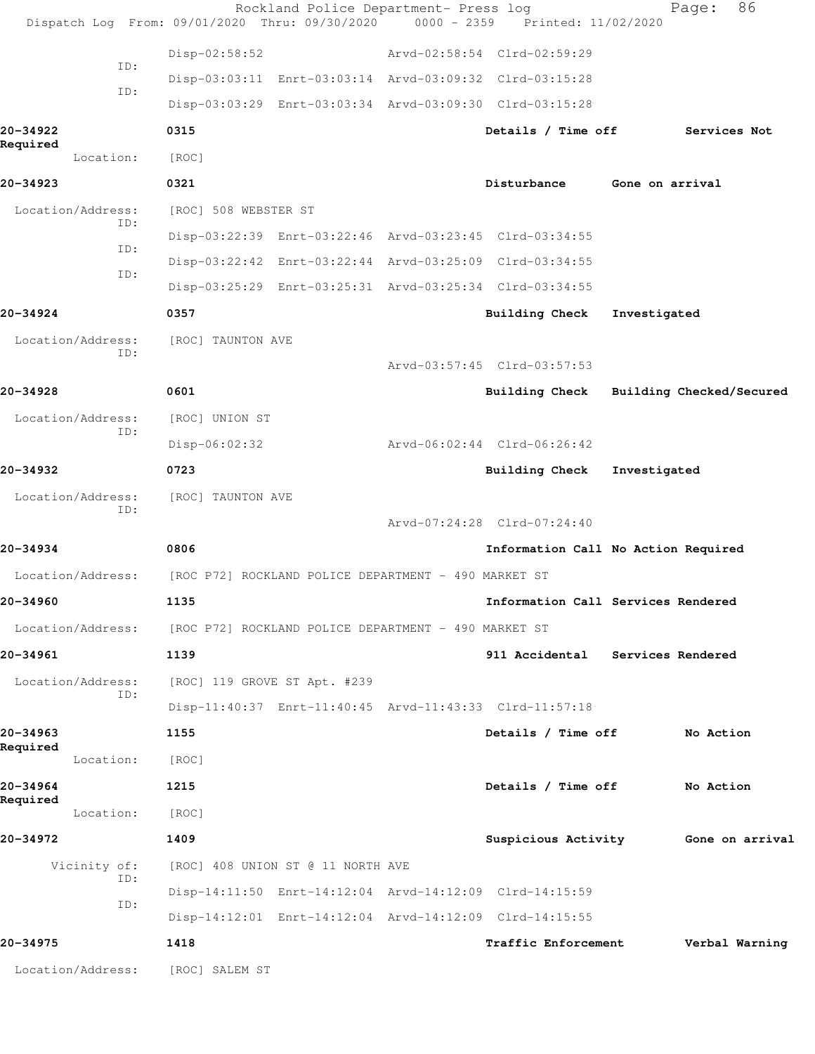Disp-02:58:52 Arvd-02:58:54 Clrd-02:59:29

ID:
Disp-03:03:11 Enrt-03:03:14 Arvd-03:09:32 Clrd-03:15:28

ID:
Disp-03:03:29 Enrt-03:03:34 Arvd-03:09:30 Clrd-03:15:28

**20-34922** 0315 **Details / Time off** **Services Not Required**

Location: [ROC]

**20-34923** 0321 **Disturbance** **Gone on arrival**

Location/Address: [ROC] 508 WEBSTER ST

ID:
Disp-03:22:39 Enrt-03:22:46 Arvd-03:23:45 Clrd-03:34:55

ID:
Disp-03:22:42 Enrt-03:22:44 Arvd-03:25:09 Clrd-03:34:55

ID:
Disp-03:25:29 Enrt-03:25:31 Arvd-03:25:34 Clrd-03:34:55

**20-34924** 0357 **Building Check** **Investigated**

Location/Address: [ROC] TAUNTON AVE

ID:
Arvd-03:57:45 Clrd-03:57:53

**20-34928** 0601 **Building Check** **Building Checked/Secured**

Location/Address: [ROC] UNION ST

ID:
Disp-06:02:32 Arvd-06:02:44 Clrd-06:26:42

**20-34932** 0723 **Building Check** **Investigated**

Location/Address: [ROC] TAUNTON AVE

ID:
Arvd-07:24:28 Clrd-07:24:40

**20-34934** 0806 **Information Call** **No Action Required**

Location/Address: [ROC P72] ROCKLAND POLICE DEPARTMENT - 490 MARKET ST

**20-34960** 1135 **Information Call** **Services Rendered**

Location/Address: [ROC P72] ROCKLAND POLICE DEPARTMENT - 490 MARKET ST

**20-34961** 1139 **911 Accidental** **Services Rendered**

Location/Address: [ROC] 119 GROVE ST Apt. #239

ID:
Disp-11:40:37 Enrt-11:40:45 Arvd-11:43:33 Clrd-11:57:18

**20-34963** 1155 **Details / Time off** **No Action Required**

Location: [ROC]

**20-34964** 1215 **Details / Time off** **No Action Required**

Location: [ROC]

**20-34972** 1409 **Suspicious Activity** **Gone on arrival**

Vicinity of: [ROC] 408 UNION ST @ 11 NORTH AVE

ID:
Disp-14:11:50 Enrt-14:12:04 Arvd-14:12:09 Clrd-14:15:59

ID:
Disp-14:12:01 Enrt-14:12:04 Arvd-14:12:09 Clrd-14:15:55

**20-34975** 1418 **Traffic Enforcement** **Verbal Warning**

Location/Address: [ROC] SALEM ST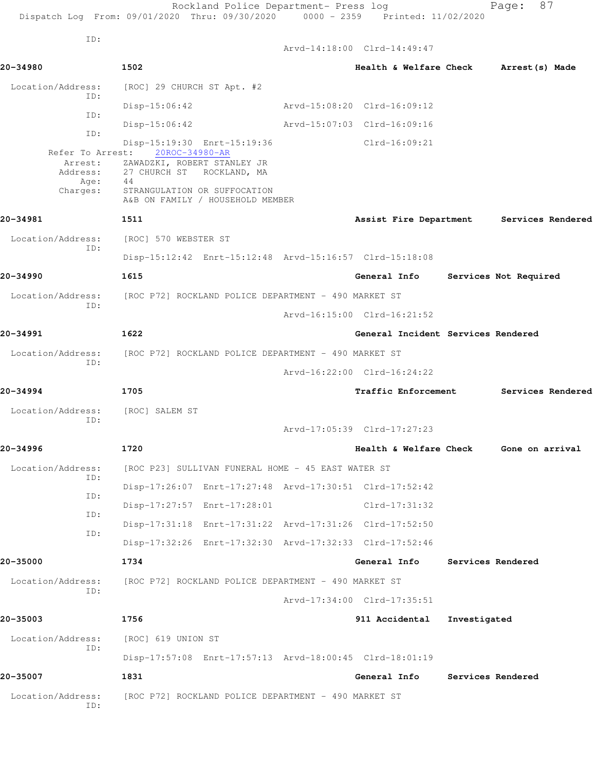Rockland Police Department- Press log
Dispatch Log From: 09/01/2020 Thru: 09/30/2020 0000 - 2359 Printed: 11/02/2020

ID:
Arvd-14:18:00 Clrd-14:49:47

**20-34980** 1502 **Health & Welfare Check** **Arrest(s) Made**

Location/Address: [ROC] 29 CHURCH ST Apt. #2
ID:
Disp-15:06:42 Arvd-15:08:20 Clrd-16:09:12
ID:
Disp-15:06:42 Arvd-15:07:03 Clrd-16:09:16
ID:
Disp-15:19:30 Enrt-15:19:36 Clrd-16:09:21
Refer To Arrest: 20ROC-34980-AR
Arrest: ZAWADZKI, ROBERT STANLEY JR
Address: 27 CHURCH ST ROCKLAND, MA
Age: 44
Charges: STRANGULATION OR SUFFOCATION
A&B ON FAMILY / HOUSEHOLD MEMBER

**20-34981** 1511 **Assist Fire Department** **Services Rendered**

Location/Address: [ROC] 570 WEBSTER ST
ID:
Disp-15:12:42 Enrt-15:12:48 Arvd-15:16:57 Clrd-15:18:08

**20-34990** 1615 **General Info** **Services Not Required**

Location/Address: [ROC P72] ROCKLAND POLICE DEPARTMENT - 490 MARKET ST
ID:
Arvd-16:15:00 Clrd-16:21:52

**20-34991** 1622 **General Incident** **Services Rendered**

Location/Address: [ROC P72] ROCKLAND POLICE DEPARTMENT - 490 MARKET ST
ID:
Arvd-16:22:00 Clrd-16:24:22

**20-34994** 1705 **Traffic Enforcement** **Services Rendered**

Location/Address: [ROC] SALEM ST
ID:
Arvd-17:05:39 Clrd-17:27:23

**20-34996** 1720 **Health & Welfare Check** **Gone on arrival**

Location/Address: [ROC P23] SULLIVAN FUNERAL HOME - 45 EAST WATER ST
ID:
Disp-17:26:07 Enrt-17:27:48 Arvd-17:30:51 Clrd-17:52:42
ID:
Disp-17:27:57 Enrt-17:28:01 Clrd-17:31:32
ID:
Disp-17:31:18 Enrt-17:31:22 Arvd-17:31:26 Clrd-17:52:50
ID:
Disp-17:32:26 Enrt-17:32:30 Arvd-17:32:33 Clrd-17:52:46

**20-35000** 1734 **General Info** **Services Rendered**

Location/Address: [ROC P72] ROCKLAND POLICE DEPARTMENT - 490 MARKET ST
ID:
Arvd-17:34:00 Clrd-17:35:51

**20-35003** 1756 **911 Accidental** **Investigated**

Location/Address: [ROC] 619 UNION ST
ID:
Disp-17:57:08 Enrt-17:57:13 Arvd-18:00:45 Clrd-18:01:19

**20-35007** 1831 **General Info** **Services Rendered**

Location/Address: [ROC P72] ROCKLAND POLICE DEPARTMENT - 490 MARKET ST
ID: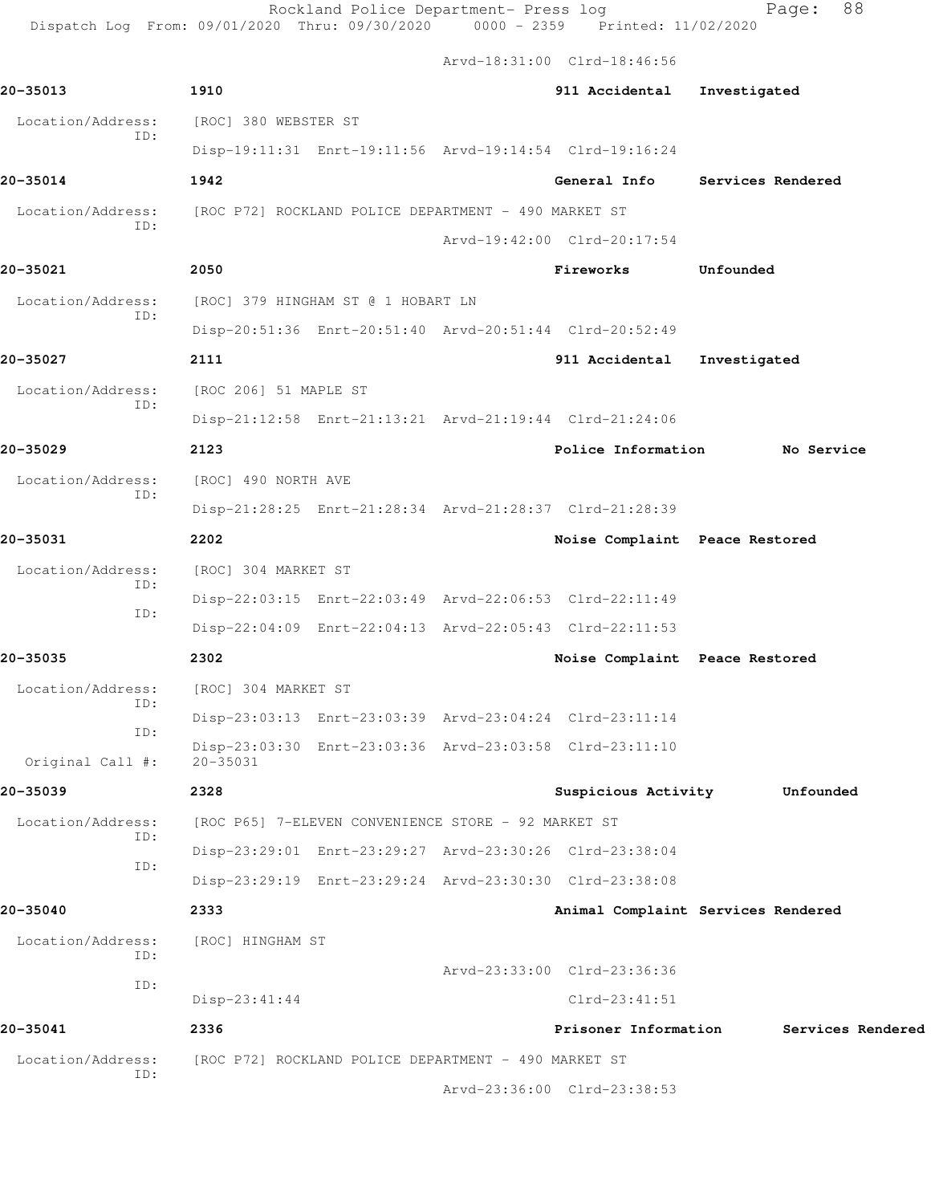Arvd-18:31:00 Clrd-18:46:56

**20-35013** 1910 911 Accidental Investigated

Location/Address: [ROC] 380 WEBSTER ST
ID:
Disp-19:11:31 Enrt-19:11:56 Arvd-19:14:54 Clrd-19:16:24

**20-35014** 1942 General Info Services Rendered

Location/Address: [ROC P72] ROCKLAND POLICE DEPARTMENT - 490 MARKET ST
ID:
Arvd-19:42:00 Clrd-20:17:54

**20-35021** 2050 Fireworks Unfounded

Location/Address: [ROC] 379 HINGHAM ST @ 1 HOBART LN
ID:
Disp-20:51:36 Enrt-20:51:40 Arvd-20:51:44 Clrd-20:52:49

**20-35027** 2111 911 Accidental Investigated

Location/Address: [ROC 206] 51 MAPLE ST
ID:
Disp-21:12:58 Enrt-21:13:21 Arvd-21:19:44 Clrd-21:24:06

**20-35029** 2123 Police Information No Service

Location/Address: [ROC] 490 NORTH AVE
ID:
Disp-21:28:25 Enrt-21:28:34 Arvd-21:28:37 Clrd-21:28:39

**20-35031** 2202 Noise Complaint Peace Restored

Location/Address: [ROC] 304 MARKET ST
ID:
Disp-22:03:15 Enrt-22:03:49 Arvd-22:06:53 Clrd-22:11:49
ID:
Disp-22:04:09 Enrt-22:04:13 Arvd-22:05:43 Clrd-22:11:53

**20-35035** 2302 Noise Complaint Peace Restored

Location/Address: [ROC] 304 MARKET ST
ID:
Disp-23:03:13 Enrt-23:03:39 Arvd-23:04:24 Clrd-23:11:14
ID:
Disp-23:03:30 Enrt-23:03:36 Arvd-23:03:58 Clrd-23:11:10
Original Call #: 20-35031

**20-35039** 2328 Suspicious Activity Unfounded

Location/Address: [ROC P65] 7-ELEVEN CONVENIENCE STORE - 92 MARKET ST
ID:
Disp-23:29:01 Enrt-23:29:27 Arvd-23:30:26 Clrd-23:38:04
ID:
Disp-23:29:19 Enrt-23:29:24 Arvd-23:30:30 Clrd-23:38:08

**20-35040** 2333 Animal Complaint Services Rendered

Location/Address: [ROC] HINGHAM ST
ID:
Arvd-23:33:00 Clrd-23:36:36
ID:
Disp-23:41:44 Clrd-23:41:51

**20-35041** 2336 Prisoner Information Services Rendered

Location/Address: [ROC P72] ROCKLAND POLICE DEPARTMENT - 490 MARKET ST
ID:
Arvd-23:36:00 Clrd-23:38:53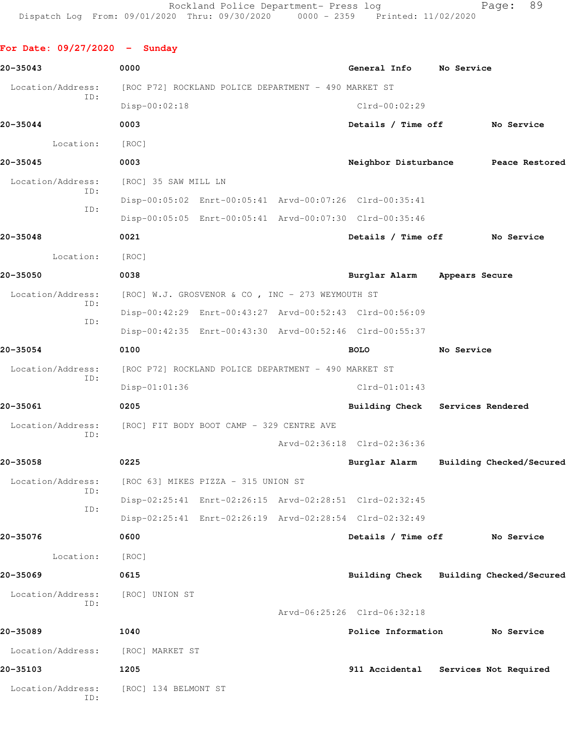Rockland Police Department- Press log
Dispatch Log From: 09/01/2020 Thru: 09/30/2020 0000 - 2359 Printed: 11/02/2020

## For Date: 09/27/2020 - Sunday

**20-35043** 0000 **General Info** **No Service**

Location/Address: [ROC P72] ROCKLAND POLICE DEPARTMENT - 490 MARKET ST
ID:
Disp-00:02:18 Clrd-00:02:29

**20-35044** 0003 **Details / Time off** **No Service**

Location: [ROC]

**20-35045** 0003 **Neighbor Disturbance** **Peace Restored**

Location/Address: [ROC] 35 SAW MILL LN
ID:
Disp-00:05:02 Enrt-00:05:41 Arvd-00:07:26 Clrd-00:35:41
ID:
Disp-00:05:05 Enrt-00:05:41 Arvd-00:07:30 Clrd-00:35:46

**20-35048** 0021 **Details / Time off** **No Service**

Location: [ROC]

**20-35050** 0038 **Burglar Alarm** **Appears Secure**

Location/Address: [ROC] W.J. GROSVENOR & CO , INC - 273 WEYMOUTH ST
ID:
Disp-00:42:29 Enrt-00:43:27 Arvd-00:52:43 Clrd-00:56:09
ID:
Disp-00:42:35 Enrt-00:43:30 Arvd-00:52:46 Clrd-00:55:37

**20-35054** 0100 **BOLO** **No Service**

Location/Address: [ROC P72] ROCKLAND POLICE DEPARTMENT - 490 MARKET ST
ID:
Disp-01:01:36 Clrd-01:01:43

**20-35061** 0205 **Building Check** **Services Rendered**

Location/Address: [ROC] FIT BODY BOOT CAMP - 329 CENTRE AVE
ID:
Arvd-02:36:18 Clrd-02:36:36

**20-35058** 0225 **Burglar Alarm** **Building Checked/Secured**

Location/Address: [ROC 63] MIKES PIZZA - 315 UNION ST
ID:
Disp-02:25:41 Enrt-02:26:15 Arvd-02:28:51 Clrd-02:32:45
ID:
Disp-02:25:41 Enrt-02:26:19 Arvd-02:28:54 Clrd-02:32:49

**20-35076** 0600 **Details / Time off** **No Service**

Location: [ROC]

**20-35069** 0615 **Building Check** **Building Checked/Secured**

Location/Address: [ROC] UNION ST
ID:
Arvd-06:25:26 Clrd-06:32:18

**20-35089** 1040 **Police Information** **No Service**

Location/Address: [ROC] MARKET ST

**20-35103** 1205 **911 Accidental** **Services Not Required**

Location/Address: [ROC] 134 BELMONT ST
ID: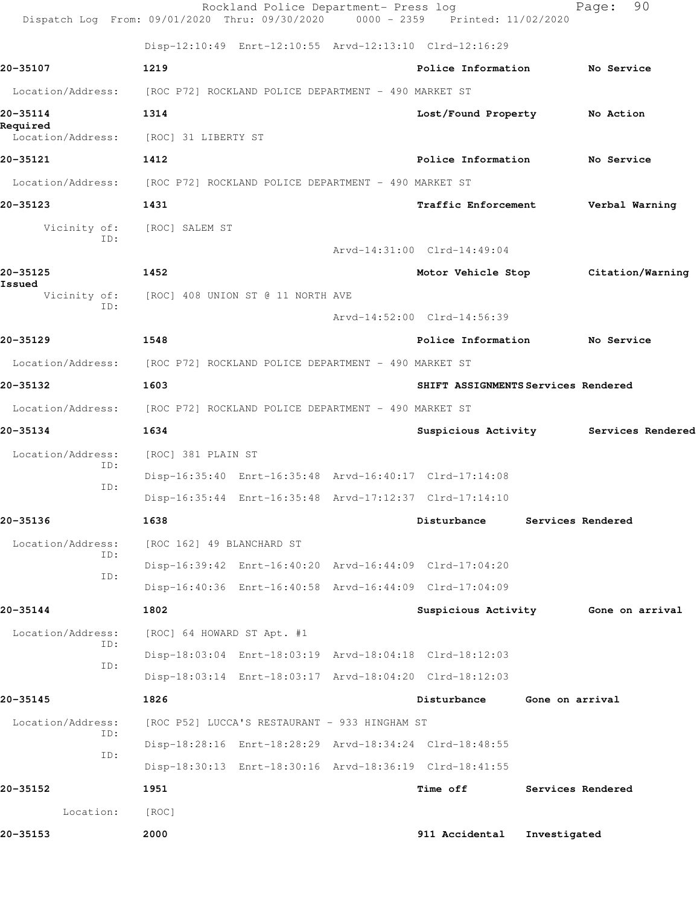Rockland Police Department- Press log
Dispatch Log From: 09/01/2020 Thru: 09/30/2020 0000 - 2359 Printed: 11/02/2020

Disp-12:10:49 Enrt-12:10:55 Arvd-12:13:10 Clrd-12:16:29

**20-35107** **1219** **Police Information** **No Service**

Location/Address: [ROC P72] ROCKLAND POLICE DEPARTMENT - 490 MARKET ST

**20-35114** **1314** **Lost/Found Property** **No Action Required**

Location/Address: [ROC] 31 LIBERTY ST

**20-35121** **1412** **Police Information** **No Service**

Location/Address: [ROC P72] ROCKLAND POLICE DEPARTMENT - 490 MARKET ST

**20-35123** **1431** **Traffic Enforcement** **Verbal Warning**

Vicinity of: [ROC] SALEM ST
ID:
Arvd-14:31:00 Clrd-14:49:04

**20-35125** **1452** **Motor Vehicle Stop** **Citation/Warning Issued**

Vicinity of: [ROC] 408 UNION ST @ 11 NORTH AVE
ID:
Arvd-14:52:00 Clrd-14:56:39

**20-35129** **1548** **Police Information** **No Service**

Location/Address: [ROC P72] ROCKLAND POLICE DEPARTMENT - 490 MARKET ST

**20-35132** **1603** **SHIFT ASSIGNMENTS** **Services Rendered**

Location/Address: [ROC P72] ROCKLAND POLICE DEPARTMENT - 490 MARKET ST

**20-35134** **1634** **Suspicious Activity** **Services Rendered**

Location/Address: [ROC] 381 PLAIN ST
ID:
Disp-16:35:40 Enrt-16:35:48 Arvd-16:40:17 Clrd-17:14:08
ID:
Disp-16:35:44 Enrt-16:35:48 Arvd-17:12:37 Clrd-17:14:10

**20-35136** **1638** **Disturbance** **Services Rendered**

Location/Address: [ROC 162] 49 BLANCHARD ST
ID:
Disp-16:39:42 Enrt-16:40:20 Arvd-16:44:09 Clrd-17:04:20
ID:
Disp-16:40:36 Enrt-16:40:58 Arvd-16:44:09 Clrd-17:04:09

**20-35144** **1802** **Suspicious Activity** **Gone on arrival**

Location/Address: [ROC] 64 HOWARD ST Apt. #1
ID:
Disp-18:03:04 Enrt-18:03:19 Arvd-18:04:18 Clrd-18:12:03
ID:
Disp-18:03:14 Enrt-18:03:17 Arvd-18:04:20 Clrd-18:12:03

**20-35145** **1826** **Disturbance** **Gone on arrival**

Location/Address: [ROC P52] LUCCA'S RESTAURANT - 933 HINGHAM ST
ID:
Disp-18:28:16 Enrt-18:28:29 Arvd-18:34:24 Clrd-18:48:55
ID:
Disp-18:30:13 Enrt-18:30:16 Arvd-18:36:19 Clrd-18:41:55

**20-35152** **1951** **Time off** **Services Rendered**

Location: [ROC]

**20-35153** **2000** **911 Accidental** **Investigated**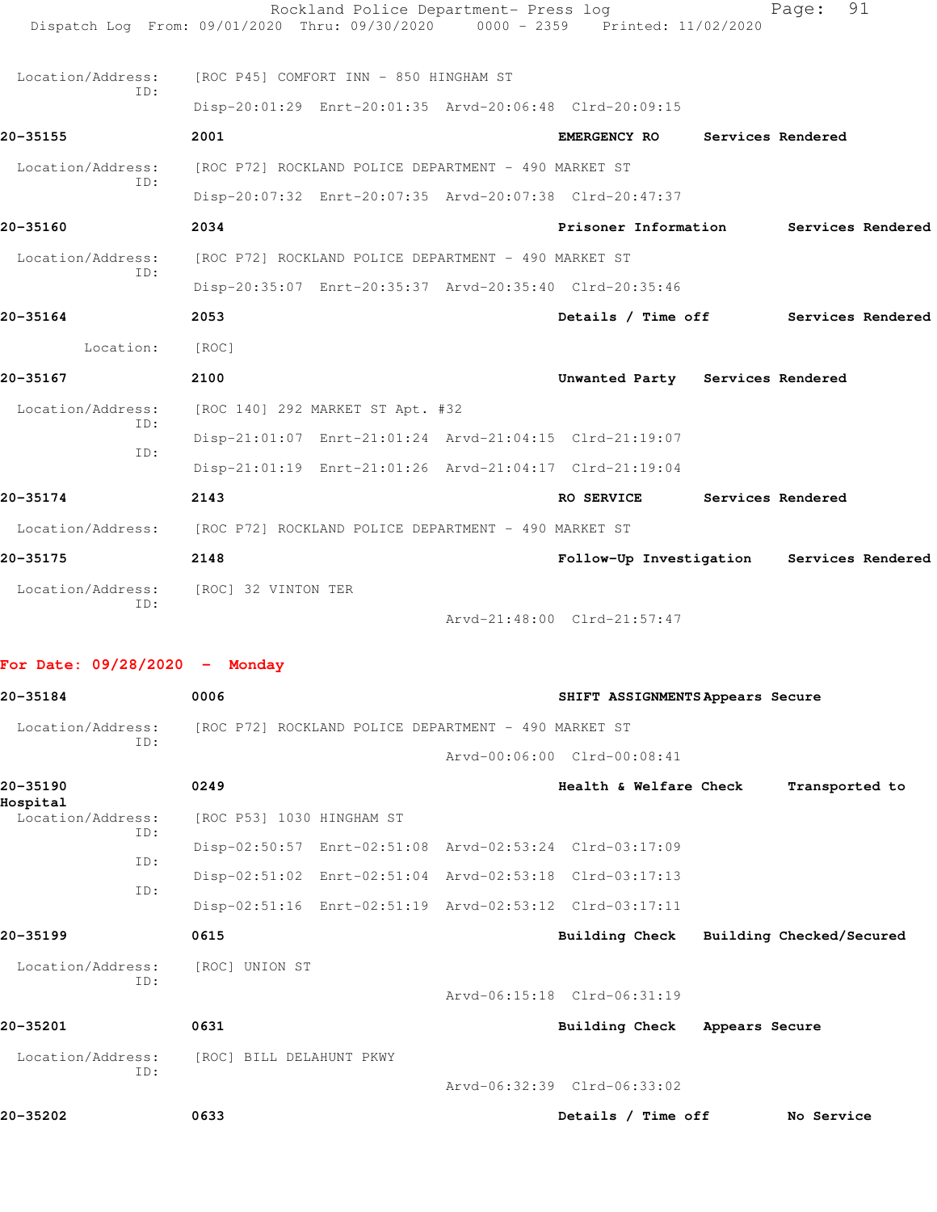Location/Address: [ROC P45] COMFORT INN - 850 HINGHAM ST
ID:
Disp-20:01:29 Enrt-20:01:35 Arvd-20:06:48 Clrd-20:09:15

**20-35155** 2001 **EMERGENCY RO** **Services Rendered**

Location/Address: [ROC P72] ROCKLAND POLICE DEPARTMENT - 490 MARKET ST
ID:
Disp-20:07:32 Enrt-20:07:35 Arvd-20:07:38 Clrd-20:47:37

**20-35160** 2034 **Prisoner Information** **Services Rendered**

Location/Address: [ROC P72] ROCKLAND POLICE DEPARTMENT - 490 MARKET ST
ID:
Disp-20:35:07 Enrt-20:35:37 Arvd-20:35:40 Clrd-20:35:46

**20-35164** 2053 **Details / Time off** **Services Rendered**

Location: [ROC]

**20-35167** 2100 **Unwanted Party** **Services Rendered**

Location/Address: [ROC 140] 292 MARKET ST Apt. #32
ID:
Disp-21:01:07 Enrt-21:01:24 Arvd-21:04:15 Clrd-21:19:07
ID:
Disp-21:01:19 Enrt-21:01:26 Arvd-21:04:17 Clrd-21:19:04

**20-35174** 2143 **RO SERVICE** **Services Rendered**

Location/Address: [ROC P72] ROCKLAND POLICE DEPARTMENT - 490 MARKET ST

**20-35175** 2148 **Follow-Up Investigation** **Services Rendered**

Location/Address: [ROC] 32 VINTON TER
ID:
Arvd-21:48:00 Clrd-21:57:47

## For Date: 09/28/2020 - Monday

**20-35184** 0006 **SHIFT ASSIGNMENTS** **Appears Secure**

Location/Address: [ROC P72] ROCKLAND POLICE DEPARTMENT - 490 MARKET ST
ID:
Arvd-00:06:00 Clrd-00:08:41

**20-35190** 0249 **Health & Welfare Check** **Transported to Hospital**

Location/Address: [ROC P53] 1030 HINGHAM ST
ID:
Disp-02:50:57 Enrt-02:51:08 Arvd-02:53:24 Clrd-03:17:09
ID:
Disp-02:51:02 Enrt-02:51:04 Arvd-02:53:18 Clrd-03:17:13
ID:
Disp-02:51:16 Enrt-02:51:19 Arvd-02:53:12 Clrd-03:17:11

**20-35199** 0615 **Building Check** **Building Checked/Secured**

Location/Address: [ROC] UNION ST
ID:
Arvd-06:15:18 Clrd-06:31:19

**20-35201** 0631 **Building Check** **Appears Secure**

Location/Address: [ROC] BILL DELAHUNT PKWY
ID:
Arvd-06:32:39 Clrd-06:33:02

**20-35202** 0633 **Details / Time off** **No Service**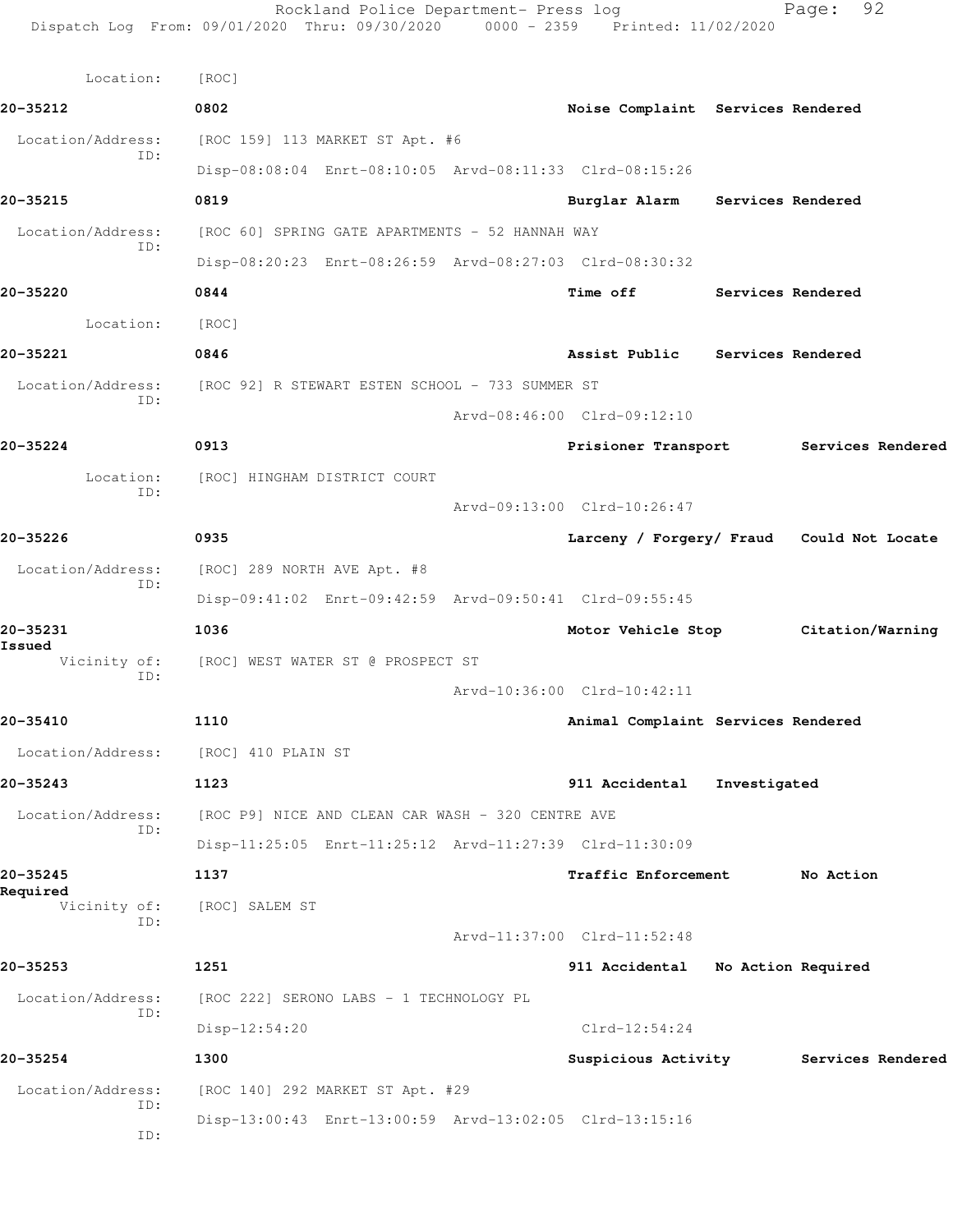Location: [ROC]

**20-35212** 0802 **Noise Complaint Services Rendered**

Location/Address: [ROC 159] 113 MARKET ST Apt. #6
ID:
Disp-08:08:04 Enrt-08:10:05 Arvd-08:11:33 Clrd-08:15:26

**20-35215** 0819 **Burglar Alarm Services Rendered**

Location/Address: [ROC 60] SPRING GATE APARTMENTS - 52 HANNAH WAY
ID:
Disp-08:20:23 Enrt-08:26:59 Arvd-08:27:03 Clrd-08:30:32

**20-35220** 0844 **Time off Services Rendered**

Location: [ROC]

**20-35221** 0846 **Assist Public Services Rendered**

Location/Address: [ROC 92] R STEWART ESTEN SCHOOL - 733 SUMMER ST
ID:
Arvd-08:46:00 Clrd-09:12:10

**20-35224** 0913 **Prisioner Transport Services Rendered**

Location: [ROC] HINGHAM DISTRICT COURT
ID:
Arvd-09:13:00 Clrd-10:26:47

**20-35226** 0935 **Larceny / Forgery/ Fraud Could Not Locate**

Location/Address: [ROC] 289 NORTH AVE Apt. #8
ID:
Disp-09:41:02 Enrt-09:42:59 Arvd-09:50:41 Clrd-09:55:45

**20-35231** 1036 **Motor Vehicle Stop Citation/Warning Issued**

Vicinity of: [ROC] WEST WATER ST @ PROSPECT ST
ID:
Arvd-10:36:00 Clrd-10:42:11

**20-35410** 1110 **Animal Complaint Services Rendered**

Location/Address: [ROC] 410 PLAIN ST

**20-35243** 1123 **911 Accidental Investigated**

Location/Address: [ROC P9] NICE AND CLEAN CAR WASH - 320 CENTRE AVE
ID:
Disp-11:25:05 Enrt-11:25:12 Arvd-11:27:39 Clrd-11:30:09

**20-35245** 1137 **Traffic Enforcement No Action Required**

Vicinity of: [ROC] SALEM ST
ID:
Arvd-11:37:00 Clrd-11:52:48

**20-35253** 1251 **911 Accidental No Action Required**

Location/Address: [ROC 222] SERONO LABS - 1 TECHNOLOGY PL
ID:
Disp-12:54:20 Clrd-12:54:24

**20-35254** 1300 **Suspicious Activity Services Rendered**

Location/Address: [ROC 140] 292 MARKET ST Apt. #29
ID:
Disp-13:00:43 Enrt-13:00:59 Arvd-13:02:05 Clrd-13:15:16
ID: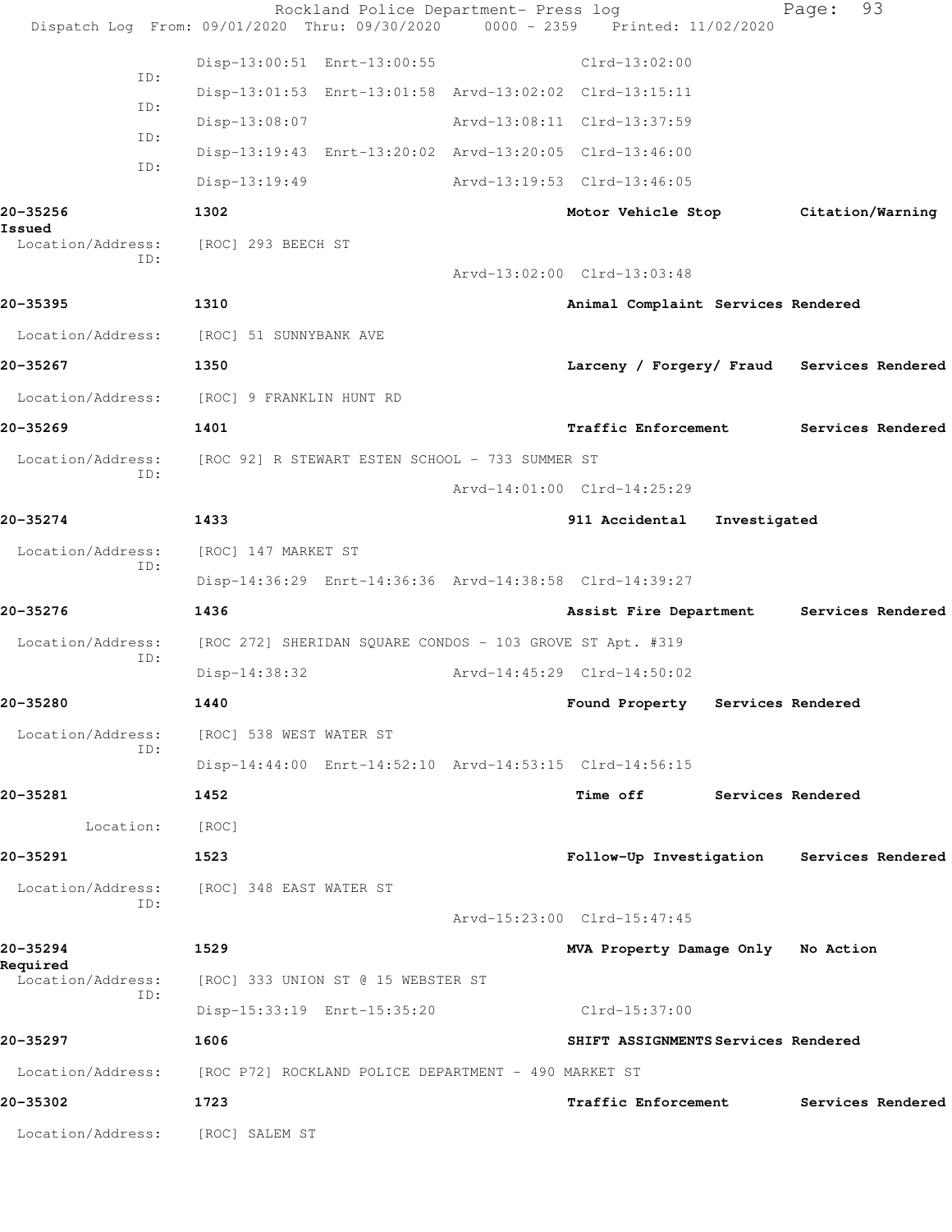Disp-13:00:51 Enrt-13:00:55 Clrd-13:02:00

ID:
Disp-13:01:53 Enrt-13:01:58 Arvd-13:02:02 Clrd-13:15:11

ID:
Disp-13:08:07 Arvd-13:08:11 Clrd-13:37:59

ID:
Disp-13:19:43 Enrt-13:20:02 Arvd-13:20:05 Clrd-13:46:00

ID:
Disp-13:19:49 Arvd-13:19:53 Clrd-13:46:05

**20-35256** **1302** **Motor Vehicle Stop** **Citation/Warning Issued**
Location/Address: [ROC] 293 BEECH ST
ID:
Arvd-13:02:00 Clrd-13:03:48

**20-35395** **1310** **Animal Complaint Services Rendered**
Location/Address: [ROC] 51 SUNNYBANK AVE

**20-35267** **1350** **Larceny / Forgery/ Fraud Services Rendered**
Location/Address: [ROC] 9 FRANKLIN HUNT RD

**20-35269** **1401** **Traffic Enforcement Services Rendered**
Location/Address: [ROC 92] R STEWART ESTEN SCHOOL - 733 SUMMER ST
ID:
Arvd-14:01:00 Clrd-14:25:29

**20-35274** **1433** **911 Accidental Investigated**
Location/Address: [ROC] 147 MARKET ST
ID:
Disp-14:36:29 Enrt-14:36:36 Arvd-14:38:58 Clrd-14:39:27

**20-35276** **1436** **Assist Fire Department Services Rendered**
Location/Address: [ROC 272] SHERIDAN SQUARE CONDOS - 103 GROVE ST Apt. #319
ID:
Disp-14:38:32 Arvd-14:45:29 Clrd-14:50:02

**20-35280** **1440** **Found Property Services Rendered**
Location/Address: [ROC] 538 WEST WATER ST
ID:
Disp-14:44:00 Enrt-14:52:10 Arvd-14:53:15 Clrd-14:56:15

**20-35281** **1452** **Time off Services Rendered**
Location: [ROC]

**20-35291** **1523** **Follow-Up Investigation Services Rendered**
Location/Address: [ROC] 348 EAST WATER ST
ID:
Arvd-15:23:00 Clrd-15:47:45

**20-35294** **1529** **MVA Property Damage Only No Action Required**
Location/Address: [ROC] 333 UNION ST @ 15 WEBSTER ST
ID:
Disp-15:33:19 Enrt-15:35:20 Clrd-15:37:00

**20-35297** **1606** **SHIFT ASSIGNMENTS Services Rendered**
Location/Address: [ROC P72] ROCKLAND POLICE DEPARTMENT - 490 MARKET ST

**20-35302** **1723** **Traffic Enforcement Services Rendered**
Location/Address: [ROC] SALEM ST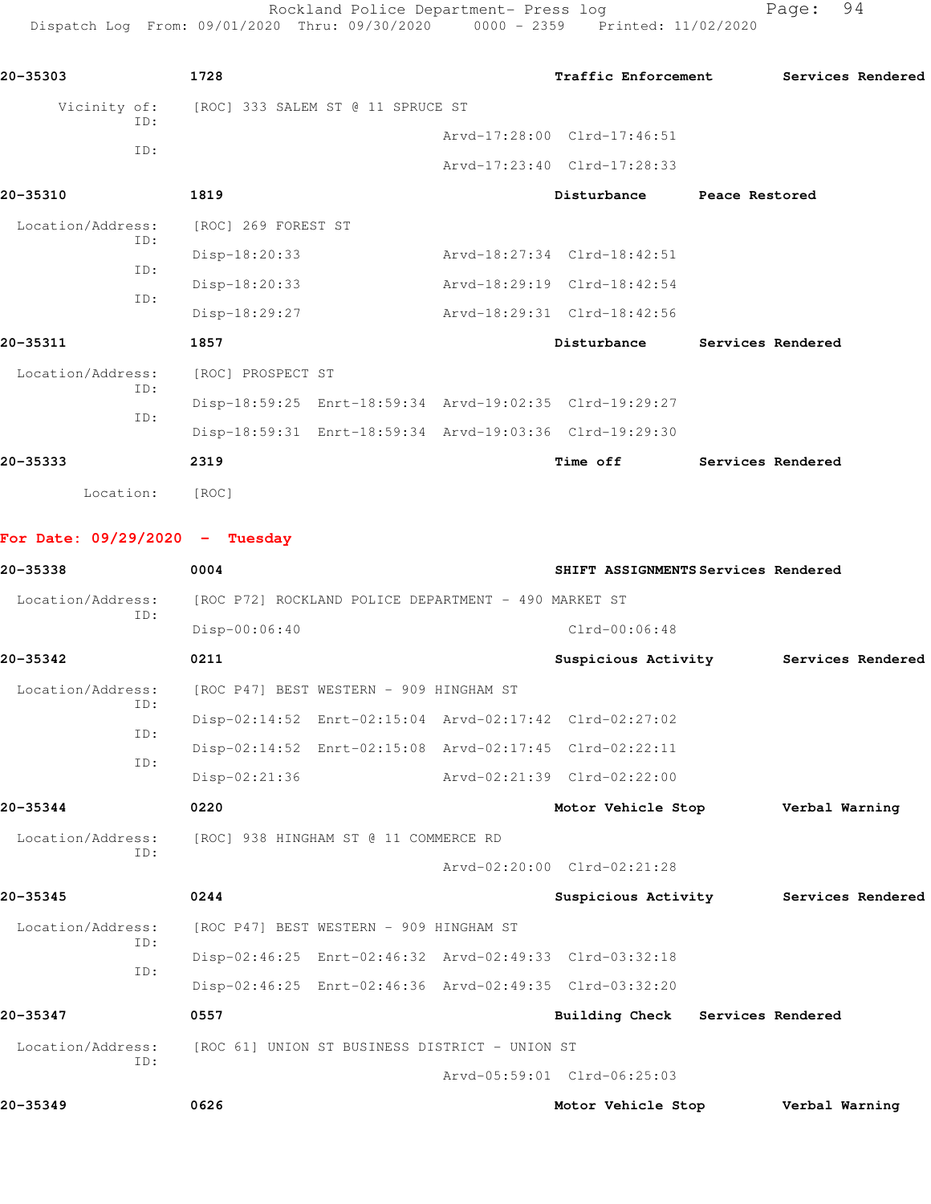**20-35303** **1728** **Traffic Enforcement** **Services Rendered**

Vicinity of: [ROC] 333 SALEM ST @ 11 SPRUCE ST

ID: Arvd-17:28:00 Clrd-17:46:51

ID: Arvd-17:23:40 Clrd-17:28:33

**20-35310** **1819** **Disturbance** **Peace Restored**

Location/Address: [ROC] 269 FOREST ST

ID: Disp-18:20:33 Arvd-18:27:34 Clrd-18:42:51

ID: Disp-18:20:33 Arvd-18:29:19 Clrd-18:42:54

ID: Disp-18:29:27 Arvd-18:29:31 Clrd-18:42:56

**20-35311** **1857** **Disturbance** **Services Rendered**

Location/Address: [ROC] PROSPECT ST

ID: Disp-18:59:25 Enrt-18:59:34 Arvd-19:02:35 Clrd-19:29:27

ID: Disp-18:59:31 Enrt-18:59:34 Arvd-19:03:36 Clrd-19:29:30

**20-35333** **2319** **Time off** **Services Rendered**

Location: [ROC]

## For Date: 09/29/2020 - Tuesday

**20-35338** **0004** **SHIFT ASSIGNMENTS** **Services Rendered**

Location/Address: [ROC P72] ROCKLAND POLICE DEPARTMENT - 490 MARKET ST

ID: Disp-00:06:40 Clrd-00:06:48

**20-35342** **0211** **Suspicious Activity** **Services Rendered**

Location/Address: [ROC P47] BEST WESTERN - 909 HINGHAM ST

ID: Disp-02:14:52 Enrt-02:15:04 Arvd-02:17:42 Clrd-02:27:02

ID: Disp-02:14:52 Enrt-02:15:08 Arvd-02:17:45 Clrd-02:22:11

ID: Disp-02:21:36 Arvd-02:21:39 Clrd-02:22:00

**20-35344** **0220** **Motor Vehicle Stop** **Verbal Warning**

Location/Address: [ROC] 938 HINGHAM ST @ 11 COMMERCE RD

ID: Arvd-02:20:00 Clrd-02:21:28

**20-35345** **0244** **Suspicious Activity** **Services Rendered**

Location/Address: [ROC P47] BEST WESTERN - 909 HINGHAM ST

ID: Disp-02:46:25 Enrt-02:46:32 Arvd-02:49:33 Clrd-03:32:18

ID: Disp-02:46:25 Enrt-02:46:36 Arvd-02:49:35 Clrd-03:32:20

**20-35347** **0557** **Building Check** **Services Rendered**

Location/Address: [ROC 61] UNION ST BUSINESS DISTRICT - UNION ST

ID: Arvd-05:59:01 Clrd-06:25:03

**20-35349** **0626** **Motor Vehicle Stop** **Verbal Warning**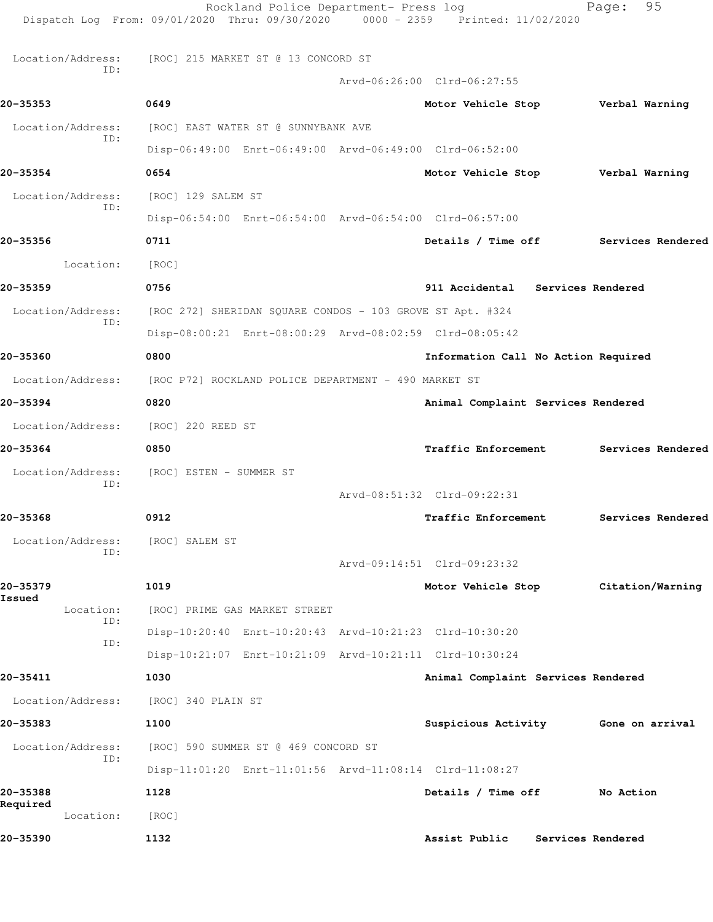Location/Address: [ROC] 215 MARKET ST @ 13 CONCORD ST
ID:
Arvd-06:26:00 Clrd-06:27:55

**20-35353** **0649** **Motor Vehicle Stop** **Verbal Warning**

Location/Address: [ROC] EAST WATER ST @ SUNNYBANK AVE
ID:
Disp-06:49:00 Enrt-06:49:00 Arvd-06:49:00 Clrd-06:52:00

**20-35354** **0654** **Motor Vehicle Stop** **Verbal Warning**

Location/Address: [ROC] 129 SALEM ST
ID:
Disp-06:54:00 Enrt-06:54:00 Arvd-06:54:00 Clrd-06:57:00

**20-35356** **0711** **Details / Time off** **Services Rendered**

Location: [ROC]

**20-35359** **0756** **911 Accidental** **Services Rendered**

Location/Address: [ROC 272] SHERIDAN SQUARE CONDOS - 103 GROVE ST Apt. #324
ID:
Disp-08:00:21 Enrt-08:00:29 Arvd-08:02:59 Clrd-08:05:42

**20-35360** **0800** **Information Call No Action Required**

Location/Address: [ROC P72] ROCKLAND POLICE DEPARTMENT - 490 MARKET ST

**20-35394** **0820** **Animal Complaint Services Rendered**

Location/Address: [ROC] 220 REED ST

**20-35364** **0850** **Traffic Enforcement** **Services Rendered**

Location/Address: [ROC] ESTEN - SUMMER ST
ID:
Arvd-08:51:32 Clrd-09:22:31

**20-35368** **0912** **Traffic Enforcement** **Services Rendered**

Location/Address: [ROC] SALEM ST
ID:
Arvd-09:14:51 Clrd-09:23:32

**20-35379** **1019** **Motor Vehicle Stop** **Citation/Warning Issued**

Location: [ROC] PRIME GAS MARKET STREET
ID:
Disp-10:20:40 Enrt-10:20:43 Arvd-10:21:23 Clrd-10:30:20
ID:
Disp-10:21:07 Enrt-10:21:09 Arvd-10:21:11 Clrd-10:30:24

**20-35411** **1030** **Animal Complaint Services Rendered**

Location/Address: [ROC] 340 PLAIN ST

**20-35383** **1100** **Suspicious Activity** **Gone on arrival**

Location/Address: [ROC] 590 SUMMER ST @ 469 CONCORD ST
ID:
Disp-11:01:20 Enrt-11:01:56 Arvd-11:08:14 Clrd-11:08:27

**20-35388** **1128** **Details / Time off** **No Action Required**

Location: [ROC]

**20-35390** **1132** **Assist Public** **Services Rendered**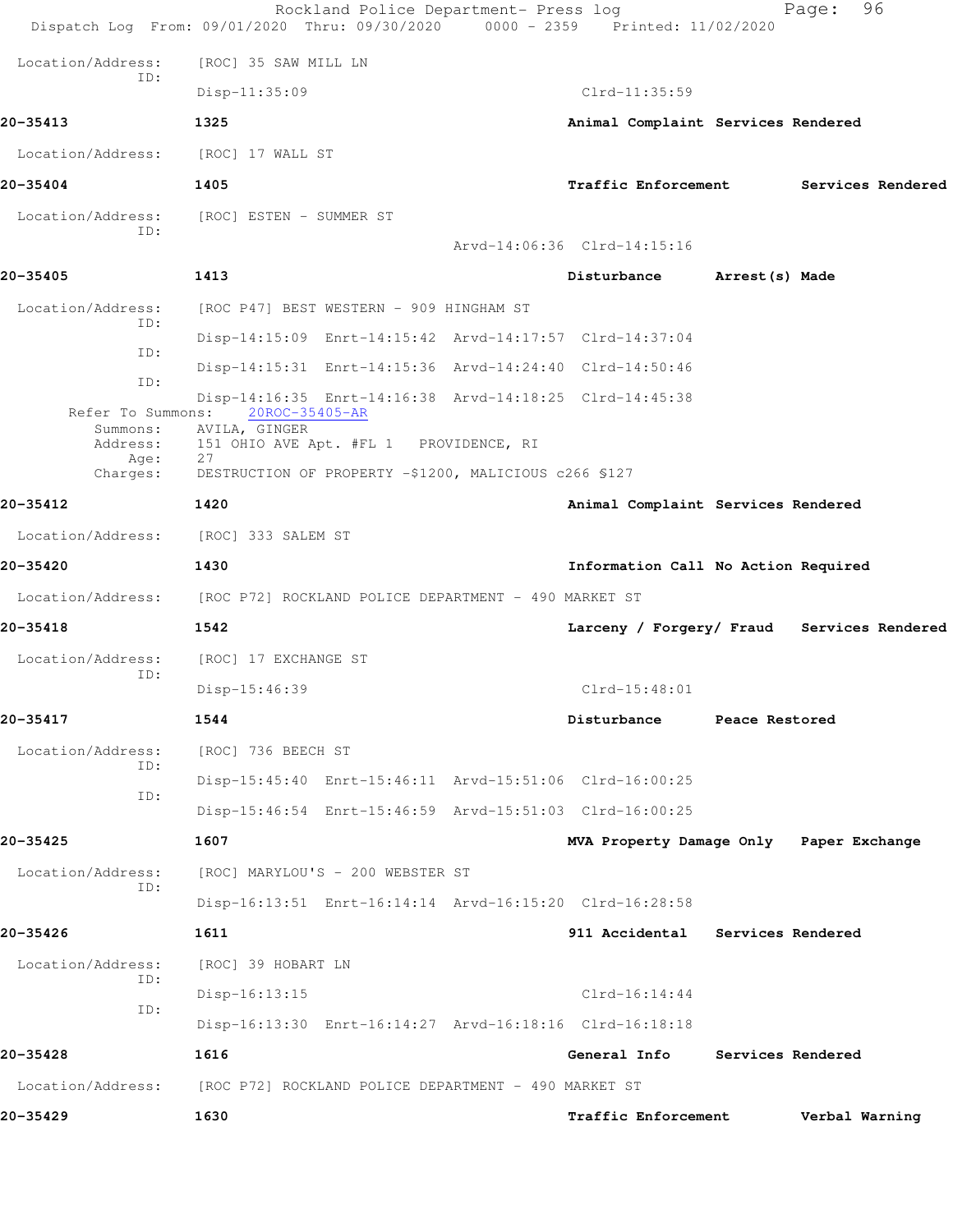Location/Address: [ROC] 35 SAW MILL LN
ID:
Disp-11:35:09 Clrd-11:35:59

**20-35413** **1325** **Animal Complaint Services Rendered**

Location/Address: [ROC] 17 WALL ST

**20-35404** **1405** **Traffic Enforcement Services Rendered**

Location/Address: [ROC] ESTEN - SUMMER ST
ID:
Arvd-14:06:36 Clrd-14:15:16

**20-35405** **1413** **Disturbance Arrest(s) Made**

Location/Address: [ROC P47] BEST WESTERN - 909 HINGHAM ST
ID:
Disp-14:15:09 Enrt-14:15:42 Arvd-14:17:57 Clrd-14:37:04
ID:
Disp-14:15:31 Enrt-14:15:36 Arvd-14:24:40 Clrd-14:50:46
ID:
Disp-14:16:35 Enrt-14:16:38 Arvd-14:18:25 Clrd-14:45:38
Refer To Summons: 20ROC-35405-AR
Summons: AVILA, GINGER
Address: 151 OHIO AVE Apt. #FL 1 PROVIDENCE, RI
Age: 27
Charges: DESTRUCTION OF PROPERTY -$1200, MALICIOUS c266 §127

**20-35412** **1420** **Animal Complaint Services Rendered**

Location/Address: [ROC] 333 SALEM ST

**20-35420** **1430** **Information Call No Action Required**

Location/Address: [ROC P72] ROCKLAND POLICE DEPARTMENT - 490 MARKET ST

**20-35418** **1542** **Larceny / Forgery/ Fraud Services Rendered**

Location/Address: [ROC] 17 EXCHANGE ST
ID:
Disp-15:46:39 Clrd-15:48:01

**20-35417** **1544** **Disturbance Peace Restored**

Location/Address: [ROC] 736 BEECH ST
ID:
Disp-15:45:40 Enrt-15:46:11 Arvd-15:51:06 Clrd-16:00:25
ID:
Disp-15:46:54 Enrt-15:46:59 Arvd-15:51:03 Clrd-16:00:25

**20-35425** **1607** **MVA Property Damage Only Paper Exchange**

Location/Address: [ROC] MARYLOU'S - 200 WEBSTER ST
ID:
Disp-16:13:51 Enrt-16:14:14 Arvd-16:15:20 Clrd-16:28:58

**20-35426** **1611** **911 Accidental Services Rendered**

Location/Address: [ROC] 39 HOBART LN
ID:
Disp-16:13:15 Clrd-16:14:44
ID:
Disp-16:13:30 Enrt-16:14:27 Arvd-16:18:16 Clrd-16:18:18

**20-35428** **1616** **General Info Services Rendered**

Location/Address: [ROC P72] ROCKLAND POLICE DEPARTMENT - 490 MARKET ST

**20-35429** **1630** **Traffic Enforcement Verbal Warning**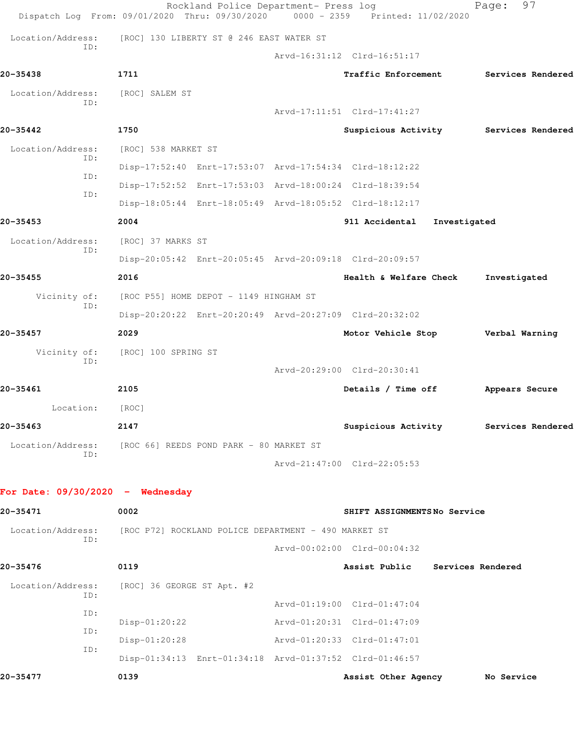Location/Address: [ROC] 130 LIBERTY ST @ 246 EAST WATER ST
ID:
Arvd-16:31:12 Clrd-16:51:17

**20-35438** **1711** **Traffic Enforcement** **Services Rendered**

Location/Address: [ROC] SALEM ST
ID:
Arvd-17:11:51 Clrd-17:41:27

**20-35442** **1750** **Suspicious Activity** **Services Rendered**

Location/Address: [ROC] 538 MARKET ST
ID: Disp-17:52:40 Enrt-17:53:07 Arvd-17:54:34 Clrd-18:12:22
ID: Disp-17:52:52 Enrt-17:53:03 Arvd-18:00:24 Clrd-18:39:54
ID: Disp-18:05:44 Enrt-18:05:49 Arvd-18:05:52 Clrd-18:12:17

**20-35453** **2004** **911 Accidental** **Investigated**

Location/Address: [ROC] 37 MARKS ST
ID: Disp-20:05:42 Enrt-20:05:45 Arvd-20:09:18 Clrd-20:09:57

**20-35455** **2016** **Health & Welfare Check** **Investigated**

Vicinity of: [ROC P55] HOME DEPOT - 1149 HINGHAM ST
ID: Disp-20:20:22 Enrt-20:20:49 Arvd-20:27:09 Clrd-20:32:02

**20-35457** **2029** **Motor Vehicle Stop** **Verbal Warning**

Vicinity of: [ROC] 100 SPRING ST
ID:
Arvd-20:29:00 Clrd-20:30:41

**20-35461** **2105** **Details / Time off** **Appears Secure**

Location: [ROC]

**20-35463** **2147** **Suspicious Activity** **Services Rendered**

Location/Address: [ROC 66] REEDS POND PARK - 80 MARKET ST
ID:
Arvd-21:47:00 Clrd-22:05:53

## For Date: 09/30/2020 - Wednesday

**20-35471** **0002** **SHIFT ASSIGNMENTS** **No Service**

Location/Address: [ROC P72] ROCKLAND POLICE DEPARTMENT - 490 MARKET ST
ID:
Arvd-00:02:00 Clrd-00:04:32

**20-35476** **0119** **Assist Public** **Services Rendered**

Location/Address: [ROC] 36 GEORGE ST Apt. #2
ID:
Arvd-01:19:00 Clrd-01:47:04
ID: Disp-01:20:22 Arvd-01:20:31 Clrd-01:47:09
ID: Disp-01:20:28 Arvd-01:20:33 Clrd-01:47:01
ID: Disp-01:34:13 Enrt-01:34:18 Arvd-01:37:52 Clrd-01:46:57

**20-35477** **0139** **Assist Other Agency** **No Service**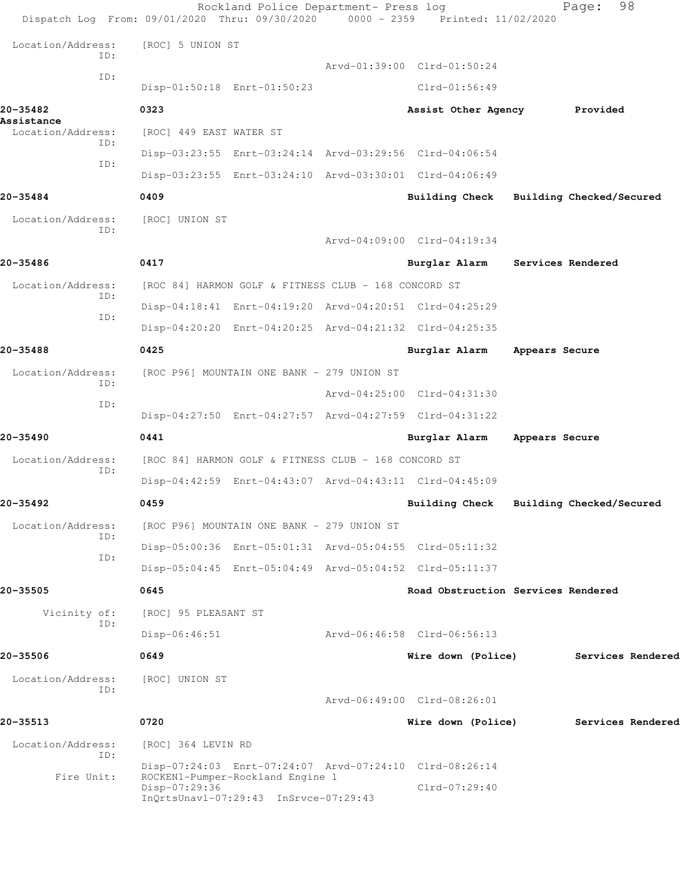Rockland Police Department- Press log

Dispatch Log From: 09/01/2020 Thru: 09/30/2020 0000 - 2359 Printed: 11/02/2020

```
 Location/Address:    [ROC] 5 UNION ST
              ID:
                                                 Arvd-01:39:00  Clrd-01:50:24
              ID:
                      Disp-01:50:18  Enrt-01:50:23                Clrd-01:56:49

20-35482              0323                                       Assist Other Agency        Provided
Assistance
 Location/Address:    [ROC] 449 EAST WATER ST
              ID:
                      Disp-03:23:55  Enrt-03:24:14  Arvd-03:29:56  Clrd-04:06:54
              ID:
                      Disp-03:23:55  Enrt-03:24:10  Arvd-03:30:01  Clrd-04:06:49

20-35484              0409                                       Building Check   Building Checked/Secured

 Location/Address:    [ROC] UNION ST
              ID:
                                                 Arvd-04:09:00  Clrd-04:19:34

20-35486              0417                                       Burglar Alarm    Services Rendered

 Location/Address:    [ROC 84] HARMON GOLF & FITNESS CLUB - 168 CONCORD ST
              ID:
                      Disp-04:18:41  Enrt-04:19:20  Arvd-04:20:51  Clrd-04:25:29
              ID:
                      Disp-04:20:20  Enrt-04:20:25  Arvd-04:21:32  Clrd-04:25:35

20-35488              0425                                       Burglar Alarm    Appears Secure

 Location/Address:    [ROC P96] MOUNTAIN ONE BANK - 279 UNION ST
              ID:
                                                 Arvd-04:25:00  Clrd-04:31:30
              ID:
                      Disp-04:27:50  Enrt-04:27:57  Arvd-04:27:59  Clrd-04:31:22

20-35490              0441                                       Burglar Alarm    Appears Secure

 Location/Address:    [ROC 84] HARMON GOLF & FITNESS CLUB - 168 CONCORD ST
              ID:
                      Disp-04:42:59  Enrt-04:43:07  Arvd-04:43:11  Clrd-04:45:09

20-35492              0459                                       Building Check   Building Checked/Secured

 Location/Address:    [ROC P96] MOUNTAIN ONE BANK - 279 UNION ST
              ID:
                      Disp-05:00:36  Enrt-05:01:31  Arvd-05:04:55  Clrd-05:11:32
              ID:
                      Disp-05:04:45  Enrt-05:04:49  Arvd-05:04:52  Clrd-05:11:37

20-35505              0645                                       Road Obstruction Services Rendered

      Vicinity of:    [ROC] 95 PLEASANT ST
              ID:
                      Disp-06:46:51                Arvd-06:46:58  Clrd-06:56:13

20-35506              0649                                       Wire down (Police)         Services Rendered

 Location/Address:    [ROC] UNION ST
              ID:
                                                 Arvd-06:49:00  Clrd-08:26:01

20-35513              0720                                       Wire down (Police)         Services Rendered

 Location/Address:    [ROC] 364 LEVIN RD
              ID:
                      Disp-07:24:03  Enrt-07:24:07  Arvd-07:24:10  Clrd-08:26:14
       Fire Unit:     ROCKEN1-Pumper-Rockland Engine 1
                      Disp-07:29:36                               Clrd-07:29:40
                      InQrtsUnavl-07:29:43  InSrvce-07:29:43
```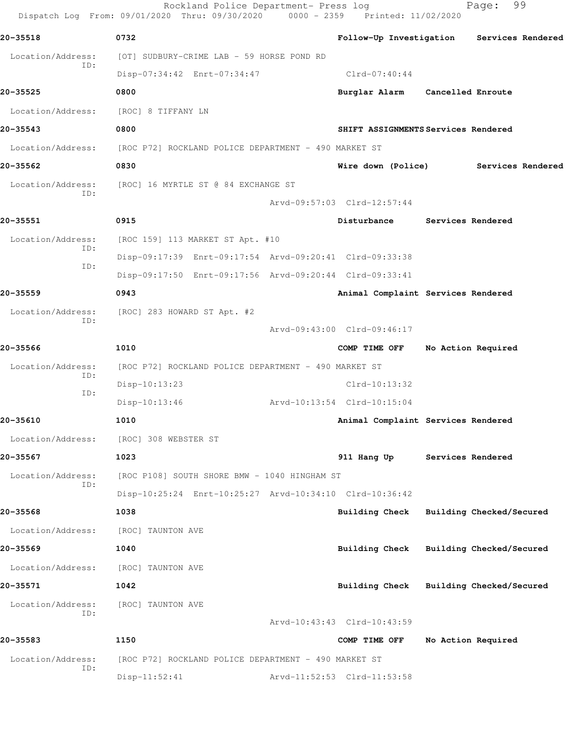Rockland Police Department- Press log

Dispatch Log From: 09/01/2020 Thru: 09/30/2020 0000 - 2359 Printed: 11/02/2020

**20-35518** 0732 **Follow-Up Investigation** **Services Rendered**

Location/Address: [OT] SUDBURY-CRIME LAB - 59 HORSE POND RD

ID: Disp-07:34:42 Enrt-07:34:47 Clrd-07:40:44

**20-35525** 0800 **Burglar Alarm** **Cancelled Enroute**

Location/Address: [ROC] 8 TIFFANY LN

**20-35543** 0800 **SHIFT ASSIGNMENTS** **Services Rendered**

Location/Address: [ROC P72] ROCKLAND POLICE DEPARTMENT - 490 MARKET ST

**20-35562** 0830 **Wire down (Police)** **Services Rendered**

Location/Address: [ROC] 16 MYRTLE ST @ 84 EXCHANGE ST

ID: Arvd-09:57:03 Clrd-12:57:44

**20-35551** 0915 **Disturbance** **Services Rendered**

Location/Address: [ROC 159] 113 MARKET ST Apt. #10

ID: Disp-09:17:39 Enrt-09:17:54 Arvd-09:20:41 Clrd-09:33:38

ID: Disp-09:17:50 Enrt-09:17:56 Arvd-09:20:44 Clrd-09:33:41

**20-35559** 0943 **Animal Complaint** **Services Rendered**

Location/Address: [ROC] 283 HOWARD ST Apt. #2

ID: Arvd-09:43:00 Clrd-09:46:17

**20-35566** 1010 **COMP TIME OFF** **No Action Required**

Location/Address: [ROC P72] ROCKLAND POLICE DEPARTMENT - 490 MARKET ST

ID: Disp-10:13:23 Clrd-10:13:32

ID: Disp-10:13:46 Arvd-10:13:54 Clrd-10:15:04

**20-35610** 1010 **Animal Complaint** **Services Rendered**

Location/Address: [ROC] 308 WEBSTER ST

**20-35567** 1023 **911 Hang Up** **Services Rendered**

Location/Address: [ROC P108] SOUTH SHORE BMW - 1040 HINGHAM ST

ID: Disp-10:25:24 Enrt-10:25:27 Arvd-10:34:10 Clrd-10:36:42

**20-35568** 1038 **Building Check** **Building Checked/Secured**

Location/Address: [ROC] TAUNTON AVE

**20-35569** 1040 **Building Check** **Building Checked/Secured**

Location/Address: [ROC] TAUNTON AVE

**20-35571** 1042 **Building Check** **Building Checked/Secured**

Location/Address: [ROC] TAUNTON AVE

ID: Arvd-10:43:43 Clrd-10:43:59

**20-35583** 1150 **COMP TIME OFF** **No Action Required**

Location/Address: [ROC P72] ROCKLAND POLICE DEPARTMENT - 490 MARKET ST

ID: Disp-11:52:41 Arvd-11:52:53 Clrd-11:53:58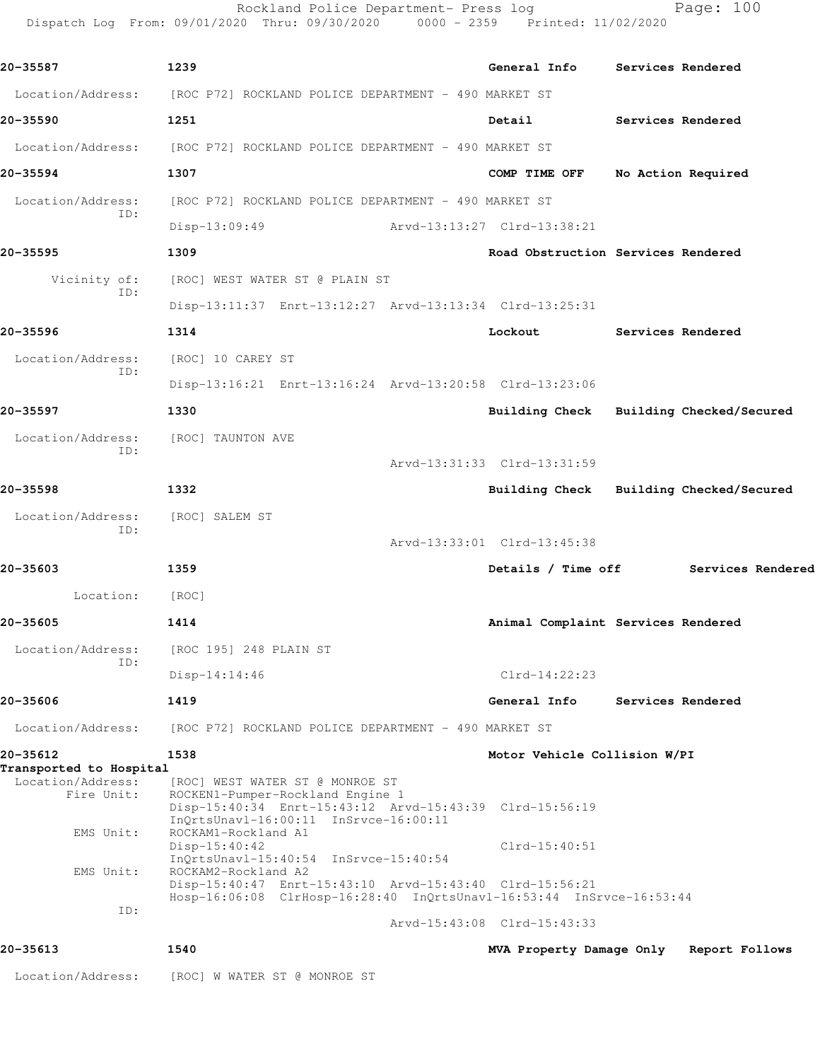**20-35587** 1239 **General Info** **Services Rendered**

Location/Address: [ROC P72] ROCKLAND POLICE DEPARTMENT - 490 MARKET ST

**20-35590** 1251 **Detail** **Services Rendered**

Location/Address: [ROC P72] ROCKLAND POLICE DEPARTMENT - 490 MARKET ST

**20-35594** 1307 **COMP TIME OFF** **No Action Required**

Location/Address: [ROC P72] ROCKLAND POLICE DEPARTMENT - 490 MARKET ST
ID:
Disp-13:09:49 Arvd-13:13:27 Clrd-13:38:21

**20-35595** 1309 **Road Obstruction** **Services Rendered**

Vicinity of: [ROC] WEST WATER ST @ PLAIN ST
ID:
Disp-13:11:37 Enrt-13:12:27 Arvd-13:13:34 Clrd-13:25:31

**20-35596** 1314 **Lockout** **Services Rendered**

Location/Address: [ROC] 10 CAREY ST
ID:
Disp-13:16:21 Enrt-13:16:24 Arvd-13:20:58 Clrd-13:23:06

**20-35597** 1330 **Building Check** **Building Checked/Secured**

Location/Address: [ROC] TAUNTON AVE
ID:
Arvd-13:31:33 Clrd-13:31:59

**20-35598** 1332 **Building Check** **Building Checked/Secured**

Location/Address: [ROC] SALEM ST
ID:
Arvd-13:33:01 Clrd-13:45:38

**20-35603** 1359 **Details / Time off** **Services Rendered**

Location: [ROC]

**20-35605** 1414 **Animal Complaint** **Services Rendered**

Location/Address: [ROC 195] 248 PLAIN ST
ID:
Disp-14:14:46 Clrd-14:22:23

**20-35606** 1419 **General Info** **Services Rendered**

Location/Address: [ROC P72] ROCKLAND POLICE DEPARTMENT - 490 MARKET ST

**20-35612** 1538 **Motor Vehicle Collision W/PI**
**Transported to Hospital**

Location/Address: [ROC] WEST WATER ST @ MONROE ST
Fire Unit: ROCKEN1-Pumper-Rockland Engine 1
Disp-15:40:34 Enrt-15:43:12 Arvd-15:43:39 Clrd-15:56:19
InQrtsUnavl-16:00:11 InSrvce-16:00:11
EMS Unit: ROCKAM1-Rockland A1
Disp-15:40:42 Clrd-15:40:51
InQrtsUnavl-15:40:54 InSrvce-15:40:54
EMS Unit: ROCKAM2-Rockland A2
Disp-15:40:47 Enrt-15:43:10 Arvd-15:43:40 Clrd-15:56:21
Hosp-16:06:08 ClrHosp-16:28:40 InQrtsUnavl-16:53:44 InSrvce-16:53:44
ID:
Arvd-15:43:08 Clrd-15:43:33

**20-35613** 1540 **MVA Property Damage Only** **Report Follows**

Location/Address: [ROC] W WATER ST @ MONROE ST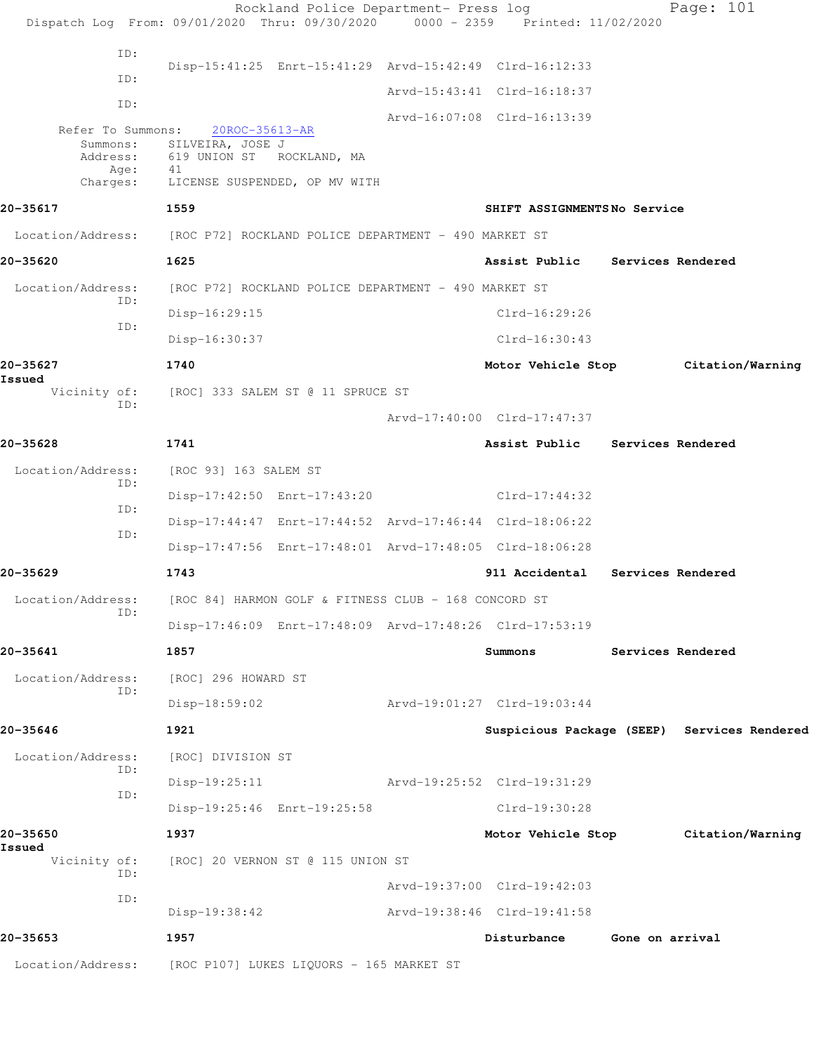ID:
Disp-15:41:25 Enrt-15:41:29 Arvd-15:42:49 Clrd-16:12:33

ID:
Arvd-15:43:41 Clrd-16:18:37

ID:
Arvd-16:07:08 Clrd-16:13:39

Refer To Summons: 20ROC-35613-AR
Summons: SILVEIRA, JOSE J
Address: 619 UNION ST ROCKLAND, MA
Age: 41
Charges: LICENSE SUSPENDED, OP MV WITH

**20-35617** **1559** **SHIFT ASSIGNMENTS** **No Service**

Location/Address: [ROC P72] ROCKLAND POLICE DEPARTMENT - 490 MARKET ST

**20-35620** **1625** **Assist Public** **Services Rendered**

Location/Address: [ROC P72] ROCKLAND POLICE DEPARTMENT - 490 MARKET ST
ID:
Disp-16:29:15 Clrd-16:29:26
ID:
Disp-16:30:37 Clrd-16:30:43

**20-35627** **1740** **Motor Vehicle Stop** **Citation/Warning Issued**

Vicinity of: [ROC] 333 SALEM ST @ 11 SPRUCE ST
ID:
Arvd-17:40:00 Clrd-17:47:37

**20-35628** **1741** **Assist Public** **Services Rendered**

Location/Address: [ROC 93] 163 SALEM ST
ID:
Disp-17:42:50 Enrt-17:43:20 Clrd-17:44:32
ID:
Disp-17:44:47 Enrt-17:44:52 Arvd-17:46:44 Clrd-18:06:22
ID:
Disp-17:47:56 Enrt-17:48:01 Arvd-17:48:05 Clrd-18:06:28

**20-35629** **1743** **911 Accidental** **Services Rendered**

Location/Address: [ROC 84] HARMON GOLF & FITNESS CLUB - 168 CONCORD ST
ID:
Disp-17:46:09 Enrt-17:48:09 Arvd-17:48:26 Clrd-17:53:19

**20-35641** **1857** **Summons** **Services Rendered**

Location/Address: [ROC] 296 HOWARD ST
ID:
Disp-18:59:02 Arvd-19:01:27 Clrd-19:03:44

**20-35646** **1921** **Suspicious Package (SEEP)** **Services Rendered**

Location/Address: [ROC] DIVISION ST
ID:
Disp-19:25:11 Arvd-19:25:52 Clrd-19:31:29
ID:
Disp-19:25:46 Enrt-19:25:58 Clrd-19:30:28

**20-35650** **1937** **Motor Vehicle Stop** **Citation/Warning Issued**

Vicinity of: [ROC] 20 VERNON ST @ 115 UNION ST
ID:
Arvd-19:37:00 Clrd-19:42:03
ID:
Disp-19:38:42 Arvd-19:38:46 Clrd-19:41:58

**20-35653** **1957** **Disturbance** **Gone on arrival**

Location/Address: [ROC P107] LUKES LIQUORS - 165 MARKET ST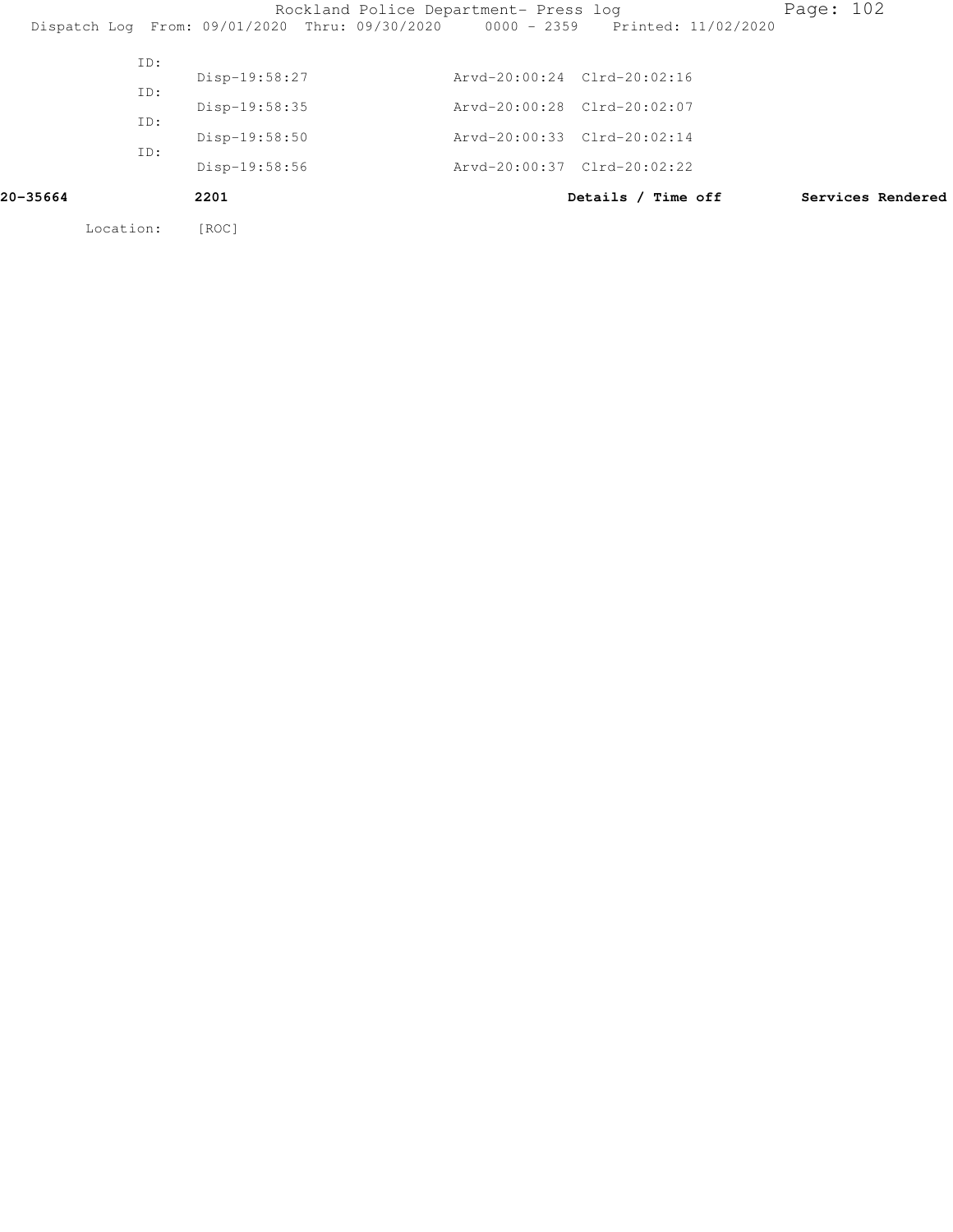ID:
Disp-19:58:27 Arvd-20:00:24 Clrd-20:02:16

ID:
Disp-19:58:35 Arvd-20:00:28 Clrd-20:02:07

ID:
Disp-19:58:50 Arvd-20:00:33 Clrd-20:02:14

ID:
Disp-19:58:56 Arvd-20:00:37 Clrd-20:02:22

**20-35664** **2201** **Details / Time off** **Services Rendered**

Location: [ROC]